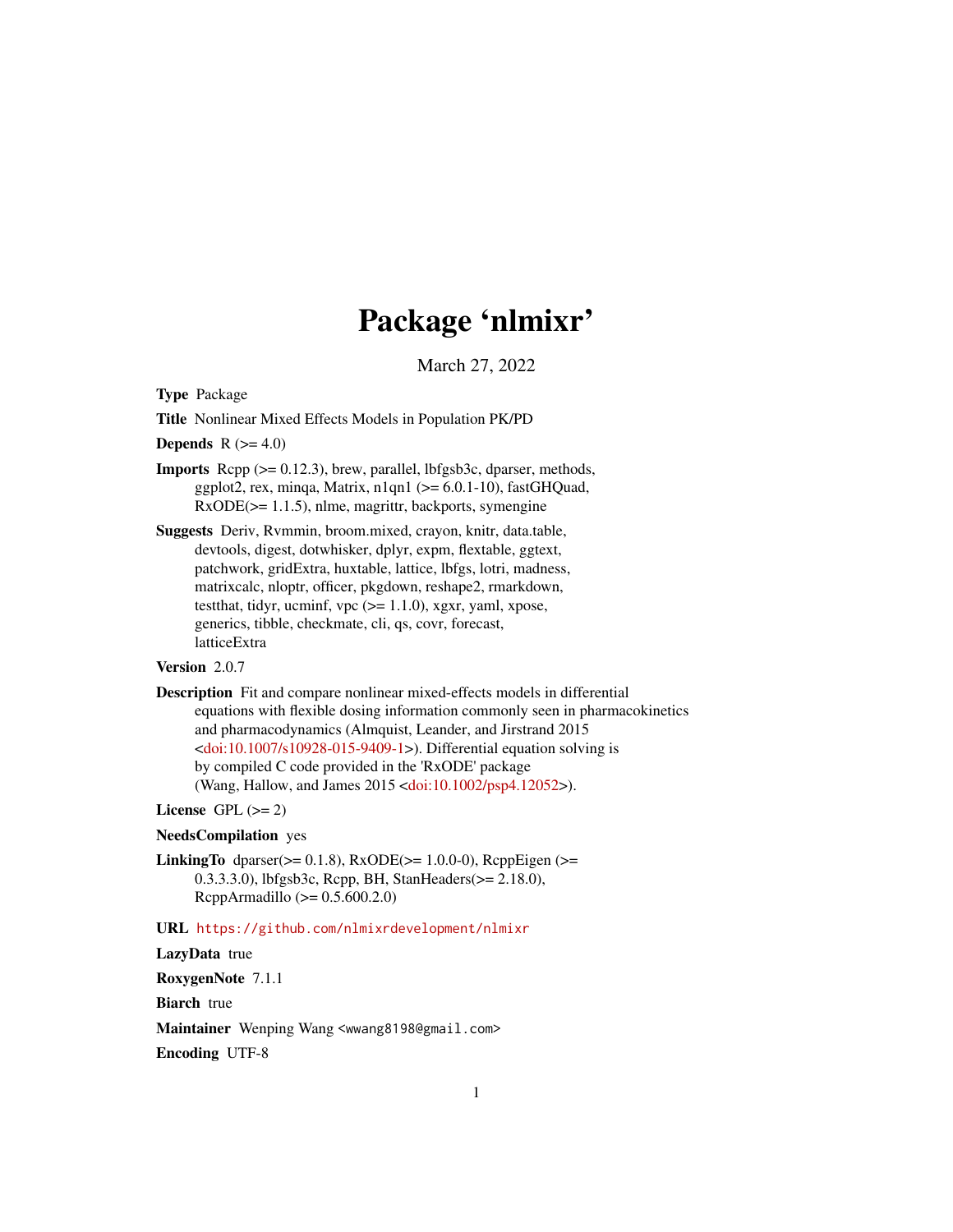# Package 'nlmixr'

March 27, 2022

**Type** Package

**Title** Nonlinear Mixed Effects Models in Population PK/PD

**Depends** R (>= 4.0)

**Imports** Rcpp (>= 0.12.3), brew, parallel, lbfgsb3c, dparser, methods, ggplot2, rex, minqa, Matrix, n1qn1 (>= 6.0.1-10), fastGHQuad, RxODE(>= 1.1.5), nlme, magrittr, backports, symengine

**Suggests** Deriv, Rvmmin, broom.mixed, crayon, knitr, data.table, devtools, digest, dotwhisker, dplyr, expm, flextable, ggtext, patchwork, gridExtra, huxtable, lattice, lbfgs, lotri, madness, matrixcalc, nloptr, officer, pkgdown, reshape2, rmarkdown, testthat, tidyr, ucminf, vpc (>= 1.1.0), xgxr, yaml, xpose, generics, tibble, checkmate, cli, qs, covr, forecast, latticeExtra

**Version** 2.0.7

**Description** Fit and compare nonlinear mixed-effects models in differential equations with flexible dosing information commonly seen in pharmacokinetics and pharmacodynamics (Almquist, Leander, and Jirstrand 2015 <doi:10.1007/s10928-015-9409-1>). Differential equation solving is by compiled C code provided in the 'RxODE' package (Wang, Hallow, and James 2015 <doi:10.1002/psp4.12052>).

**License** GPL (>= 2)

**NeedsCompilation** yes

**LinkingTo** dparser(>= 0.1.8), RxODE(>= 1.0.0-0), RcppEigen (>= 0.3.3.3.0), lbfgsb3c, Rcpp, BH, StanHeaders(>= 2.18.0), RcppArmadillo (>= 0.5.600.2.0)

**URL** https://github.com/nlmixrdevelopment/nlmixr

**LazyData** true

**RoxygenNote** 7.1.1

**Biarch** true

**Maintainer** Wenping Wang <wwang8198@gmail.com>

**Encoding** UTF-8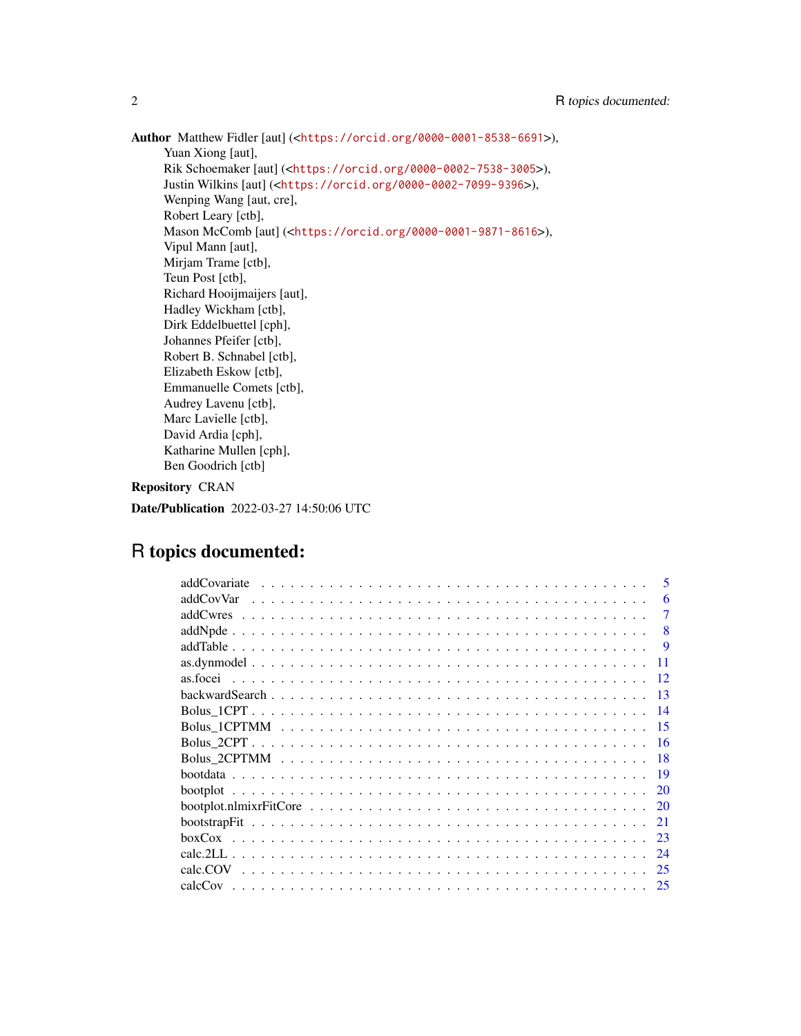**Author** Matthew Fidler [aut] (<https://orcid.org/0000-0001-8538-6691>),
Yuan Xiong [aut],
Rik Schoemaker [aut] (<https://orcid.org/0000-0002-7538-3005>),
Justin Wilkins [aut] (<https://orcid.org/0000-0002-7099-9396>),
Wenping Wang [aut, cre],
Robert Leary [ctb],
Mason McComb [aut] (<https://orcid.org/0000-0001-9871-8616>),
Vipul Mann [aut],
Mirjam Trame [ctb],
Teun Post [ctb],
Richard Hooijmaijers [aut],
Hadley Wickham [ctb],
Dirk Eddelbuettel [cph],
Johannes Pfeifer [ctb],
Robert B. Schnabel [ctb],
Elizabeth Eskow [ctb],
Emmanuelle Comets [ctb],
Audrey Lavenu [ctb],
Marc Lavielle [ctb],
David Ardia [cph],
Katharine Mullen [cph],
Ben Goodrich [ctb]

**Repository** CRAN

**Date/Publication** 2022-03-27 14:50:06 UTC

## R topics documented:

addCovariate . . . . . . . . . . 5
addCovVar . . . . . . . . . . 6
addCwres . . . . . . . . . . 7
addNpde . . . . . . . . . . 8
addTable . . . . . . . . . . 9
as.dynmodel . . . . . . . . . . 11
as.focei . . . . . . . . . . 12
backwardSearch . . . . . . . . . . 13
Bolus_1CPT . . . . . . . . . . 14
Bolus_1CPTMM . . . . . . . . . . 15
Bolus_2CPT . . . . . . . . . . 16
Bolus_2CPTMM . . . . . . . . . . 18
bootdata . . . . . . . . . . 19
bootplot . . . . . . . . . . 20
bootplot.nlmixrFitCore . . . . . . . . . . 20
bootstrapFit . . . . . . . . . . 21
boxCox . . . . . . . . . . 23
calc.2LL . . . . . . . . . . 24
calc.COV . . . . . . . . . . 25
calcCov . . . . . . . . . . 25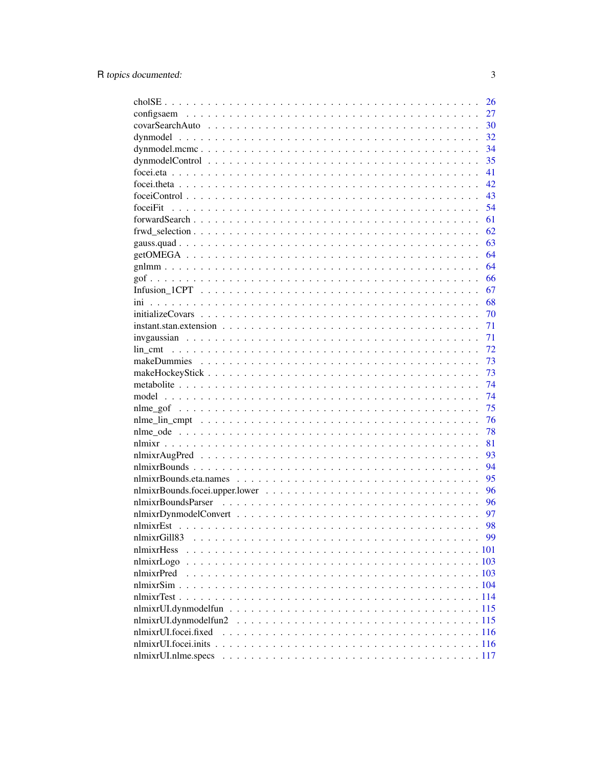| | |
|---|---|
| cholSE | 26 |
| configsaem | 27 |
| covarSearchAuto | 30 |
| dynmodel | 32 |
| dynmodel.mcmc | 34 |
| dynmodelControl | 35 |
| focei.eta | 41 |
| focei.theta | 42 |
| foceiControl | 43 |
| foceiFit | 54 |
| forwardSearch | 61 |
| frwd_selection | 62 |
| gauss.quad | 63 |
| getOMEGA | 64 |
| gnlmm | 64 |
| gof | 66 |
| Infusion_1CPT | 67 |
| ini | 68 |
| initializeCovars | 70 |
| instant.stan.extension | 71 |
| invgaussian | 71 |
| lin_cmt | 72 |
| makeDummies | 73 |
| makeHockeyStick | 73 |
| metabolite | 74 |
| model | 74 |
| nlme_gof | 75 |
| nlme_lin_cmpt | 76 |
| nlme_ode | 78 |
| nlmixr | 81 |
| nlmixrAugPred | 93 |
| nlmixrBounds | 94 |
| nlmixrBounds.eta.names | 95 |
| nlmixrBounds.focei.upper.lower | 96 |
| nlmixrBoundsParser | 96 |
| nlmixrDynmodelConvert | 97 |
| nlmixrEst | 98 |
| nlmixrGill83 | 99 |
| nlmixrHess | 101 |
| nlmixrLogo | 103 |
| nlmixrPred | 103 |
| nlmixrSim | 104 |
| nlmixrTest | 114 |
| nlmixrUI.dynmodelfun | 115 |
| nlmixrUI.dynmodelfun2 | 115 |
| nlmixrUI.focei.fixed | 116 |
| nlmixrUI.focei.inits | 116 |
| nlmixrUI.nlme.specs | 117 |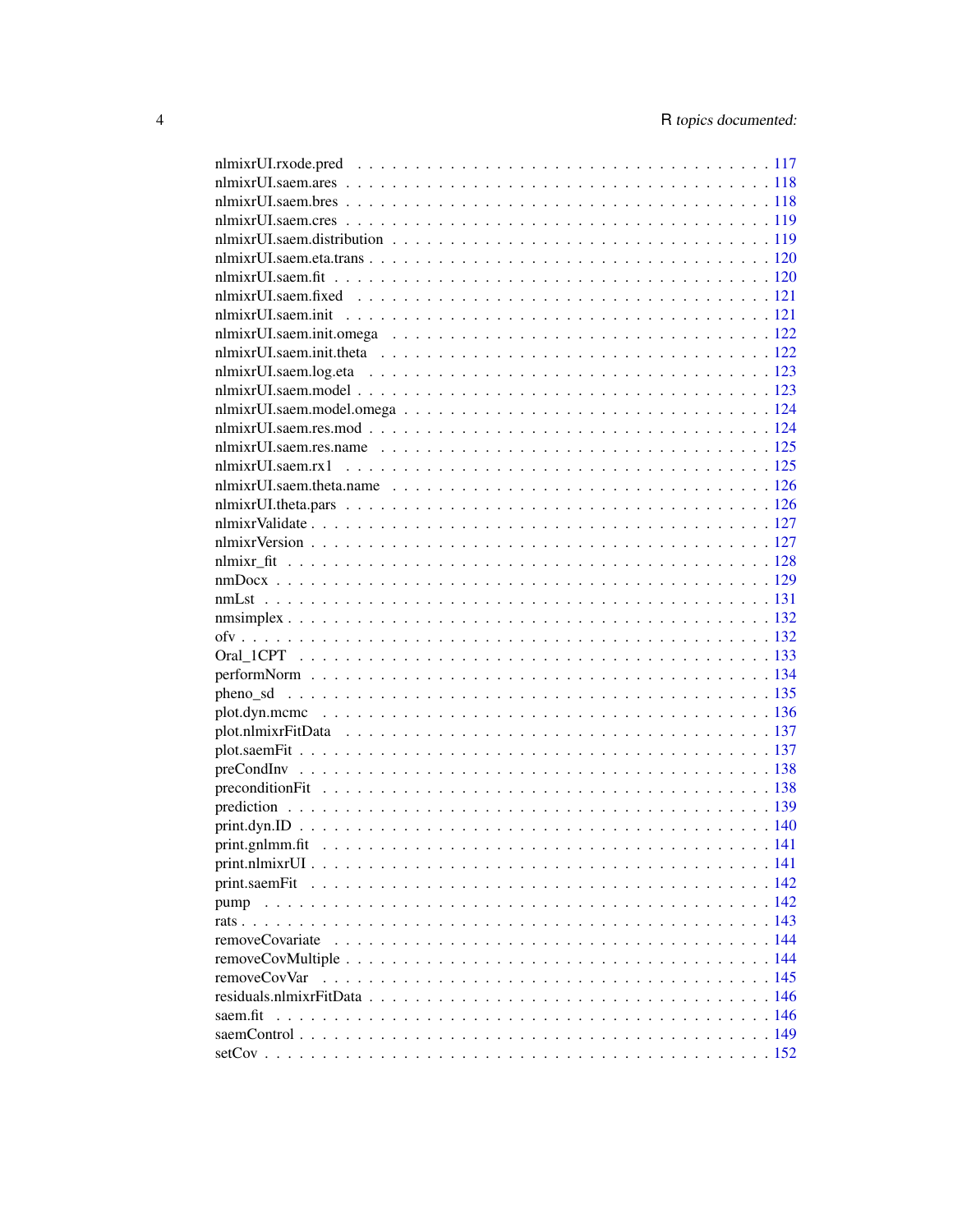nlmixrUI.rxode.pred . . . . . . . . . . . . . . . . . . . . . . . . . . . . . . . . . 117
nlmixrUI.saem.ares . . . . . . . . . . . . . . . . . . . . . . . . . . . . . . . . . 118
nlmixrUI.saem.bres . . . . . . . . . . . . . . . . . . . . . . . . . . . . . . . . . 118
nlmixrUI.saem.cres . . . . . . . . . . . . . . . . . . . . . . . . . . . . . . . . . 119
nlmixrUI.saem.distribution . . . . . . . . . . . . . . . . . . . . . . . . . . . . . 119
nlmixrUI.saem.eta.trans . . . . . . . . . . . . . . . . . . . . . . . . . . . . . . . 120
nlmixrUI.saem.fit . . . . . . . . . . . . . . . . . . . . . . . . . . . . . . . . . . 120
nlmixrUI.saem.fixed . . . . . . . . . . . . . . . . . . . . . . . . . . . . . . . . . 121
nlmixrUI.saem.init . . . . . . . . . . . . . . . . . . . . . . . . . . . . . . . . . 121
nlmixrUI.saem.init.omega . . . . . . . . . . . . . . . . . . . . . . . . . . . . . . 122
nlmixrUI.saem.init.theta . . . . . . . . . . . . . . . . . . . . . . . . . . . . . . 122
nlmixrUI.saem.log.eta . . . . . . . . . . . . . . . . . . . . . . . . . . . . . . . 123
nlmixrUI.saem.model . . . . . . . . . . . . . . . . . . . . . . . . . . . . . . . . 123
nlmixrUI.saem.model.omega . . . . . . . . . . . . . . . . . . . . . . . . . . . . . 124
nlmixrUI.saem.res.mod . . . . . . . . . . . . . . . . . . . . . . . . . . . . . . . 124
nlmixrUI.saem.res.name . . . . . . . . . . . . . . . . . . . . . . . . . . . . . . . 125
nlmixrUI.saem.rx1 . . . . . . . . . . . . . . . . . . . . . . . . . . . . . . . . . 125
nlmixrUI.saem.theta.name . . . . . . . . . . . . . . . . . . . . . . . . . . . . . . 126
nlmixrUI.theta.pars . . . . . . . . . . . . . . . . . . . . . . . . . . . . . . . . . 126
nlmixrValidate . . . . . . . . . . . . . . . . . . . . . . . . . . . . . . . . . . . 127
nlmixrVersion . . . . . . . . . . . . . . . . . . . . . . . . . . . . . . . . . . . 127
nlmixr_fit . . . . . . . . . . . . . . . . . . . . . . . . . . . . . . . . . . . . . 128
nmDocx . . . . . . . . . . . . . . . . . . . . . . . . . . . . . . . . . . . . . . 129
nmLst . . . . . . . . . . . . . . . . . . . . . . . . . . . . . . . . . . . . . . . 131
nmsimplex . . . . . . . . . . . . . . . . . . . . . . . . . . . . . . . . . . . . . 132
ofv . . . . . . . . . . . . . . . . . . . . . . . . . . . . . . . . . . . . . . . . . 132
Oral_1CPT . . . . . . . . . . . . . . . . . . . . . . . . . . . . . . . . . . . . . 133
performNorm . . . . . . . . . . . . . . . . . . . . . . . . . . . . . . . . . . . . 134
pheno_sd . . . . . . . . . . . . . . . . . . . . . . . . . . . . . . . . . . . . . . 135
plot.dyn.mcmc . . . . . . . . . . . . . . . . . . . . . . . . . . . . . . . . . . . 136
plot.nlmixrFitData . . . . . . . . . . . . . . . . . . . . . . . . . . . . . . . . . 137
plot.saemFit . . . . . . . . . . . . . . . . . . . . . . . . . . . . . . . . . . . . 137
preCondInv . . . . . . . . . . . . . . . . . . . . . . . . . . . . . . . . . . . . . 138
preconditionFit . . . . . . . . . . . . . . . . . . . . . . . . . . . . . . . . . . . 138
prediction . . . . . . . . . . . . . . . . . . . . . . . . . . . . . . . . . . . . . 139
print.dyn.ID . . . . . . . . . . . . . . . . . . . . . . . . . . . . . . . . . . . . 140
print.gnlmm.fit . . . . . . . . . . . . . . . . . . . . . . . . . . . . . . . . . . . 141
print.nlmixrUI . . . . . . . . . . . . . . . . . . . . . . . . . . . . . . . . . . . 141
print.saemFit . . . . . . . . . . . . . . . . . . . . . . . . . . . . . . . . . . . . 142
pump . . . . . . . . . . . . . . . . . . . . . . . . . . . . . . . . . . . . . . . . 142
rats . . . . . . . . . . . . . . . . . . . . . . . . . . . . . . . . . . . . . . . . . 143
removeCovariate . . . . . . . . . . . . . . . . . . . . . . . . . . . . . . . . . . 144
removeCovMultiple . . . . . . . . . . . . . . . . . . . . . . . . . . . . . . . . . 144
removeCovVar . . . . . . . . . . . . . . . . . . . . . . . . . . . . . . . . . . . 145
residuals.nlmixrFitData . . . . . . . . . . . . . . . . . . . . . . . . . . . . . . 146
saem.fit . . . . . . . . . . . . . . . . . . . . . . . . . . . . . . . . . . . . . . 146
saemControl . . . . . . . . . . . . . . . . . . . . . . . . . . . . . . . . . . . . 149
setCov . . . . . . . . . . . . . . . . . . . . . . . . . . . . . . . . . . . . . . . 152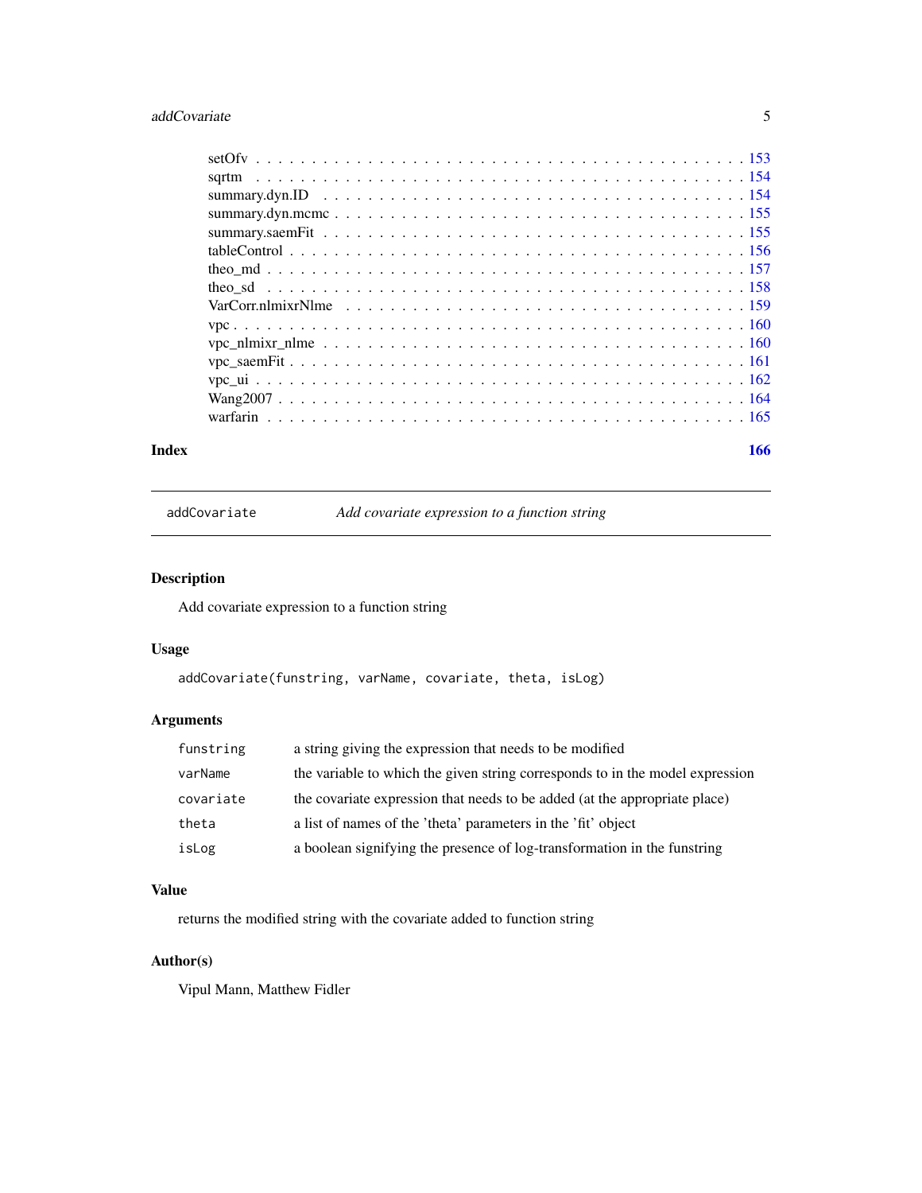setOfv . . . . . . . . . . . . . . . . . . . . . . . . . . . . . . . . . . . . . . . . . 153
sqrtm . . . . . . . . . . . . . . . . . . . . . . . . . . . . . . . . . . . . . . . . . 154
summary.dyn.ID . . . . . . . . . . . . . . . . . . . . . . . . . . . . . . . . . . . . 154
summary.dyn.mcmc . . . . . . . . . . . . . . . . . . . . . . . . . . . . . . . . . . . 155
summary.saemFit . . . . . . . . . . . . . . . . . . . . . . . . . . . . . . . . . . . . 155
tableControl . . . . . . . . . . . . . . . . . . . . . . . . . . . . . . . . . . . . . . 156
theo_md . . . . . . . . . . . . . . . . . . . . . . . . . . . . . . . . . . . . . . . . 157
theo_sd . . . . . . . . . . . . . . . . . . . . . . . . . . . . . . . . . . . . . . . . 158
VarCorr.nlmixrNlme . . . . . . . . . . . . . . . . . . . . . . . . . . . . . . . . . . 159
vpc . . . . . . . . . . . . . . . . . . . . . . . . . . . . . . . . . . . . . . . . . . 160
vpc_nlmixr_nlme . . . . . . . . . . . . . . . . . . . . . . . . . . . . . . . . . . . . 160
vpc_saemFit . . . . . . . . . . . . . . . . . . . . . . . . . . . . . . . . . . . . . . 161
vpc_ui . . . . . . . . . . . . . . . . . . . . . . . . . . . . . . . . . . . . . . . . . 162
Wang2007 . . . . . . . . . . . . . . . . . . . . . . . . . . . . . . . . . . . . . . . . 164
warfarin . . . . . . . . . . . . . . . . . . . . . . . . . . . . . . . . . . . . . . . . 165

**Index** **166**

---

## addCovariate — *Add covariate expression to a function string*

### Description

Add covariate expression to a function string

### Usage

```
addCovariate(funstring, varName, covariate, theta, isLog)
```

### Arguments

| | |
|---|---|
| funstring | a string giving the expression that needs to be modified |
| varName | the variable to which the given string corresponds to in the model expression |
| covariate | the covariate expression that needs to be added (at the appropriate place) |
| theta | a list of names of the 'theta' parameters in the 'fit' object |
| isLog | a boolean signifying the presence of log-transformation in the funstring |

### Value

returns the modified string with the covariate added to function string

### Author(s)

Vipul Mann, Matthew Fidler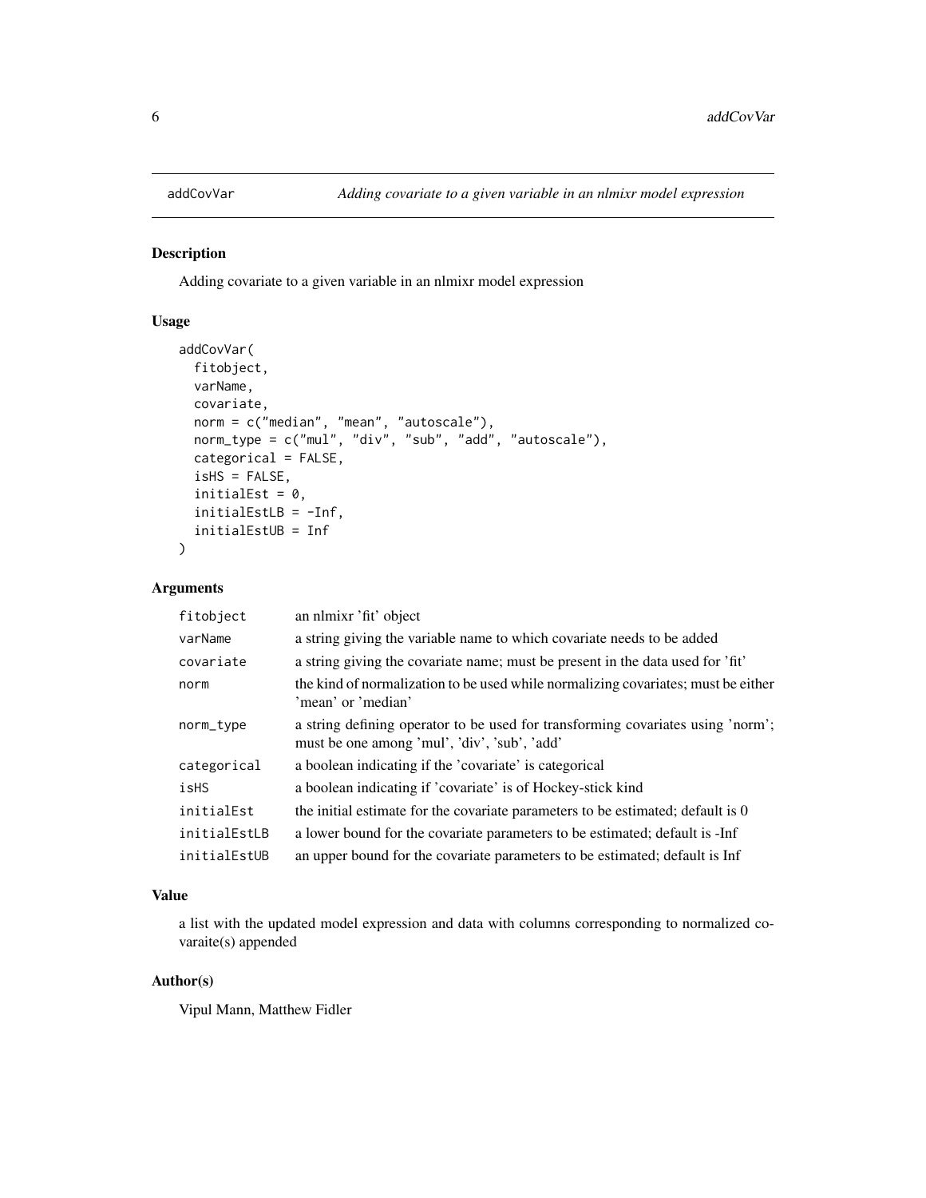## addCovVar — *Adding covariate to a given variable in an nlmixr model expression*

### Description

Adding covariate to a given variable in an nlmixr model expression

### Usage

```
addCovVar(
  fitobject,
  varName,
  covariate,
  norm = c("median", "mean", "autoscale"),
  norm_type = c("mul", "div", "sub", "add", "autoscale"),
  categorical = FALSE,
  isHS = FALSE,
  initialEst = 0,
  initialEstLB = -Inf,
  initialEstUB = Inf
)
```

### Arguments

| | |
|---|---|
| `fitobject` | an nlmixr 'fit' object |
| `varName` | a string giving the variable name to which covariate needs to be added |
| `covariate` | a string giving the covariate name; must be present in the data used for 'fit' |
| `norm` | the kind of normalization to be used while normalizing covariates; must be either 'mean' or 'median' |
| `norm_type` | a string defining operator to be used for transforming covariates using 'norm'; must be one among 'mul', 'div', 'sub', 'add' |
| `categorical` | a boolean indicating if the 'covariate' is categorical |
| `isHS` | a boolean indicating if 'covariate' is of Hockey-stick kind |
| `initialEst` | the initial estimate for the covariate parameters to be estimated; default is 0 |
| `initialEstLB` | a lower bound for the covariate parameters to be estimated; default is -Inf |
| `initialEstUB` | an upper bound for the covariate parameters to be estimated; default is Inf |

### Value

a list with the updated model expression and data with columns corresponding to normalized covaraite(s) appended

### Author(s)

Vipul Mann, Matthew Fidler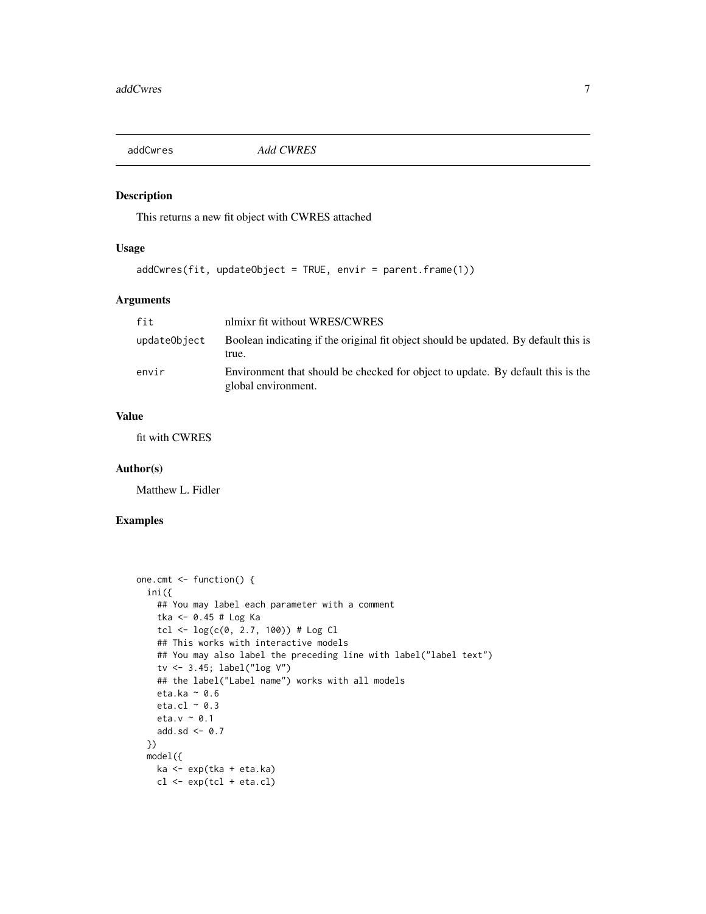# addCwres — *Add CWRES*

## Description

This returns a new fit object with CWRES attached

## Usage

```
addCwres(fit, updateObject = TRUE, envir = parent.frame(1))
```

## Arguments

| Argument | Description |
| --- | --- |
| `fit` | nlmixr fit without WRES/CWRES |
| `updateObject` | Boolean indicating if the original fit object should be updated. By default this is true. |
| `envir` | Environment that should be checked for object to update. By default this is the global environment. |

## Value

fit with CWRES

## Author(s)

Matthew L. Fidler

## Examples

```
one.cmt <- function() {
  ini({
    ## You may label each parameter with a comment
    tka <- 0.45 # Log Ka
    tcl <- log(c(0, 2.7, 100)) # Log Cl
    ## This works with interactive models
    ## You may also label the preceding line with label("label text")
    tv <- 3.45; label("log V")
    ## the label("Label name") works with all models
    eta.ka ~ 0.6
    eta.cl ~ 0.3
    eta.v ~ 0.1
    add.sd <- 0.7
  })
  model({
    ka <- exp(tka + eta.ka)
    cl <- exp(tcl + eta.cl)
```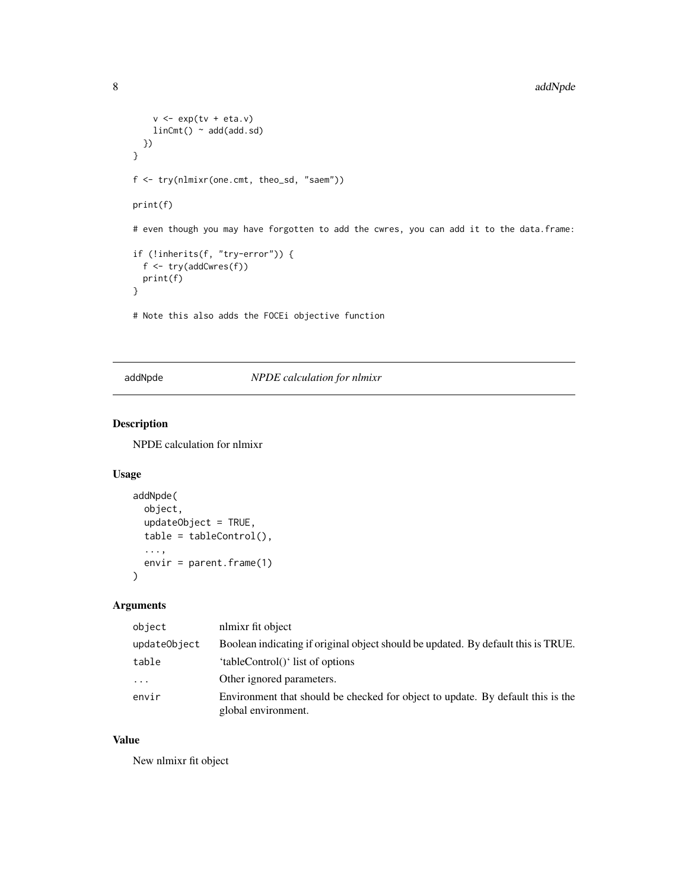```
    v <- exp(tv + eta.v)
    linCmt() ~ add(add.sd)
  })
}

f <- try(nlmixr(one.cmt, theo_sd, "saem"))

print(f)

# even though you may have forgotten to add the cwres, you can add it to the data.frame:

if (!inherits(f, "try-error")) {
  f <- try(addCwres(f))
  print(f)
}

# Note this also adds the FOCEi objective function
```

## addNpde — *NPDE calculation for nlmixr*

### Description

NPDE calculation for nlmixr

### Usage

```
addNpde(
  object,
  updateObject = TRUE,
  table = tableControl(),
  ...,
  envir = parent.frame(1)
)
```

### Arguments

| | |
|---|---|
| `object` | nlmixr fit object |
| `updateObject` | Boolean indicating if original object should be updated. By default this is TRUE. |
| `table` | 'tableControl()' list of options |
| `...` | Other ignored parameters. |
| `envir` | Environment that should be checked for object to update. By default this is the global environment. |

### Value

New nlmixr fit object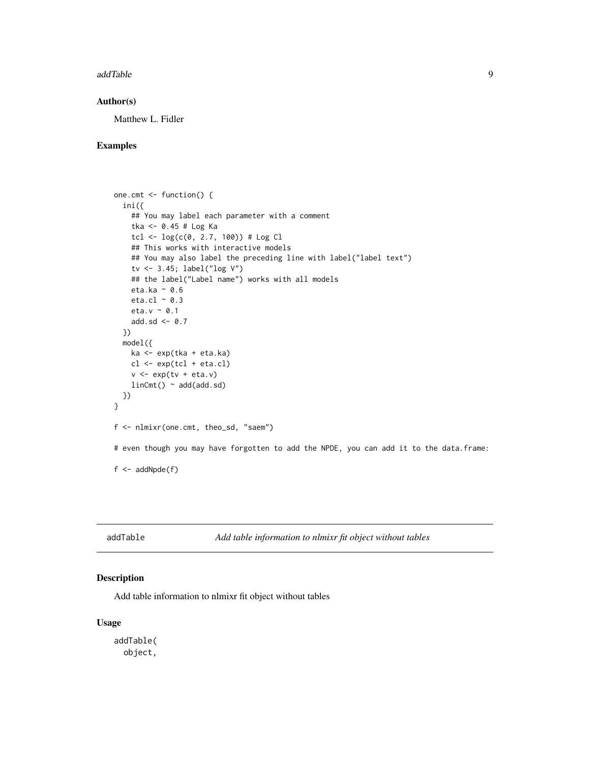### Author(s)

Matthew L. Fidler

### Examples

```
one.cmt <- function() {
  ini({
    ## You may label each parameter with a comment
    tka <- 0.45 # Log Ka
    tcl <- log(c(0, 2.7, 100)) # Log Cl
    ## This works with interactive models
    ## You may also label the preceding line with label("label text")
    tv <- 3.45; label("log V")
    ## the label("Label name") works with all models
    eta.ka ~ 0.6
    eta.cl ~ 0.3
    eta.v ~ 0.1
    add.sd <- 0.7
  })
  model({
    ka <- exp(tka + eta.ka)
    cl <- exp(tcl + eta.cl)
    v <- exp(tv + eta.v)
    linCmt() ~ add(add.sd)
  })
}

f <- nlmixr(one.cmt, theo_sd, "saem")

# even though you may have forgotten to add the NPDE, you can add it to the data.frame:

f <- addNpde(f)
```

---

## addTable — *Add table information to nlmixr fit object without tables*

### Description

Add table information to nlmixr fit object without tables

### Usage

```
addTable(
  object,
```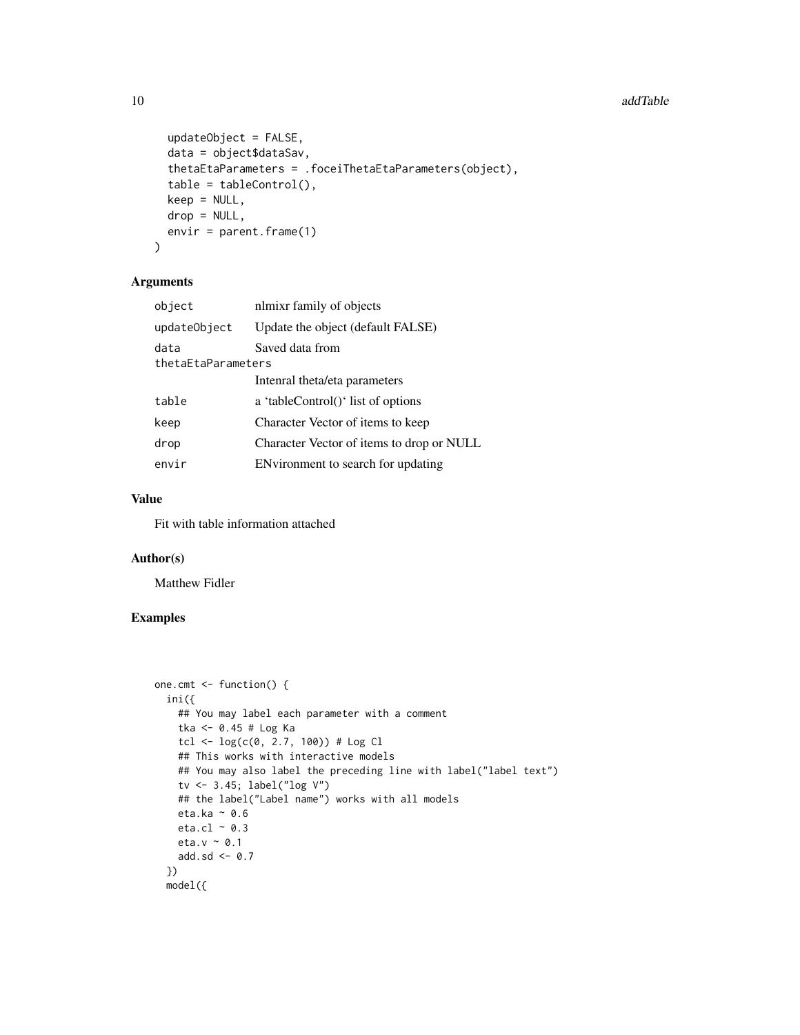```
  updateObject = FALSE,
  data = object$dataSav,
  thetaEtaParameters = .foceiThetaEtaParameters(object),
  table = tableControl(),
  keep = NULL,
  drop = NULL,
  envir = parent.frame(1)
)
```

## Arguments

| Argument | Description |
|---|---|
| object | nlmixr family of objects |
| updateObject | Update the object (default FALSE) |
| data | Saved data from |
| thetaEtaParameters | Intenral theta/eta parameters |
| table | a 'tableControl()' list of options |
| keep | Character Vector of items to keep |
| drop | Character Vector of items to drop or NULL |
| envir | ENvironment to search for updating |

## Value

Fit with table information attached

## Author(s)

Matthew Fidler

## Examples

```
one.cmt <- function() {
  ini({
    ## You may label each parameter with a comment
    tka <- 0.45 # Log Ka
    tcl <- log(c(0, 2.7, 100)) # Log Cl
    ## This works with interactive models
    ## You may also label the preceding line with label("label text")
    tv <- 3.45; label("log V")
    ## the label("Label name") works with all models
    eta.ka ~ 0.6
    eta.cl ~ 0.3
    eta.v ~ 0.1
    add.sd <- 0.7
  })
  model({
```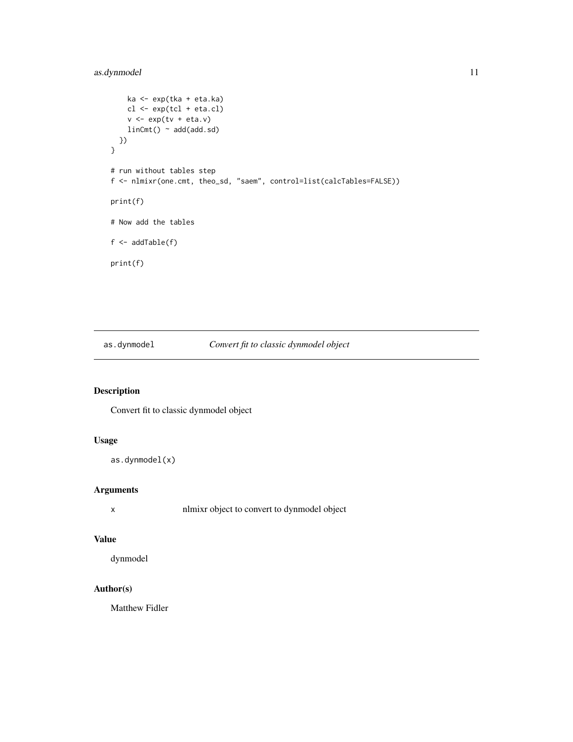```
    ka <- exp(tka + eta.ka)
    cl <- exp(tcl + eta.cl)
    v <- exp(tv + eta.v)
    linCmt() ~ add(add.sd)
  })
}

# run without tables step
f <- nlmixr(one.cmt, theo_sd, "saem", control=list(calcTables=FALSE))

print(f)

# Now add the tables

f <- addTable(f)

print(f)
```

## as.dynmodel *Convert fit to classic dynmodel object*

### Description

Convert fit to classic dynmodel object

### Usage

```
as.dynmodel(x)
```

### Arguments

| | |
|---|---|
| x | nlmixr object to convert to dynmodel object |

### Value

dynmodel

### Author(s)

Matthew Fidler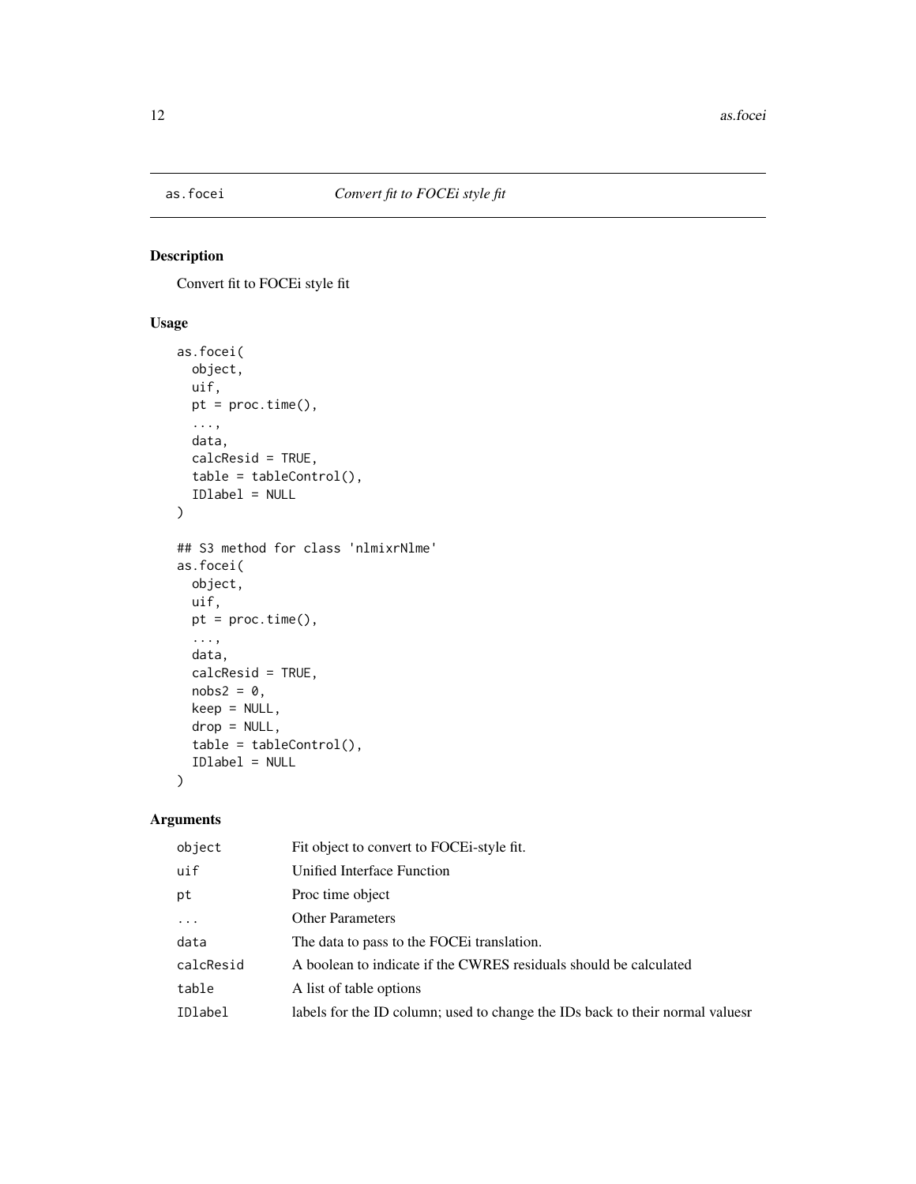# as.focei — *Convert fit to FOCEi style fit*

## Description

Convert fit to FOCEi style fit

## Usage

```
as.focei(
  object,
  uif,
  pt = proc.time(),
  ...,
  data,
  calcResid = TRUE,
  table = tableControl(),
  IDlabel = NULL
)

## S3 method for class 'nlmixrNlme'
as.focei(
  object,
  uif,
  pt = proc.time(),
  ...,
  data,
  calcResid = TRUE,
  nobs2 = 0,
  keep = NULL,
  drop = NULL,
  table = tableControl(),
  IDlabel = NULL
)
```

## Arguments

| Argument | Description |
|---|---|
| `object` | Fit object to convert to FOCEi-style fit. |
| `uif` | Unified Interface Function |
| `pt` | Proc time object |
| `...` | Other Parameters |
| `data` | The data to pass to the FOCEi translation. |
| `calcResid` | A boolean to indicate if the CWRES residuals should be calculated |
| `table` | A list of table options |
| `IDlabel` | labels for the ID column; used to change the IDs back to their normal valuesr |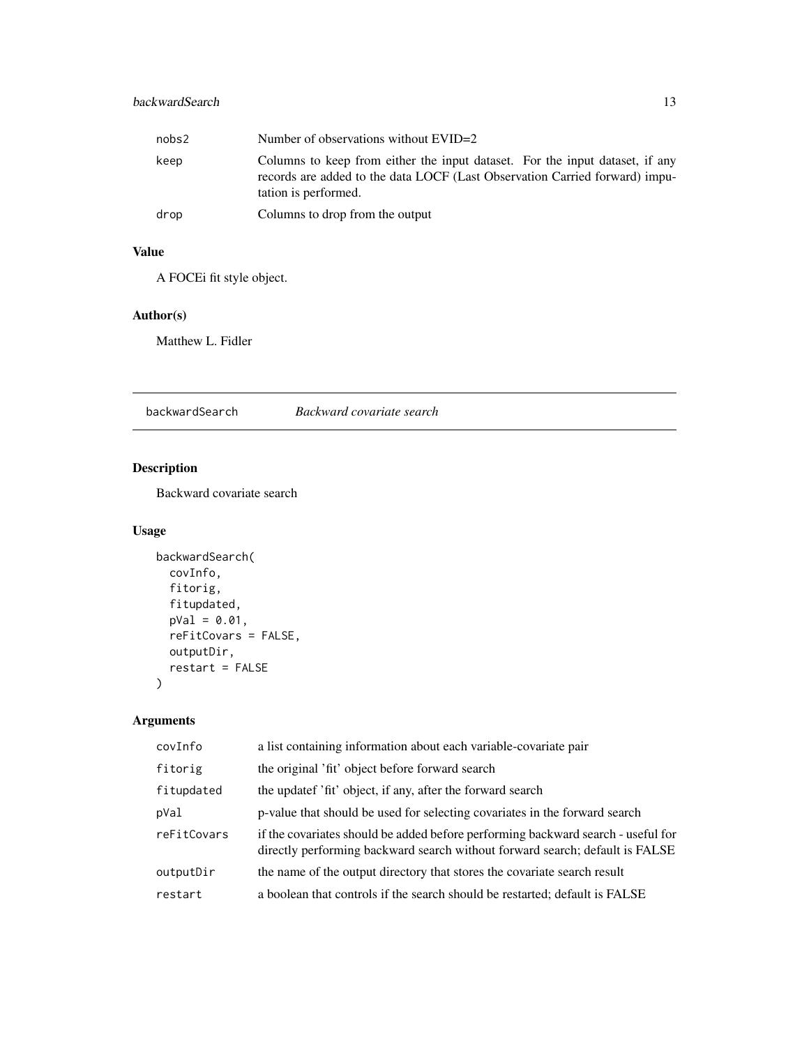| | |
|---|---|
| nobs2 | Number of observations without EVID=2 |
| keep | Columns to keep from either the input dataset. For the input dataset, if any records are added to the data LOCF (Last Observation Carried forward) imputation is performed. |
| drop | Columns to drop from the output |

## Value

A FOCEi fit style object.

## Author(s)

Matthew L. Fidler

---

# backwardSearch *Backward covariate search*

## Description

Backward covariate search

## Usage

```
backwardSearch(
  covInfo,
  fitorig,
  fitupdated,
  pVal = 0.01,
  reFitCovars = FALSE,
  outputDir,
  restart = FALSE
)
```

## Arguments

| | |
|---|---|
| covInfo | a list containing information about each variable-covariate pair |
| fitorig | the original 'fit' object before forward search |
| fitupdated | the updatef 'fit' object, if any, after the forward search |
| pVal | p-value that should be used for selecting covariates in the forward search |
| reFitCovars | if the covariates should be added before performing backward search - useful for directly performing backward search without forward search; default is FALSE |
| outputDir | the name of the output directory that stores the covariate search result |
| restart | a boolean that controls if the search should be restarted; default is FALSE |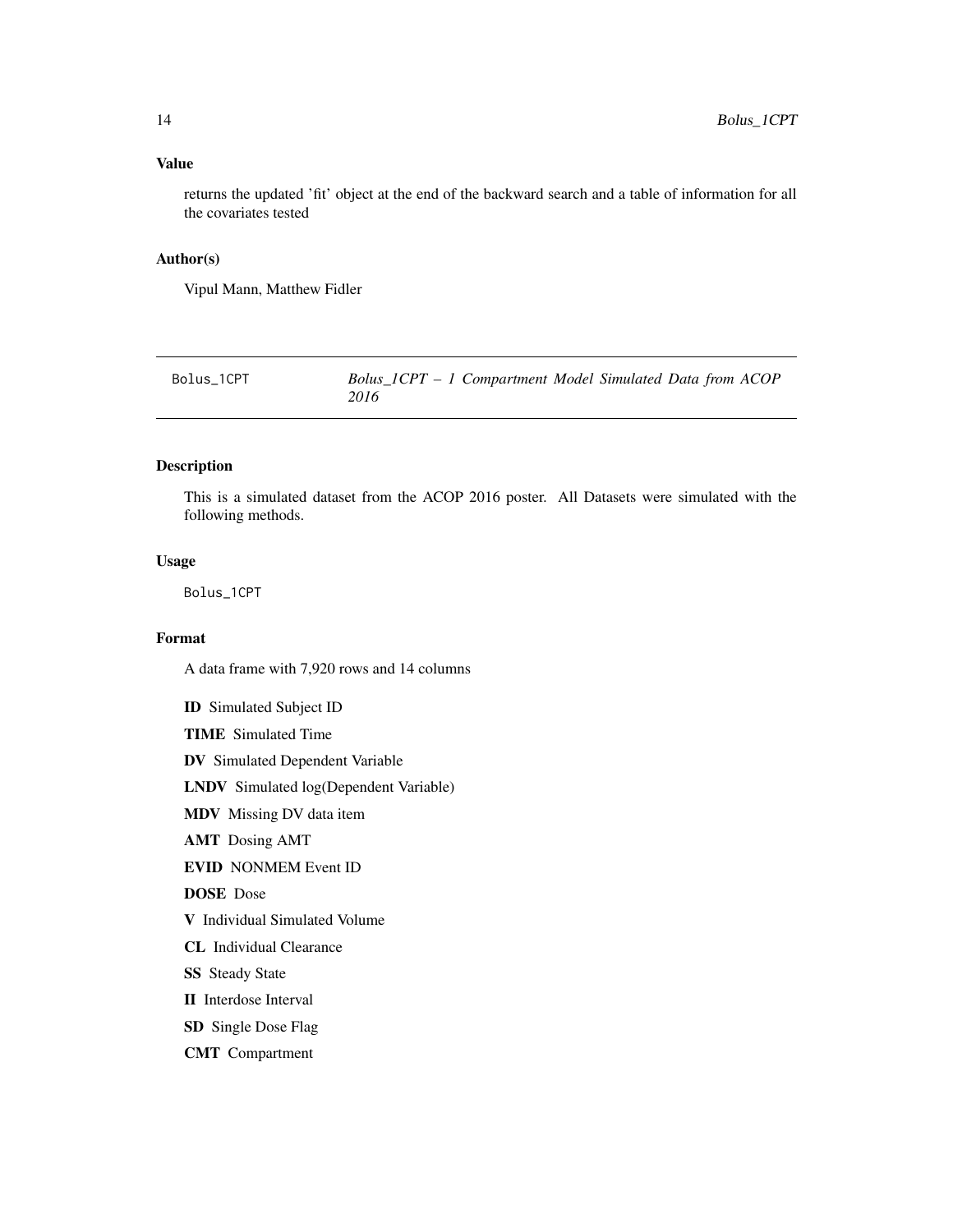## Value

returns the updated 'fit' object at the end of the backward search and a table of information for all the covariates tested

## Author(s)

Vipul Mann, Matthew Fidler

---

Bolus_1CPT &nbsp;&nbsp;&nbsp;&nbsp; *Bolus_1CPT – 1 Compartment Model Simulated Data from ACOP 2016*

---

## Description

This is a simulated dataset from the ACOP 2016 poster. All Datasets were simulated with the following methods.

## Usage

```
Bolus_1CPT
```

## Format

A data frame with 7,920 rows and 14 columns

- **ID** Simulated Subject ID
- **TIME** Simulated Time
- **DV** Simulated Dependent Variable
- **LNDV** Simulated log(Dependent Variable)
- **MDV** Missing DV data item
- **AMT** Dosing AMT
- **EVID** NONMEM Event ID
- **DOSE** Dose
- **V** Individual Simulated Volume
- **CL** Individual Clearance
- **SS** Steady State
- **II** Interdose Interval
- **SD** Single Dose Flag
- **CMT** Compartment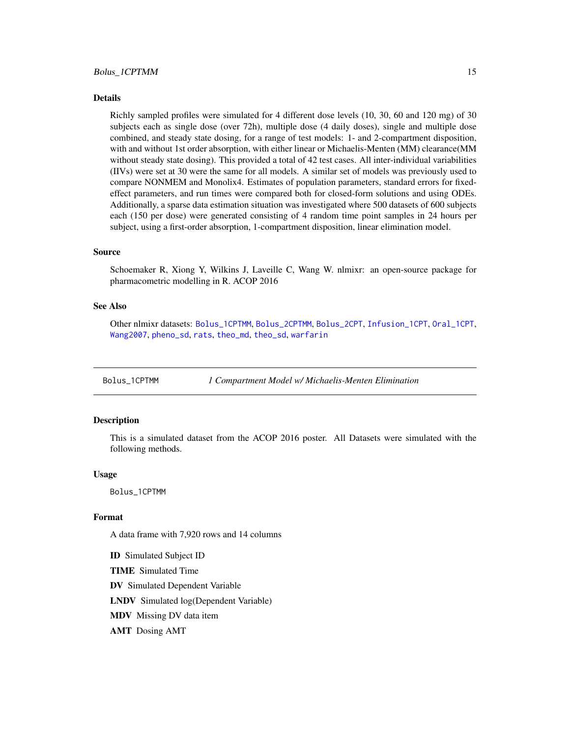### Details

Richly sampled profiles were simulated for 4 different dose levels (10, 30, 60 and 120 mg) of 30 subjects each as single dose (over 72h), multiple dose (4 daily doses), single and multiple dose combined, and steady state dosing, for a range of test models: 1- and 2-compartment disposition, with and without 1st order absorption, with either linear or Michaelis-Menten (MM) clearance(MM without steady state dosing). This provided a total of 42 test cases. All inter-individual variabilities (IIVs) were set at 30 were the same for all models. A similar set of models was previously used to compare NONMEM and Monolix4. Estimates of population parameters, standard errors for fixed-effect parameters, and run times were compared both for closed-form solutions and using ODEs. Additionally, a sparse data estimation situation was investigated where 500 datasets of 600 subjects each (150 per dose) were generated consisting of 4 random time point samples in 24 hours per subject, using a first-order absorption, 1-compartment disposition, linear elimination model.

### Source

Schoemaker R, Xiong Y, Wilkins J, Laveille C, Wang W. nlmixr: an open-source package for pharmacometric modelling in R. ACOP 2016

### See Also

Other nlmixr datasets: Bolus_1CPTMM, Bolus_2CPTMM, Bolus_2CPT, Infusion_1CPT, Oral_1CPT, Wang2007, pheno_sd, rats, theo_md, theo_sd, warfarin

---

## Bolus_1CPTMM — *1 Compartment Model w/ Michaelis-Menten Elimination*

### Description

This is a simulated dataset from the ACOP 2016 poster. All Datasets were simulated with the following methods.

### Usage

```
Bolus_1CPTMM
```

### Format

A data frame with 7,920 rows and 14 columns

**ID** Simulated Subject ID

**TIME** Simulated Time

**DV** Simulated Dependent Variable

**LNDV** Simulated log(Dependent Variable)

**MDV** Missing DV data item

**AMT** Dosing AMT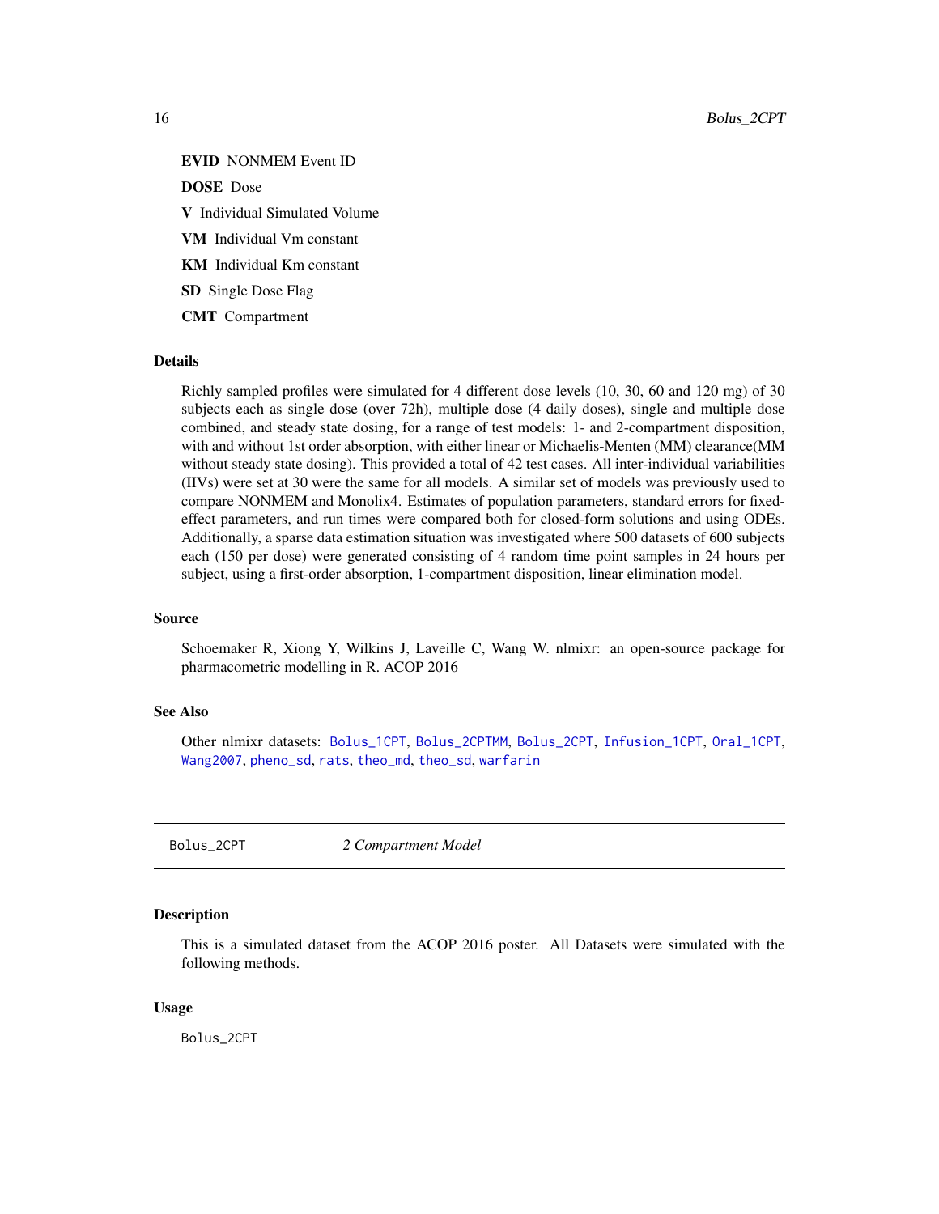**EVID** NONMEM Event ID

**DOSE** Dose

**V** Individual Simulated Volume

**VM** Individual Vm constant

**KM** Individual Km constant

**SD** Single Dose Flag

**CMT** Compartment

### Details

Richly sampled profiles were simulated for 4 different dose levels (10, 30, 60 and 120 mg) of 30 subjects each as single dose (over 72h), multiple dose (4 daily doses), single and multiple dose combined, and steady state dosing, for a range of test models: 1- and 2-compartment disposition, with and without 1st order absorption, with either linear or Michaelis-Menten (MM) clearance(MM without steady state dosing). This provided a total of 42 test cases. All inter-individual variabilities (IIVs) were set at 30 were the same for all models. A similar set of models was previously used to compare NONMEM and Monolix4. Estimates of population parameters, standard errors for fixed-effect parameters, and run times were compared both for closed-form solutions and using ODEs. Additionally, a sparse data estimation situation was investigated where 500 datasets of 600 subjects each (150 per dose) were generated consisting of 4 random time point samples in 24 hours per subject, using a first-order absorption, 1-compartment disposition, linear elimination model.

### Source

Schoemaker R, Xiong Y, Wilkins J, Laveille C, Wang W. nlmixr: an open-source package for pharmacometric modelling in R. ACOP 2016

### See Also

Other nlmixr datasets: Bolus_1CPT, Bolus_2CPTMM, Bolus_2CPT, Infusion_1CPT, Oral_1CPT, Wang2007, pheno_sd, rats, theo_md, theo_sd, warfarin

---

## Bolus_2CPT *2 Compartment Model*

### Description

This is a simulated dataset from the ACOP 2016 poster. All Datasets were simulated with the following methods.

### Usage

```
Bolus_2CPT
```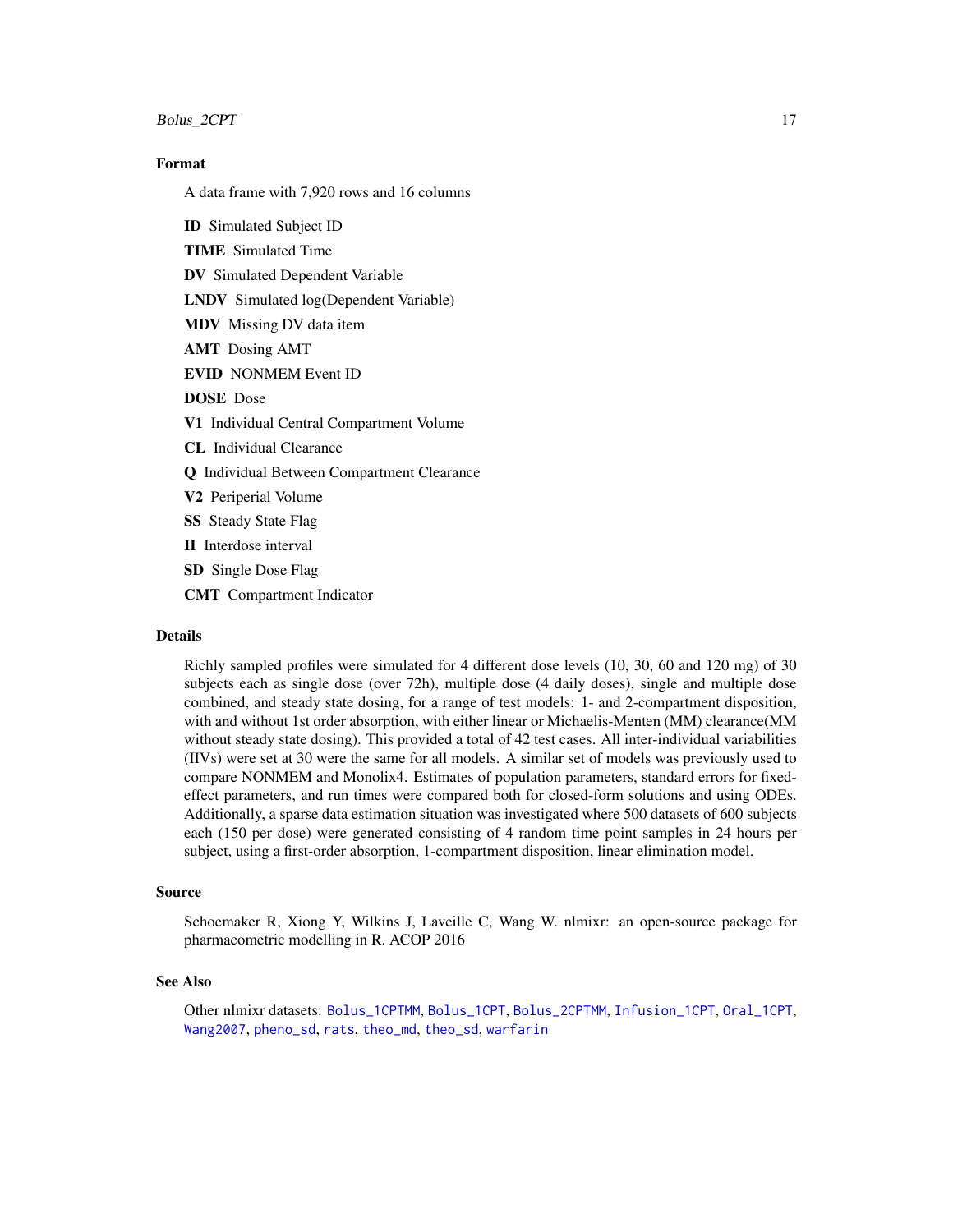## Format

A data frame with 7,920 rows and 16 columns

**ID** Simulated Subject ID

**TIME** Simulated Time

**DV** Simulated Dependent Variable

**LNDV** Simulated log(Dependent Variable)

**MDV** Missing DV data item

**AMT** Dosing AMT

**EVID** NONMEM Event ID

**DOSE** Dose

**V1** Individual Central Compartment Volume

**CL** Individual Clearance

**Q** Individual Between Compartment Clearance

**V2** Periperial Volume

**SS** Steady State Flag

**II** Interdose interval

**SD** Single Dose Flag

**CMT** Compartment Indicator

## Details

Richly sampled profiles were simulated for 4 different dose levels (10, 30, 60 and 120 mg) of 30 subjects each as single dose (over 72h), multiple dose (4 daily doses), single and multiple dose combined, and steady state dosing, for a range of test models: 1- and 2-compartment disposition, with and without 1st order absorption, with either linear or Michaelis-Menten (MM) clearance(MM without steady state dosing). This provided a total of 42 test cases. All inter-individual variabilities (IIVs) were set at 30 were the same for all models. A similar set of models was previously used to compare NONMEM and Monolix4. Estimates of population parameters, standard errors for fixed-effect parameters, and run times were compared both for closed-form solutions and using ODEs. Additionally, a sparse data estimation situation was investigated where 500 datasets of 600 subjects each (150 per dose) were generated consisting of 4 random time point samples in 24 hours per subject, using a first-order absorption, 1-compartment disposition, linear elimination model.

## Source

Schoemaker R, Xiong Y, Wilkins J, Laveille C, Wang W. nlmixr: an open-source package for pharmacometric modelling in R. ACOP 2016

## See Also

Other nlmixr datasets: `Bolus_1CPTMM`, `Bolus_1CPT`, `Bolus_2CPTMM`, `Infusion_1CPT`, `Oral_1CPT`, `Wang2007`, `pheno_sd`, `rats`, `theo_md`, `theo_sd`, `warfarin`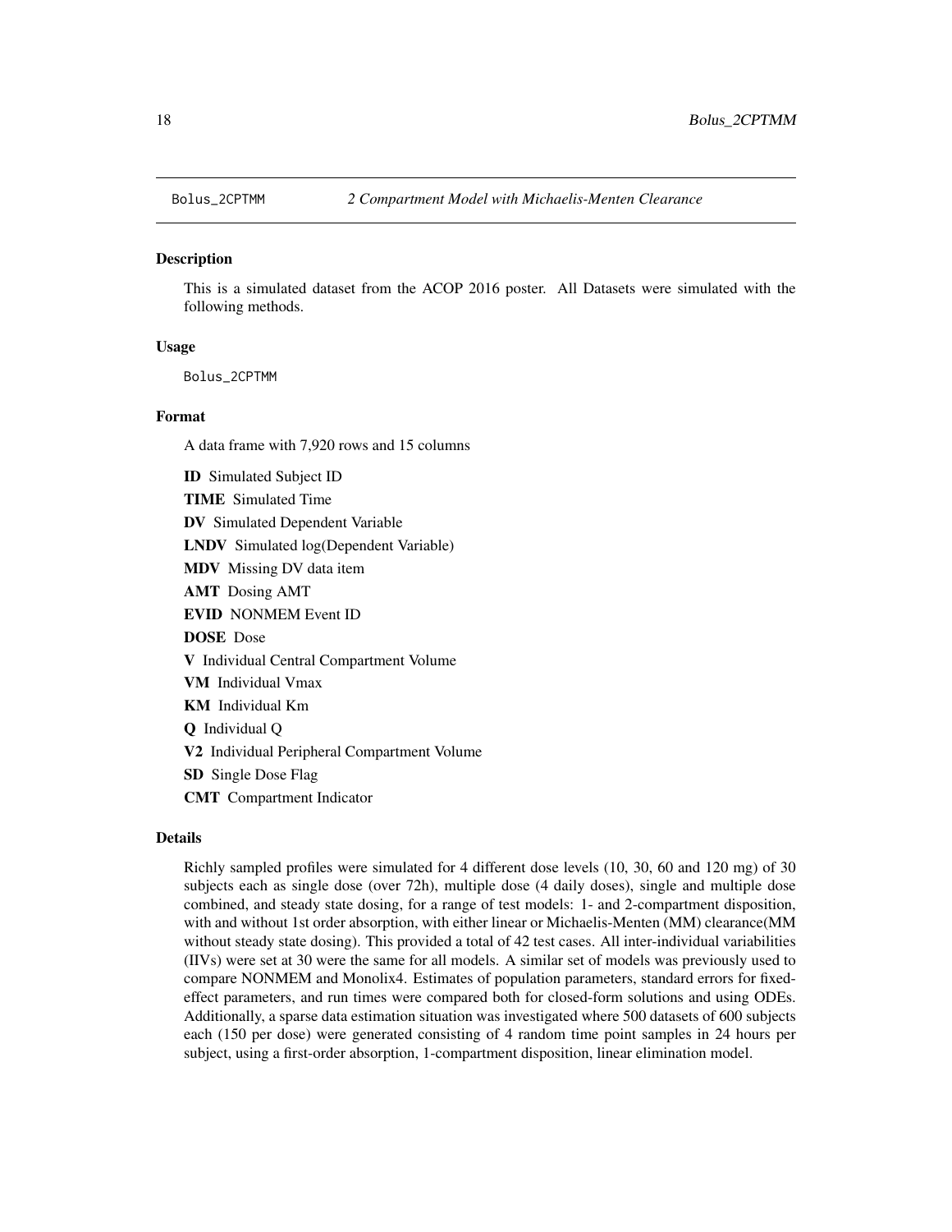Bolus_2CPTMM *2 Compartment Model with Michaelis-Menten Clearance*

## Description

This is a simulated dataset from the ACOP 2016 poster. All Datasets were simulated with the following methods.

## Usage

```
Bolus_2CPTMM
```

## Format

A data frame with 7,920 rows and 15 columns

**ID** Simulated Subject ID

**TIME** Simulated Time

**DV** Simulated Dependent Variable

**LNDV** Simulated log(Dependent Variable)

**MDV** Missing DV data item

**AMT** Dosing AMT

**EVID** NONMEM Event ID

**DOSE** Dose

**V** Individual Central Compartment Volume

**VM** Individual Vmax

**KM** Individual Km

**Q** Individual Q

**V2** Individual Peripheral Compartment Volume

**SD** Single Dose Flag

**CMT** Compartment Indicator

## Details

Richly sampled profiles were simulated for 4 different dose levels (10, 30, 60 and 120 mg) of 30 subjects each as single dose (over 72h), multiple dose (4 daily doses), single and multiple dose combined, and steady state dosing, for a range of test models: 1- and 2-compartment disposition, with and without 1st order absorption, with either linear or Michaelis-Menten (MM) clearance(MM without steady state dosing). This provided a total of 42 test cases. All inter-individual variabilities (IIVs) were set at 30 were the same for all models. A similar set of models was previously used to compare NONMEM and Monolix4. Estimates of population parameters, standard errors for fixed-effect parameters, and run times were compared both for closed-form solutions and using ODEs. Additionally, a sparse data estimation situation was investigated where 500 datasets of 600 subjects each (150 per dose) were generated consisting of 4 random time point samples in 24 hours per subject, using a first-order absorption, 1-compartment disposition, linear elimination model.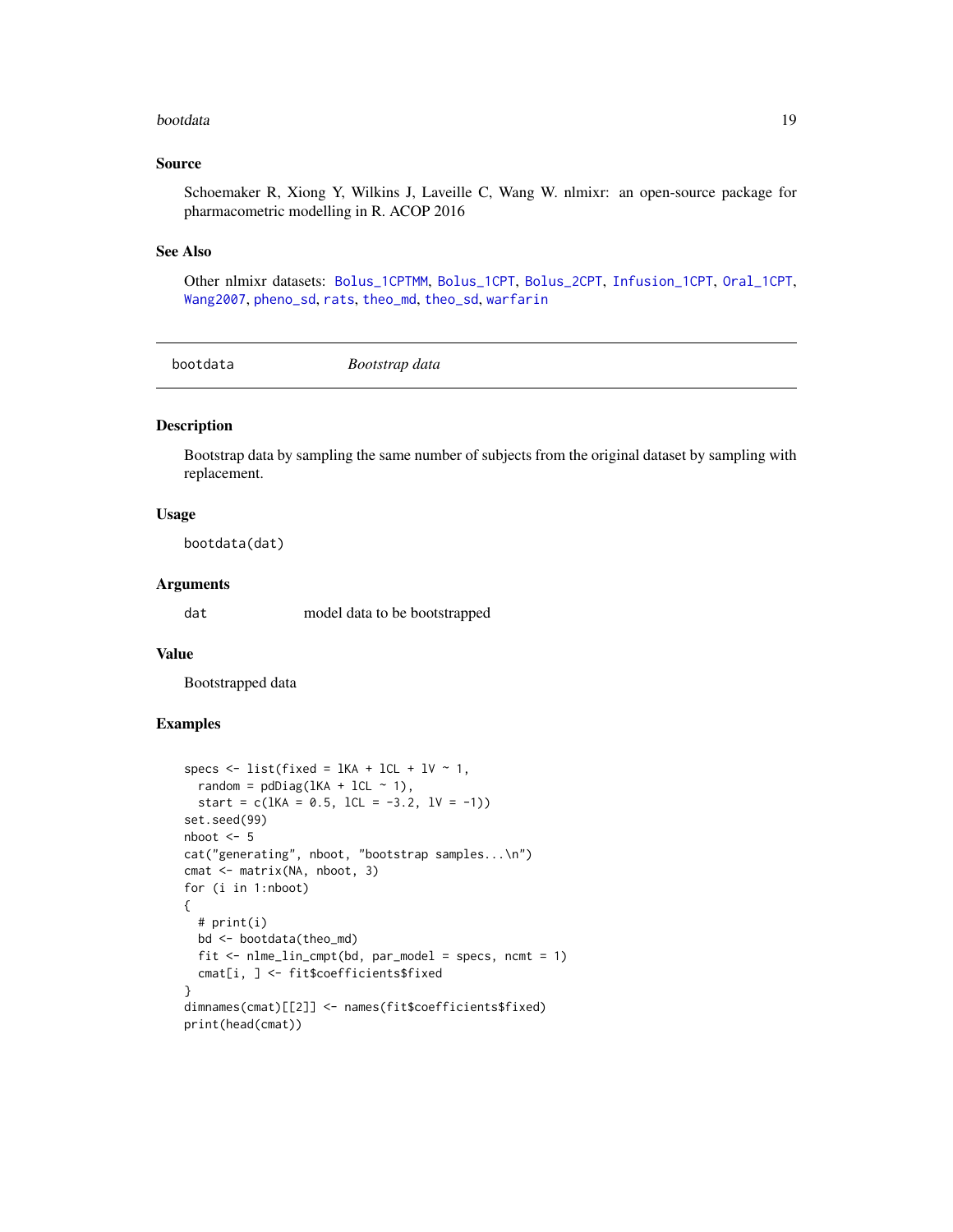## Source

Schoemaker R, Xiong Y, Wilkins J, Laveille C, Wang W. nlmixr: an open-source package for pharmacometric modelling in R. ACOP 2016

## See Also

Other nlmixr datasets: `Bolus_1CPTMM`, `Bolus_1CPT`, `Bolus_2CPT`, `Infusion_1CPT`, `Oral_1CPT`, `Wang2007`, `pheno_sd`, `rats`, `theo_md`, `theo_sd`, `warfarin`

---

# bootdata — *Bootstrap data*

---

## Description

Bootstrap data by sampling the same number of subjects from the original dataset by sampling with replacement.

## Usage

```
bootdata(dat)
```

## Arguments

| | |
|---|---|
| `dat` | model data to be bootstrapped |

## Value

Bootstrapped data

## Examples

```
specs <- list(fixed = lKA + lCL + lV ~ 1,
  random = pdDiag(lKA + lCL ~ 1),
  start = c(lKA = 0.5, lCL = -3.2, lV = -1))
set.seed(99)
nboot <- 5
cat("generating", nboot, "bootstrap samples...\n")
cmat <- matrix(NA, nboot, 3)
for (i in 1:nboot)
{
  # print(i)
  bd <- bootdata(theo_md)
  fit <- nlme_lin_cmpt(bd, par_model = specs, ncmt = 1)
  cmat[i, ] <- fit$coefficients$fixed
}
dimnames(cmat)[[2]] <- names(fit$coefficients$fixed)
print(head(cmat))
```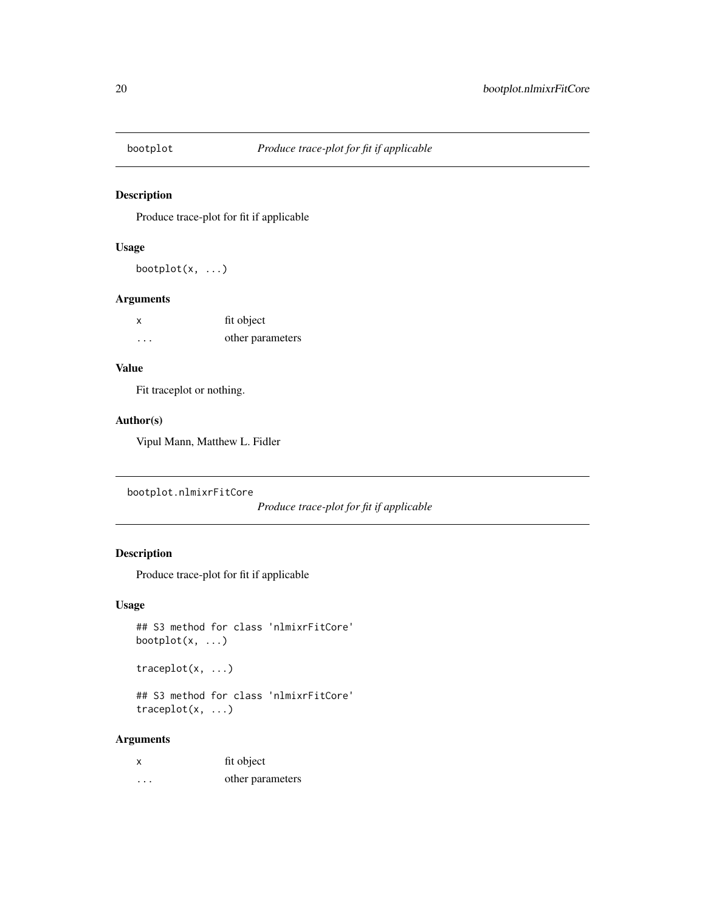## bootplot — *Produce trace-plot for fit if applicable*

### Description

Produce trace-plot for fit if applicable

### Usage

```
bootplot(x, ...)
```

### Arguments

| | |
|---|---|
| x | fit object |
| ... | other parameters |

### Value

Fit traceplot or nothing.

### Author(s)

Vipul Mann, Matthew L. Fidler

## bootplot.nlmixrFitCore — *Produce trace-plot for fit if applicable*

### Description

Produce trace-plot for fit if applicable

### Usage

```
## S3 method for class 'nlmixrFitCore'
bootplot(x, ...)

traceplot(x, ...)

## S3 method for class 'nlmixrFitCore'
traceplot(x, ...)
```

### Arguments

| | |
|---|---|
| x | fit object |
| ... | other parameters |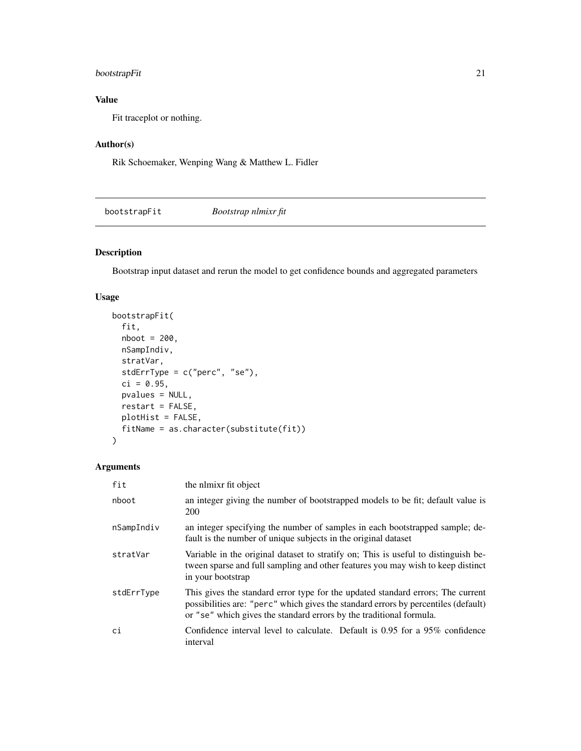## Value

Fit traceplot or nothing.

## Author(s)

Rik Schoemaker, Wenping Wang & Matthew L. Fidler

---

# bootstrapFit *Bootstrap nlmixr fit*

## Description

Bootstrap input dataset and rerun the model to get confidence bounds and aggregated parameters

## Usage

```
bootstrapFit(
  fit,
  nboot = 200,
  nSampIndiv,
  stratVar,
  stdErrType = c("perc", "se"),
  ci = 0.95,
  pvalues = NULL,
  restart = FALSE,
  plotHist = FALSE,
  fitName = as.character(substitute(fit))
)
```

## Arguments

| | |
|---|---|
| fit | the nlmixr fit object |
| nboot | an integer giving the number of bootstrapped models to be fit; default value is 200 |
| nSampIndiv | an integer specifying the number of samples in each bootstrapped sample; default is the number of unique subjects in the original dataset |
| stratVar | Variable in the original dataset to stratify on; This is useful to distinguish between sparse and full sampling and other features you may wish to keep distinct in your bootstrap |
| stdErrType | This gives the standard error type for the updated standard errors; The current possibilities are: "perc" which gives the standard errors by percentiles (default) or "se" which gives the standard errors by the traditional formula. |
| ci | Confidence interval level to calculate. Default is 0.95 for a 95% confidence interval |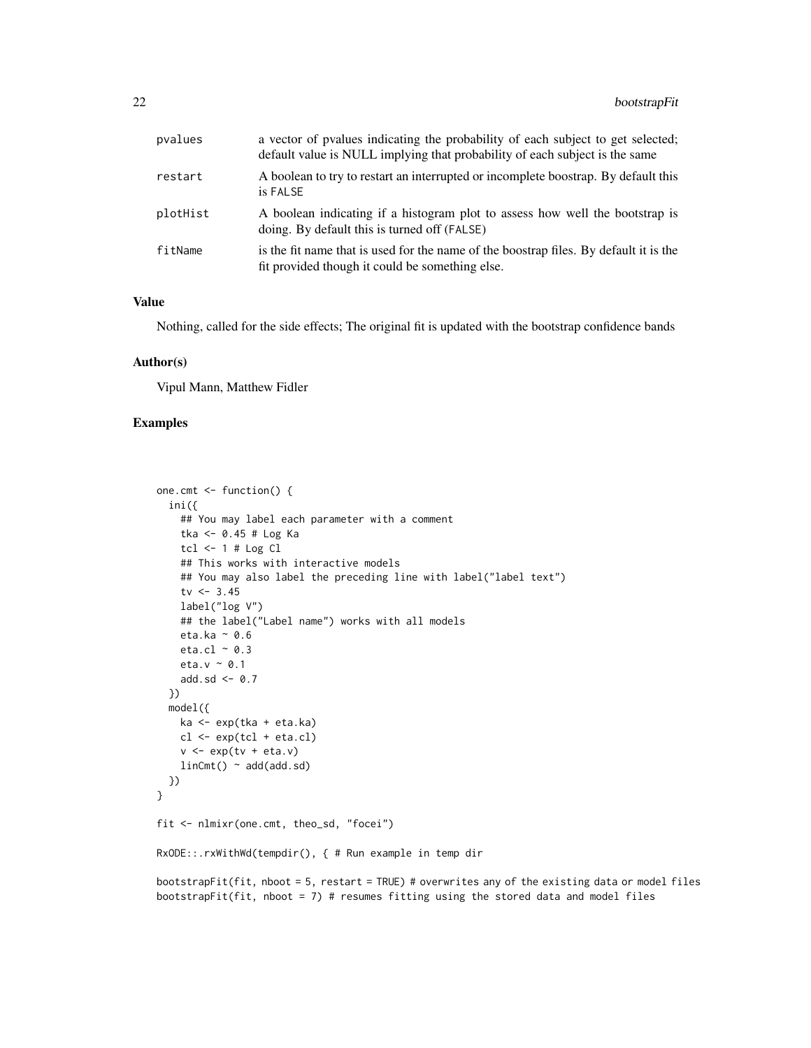| | |
|---|---|
| pvalues | a vector of pvalues indicating the probability of each subject to get selected; default value is NULL implying that probability of each subject is the same |
| restart | A boolean to try to restart an interrupted or incomplete boostrap. By default this is FALSE |
| plotHist | A boolean indicating if a histogram plot to assess how well the bootstrap is doing. By default this is turned off (FALSE) |
| fitName | is the fit name that is used for the name of the boostrap files. By default it is the fit provided though it could be something else. |

## Value

Nothing, called for the side effects; The original fit is updated with the bootstrap confidence bands

## Author(s)

Vipul Mann, Matthew Fidler

## Examples

```
one.cmt <- function() {
  ini({
    ## You may label each parameter with a comment
    tka <- 0.45 # Log Ka
    tcl <- 1 # Log Cl
    ## This works with interactive models
    ## You may also label the preceding line with label("label text")
    tv <- 3.45
    label("log V")
    ## the label("Label name") works with all models
    eta.ka ~ 0.6
    eta.cl ~ 0.3
    eta.v ~ 0.1
    add.sd <- 0.7
  })
  model({
    ka <- exp(tka + eta.ka)
    cl <- exp(tcl + eta.cl)
    v <- exp(tv + eta.v)
    linCmt() ~ add(add.sd)
  })
}

fit <- nlmixr(one.cmt, theo_sd, "focei")

RxODE::.rxWithWd(tempdir(), { # Run example in temp dir

bootstrapFit(fit, nboot = 5, restart = TRUE) # overwrites any of the existing data or model files
bootstrapFit(fit, nboot = 7) # resumes fitting using the stored data and model files
```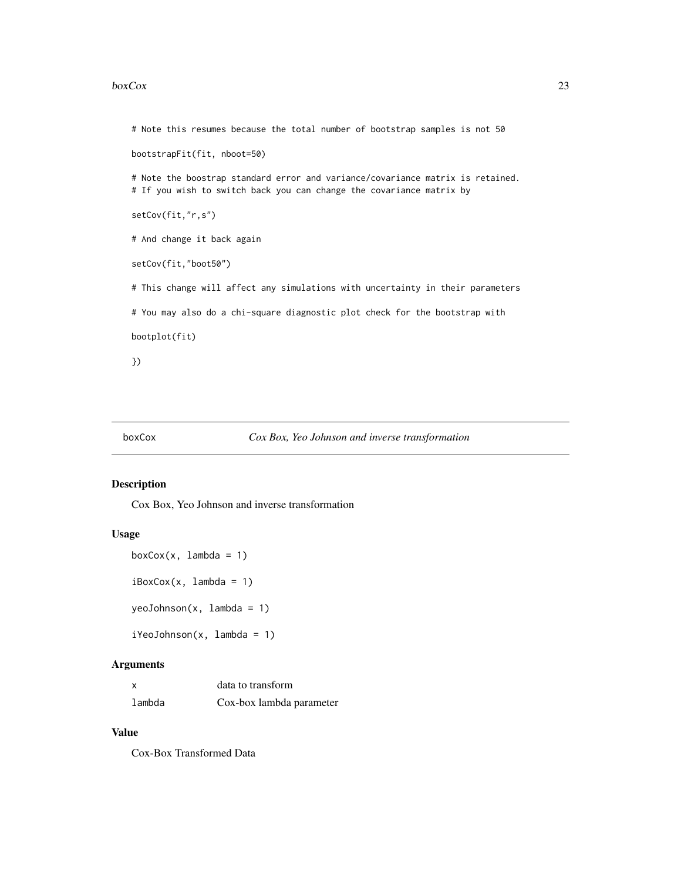```
# Note this resumes because the total number of bootstrap samples is not 50

bootstrapFit(fit, nboot=50)

# Note the boostrap standard error and variance/covariance matrix is retained.
# If you wish to switch back you can change the covariance matrix by

setCov(fit,"r,s")

# And change it back again

setCov(fit,"boot50")

# This change will affect any simulations with uncertainty in their parameters

# You may also do a chi-square diagnostic plot check for the bootstrap with

bootplot(fit)

})
```

## boxCox — *Cox Box, Yeo Johnson and inverse transformation*

### Description

Cox Box, Yeo Johnson and inverse transformation

### Usage

```
boxCox(x, lambda = 1)

iBoxCox(x, lambda = 1)

yeoJohnson(x, lambda = 1)

iYeoJohnson(x, lambda = 1)
```

### Arguments

| | |
|---|---|
| x | data to transform |
| lambda | Cox-box lambda parameter |

### Value

Cox-Box Transformed Data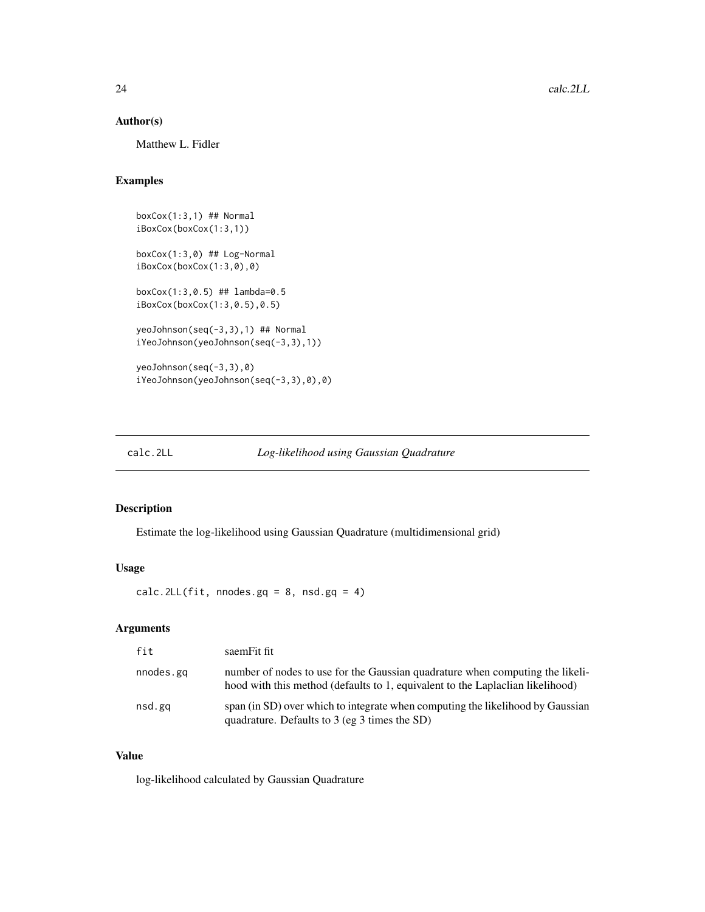## Author(s)

Matthew L. Fidler

## Examples

```
boxCox(1:3,1) ## Normal
iBoxCox(boxCox(1:3,1))

boxCox(1:3,0) ## Log-Normal
iBoxCox(boxCox(1:3,0),0)

boxCox(1:3,0.5) ## lambda=0.5
iBoxCox(boxCox(1:3,0.5),0.5)

yeoJohnson(seq(-3,3),1) ## Normal
iYeoJohnson(yeoJohnson(seq(-3,3),1))

yeoJohnson(seq(-3,3),0)
iYeoJohnson(yeoJohnson(seq(-3,3),0),0)
```

---

# calc.2LL *Log-likelihood using Gaussian Quadrature*

## Description

Estimate the log-likelihood using Gaussian Quadrature (multidimensional grid)

## Usage

```
calc.2LL(fit, nnodes.gq = 8, nsd.gq = 4)
```

## Arguments

| | |
|---|---|
| fit | saemFit fit |
| nnodes.gq | number of nodes to use for the Gaussian quadrature when computing the likelihood with this method (defaults to 1, equivalent to the Laplaclian likelihood) |
| nsd.gq | span (in SD) over which to integrate when computing the likelihood by Gaussian quadrature. Defaults to 3 (eg 3 times the SD) |

## Value

log-likelihood calculated by Gaussian Quadrature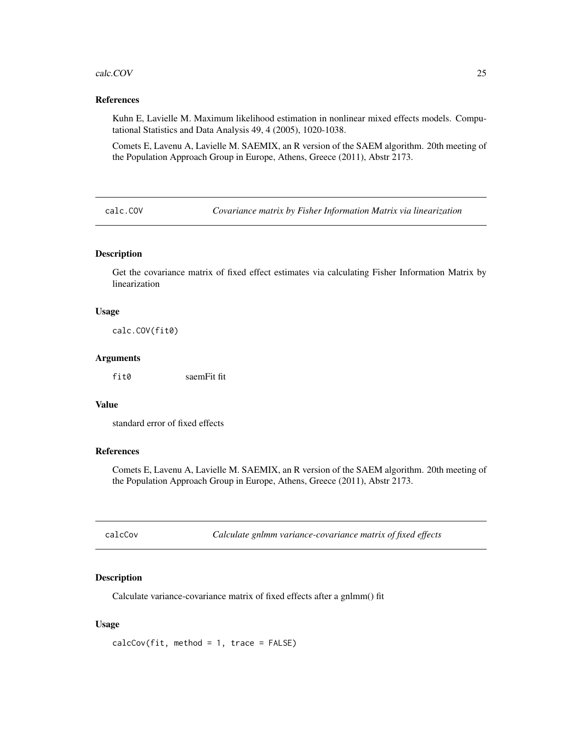### References

Kuhn E, Lavielle M. Maximum likelihood estimation in nonlinear mixed effects models. Computational Statistics and Data Analysis 49, 4 (2005), 1020-1038.

Comets E, Lavenu A, Lavielle M. SAEMIX, an R version of the SAEM algorithm. 20th meeting of the Population Approach Group in Europe, Athens, Greece (2011), Abstr 2173.

## calc.COV — *Covariance matrix by Fisher Information Matrix via linearization*

### Description

Get the covariance matrix of fixed effect estimates via calculating Fisher Information Matrix by linearization

### Usage

```
calc.COV(fit0)
```

### Arguments

| | |
|---|---|
| fit0 | saemFit fit |

### Value

standard error of fixed effects

### References

Comets E, Lavenu A, Lavielle M. SAEMIX, an R version of the SAEM algorithm. 20th meeting of the Population Approach Group in Europe, Athens, Greece (2011), Abstr 2173.

## calcCov — *Calculate gnlmm variance-covariance matrix of fixed effects*

### Description

Calculate variance-covariance matrix of fixed effects after a gnlmm() fit

### Usage

```
calcCov(fit, method = 1, trace = FALSE)
```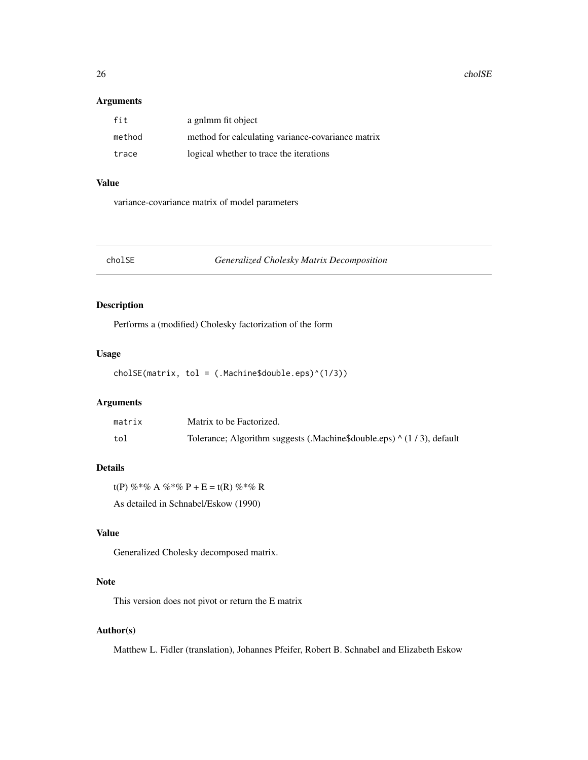## Arguments

| | |
|---|---|
| fit | a gnlmm fit object |
| method | method for calculating variance-covariance matrix |
| trace | logical whether to trace the iterations |

## Value

variance-covariance matrix of model parameters

---

# cholSE — *Generalized Cholesky Matrix Decomposition*

---

## Description

Performs a (modified) Cholesky factorization of the form

## Usage

```
cholSE(matrix, tol = (.Machine$double.eps)^(1/3))
```

## Arguments

| | |
|---|---|
| matrix | Matrix to be Factorized. |
| tol | Tolerance; Algorithm suggests (.Machine$double.eps) ^ (1 / 3), default |

## Details

t(P) %*% A %*% P + E = t(R) %*% R

As detailed in Schnabel/Eskow (1990)

## Value

Generalized Cholesky decomposed matrix.

## Note

This version does not pivot or return the E matrix

## Author(s)

Matthew L. Fidler (translation), Johannes Pfeifer, Robert B. Schnabel and Elizabeth Eskow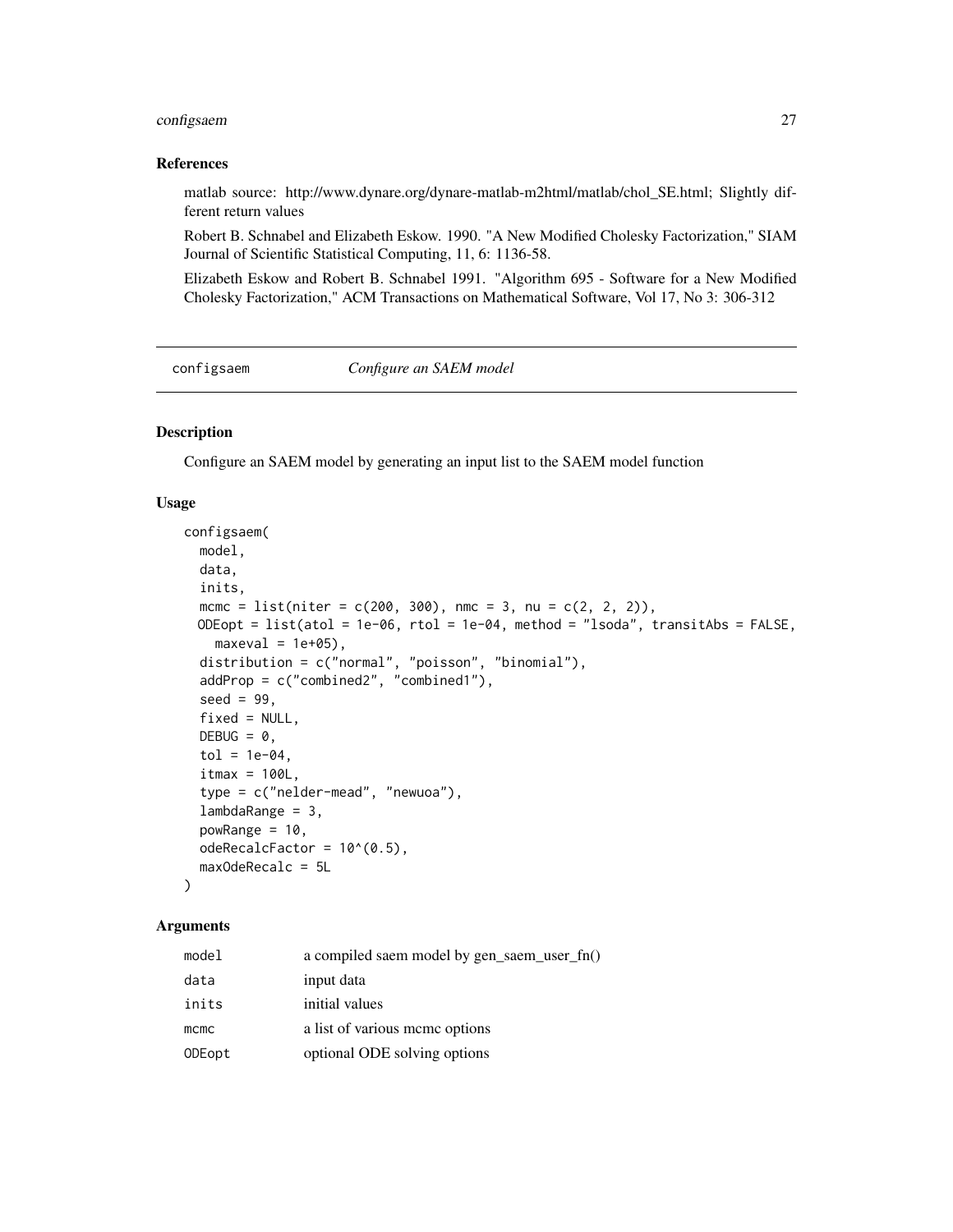## References

matlab source: http://www.dynare.org/dynare-matlab-m2html/matlab/chol_SE.html; Slightly different return values

Robert B. Schnabel and Elizabeth Eskow. 1990. "A New Modified Cholesky Factorization," SIAM Journal of Scientific Statistical Computing, 11, 6: 1136-58.

Elizabeth Eskow and Robert B. Schnabel 1991. "Algorithm 695 - Software for a New Modified Cholesky Factorization," ACM Transactions on Mathematical Software, Vol 17, No 3: 306-312

---

# configsaem    *Configure an SAEM model*

## Description

Configure an SAEM model by generating an input list to the SAEM model function

## Usage

```
configsaem(
  model,
  data,
  inits,
  mcmc = list(niter = c(200, 300), nmc = 3, nu = c(2, 2, 2)),
  ODEopt = list(atol = 1e-06, rtol = 1e-04, method = "lsoda", transitAbs = FALSE,
    maxeval = 1e+05),
  distribution = c("normal", "poisson", "binomial"),
  addProp = c("combined2", "combined1"),
  seed = 99,
  fixed = NULL,
  DEBUG = 0,
  tol = 1e-04,
  itmax = 100L,
  type = c("nelder-mead", "newuoa"),
  lambdaRange = 3,
  powRange = 10,
  odeRecalcFactor = 10^(0.5),
  maxOdeRecalc = 5L
)
```

## Arguments

| | |
|---|---|
| model | a compiled saem model by gen_saem_user_fn() |
| data | input data |
| inits | initial values |
| mcmc | a list of various mcmc options |
| ODEopt | optional ODE solving options |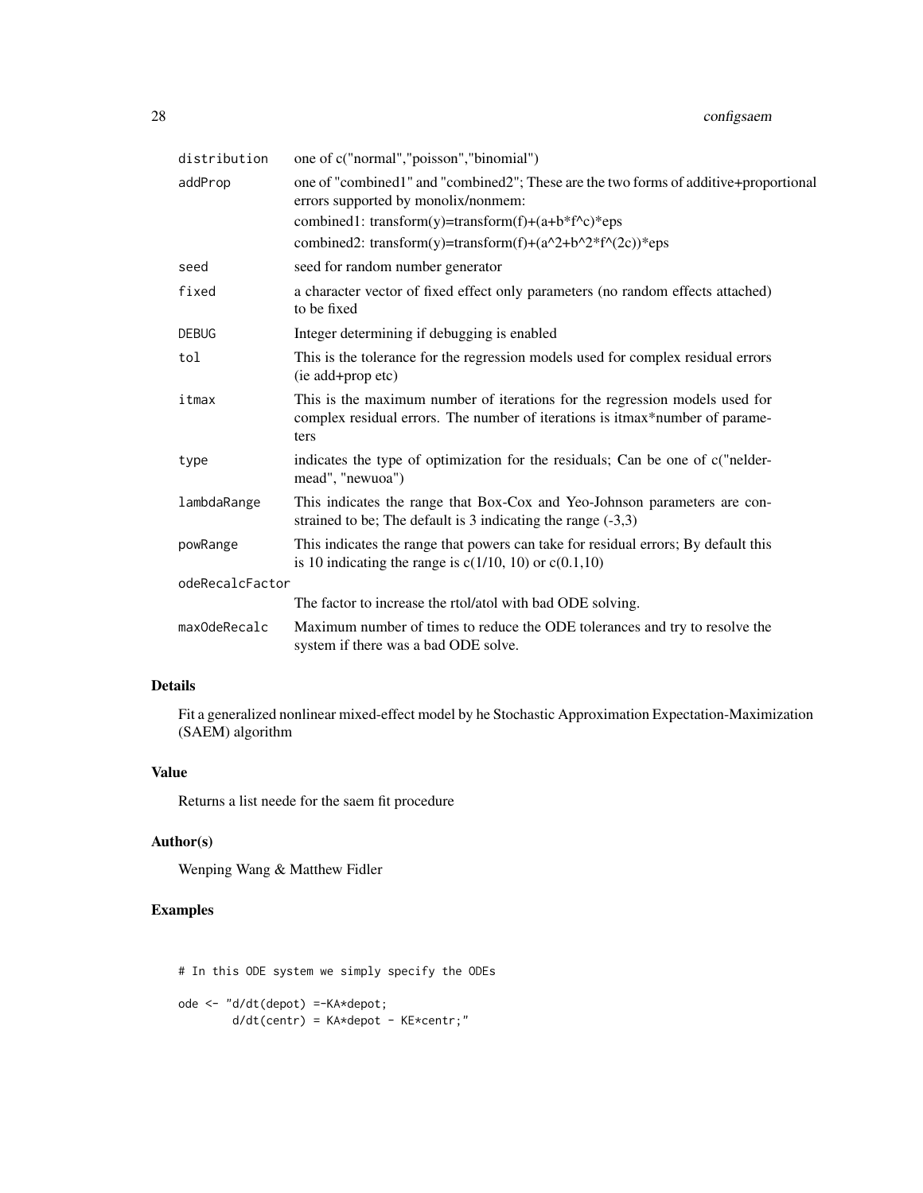| | |
|---|---|
| distribution | one of c("normal","poisson","binomial") |
| addProp | one of "combined1" and "combined2"; These are the two forms of additive+proportional errors supported by monolix/nonmem:<br>combined1: transform(y)=transform(f)+(a+b*f^c)*eps<br>combined2: transform(y)=transform(f)+(a^2+b^2*f^(2c))*eps |
| seed | seed for random number generator |
| fixed | a character vector of fixed effect only parameters (no random effects attached) to be fixed |
| DEBUG | Integer determining if debugging is enabled |
| tol | This is the tolerance for the regression models used for complex residual errors (ie add+prop etc) |
| itmax | This is the maximum number of iterations for the regression models used for complex residual errors. The number of iterations is itmax*number of parameters |
| type | indicates the type of optimization for the residuals; Can be one of c("nelder-mead", "newuoa") |
| lambdaRange | This indicates the range that Box-Cox and Yeo-Johnson parameters are constrained to be; The default is 3 indicating the range (-3,3) |
| powRange | This indicates the range that powers can take for residual errors; By default this is 10 indicating the range is c(1/10, 10) or c(0.1,10) |
| odeRecalcFactor | The factor to increase the rtol/atol with bad ODE solving. |
| maxOdeRecalc | Maximum number of times to reduce the ODE tolerances and try to resolve the system if there was a bad ODE solve. |

## Details

Fit a generalized nonlinear mixed-effect model by he Stochastic Approximation Expectation-Maximization (SAEM) algorithm

## Value

Returns a list neede for the saem fit procedure

## Author(s)

Wenping Wang & Matthew Fidler

## Examples

```
# In this ODE system we simply specify the ODEs

ode <- "d/dt(depot) =-KA*depot;
        d/dt(centr) = KA*depot - KE*centr;"
```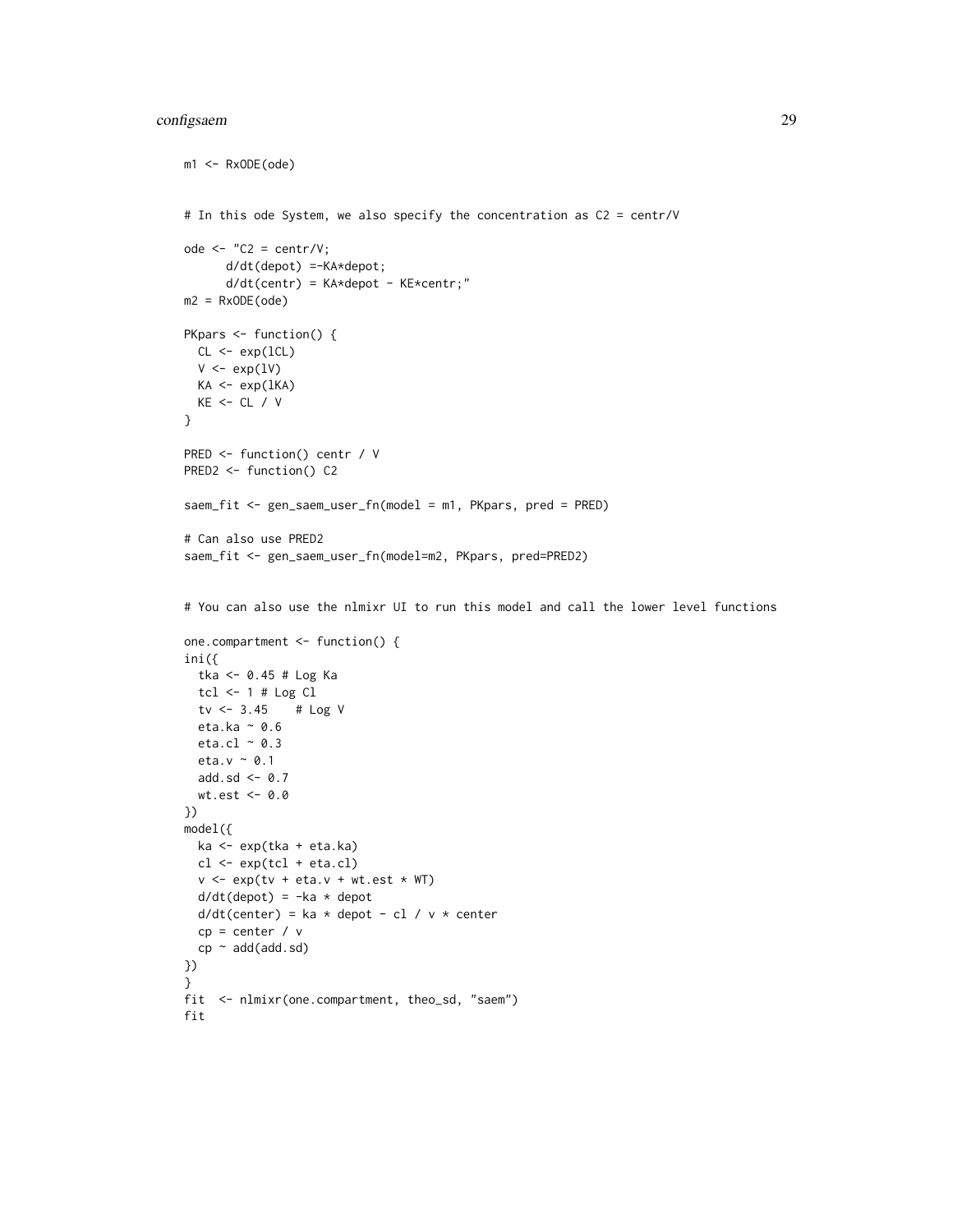```
m1 <- RxODE(ode)


# In this ode System, we also specify the concentration as C2 = centr/V

ode <- "C2 = centr/V;
      d/dt(depot) =-KA*depot;
      d/dt(centr) = KA*depot - KE*centr;"
m2 = RxODE(ode)

PKpars <- function() {
  CL <- exp(lCL)
  V <- exp(lV)
  KA <- exp(lKA)
  KE <- CL / V
}

PRED <- function() centr / V
PRED2 <- function() C2

saem_fit <- gen_saem_user_fn(model = m1, PKpars, pred = PRED)

# Can also use PRED2
saem_fit <- gen_saem_user_fn(model=m2, PKpars, pred=PRED2)


# You can also use the nlmixr UI to run this model and call the lower level functions

one.compartment <- function() {
ini({
  tka <- 0.45 # Log Ka
  tcl <- 1 # Log Cl
  tv <- 3.45    # Log V
  eta.ka ~ 0.6
  eta.cl ~ 0.3
  eta.v ~ 0.1
  add.sd <- 0.7
  wt.est <- 0.0
})
model({
  ka <- exp(tka + eta.ka)
  cl <- exp(tcl + eta.cl)
  v <- exp(tv + eta.v + wt.est * WT)
  d/dt(depot) = -ka * depot
  d/dt(center) = ka * depot - cl / v * center
  cp = center / v
  cp ~ add(add.sd)
})
}
fit  <- nlmixr(one.compartment, theo_sd, "saem")
fit
```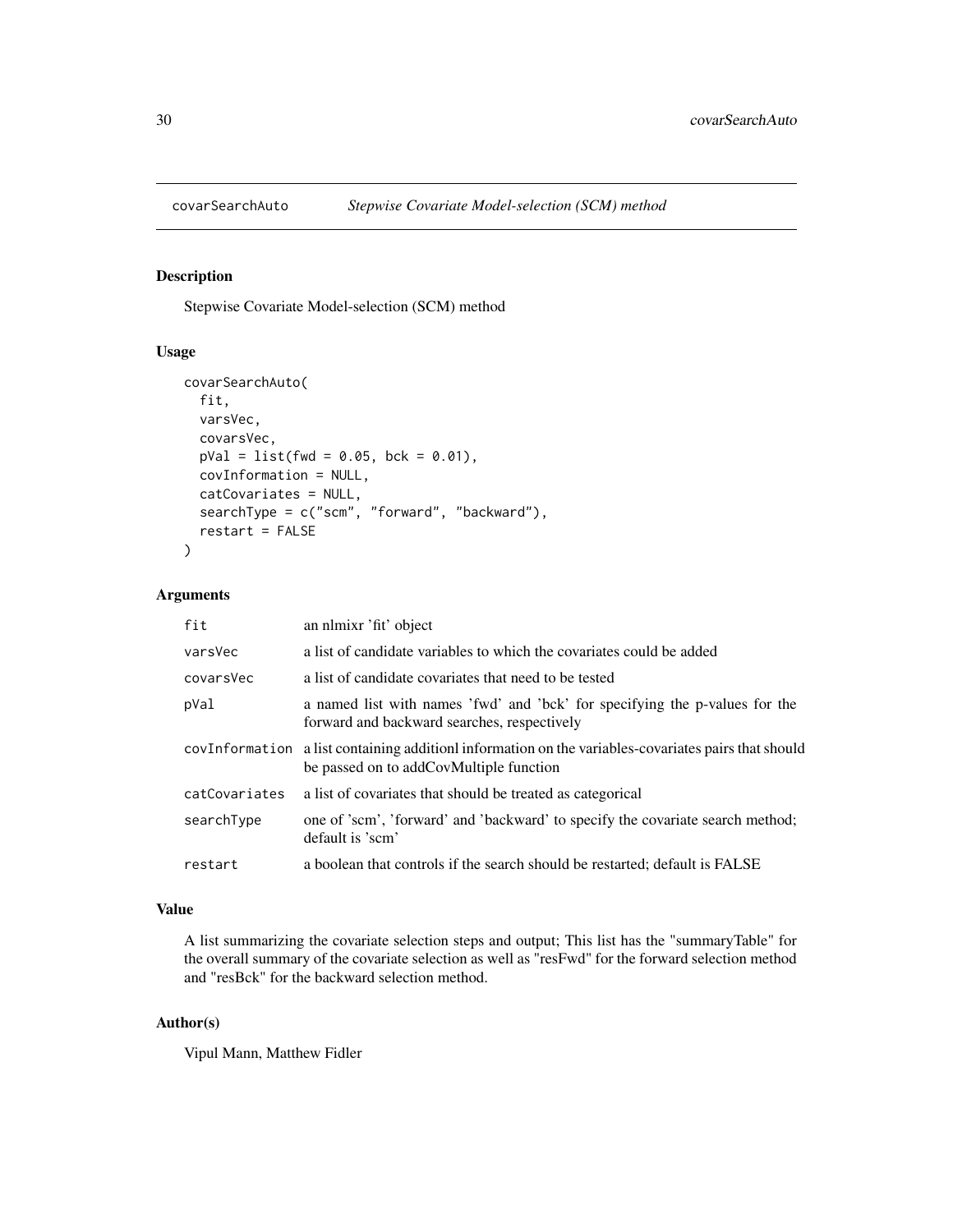# covarSearchAuto — *Stepwise Covariate Model-selection (SCM) method*

## Description

Stepwise Covariate Model-selection (SCM) method

## Usage

```
covarSearchAuto(
  fit,
  varsVec,
  covarsVec,
  pVal = list(fwd = 0.05, bck = 0.01),
  covInformation = NULL,
  catCovariates = NULL,
  searchType = c("scm", "forward", "backward"),
  restart = FALSE
)
```

## Arguments

| Argument | Description |
|---|---|
| `fit` | an nlmixr 'fit' object |
| `varsVec` | a list of candidate variables to which the covariates could be added |
| `covarsVec` | a list of candidate covariates that need to be tested |
| `pVal` | a named list with names 'fwd' and 'bck' for specifying the p-values for the forward and backward searches, respectively |
| `covInformation` | a list containing additionl information on the variables-covariates pairs that should be passed on to addCovMultiple function |
| `catCovariates` | a list of covariates that should be treated as categorical |
| `searchType` | one of 'scm', 'forward' and 'backward' to specify the covariate search method; default is 'scm' |
| `restart` | a boolean that controls if the search should be restarted; default is FALSE |

## Value

A list summarizing the covariate selection steps and output; This list has the "summaryTable" for the overall summary of the covariate selection as well as "resFwd" for the forward selection method and "resBck" for the backward selection method.

## Author(s)

Vipul Mann, Matthew Fidler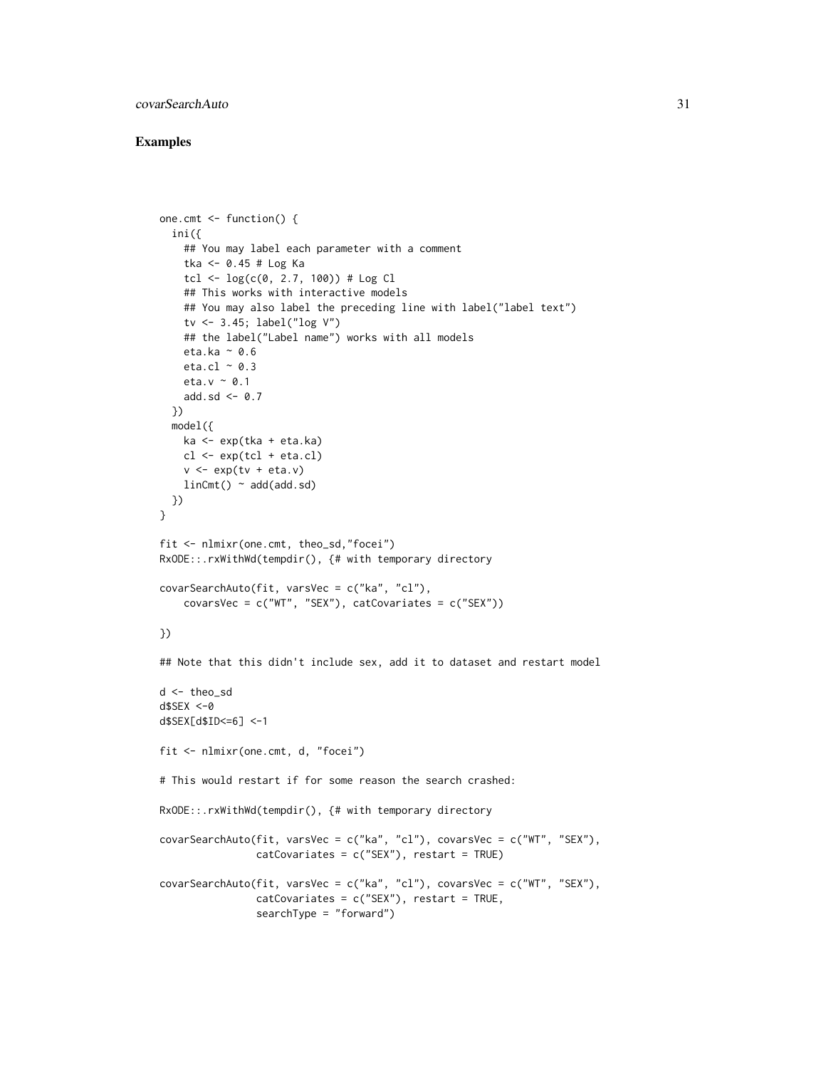### Examples

```
one.cmt <- function() {
  ini({
    ## You may label each parameter with a comment
    tka <- 0.45 # Log Ka
    tcl <- log(c(0, 2.7, 100)) # Log Cl
    ## This works with interactive models
    ## You may also label the preceding line with label("label text")
    tv <- 3.45; label("log V")
    ## the label("Label name") works with all models
    eta.ka ~ 0.6
    eta.cl ~ 0.3
    eta.v ~ 0.1
    add.sd <- 0.7
  })
  model({
    ka <- exp(tka + eta.ka)
    cl <- exp(tcl + eta.cl)
    v <- exp(tv + eta.v)
    linCmt() ~ add(add.sd)
  })
}

fit <- nlmixr(one.cmt, theo_sd,"focei")
RxODE::.rxWithWd(tempdir(), {# with temporary directory

covarSearchAuto(fit, varsVec = c("ka", "cl"),
    covarsVec = c("WT", "SEX"), catCovariates = c("SEX"))

})

## Note that this didn't include sex, add it to dataset and restart model

d <- theo_sd
d$SEX <-0
d$SEX[d$ID<=6] <-1

fit <- nlmixr(one.cmt, d, "focei")

# This would restart if for some reason the search crashed:

RxODE::.rxWithWd(tempdir(), {# with temporary directory

covarSearchAuto(fit, varsVec = c("ka", "cl"), covarsVec = c("WT", "SEX"),
                catCovariates = c("SEX"), restart = TRUE)

covarSearchAuto(fit, varsVec = c("ka", "cl"), covarsVec = c("WT", "SEX"),
                catCovariates = c("SEX"), restart = TRUE,
                searchType = "forward")
```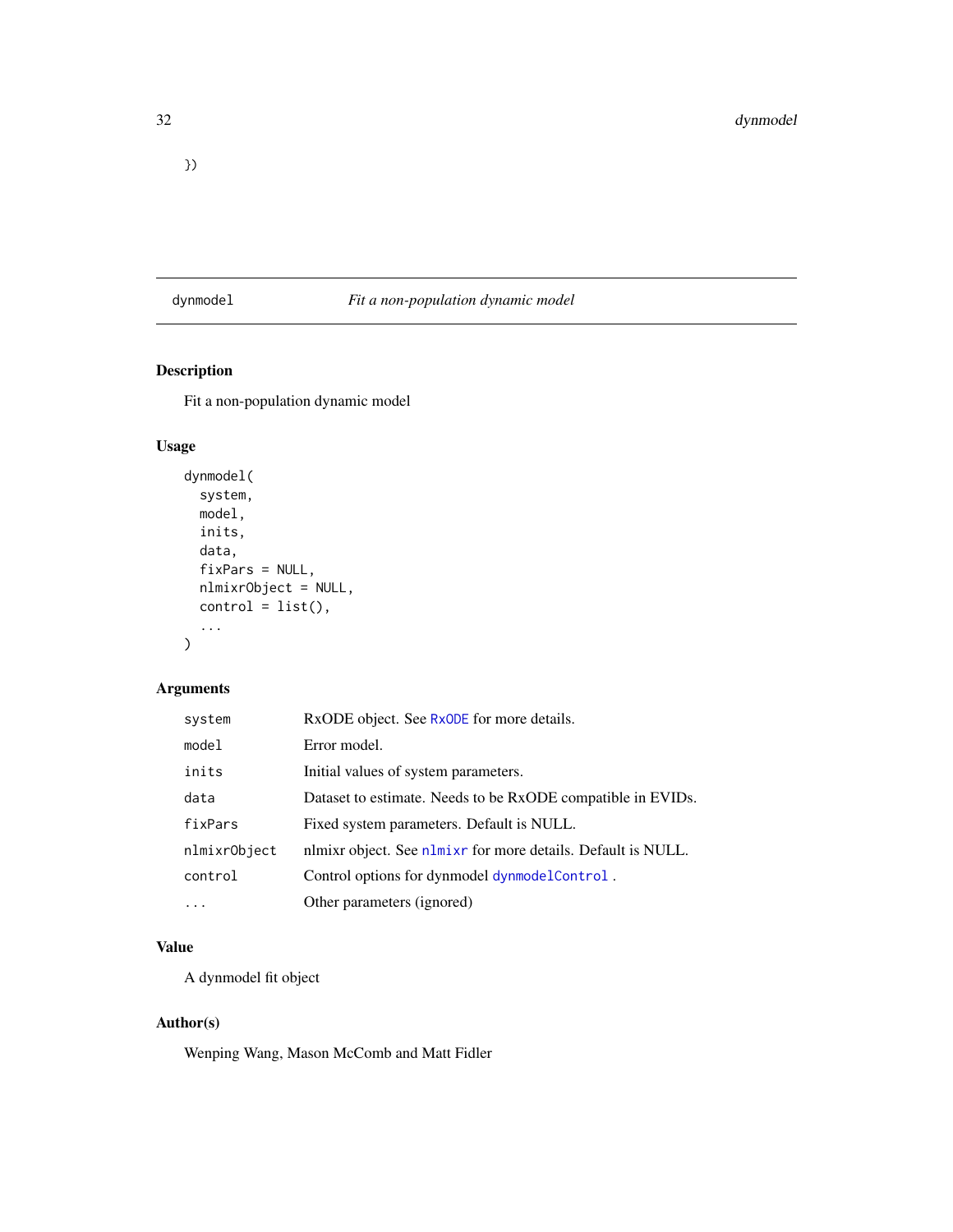```
})
```

## dynmodel — *Fit a non-population dynamic model*

### Description

Fit a non-population dynamic model

### Usage

```
dynmodel(
  system,
  model,
  inits,
  data,
  fixPars = NULL,
  nlmixrObject = NULL,
  control = list(),
  ...
)
```

### Arguments

| | |
|---|---|
| system | RxODE object. See RxODE for more details. |
| model | Error model. |
| inits | Initial values of system parameters. |
| data | Dataset to estimate. Needs to be RxODE compatible in EVIDs. |
| fixPars | Fixed system parameters. Default is NULL. |
| nlmixrObject | nlmixr object. See nlmixr for more details. Default is NULL. |
| control | Control options for dynmodel dynmodelControl . |
| ... | Other parameters (ignored) |

### Value

A dynmodel fit object

### Author(s)

Wenping Wang, Mason McComb and Matt Fidler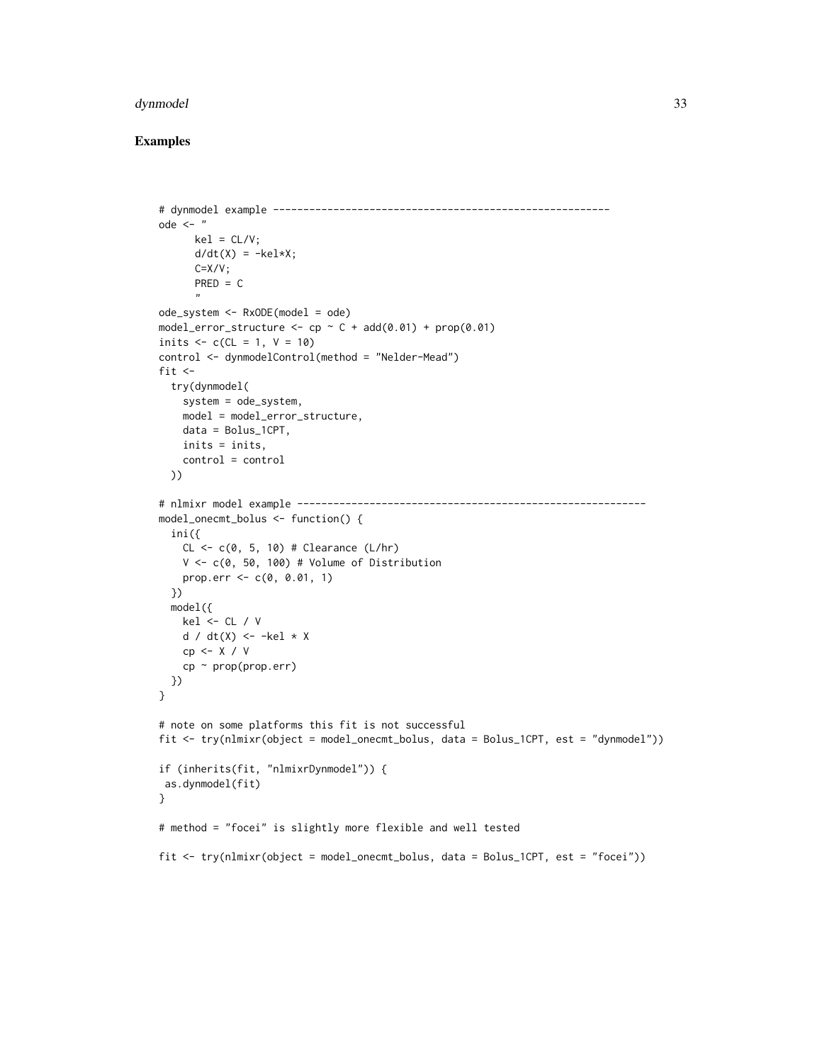## Examples

```
# dynmodel example --------------------------------------------------------
ode <- "
      kel = CL/V;
      d/dt(X) = -kel*X;
      C=X/V;
      PRED = C
      "
ode_system <- RxODE(model = ode)
model_error_structure <- cp ~ C + add(0.01) + prop(0.01)
inits <- c(CL = 1, V = 10)
control <- dynmodelControl(method = "Nelder-Mead")
fit <-
  try(dynmodel(
    system = ode_system,
    model = model_error_structure,
    data = Bolus_1CPT,
    inits = inits,
    control = control
  ))

# nlmixr model example ----------------------------------------------------------
model_onecmt_bolus <- function() {
  ini({
    CL <- c(0, 5, 10) # Clearance (L/hr)
    V <- c(0, 50, 100) # Volume of Distribution
    prop.err <- c(0, 0.01, 1)
  })
  model({
    kel <- CL / V
    d / dt(X) <- -kel * X
    cp <- X / V
    cp ~ prop(prop.err)
  })
}

# note on some platforms this fit is not successful
fit <- try(nlmixr(object = model_onecmt_bolus, data = Bolus_1CPT, est = "dynmodel"))

if (inherits(fit, "nlmixrDynmodel")) {
 as.dynmodel(fit)
}

# method = "focei" is slightly more flexible and well tested

fit <- try(nlmixr(object = model_onecmt_bolus, data = Bolus_1CPT, est = "focei"))
```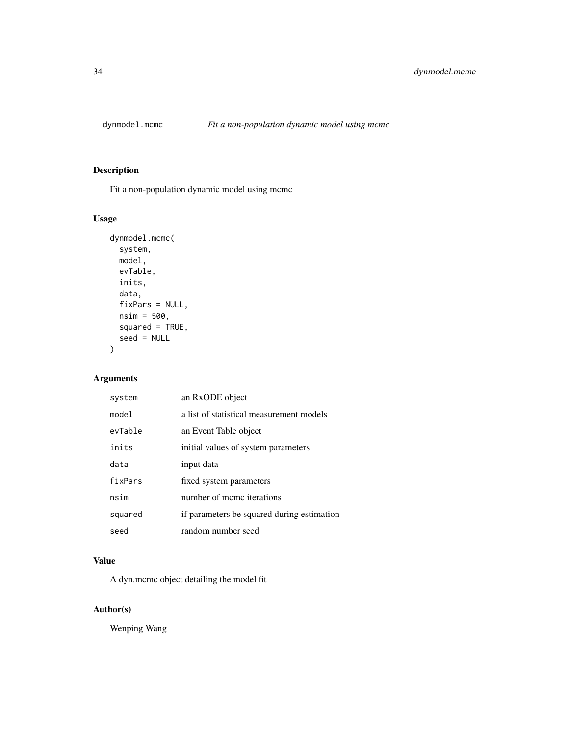# dynmodel.mcmc — *Fit a non-population dynamic model using mcmc*

## Description

Fit a non-population dynamic model using mcmc

## Usage

```
dynmodel.mcmc(
  system,
  model,
  evTable,
  inits,
  data,
  fixPars = NULL,
  nsim = 500,
  squared = TRUE,
  seed = NULL
)
```

## Arguments

| | |
|---|---|
| system | an RxODE object |
| model | a list of statistical measurement models |
| evTable | an Event Table object |
| inits | initial values of system parameters |
| data | input data |
| fixPars | fixed system parameters |
| nsim | number of mcmc iterations |
| squared | if parameters be squared during estimation |
| seed | random number seed |

## Value

A dyn.mcmc object detailing the model fit

## Author(s)

Wenping Wang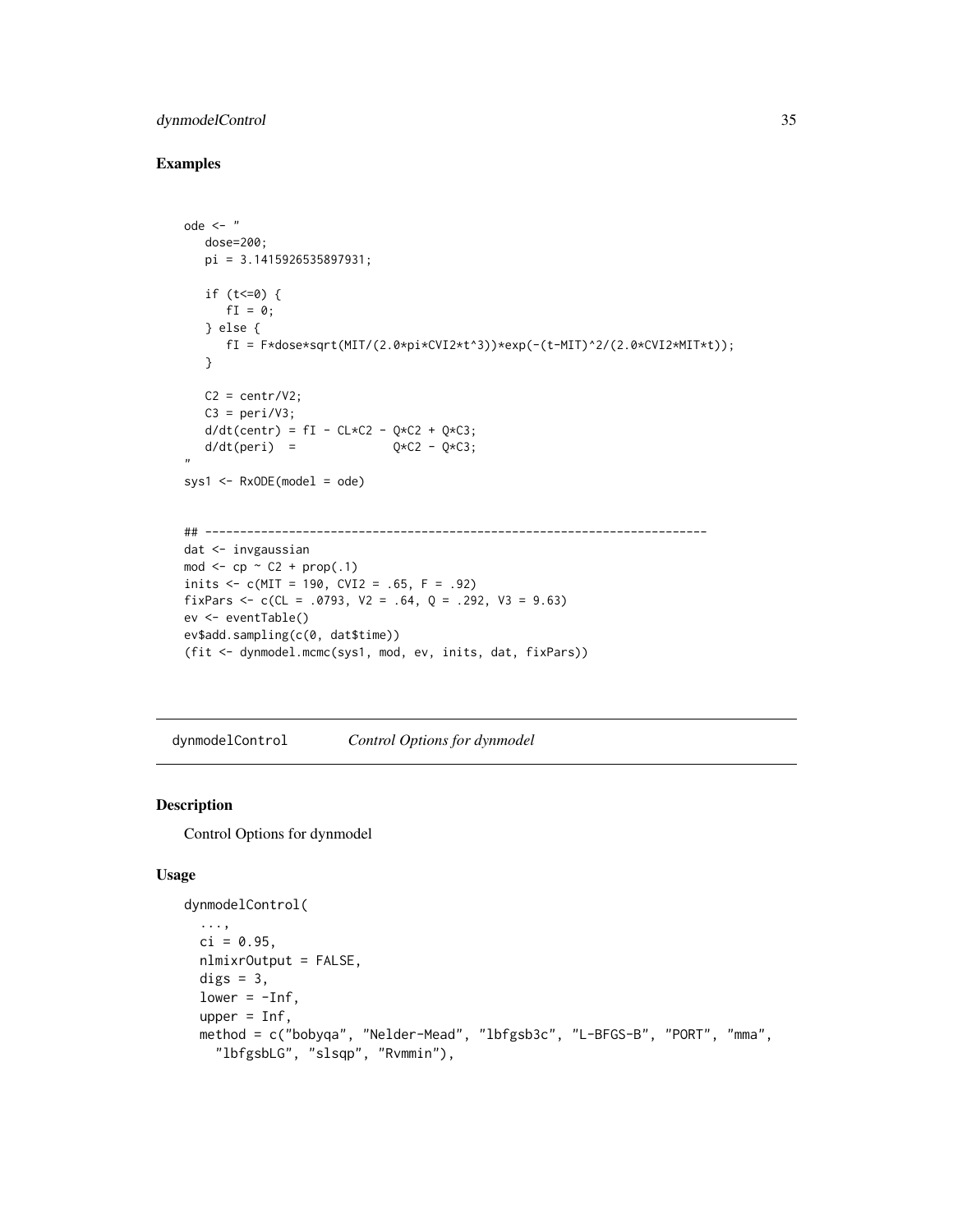## Examples

```
ode <- "
   dose=200;
   pi = 3.1415926535897931;

   if (t<=0) {
      fI = 0;
   } else {
      fI = F*dose*sqrt(MIT/(2.0*pi*CVI2*t^3))*exp(-(t-MIT)^2/(2.0*CVI2*MIT*t));
   }

   C2 = centr/V2;
   C3 = peri/V3;
   d/dt(centr) = fI - CL*C2 - Q*C2 + Q*C3;
   d/dt(peri)  =              Q*C2 - Q*C3;
"
sys1 <- RxODE(model = ode)


## ------------------------------------------------------------------------
dat <- invgaussian
mod <- cp ~ C2 + prop(.1)
inits <- c(MIT = 190, CVI2 = .65, F = .92)
fixPars <- c(CL = .0793, V2 = .64, Q = .292, V3 = 9.63)
ev <- eventTable()
ev$add.sampling(c(0, dat$time))
(fit <- dynmodel.mcmc(sys1, mod, ev, inits, dat, fixPars))
```

---

`dynmodelControl` *Control Options for dynmodel*

---

## Description

Control Options for dynmodel

## Usage

```
dynmodelControl(
  ...,
  ci = 0.95,
  nlmixrOutput = FALSE,
  digs = 3,
  lower = -Inf,
  upper = Inf,
  method = c("bobyqa", "Nelder-Mead", "lbfgsb3c", "L-BFGS-B", "PORT", "mma",
    "lbfgsbLG", "slsqp", "Rvmmin"),
```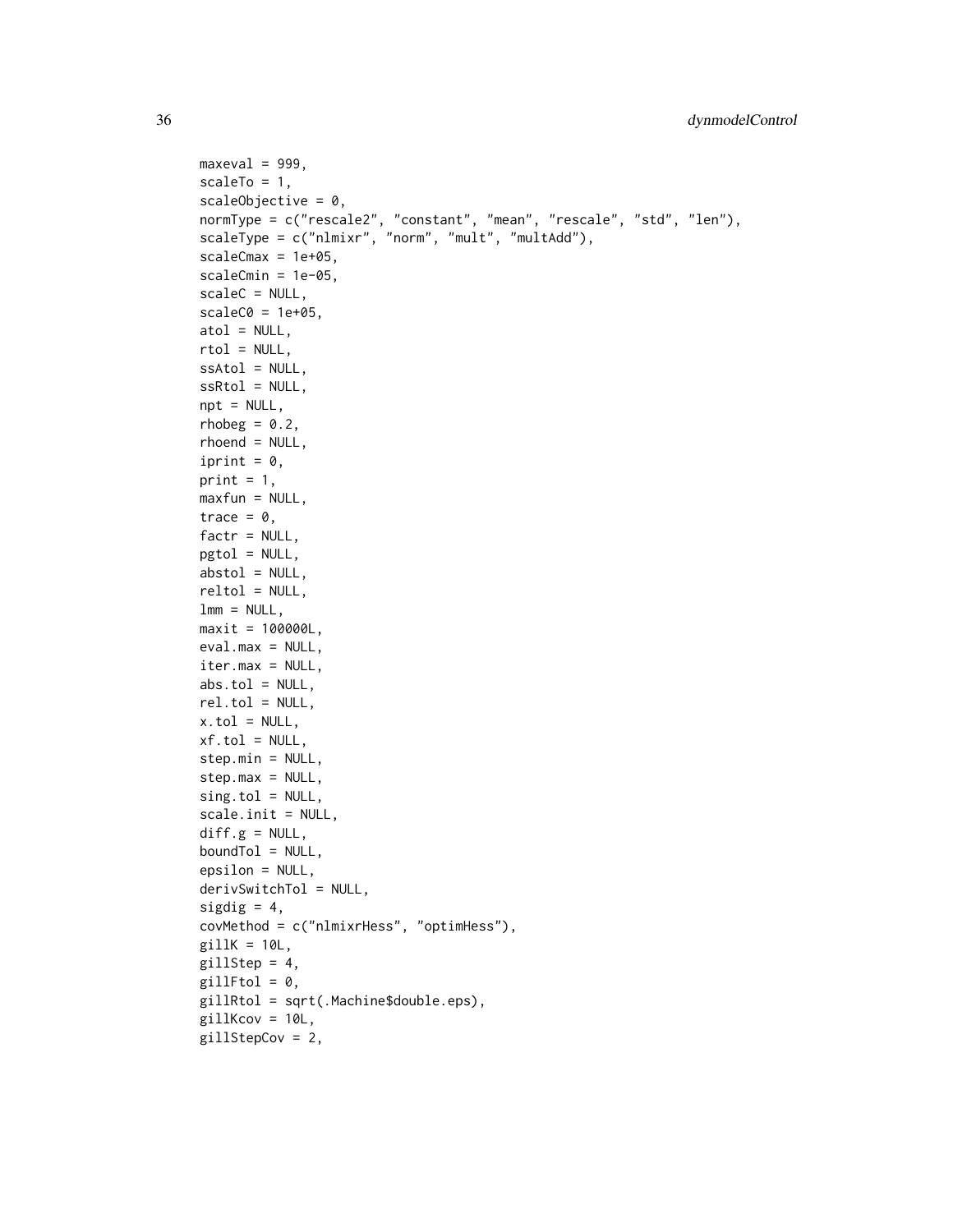```
  maxeval = 999,
  scaleTo = 1,
  scaleObjective = 0,
  normType = c("rescale2", "constant", "mean", "rescale", "std", "len"),
  scaleType = c("nlmixr", "norm", "mult", "multAdd"),
  scaleCmax = 1e+05,
  scaleCmin = 1e-05,
  scaleC = NULL,
  scaleC0 = 1e+05,
  atol = NULL,
  rtol = NULL,
  ssAtol = NULL,
  ssRtol = NULL,
  npt = NULL,
  rhobeg = 0.2,
  rhoend = NULL,
  iprint = 0,
  print = 1,
  maxfun = NULL,
  trace = 0,
  factr = NULL,
  pgtol = NULL,
  abstol = NULL,
  reltol = NULL,
  lmm = NULL,
  maxit = 100000L,
  eval.max = NULL,
  iter.max = NULL,
  abs.tol = NULL,
  rel.tol = NULL,
  x.tol = NULL,
  xf.tol = NULL,
  step.min = NULL,
  step.max = NULL,
  sing.tol = NULL,
  scale.init = NULL,
  diff.g = NULL,
  boundTol = NULL,
  epsilon = NULL,
  derivSwitchTol = NULL,
  sigdig = 4,
  covMethod = c("nlmixrHess", "optimHess"),
  gillK = 10L,
  gillStep = 4,
  gillFtol = 0,
  gillRtol = sqrt(.Machine$double.eps),
  gillKcov = 10L,
  gillStepCov = 2,
```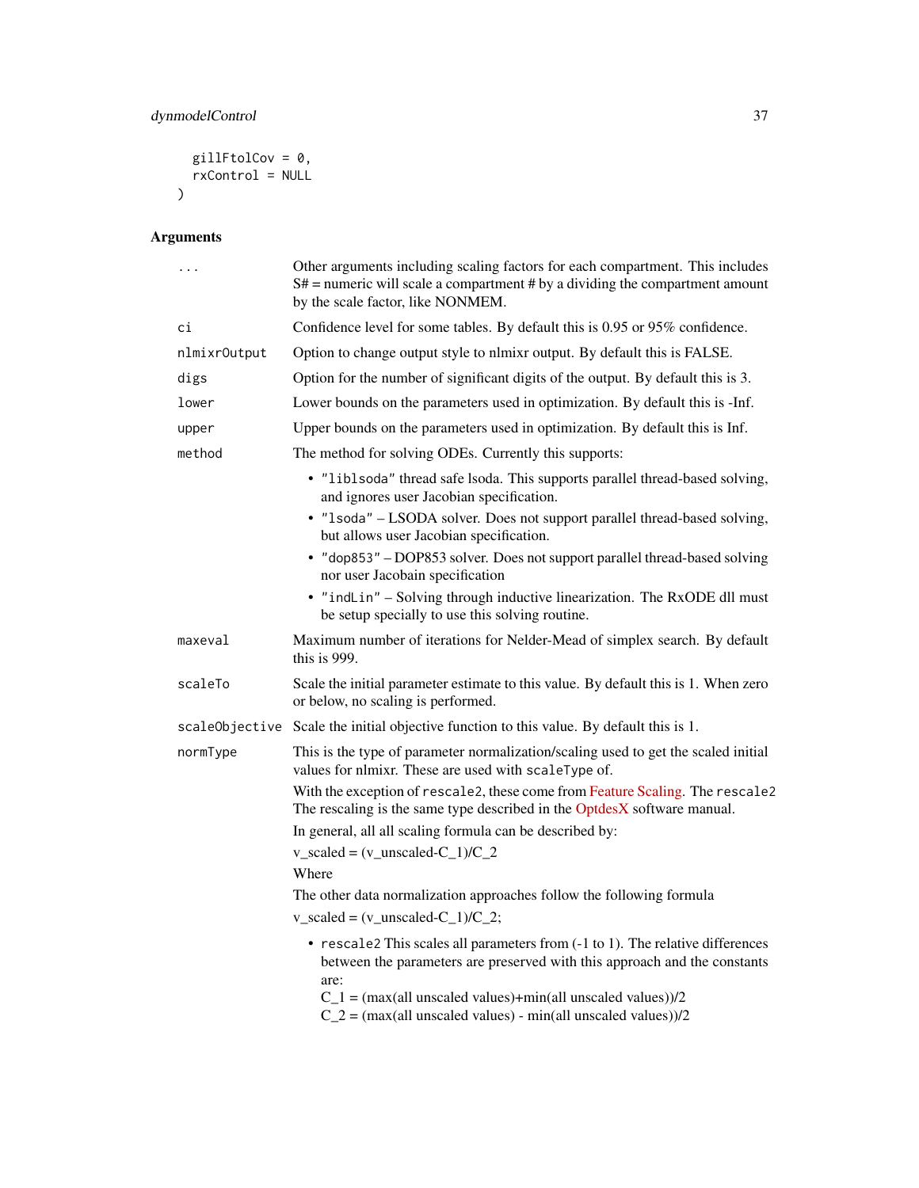```
    gillFtolCov = 0,
    rxControl = NULL
)
```

## Arguments

**...** Other arguments including scaling factors for each compartment. This includes S# = numeric will scale a compartment # by a dividing the compartment amount by the scale factor, like NONMEM.

**ci** Confidence level for some tables. By default this is 0.95 or 95% confidence.

**nlmixrOutput** Option to change output style to nlmixr output. By default this is FALSE.

**digs** Option for the number of significant digits of the output. By default this is 3.

**lower** Lower bounds on the parameters used in optimization. By default this is -Inf.

**upper** Upper bounds on the parameters used in optimization. By default this is Inf.

**method** The method for solving ODEs. Currently this supports:

- `"liblsoda"` thread safe lsoda. This supports parallel thread-based solving, and ignores user Jacobian specification.
- `"lsoda"` – LSODA solver. Does not support parallel thread-based solving, but allows user Jacobian specification.
- `"dop853"` – DOP853 solver. Does not support parallel thread-based solving nor user Jacobain specification
- `"indLin"` – Solving through inductive linearization. The RxODE dll must be setup specially to use this solving routine.

**maxeval** Maximum number of iterations for Nelder-Mead of simplex search. By default this is 999.

**scaleTo** Scale the initial parameter estimate to this value. By default this is 1. When zero or below, no scaling is performed.

**scaleObjective** Scale the initial objective function to this value. By default this is 1.

**normType** This is the type of parameter normalization/scaling used to get the scaled initial values for nlmixr. These are used with `scaleType` of.

With the exception of `rescale2`, these come from Feature Scaling. The `rescale2` The rescaling is the same type described in the OptdesX software manual.

In general, all all scaling formula can be described by:

v_scaled = (v_unscaled-C_1)/C_2

Where

The other data normalization approaches follow the following formula

v_scaled = (v_unscaled-C_1)/C_2;

- `rescale2` This scales all parameters from (-1 to 1). The relative differences between the parameters are preserved with this approach and the constants are:
  C_1 = (max(all unscaled values)+min(all unscaled values))/2
  C_2 = (max(all unscaled values) - min(all unscaled values))/2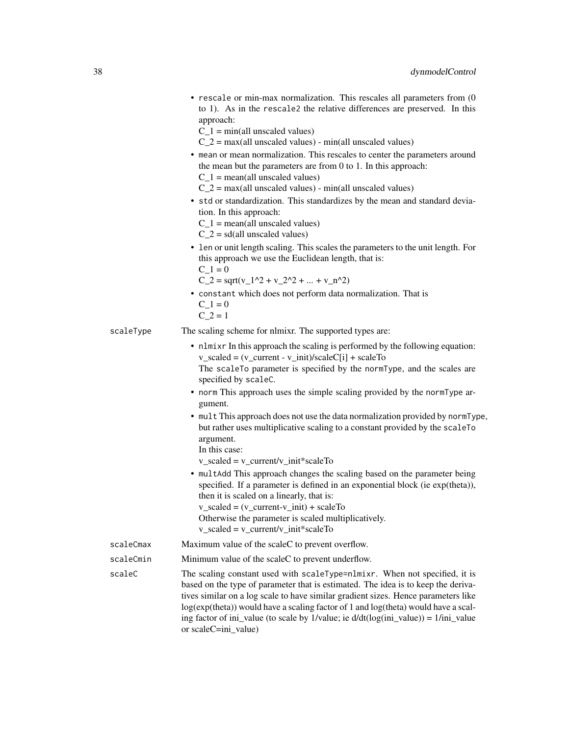- `rescale` or min-max normalization. This rescales all parameters from (0 to 1). As in the `rescale2` the relative differences are preserved. In this approach:
  $C_1 = \min(\text{all unscaled values})$
  $C_2 = \max(\text{all unscaled values}) - \min(\text{all unscaled values})$
- `mean` or mean normalization. This rescales to center the parameters around the mean but the parameters are from 0 to 1. In this approach:
  $C_1 = \text{mean}(\text{all unscaled values})$
  $C_2 = \max(\text{all unscaled values}) - \min(\text{all unscaled values})$
- `std` or standardization. This standardizes by the mean and standard deviation. In this approach:
  $C_1 = \text{mean}(\text{all unscaled values})$
  $C_2 = \text{sd}(\text{all unscaled values})$
- `len` or unit length scaling. This scales the parameters to the unit length. For this approach we use the Euclidean length, that is:
  $C_1 = 0$
  $C_2 = \sqrt{v_1^2 + v_2^2 + \ldots + v_n^2}$
- `constant` which does not perform data normalization. That is
  $C_1 = 0$
  $C_2 = 1$

`scaleType`
: The scaling scheme for nlmixr. The supported types are:

- `nlmixr` In this approach the scaling is performed by the following equation:
  $v_{scaled} = (v_{current} - v_{init})/scaleC[i] + scaleTo$
  The `scaleTo` parameter is specified by the `normType`, and the scales are specified by `scaleC`.
- `norm` This approach uses the simple scaling provided by the `normType` argument.
- `mult` This approach does not use the data normalization provided by `normType`, but rather uses multiplicative scaling to a constant provided by the `scaleTo` argument.
  In this case:
  $v_{scaled} = v_{current}/v_{init}*scaleTo$
- `multAdd` This approach changes the scaling based on the parameter being specified. If a parameter is defined in an exponential block (ie exp(theta)), then it is scaled on a linearly, that is:
  $v_{scaled} = (v_{current}-v_{init}) + scaleTo$
  Otherwise the parameter is scaled multiplicatively.
  $v_{scaled} = v_{current}/v_{init}*scaleTo$

`scaleCmax`
: Maximum value of the scaleC to prevent overflow.

`scaleCmin`
: Minimum value of the scaleC to prevent underflow.

`scaleC`
: The scaling constant used with `scaleType=nlmixr`. When not specified, it is based on the type of parameter that is estimated. The idea is to keep the derivatives similar on a log scale to have similar gradient sizes. Hence parameters like log(exp(theta)) would have a scaling factor of 1 and log(theta) would have a scaling factor of ini_value (to scale by 1/value; ie d/dt(log(ini_value)) = 1/ini_value or scaleC=ini_value)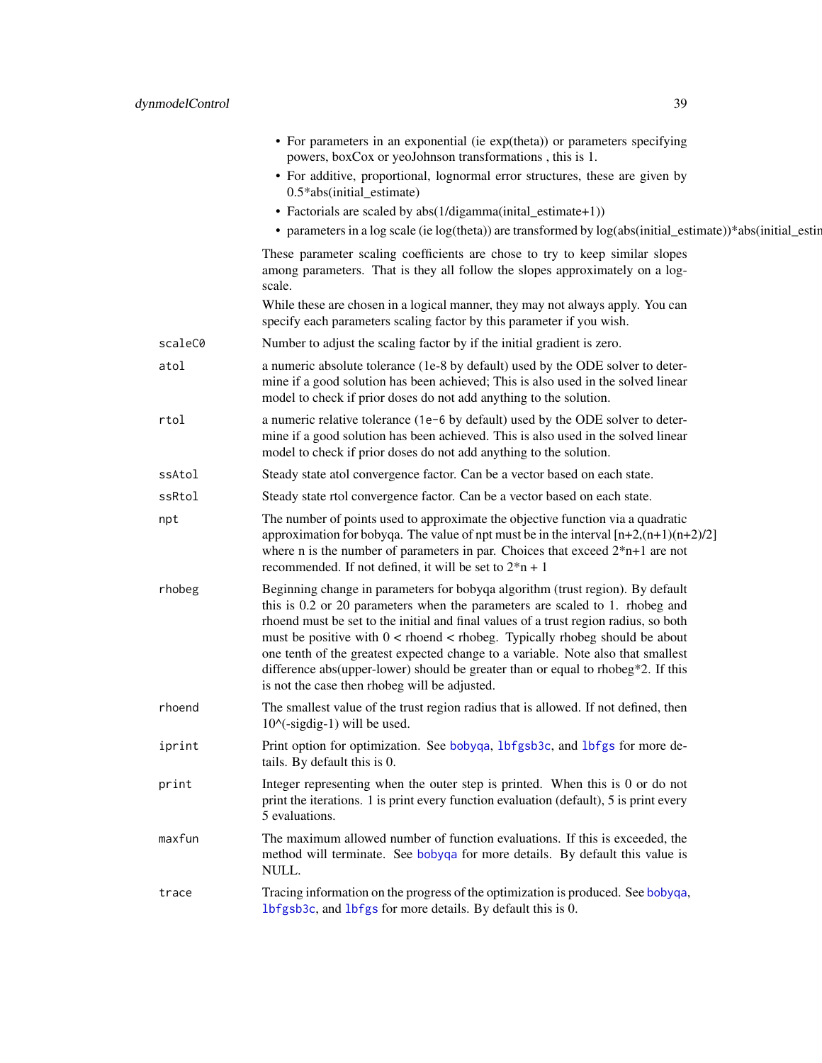- For parameters in an exponential (ie exp(theta)) or parameters specifying powers, boxCox or yeoJohnson transformations , this is 1.
- For additive, proportional, lognormal error structures, these are given by 0.5*abs(initial_estimate)
- Factorials are scaled by abs(1/digamma(inital_estimate+1))
- parameters in a log scale (ie log(theta)) are transformed by log(abs(initial_estimate))*abs(initial_estin

These parameter scaling coefficients are chose to try to keep similar slopes among parameters. That is they all follow the slopes approximately on a log-scale.

While these are chosen in a logical manner, they may not always apply. You can specify each parameters scaling factor by this parameter if you wish.

| | |
|---|---|
| `scaleC0` | Number to adjust the scaling factor by if the initial gradient is zero. |
| `atol` | a numeric absolute tolerance (`1e-8` by default) used by the ODE solver to determine if a good solution has been achieved; This is also used in the solved linear model to check if prior doses do not add anything to the solution. |
| `rtol` | a numeric relative tolerance (`1e-6` by default) used by the ODE solver to determine if a good solution has been achieved. This is also used in the solved linear model to check if prior doses do not add anything to the solution. |
| `ssAtol` | Steady state atol convergence factor. Can be a vector based on each state. |
| `ssRtol` | Steady state rtol convergence factor. Can be a vector based on each state. |
| `npt` | The number of points used to approximate the objective function via a quadratic approximation for bobyqa. The value of npt must be in the interval [n+2,(n+1)(n+2)/2] where n is the number of parameters in par. Choices that exceed 2*n+1 are not recommended. If not defined, it will be set to 2*n + 1 |
| `rhobeg` | Beginning change in parameters for bobyqa algorithm (trust region). By default this is 0.2 or 20 parameters when the parameters are scaled to 1. rhobeg and rhoend must be set to the initial and final values of a trust region radius, so both must be positive with 0 < rhoend < rhobeg. Typically rhobeg should be about one tenth of the greatest expected change to a variable. Note also that smallest difference abs(upper-lower) should be greater than or equal to rhobeg*2. If this is not the case then rhobeg will be adjusted. |
| `rhoend` | The smallest value of the trust region radius that is allowed. If not defined, then 10^(-sigdig-1) will be used. |
| `iprint` | Print option for optimization. See `bobyqa`, `lbfgsb3c`, and `lbfgs` for more details. By default this is 0. |
| `print` | Integer representing when the outer step is printed. When this is 0 or do not print the iterations. 1 is print every function evaluation (default), 5 is print every 5 evaluations. |
| `maxfun` | The maximum allowed number of function evaluations. If this is exceeded, the method will terminate. See `bobyqa` for more details. By default this value is NULL. |
| `trace` | Tracing information on the progress of the optimization is produced. See `bobyqa`, `lbfgsb3c`, and `lbfgs` for more details. By default this is 0. |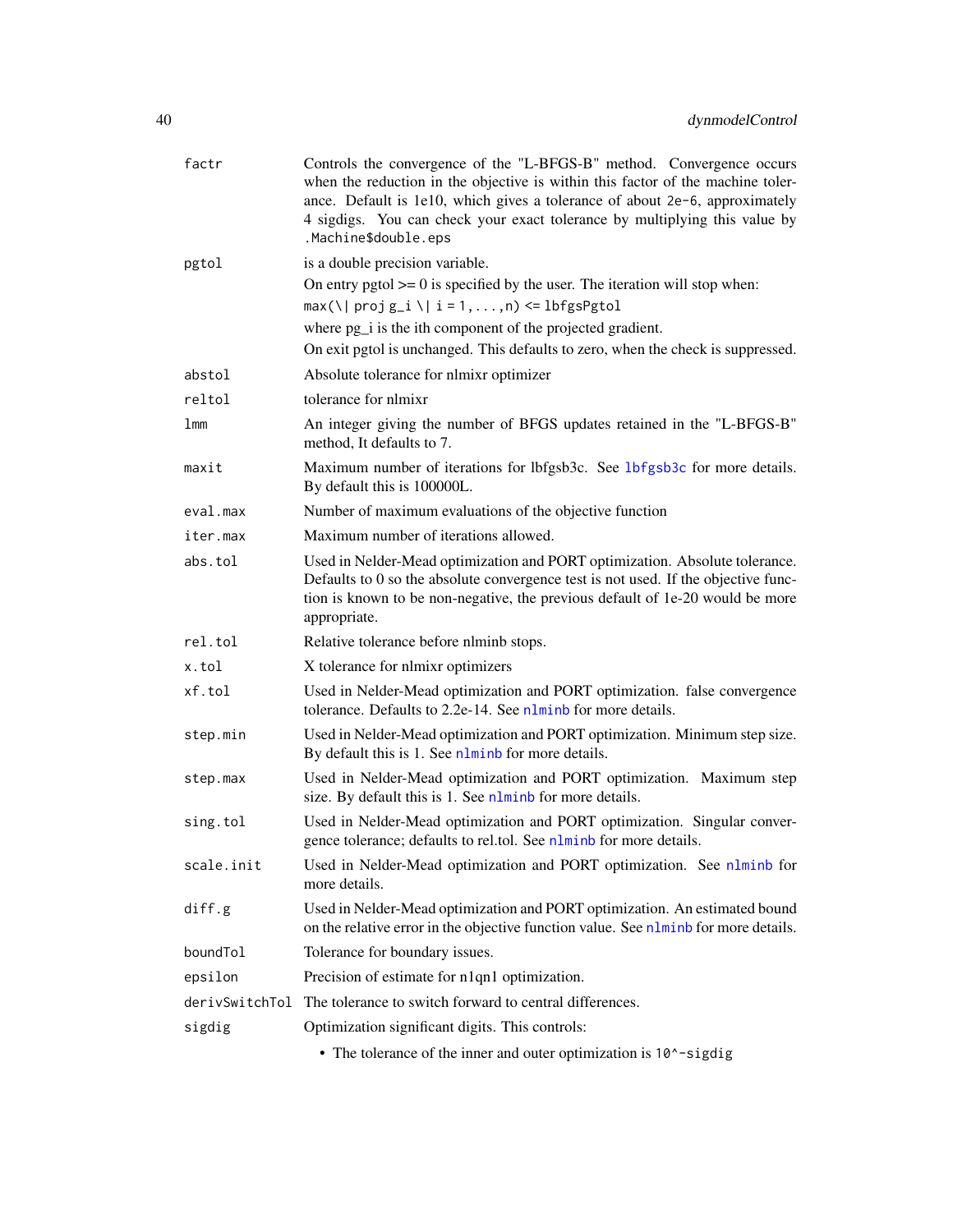| | |
|---|---|
| factr | Controls the convergence of the "L-BFGS-B" method. Convergence occurs when the reduction in the objective is within this factor of the machine tolerance. Default is 1e10, which gives a tolerance of about `2e-6`, approximately 4 sigdigs. You can check your exact tolerance by multiplying this value by `.Machine$double.eps` |
| pgtol | is a double precision variable.<br>On entry pgtol >= 0 is specified by the user. The iteration will stop when:<br>`max(\| proj g_i \| i = 1, ..., n) <= lbfgsPgtol`<br>where pg_i is the ith component of the projected gradient.<br>On exit pgtol is unchanged. This defaults to zero, when the check is suppressed. |
| abstol | Absolute tolerance for nlmixr optimizer |
| reltol | tolerance for nlmixr |
| lmm | An integer giving the number of BFGS updates retained in the "L-BFGS-B" method, It defaults to 7. |
| maxit | Maximum number of iterations for lbfgsb3c. See lbfgsb3c for more details. By default this is 100000L. |
| eval.max | Number of maximum evaluations of the objective function |
| iter.max | Maximum number of iterations allowed. |
| abs.tol | Used in Nelder-Mead optimization and PORT optimization. Absolute tolerance. Defaults to 0 so the absolute convergence test is not used. If the objective function is known to be non-negative, the previous default of 1e-20 would be more appropriate. |
| rel.tol | Relative tolerance before nlminb stops. |
| x.tol | X tolerance for nlmixr optimizers |
| xf.tol | Used in Nelder-Mead optimization and PORT optimization. false convergence tolerance. Defaults to 2.2e-14. See nlminb for more details. |
| step.min | Used in Nelder-Mead optimization and PORT optimization. Minimum step size. By default this is 1. See nlminb for more details. |
| step.max | Used in Nelder-Mead optimization and PORT optimization. Maximum step size. By default this is 1. See nlminb for more details. |
| sing.tol | Used in Nelder-Mead optimization and PORT optimization. Singular convergence tolerance; defaults to rel.tol. See nlminb for more details. |
| scale.init | Used in Nelder-Mead optimization and PORT optimization. See nlminb for more details. |
| diff.g | Used in Nelder-Mead optimization and PORT optimization. An estimated bound on the relative error in the objective function value. See nlminb for more details. |
| boundTol | Tolerance for boundary issues. |
| epsilon | Precision of estimate for n1qn1 optimization. |
| derivSwitchTol | The tolerance to switch forward to central differences. |
| sigdig | Optimization significant digits. This controls:<br>• The tolerance of the inner and outer optimization is `10^-sigdig` |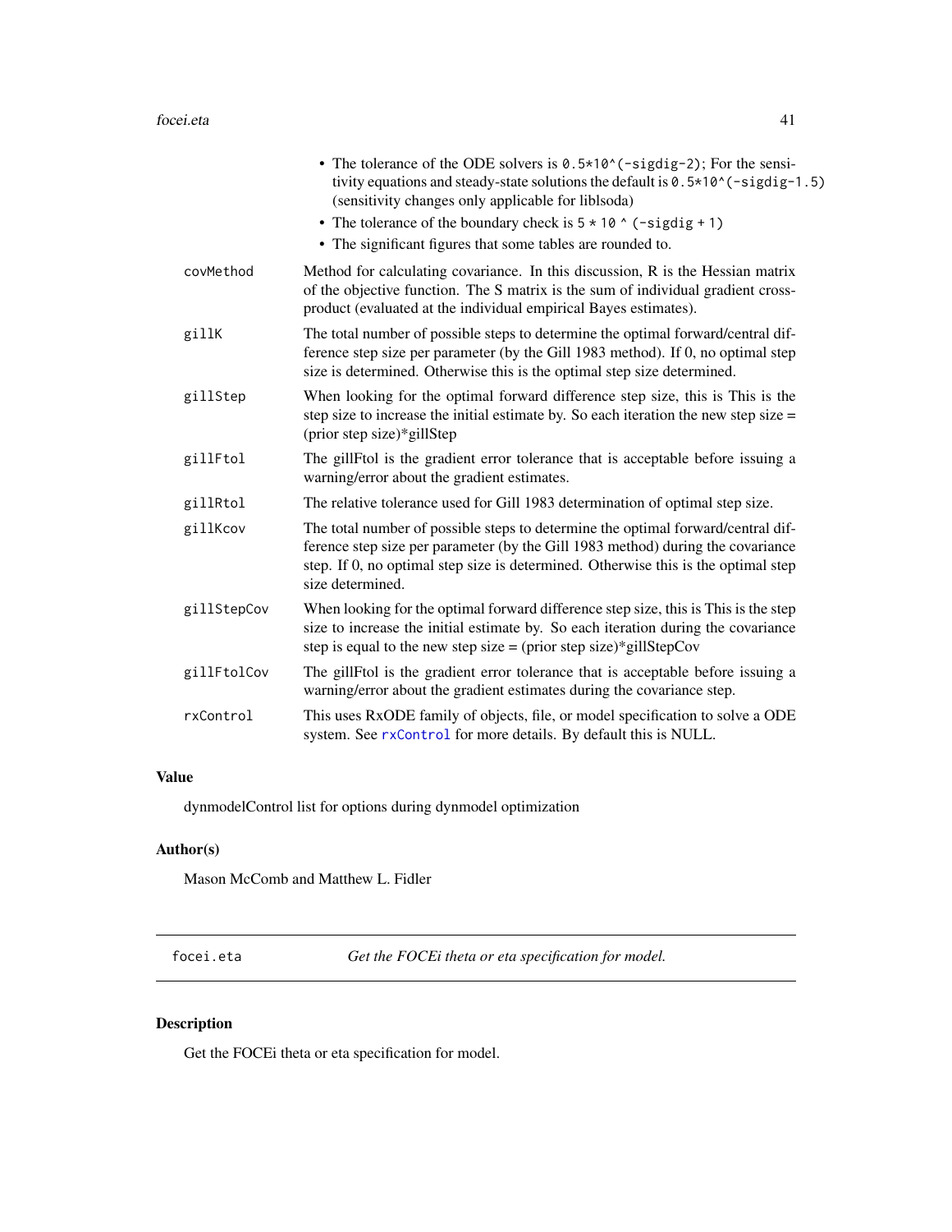- The tolerance of the ODE solvers is `0.5*10^(-sigdig-2)`; For the sensitivity equations and steady-state solutions the default is `0.5*10^(-sigdig-1.5)` (sensitivity changes only applicable for liblsoda)
- The tolerance of the boundary check is `5 * 10 ^ (-sigdig + 1)`
- The significant figures that some tables are rounded to.

| | |
|---|---|
| covMethod | Method for calculating covariance. In this discussion, R is the Hessian matrix of the objective function. The S matrix is the sum of individual gradient cross-product (evaluated at the individual empirical Bayes estimates). |
| gillK | The total number of possible steps to determine the optimal forward/central difference step size per parameter (by the Gill 1983 method). If 0, no optimal step size is determined. Otherwise this is the optimal step size determined. |
| gillStep | When looking for the optimal forward difference step size, this is This is the step size to increase the initial estimate by. So each iteration the new step size = (prior step size)*gillStep |
| gillFtol | The gillFtol is the gradient error tolerance that is acceptable before issuing a warning/error about the gradient estimates. |
| gillRtol | The relative tolerance used for Gill 1983 determination of optimal step size. |
| gillKcov | The total number of possible steps to determine the optimal forward/central difference step size per parameter (by the Gill 1983 method) during the covariance step. If 0, no optimal step size is determined. Otherwise this is the optimal step size determined. |
| gillStepCov | When looking for the optimal forward difference step size, this is This is the step size to increase the initial estimate by. So each iteration during the covariance step is equal to the new step size = (prior step size)*gillStepCov |
| gillFtolCov | The gillFtol is the gradient error tolerance that is acceptable before issuing a warning/error about the gradient estimates during the covariance step. |
| rxControl | This uses RxODE family of objects, file, or model specification to solve a ODE system. See `rxControl` for more details. By default this is NULL. |

### Value

dynmodelControl list for options during dynmodel optimization

### Author(s)

Mason McComb and Matthew L. Fidler

---

## focei.eta — *Get the FOCEi theta or eta specification for model.*

### Description

Get the FOCEi theta or eta specification for model.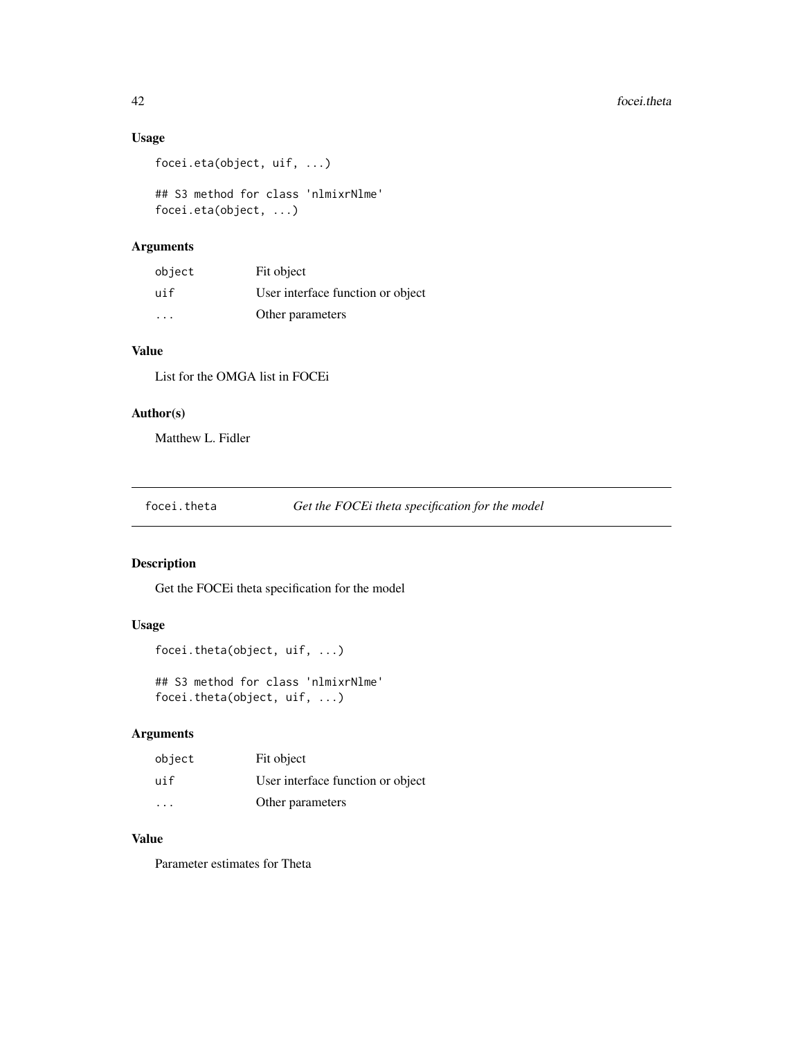### Usage

```
focei.eta(object, uif, ...)

## S3 method for class 'nlmixrNlme'
focei.eta(object, ...)
```

### Arguments

| | |
|---|---|
| object | Fit object |
| uif | User interface function or object |
| ... | Other parameters |

### Value

List for the OMGA list in FOCEi

### Author(s)

Matthew L. Fidler

---

## focei.theta *Get the FOCEi theta specification for the model*

### Description

Get the FOCEi theta specification for the model

### Usage

```
focei.theta(object, uif, ...)

## S3 method for class 'nlmixrNlme'
focei.theta(object, uif, ...)
```

### Arguments

| | |
|---|---|
| object | Fit object |
| uif | User interface function or object |
| ... | Other parameters |

### Value

Parameter estimates for Theta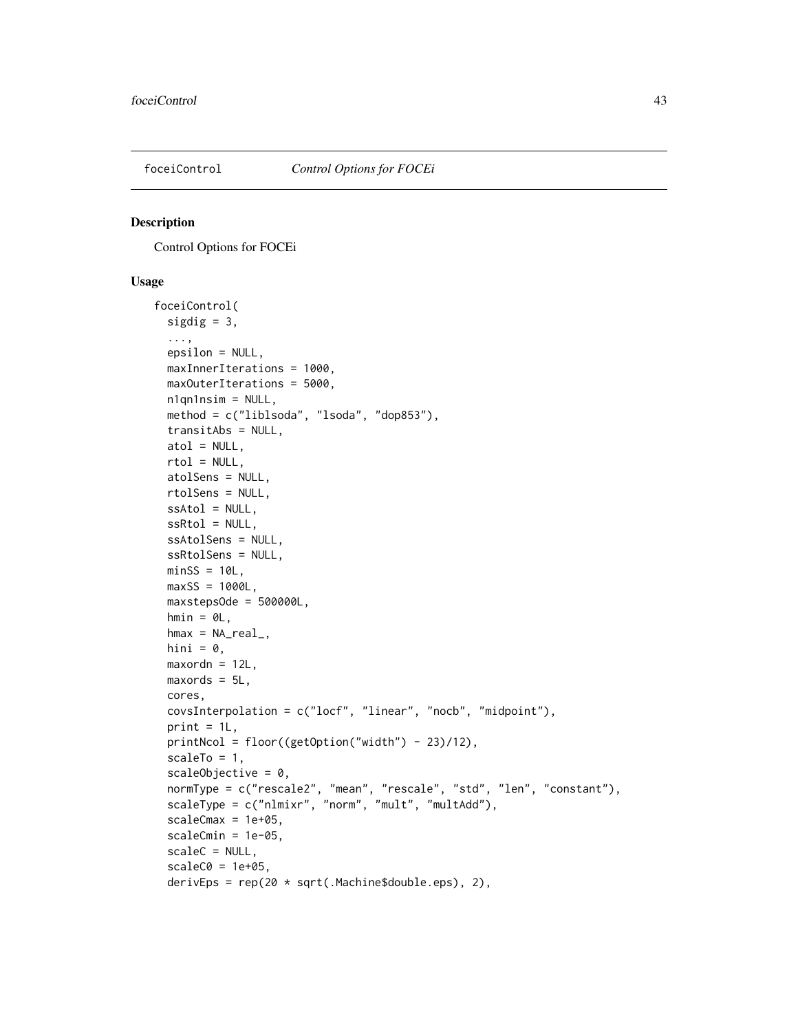## foceiControl *Control Options for FOCEi*

### Description

Control Options for FOCEi

### Usage

```
foceiControl(
  sigdig = 3,
  ...,
  epsilon = NULL,
  maxInnerIterations = 1000,
  maxOuterIterations = 5000,
  n1qn1nsim = NULL,
  method = c("liblsoda", "lsoda", "dop853"),
  transitAbs = NULL,
  atol = NULL,
  rtol = NULL,
  atolSens = NULL,
  rtolSens = NULL,
  ssAtol = NULL,
  ssRtol = NULL,
  ssAtolSens = NULL,
  ssRtolSens = NULL,
  minSS = 10L,
  maxSS = 1000L,
  maxstepsOde = 500000L,
  hmin = 0L,
  hmax = NA_real_,
  hini = 0,
  maxordn = 12L,
  maxords = 5L,
  cores,
  covsInterpolation = c("locf", "linear", "nocb", "midpoint"),
  print = 1L,
  printNcol = floor((getOption("width") - 23)/12),
  scaleTo = 1,
  scaleObjective = 0,
  normType = c("rescale2", "mean", "rescale", "std", "len", "constant"),
  scaleType = c("nlmixr", "norm", "mult", "multAdd"),
  scaleCmax = 1e+05,
  scaleCmin = 1e-05,
  scaleC = NULL,
  scaleC0 = 1e+05,
  derivEps = rep(20 * sqrt(.Machine$double.eps), 2),
```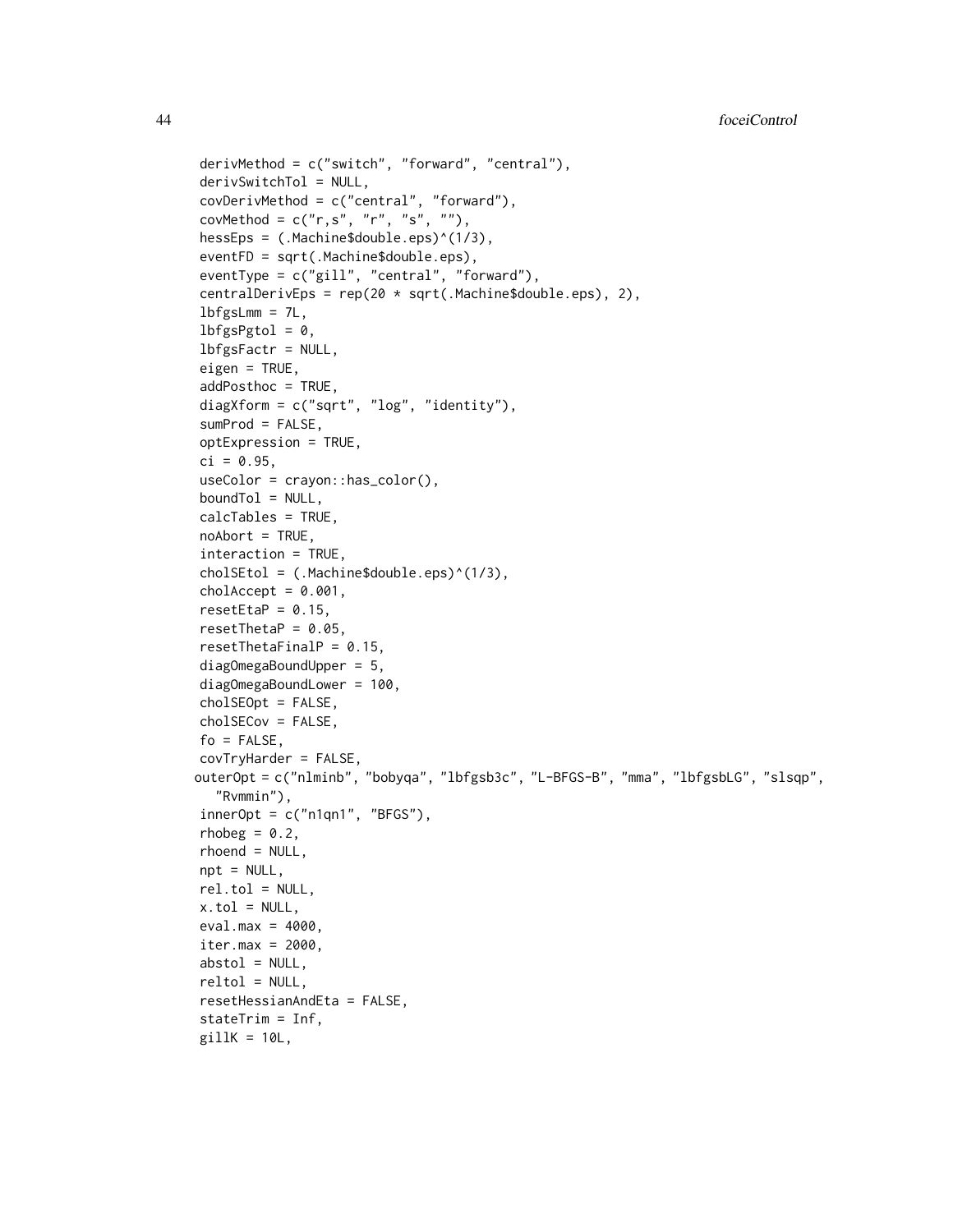```
  derivMethod = c("switch", "forward", "central"),
  derivSwitchTol = NULL,
  covDerivMethod = c("central", "forward"),
  covMethod = c("r,s", "r", "s", ""),
  hessEps = (.Machine$double.eps)^(1/3),
  eventFD = sqrt(.Machine$double.eps),
  eventType = c("gill", "central", "forward"),
  centralDerivEps = rep(20 * sqrt(.Machine$double.eps), 2),
  lbfgsLmm = 7L,
  lbfgsPgtol = 0,
  lbfgsFactr = NULL,
  eigen = TRUE,
  addPosthoc = TRUE,
  diagXform = c("sqrt", "log", "identity"),
  sumProd = FALSE,
  optExpression = TRUE,
  ci = 0.95,
  useColor = crayon::has_color(),
  boundTol = NULL,
  calcTables = TRUE,
  noAbort = TRUE,
  interaction = TRUE,
  cholSEtol = (.Machine$double.eps)^(1/3),
  cholAccept = 0.001,
  resetEtaP = 0.15,
  resetThetaP = 0.05,
  resetThetaFinalP = 0.15,
  diagOmegaBoundUpper = 5,
  diagOmegaBoundLower = 100,
  cholSEOpt = FALSE,
  cholSECov = FALSE,
  fo = FALSE,
  covTryHarder = FALSE,
  outerOpt = c("nlminb", "bobyqa", "lbfgsb3c", "L-BFGS-B", "mma", "lbfgsbLG", "slsqp",
    "Rvmmin"),
  innerOpt = c("n1qn1", "BFGS"),
  rhobeg = 0.2,
  rhoend = NULL,
  npt = NULL,
  rel.tol = NULL,
  x.tol = NULL,
  eval.max = 4000,
  iter.max = 2000,
  abstol = NULL,
  reltol = NULL,
  resetHessianAndEta = FALSE,
  stateTrim = Inf,
  gillK = 10L,
```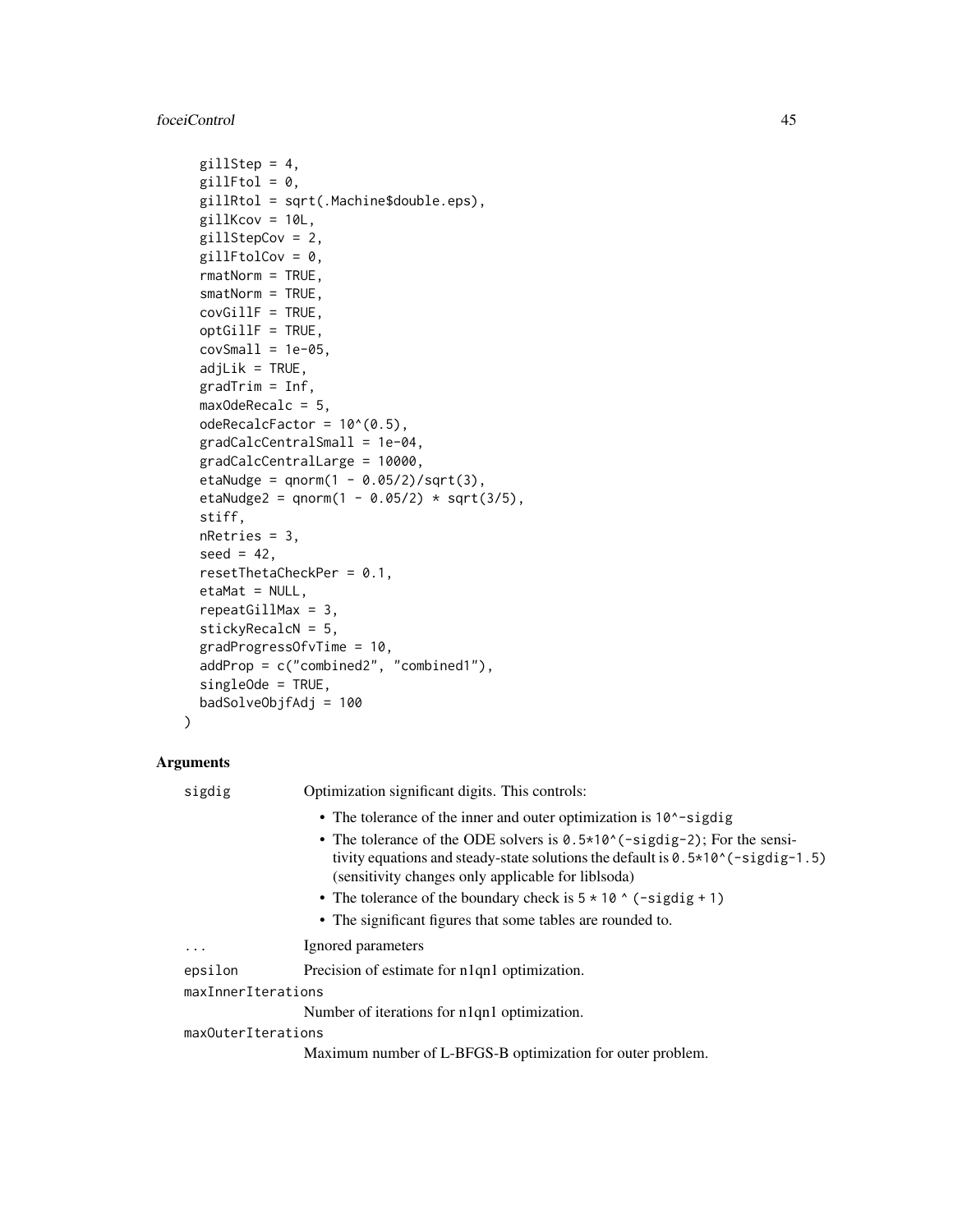```
  gillStep = 4,
  gillFtol = 0,
  gillRtol = sqrt(.Machine$double.eps),
  gillKcov = 10L,
  gillStepCov = 2,
  gillFtolCov = 0,
  rmatNorm = TRUE,
  smatNorm = TRUE,
  covGillF = TRUE,
  optGillF = TRUE,
  covSmall = 1e-05,
  adjLik = TRUE,
  gradTrim = Inf,
  maxOdeRecalc = 5,
  odeRecalcFactor = 10^(0.5),
  gradCalcCentralSmall = 1e-04,
  gradCalcCentralLarge = 10000,
  etaNudge = qnorm(1 - 0.05/2)/sqrt(3),
  etaNudge2 = qnorm(1 - 0.05/2) * sqrt(3/5),
  stiff,
  nRetries = 3,
  seed = 42,
  resetThetaCheckPer = 0.1,
  etaMat = NULL,
  repeatGillMax = 3,
  stickyRecalcN = 5,
  gradProgressOfvTime = 10,
  addProp = c("combined2", "combined1"),
  singleOde = TRUE,
  badSolveObjfAdj = 100
)
```

## Arguments

**sigdig** Optimization significant digits. This controls:

- The tolerance of the inner and outer optimization is `10^-sigdig`
- The tolerance of the ODE solvers is `0.5*10^(-sigdig-2)`; For the sensitivity equations and steady-state solutions the default is `0.5*10^(-sigdig-1.5)` (sensitivity changes only applicable for liblsoda)
- The tolerance of the boundary check is `5 * 10 ^ (-sigdig + 1)`
- The significant figures that some tables are rounded to.

**...** Ignored parameters

**epsilon** Precision of estimate for n1qn1 optimization.

**maxInnerIterations** Number of iterations for n1qn1 optimization.

**maxOuterIterations** Maximum number of L-BFGS-B optimization for outer problem.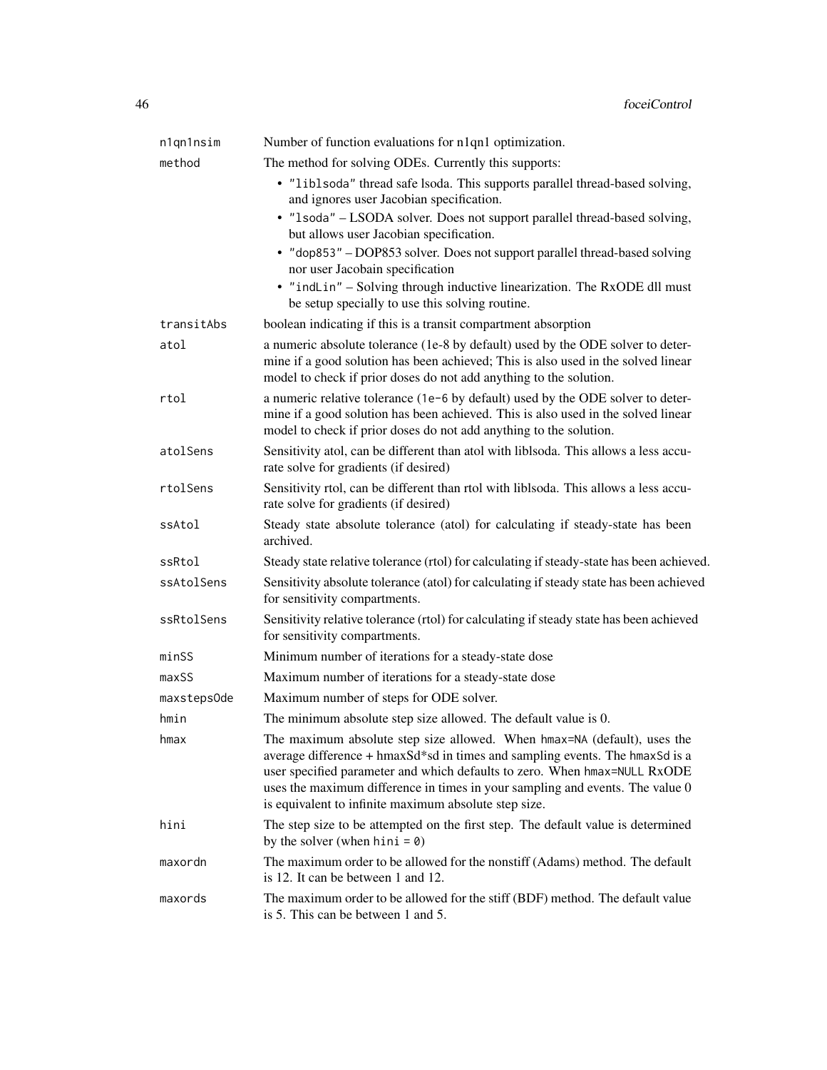| | |
|---|---|
| `n1qn1nsim` | Number of function evaluations for n1qn1 optimization. |
| `method` | The method for solving ODEs. Currently this supports:<br>• `"liblsoda"` thread safe lsoda. This supports parallel thread-based solving, and ignores user Jacobian specification.<br>• `"lsoda"` – LSODA solver. Does not support parallel thread-based solving, but allows user Jacobian specification.<br>• `"dop853"` – DOP853 solver. Does not support parallel thread-based solving nor user Jacobain specification<br>• `"indLin"` – Solving through inductive linearization. The RxODE dll must be setup specially to use this solving routine. |
| `transitAbs` | boolean indicating if this is a transit compartment absorption |
| `atol` | a numeric absolute tolerance (1e-8 by default) used by the ODE solver to determine if a good solution has been achieved; This is also used in the solved linear model to check if prior doses do not add anything to the solution. |
| `rtol` | a numeric relative tolerance (`1e-6` by default) used by the ODE solver to determine if a good solution has been achieved. This is also used in the solved linear model to check if prior doses do not add anything to the solution. |
| `atolSens` | Sensitivity atol, can be different than atol with liblsoda. This allows a less accurate solve for gradients (if desired) |
| `rtolSens` | Sensitivity rtol, can be different than rtol with liblsoda. This allows a less accurate solve for gradients (if desired) |
| `ssAtol` | Steady state absolute tolerance (atol) for calculating if steady-state has been archived. |
| `ssRtol` | Steady state relative tolerance (rtol) for calculating if steady-state has been achieved. |
| `ssAtolSens` | Sensitivity absolute tolerance (atol) for calculating if steady state has been achieved for sensitivity compartments. |
| `ssRtolSens` | Sensitivity relative tolerance (rtol) for calculating if steady state has been achieved for sensitivity compartments. |
| `minSS` | Minimum number of iterations for a steady-state dose |
| `maxSS` | Maximum number of iterations for a steady-state dose |
| `maxstepsOde` | Maximum number of steps for ODE solver. |
| `hmin` | The minimum absolute step size allowed. The default value is 0. |
| `hmax` | The maximum absolute step size allowed. When `hmax=NA` (default), uses the average difference + hmaxSd*sd in times and sampling events. The `hmaxSd` is a user specified parameter and which defaults to zero. When `hmax=NULL` RxODE uses the maximum difference in times in your sampling and events. The value 0 is equivalent to infinite maximum absolute step size. |
| `hini` | The step size to be attempted on the first step. The default value is determined by the solver (when `hini = 0`) |
| `maxordn` | The maximum order to be allowed for the nonstiff (Adams) method. The default is 12. It can be between 1 and 12. |
| `maxords` | The maximum order to be allowed for the stiff (BDF) method. The default value is 5. This can be between 1 and 5. |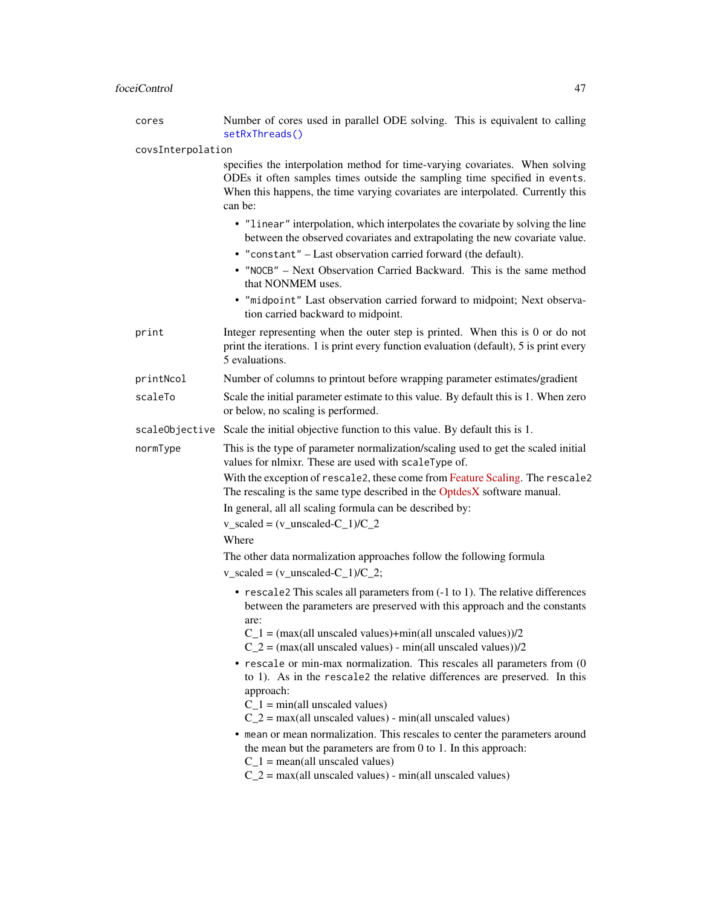`cores` Number of cores used in parallel ODE solving. This is equivalent to calling `setRxThreads()`

`covsInterpolation`
specifies the interpolation method for time-varying covariates. When solving ODEs it often samples times outside the sampling time specified in `events`. When this happens, the time varying covariates are interpolated. Currently this can be:

- `"linear"` interpolation, which interpolates the covariate by solving the line between the observed covariates and extrapolating the new covariate value.
- `"constant"` – Last observation carried forward (the default).
- `"NOCB"` – Next Observation Carried Backward. This is the same method that NONMEM uses.
- `"midpoint"` Last observation carried forward to midpoint; Next observation carried backward to midpoint.

`print` Integer representing when the outer step is printed. When this is 0 or do not print the iterations. 1 is print every function evaluation (default), 5 is print every 5 evaluations.

`printNcol` Number of columns to printout before wrapping parameter estimates/gradient

`scaleTo` Scale the initial parameter estimate to this value. By default this is 1. When zero or below, no scaling is performed.

`scaleObjective` Scale the initial objective function to this value. By default this is 1.

`normType` This is the type of parameter normalization/scaling used to get the scaled initial values for nlmixr. These are used with `scaleType` of.

With the exception of `rescale2`, these come from Feature Scaling. The `rescale2` The rescaling is the same type described in the OptdesX software manual.

In general, all all scaling formula can be described by:

v_scaled = (v_unscaled-C_1)/C_2

Where

The other data normalization approaches follow the following formula

v_scaled = (v_unscaled-C_1)/C_2;

- `rescale2` This scales all parameters from (-1 to 1). The relative differences between the parameters are preserved with this approach and the constants are:
  C_1 = (max(all unscaled values)+min(all unscaled values))/2
  C_2 = (max(all unscaled values) - min(all unscaled values))/2
- `rescale` or min-max normalization. This rescales all parameters from (0 to 1). As in the `rescale2` the relative differences are preserved. In this approach:
  C_1 = min(all unscaled values)
  C_2 = max(all unscaled values) - min(all unscaled values)
- `mean` or mean normalization. This rescales to center the parameters around the mean but the parameters are from 0 to 1. In this approach:
  C_1 = mean(all unscaled values)
  C_2 = max(all unscaled values) - min(all unscaled values)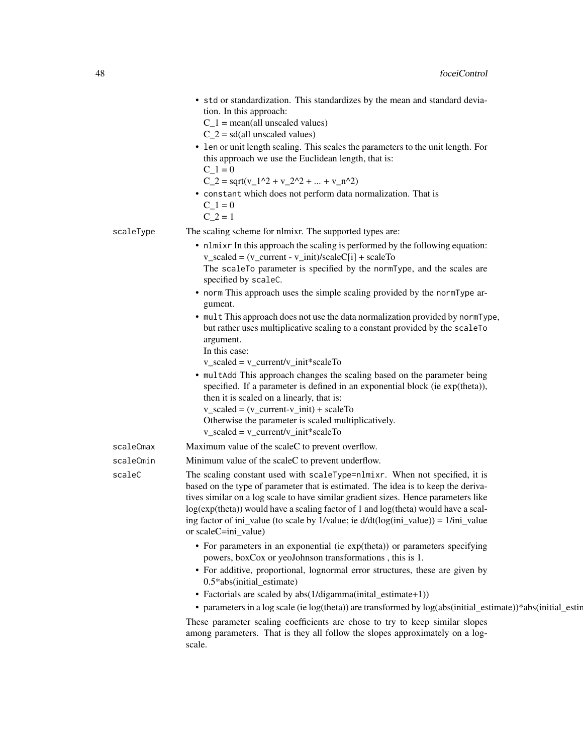- `std` or standardization. This standardizes by the mean and standard deviation. In this approach:
  $C_1$ = mean(all unscaled values)
  $C_2$ = sd(all unscaled values)
- `len` or unit length scaling. This scales the parameters to the unit length. For this approach we use the Euclidean length, that is:
  $C_1 = 0$
  $C_2 = \sqrt{v_1^2 + v_2^2 + ... + v_n^2}$
- `constant` which does not perform data normalization. That is
  $C_1 = 0$
  $C_2 = 1$

**scaleType** The scaling scheme for nlmixr. The supported types are:

- `nlmixr` In this approach the scaling is performed by the following equation:
  $v_{scaled} = (v_{current} - v_{init})/scaleC[i] + scaleTo$
  The `scaleTo` parameter is specified by the `normType`, and the scales are specified by `scaleC`.
- `norm` This approach uses the simple scaling provided by the `normType` argument.
- `mult` This approach does not use the data normalization provided by `normType`, but rather uses multiplicative scaling to a constant provided by the `scaleTo` argument.
  In this case:
  $v_{scaled} = v_{current}/v_{init} * scaleTo$
- `multAdd` This approach changes the scaling based on the parameter being specified. If a parameter is defined in an exponential block (ie exp(theta)), then it is scaled on a linearly, that is:
  $v_{scaled} = (v_{current} - v_{init}) + scaleTo$
  Otherwise the parameter is scaled multiplicatively.
  $v_{scaled} = v_{current}/v_{init} * scaleTo$

**scaleCmax** Maximum value of the scaleC to prevent overflow.

**scaleCmin** Minimum value of the scaleC to prevent underflow.

**scaleC** The scaling constant used with `scaleType=nlmixr`. When not specified, it is based on the type of parameter that is estimated. The idea is to keep the derivatives similar on a log scale to have similar gradient sizes. Hence parameters like log(exp(theta)) would have a scaling factor of 1 and log(theta) would have a scaling factor of ini_value (to scale by 1/value; ie d/dt(log(ini_value)) = 1/ini_value or scaleC=ini_value)

- For parameters in an exponential (ie exp(theta)) or parameters specifying powers, boxCox or yeoJohnson transformations , this is 1.
- For additive, proportional, lognormal error structures, these are given by 0.5*abs(initial_estimate)
- Factorials are scaled by abs(1/digamma(inital_estimate+1))
- parameters in a log scale (ie log(theta)) are transformed by log(abs(initial_estimate))*abs(initial_estin

These parameter scaling coefficients are chose to try to keep similar slopes among parameters. That is they all follow the slopes approximately on a log-scale.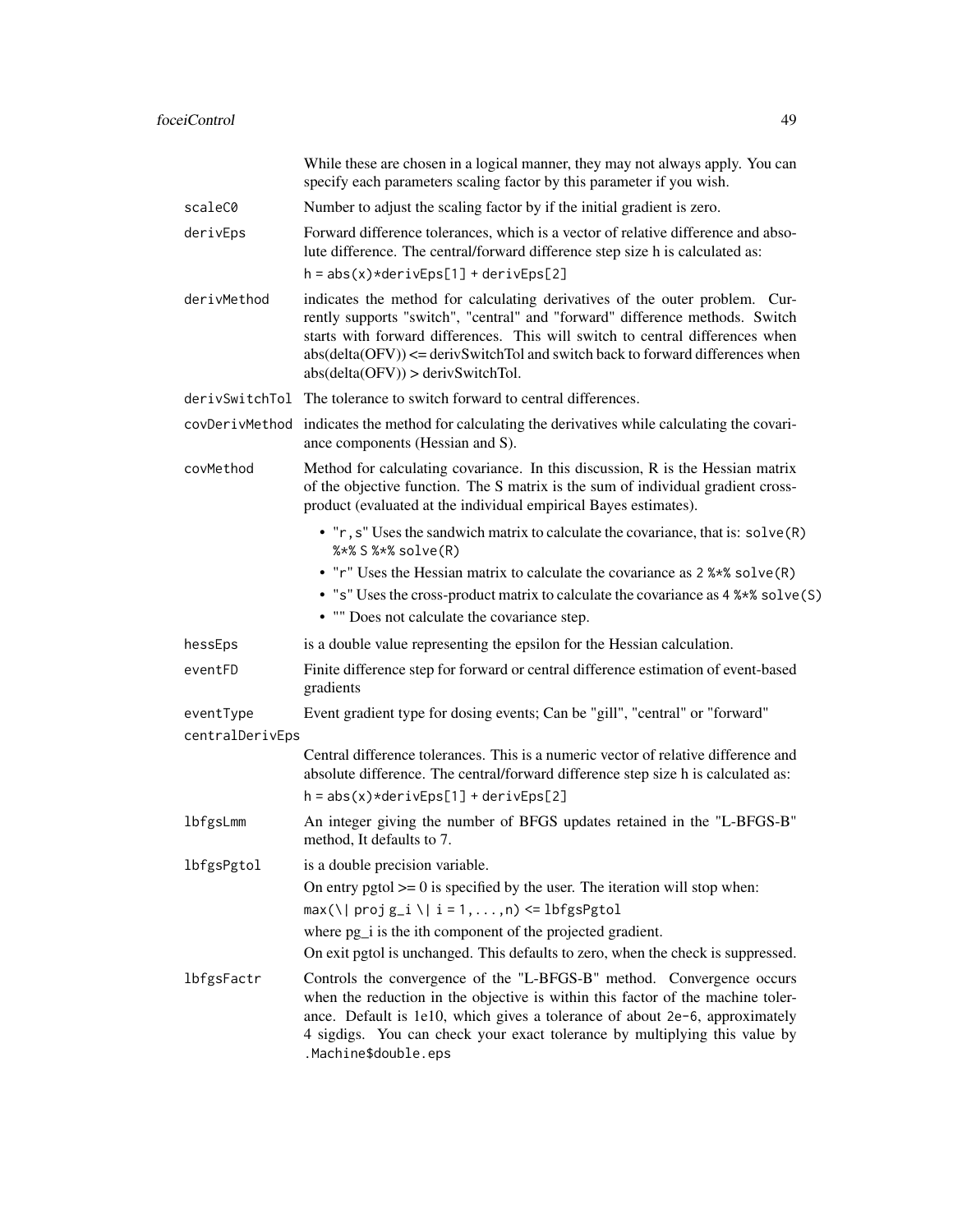While these are chosen in a logical manner, they may not always apply. You can specify each parameters scaling factor by this parameter if you wish.

`scaleC0`
: Number to adjust the scaling factor by if the initial gradient is zero.

`derivEps`
: Forward difference tolerances, which is a vector of relative difference and absolute difference. The central/forward difference step size h is calculated as:

  `h = abs(x)*derivEps[1] + derivEps[2]`

`derivMethod`
: indicates the method for calculating derivatives of the outer problem. Currently supports "switch", "central" and "forward" difference methods. Switch starts with forward differences. This will switch to central differences when abs(delta(OFV)) <= derivSwitchTol and switch back to forward differences when abs(delta(OFV)) > derivSwitchTol.

`derivSwitchTol`
: The tolerance to switch forward to central differences.

`covDerivMethod`
: indicates the method for calculating the derivatives while calculating the covariance components (Hessian and S).

`covMethod`
: Method for calculating covariance. In this discussion, R is the Hessian matrix of the objective function. The S matrix is the sum of individual gradient cross-product (evaluated at the individual empirical Bayes estimates).

  - "`r,s`" Uses the sandwich matrix to calculate the covariance, that is: `solve(R) %*% S %*% solve(R)`
  - "`r`" Uses the Hessian matrix to calculate the covariance as `2 %*% solve(R)`
  - "`s`" Uses the cross-product matrix to calculate the covariance as `4 %*% solve(S)`
  - "" Does not calculate the covariance step.

`hessEps`
: is a double value representing the epsilon for the Hessian calculation.

`eventFD`
: Finite difference step for forward or central difference estimation of event-based gradients

`eventType`
: Event gradient type for dosing events; Can be "gill", "central" or "forward"

`centralDerivEps`
: Central difference tolerances. This is a numeric vector of relative difference and absolute difference. The central/forward difference step size h is calculated as:

  `h = abs(x)*derivEps[1] + derivEps[2]`

`lbfgsLmm`
: An integer giving the number of BFGS updates retained in the "L-BFGS-B" method, It defaults to 7.

`lbfgsPgtol`
: is a double precision variable.

  On entry pgtol >= 0 is specified by the user. The iteration will stop when:

  `max(\| proj g_i \| i = 1, ..., n) <= lbfgsPgtol`

  where pg_i is the ith component of the projected gradient.

  On exit pgtol is unchanged. This defaults to zero, when the check is suppressed.

`lbfgsFactr`
: Controls the convergence of the "L-BFGS-B" method. Convergence occurs when the reduction in the objective is within this factor of the machine tolerance. Default is 1e10, which gives a tolerance of about `2e-6`, approximately 4 sigdigs. You can check your exact tolerance by multiplying this value by `.Machine$double.eps`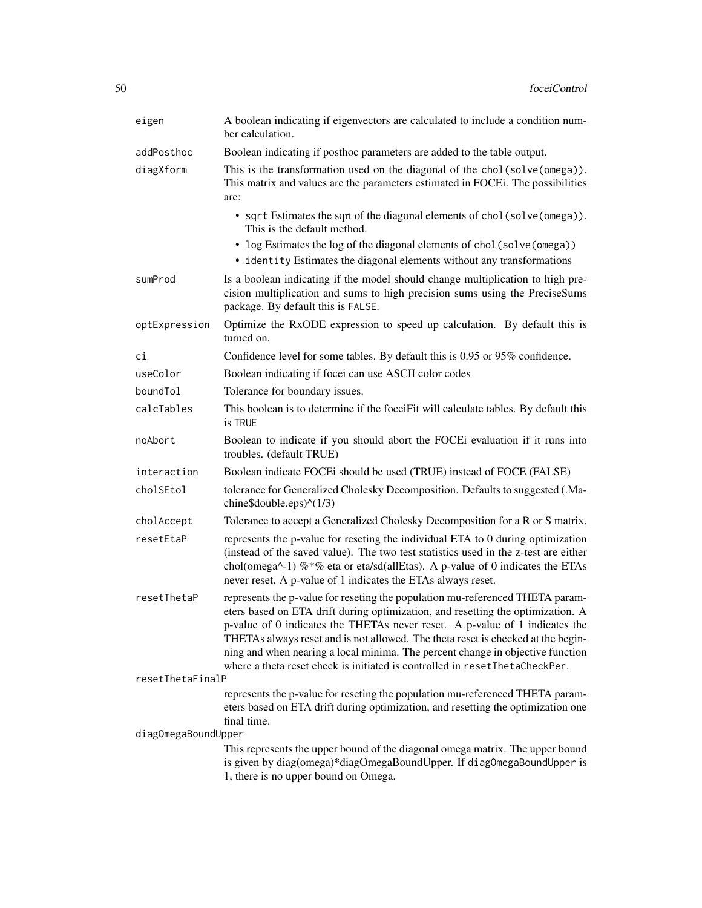| | |
|---|---|
| `eigen` | A boolean indicating if eigenvectors are calculated to include a condition number calculation. |
| `addPosthoc` | Boolean indicating if posthoc parameters are added to the table output. |
| `diagXform` | This is the transformation used on the diagonal of the `chol(solve(omega))`. This matrix and values are the parameters estimated in FOCEi. The possibilities are:<br>• `sqrt` Estimates the sqrt of the diagonal elements of `chol(solve(omega))`. This is the default method.<br>• `log` Estimates the log of the diagonal elements of `chol(solve(omega))`<br>• `identity` Estimates the diagonal elements without any transformations |
| `sumProd` | Is a boolean indicating if the model should change multiplication to high precision multiplication and sums to high precision sums using the PreciseSums package. By default this is `FALSE`. |
| `optExpression` | Optimize the RxODE expression to speed up calculation. By default this is turned on. |
| `ci` | Confidence level for some tables. By default this is 0.95 or 95% confidence. |
| `useColor` | Boolean indicating if focei can use ASCII color codes |
| `boundTol` | Tolerance for boundary issues. |
| `calcTables` | This boolean is to determine if the foceiFit will calculate tables. By default this is `TRUE` |
| `noAbort` | Boolean to indicate if you should abort the FOCEi evaluation if it runs into troubles. (default TRUE) |
| `interaction` | Boolean indicate FOCEi should be used (TRUE) instead of FOCE (FALSE) |
| `cholSEtol` | tolerance for Generalized Cholesky Decomposition. Defaults to suggested (.Machine$double.eps)^(1/3) |
| `cholAccept` | Tolerance to accept a Generalized Cholesky Decomposition for a R or S matrix. |
| `resetEtaP` | represents the p-value for reseting the individual ETA to 0 during optimization (instead of the saved value). The two test statistics used in the z-test are either chol(omega^-1) %*% eta or eta/sd(allEtas). A p-value of 0 indicates the ETAs never reset. A p-value of 1 indicates the ETAs always reset. |
| `resetThetaP` | represents the p-value for reseting the population mu-referenced THETA parameters based on ETA drift during optimization, and resetting the optimization. A p-value of 0 indicates the THETAs never reset. A p-value of 1 indicates the THETAs always reset and is not allowed. The theta reset is checked at the beginning and when nearing a local minima. The percent change in objective function where a theta reset check is initiated is controlled in `resetThetaCheckPer`. |
| `resetThetaFinalP` | represents the p-value for reseting the population mu-referenced THETA parameters based on ETA drift during optimization, and resetting the optimization one final time. |
| `diagOmegaBoundUpper` | This represents the upper bound of the diagonal omega matrix. The upper bound is given by diag(omega)*diagOmegaBoundUpper. If `diagOmegaBoundUpper` is 1, there is no upper bound on Omega. |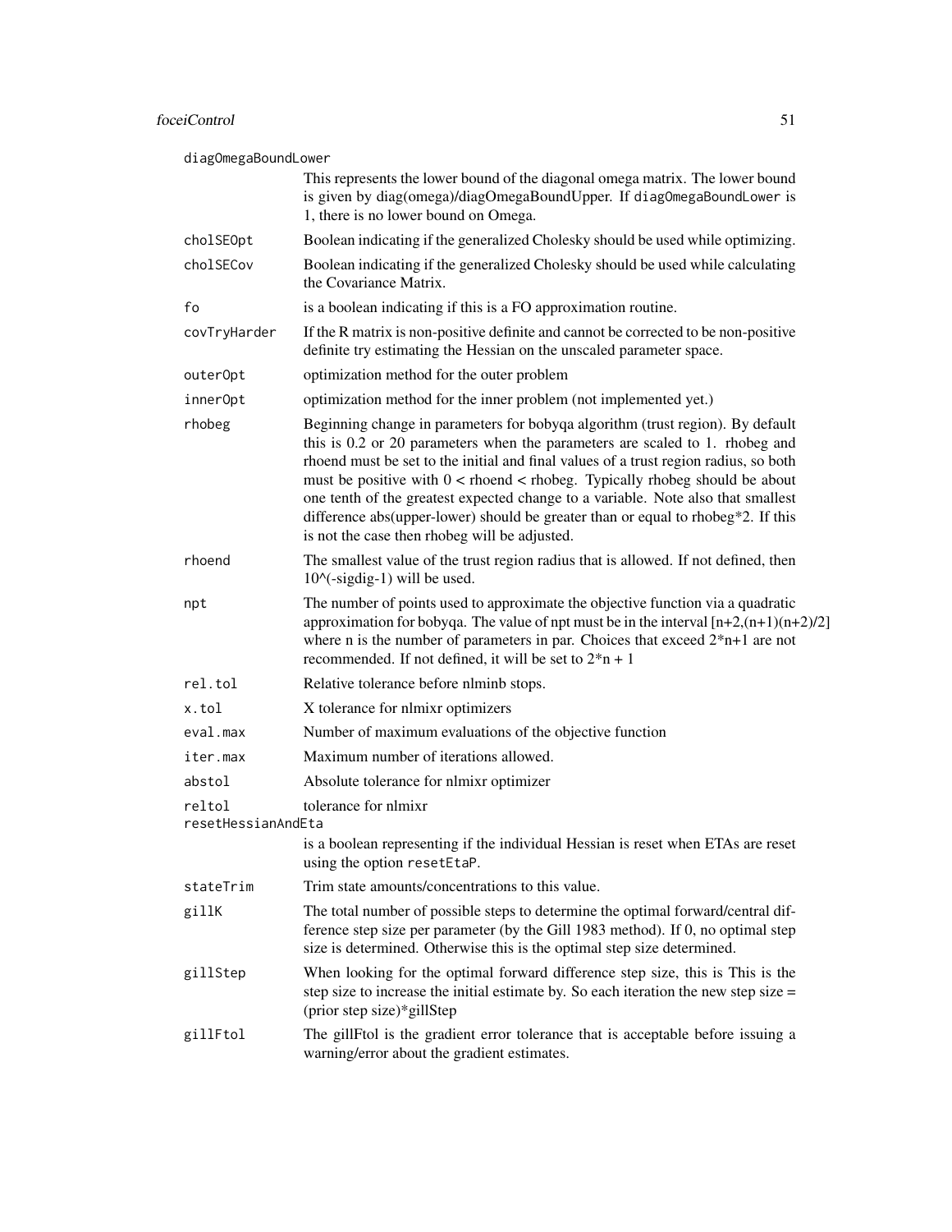`diagOmegaBoundLower`
: This represents the lower bound of the diagonal omega matrix. The lower bound is given by diag(omega)/diagOmegaBoundUpper. If `diagOmegaBoundLower` is 1, there is no lower bound on Omega.

`cholSEOpt`
: Boolean indicating if the generalized Cholesky should be used while optimizing.

`cholSECov`
: Boolean indicating if the generalized Cholesky should be used while calculating the Covariance Matrix.

`fo`
: is a boolean indicating if this is a FO approximation routine.

`covTryHarder`
: If the R matrix is non-positive definite and cannot be corrected to be non-positive definite try estimating the Hessian on the unscaled parameter space.

`outerOpt`
: optimization method for the outer problem

`innerOpt`
: optimization method for the inner problem (not implemented yet.)

`rhobeg`
: Beginning change in parameters for bobyqa algorithm (trust region). By default this is 0.2 or 20 parameters when the parameters are scaled to 1. rhobeg and rhoend must be set to the initial and final values of a trust region radius, so both must be positive with 0 < rhoend < rhobeg. Typically rhobeg should be about one tenth of the greatest expected change to a variable. Note also that smallest difference abs(upper-lower) should be greater than or equal to rhobeg*2. If this is not the case then rhobeg will be adjusted.

`rhoend`
: The smallest value of the trust region radius that is allowed. If not defined, then 10^(-sigdig-1) will be used.

`npt`
: The number of points used to approximate the objective function via a quadratic approximation for bobyqa. The value of npt must be in the interval [n+2,(n+1)(n+2)/2] where n is the number of parameters in par. Choices that exceed 2*n+1 are not recommended. If not defined, it will be set to 2*n + 1

`rel.tol`
: Relative tolerance before nlminb stops.

`x.tol`
: X tolerance for nlmixr optimizers

`eval.max`
: Number of maximum evaluations of the objective function

`iter.max`
: Maximum number of iterations allowed.

`abstol`
: Absolute tolerance for nlmixr optimizer

`reltol`
: tolerance for nlmixr

`resetHessianAndEta`
: is a boolean representing if the individual Hessian is reset when ETAs are reset using the option `resetEtaP`.

`stateTrim`
: Trim state amounts/concentrations to this value.

`gillK`
: The total number of possible steps to determine the optimal forward/central difference step size per parameter (by the Gill 1983 method). If 0, no optimal step size is determined. Otherwise this is the optimal step size determined.

`gillStep`
: When looking for the optimal forward difference step size, this is This is the step size to increase the initial estimate by. So each iteration the new step size = (prior step size)*gillStep

`gillFtol`
: The gillFtol is the gradient error tolerance that is acceptable before issuing a warning/error about the gradient estimates.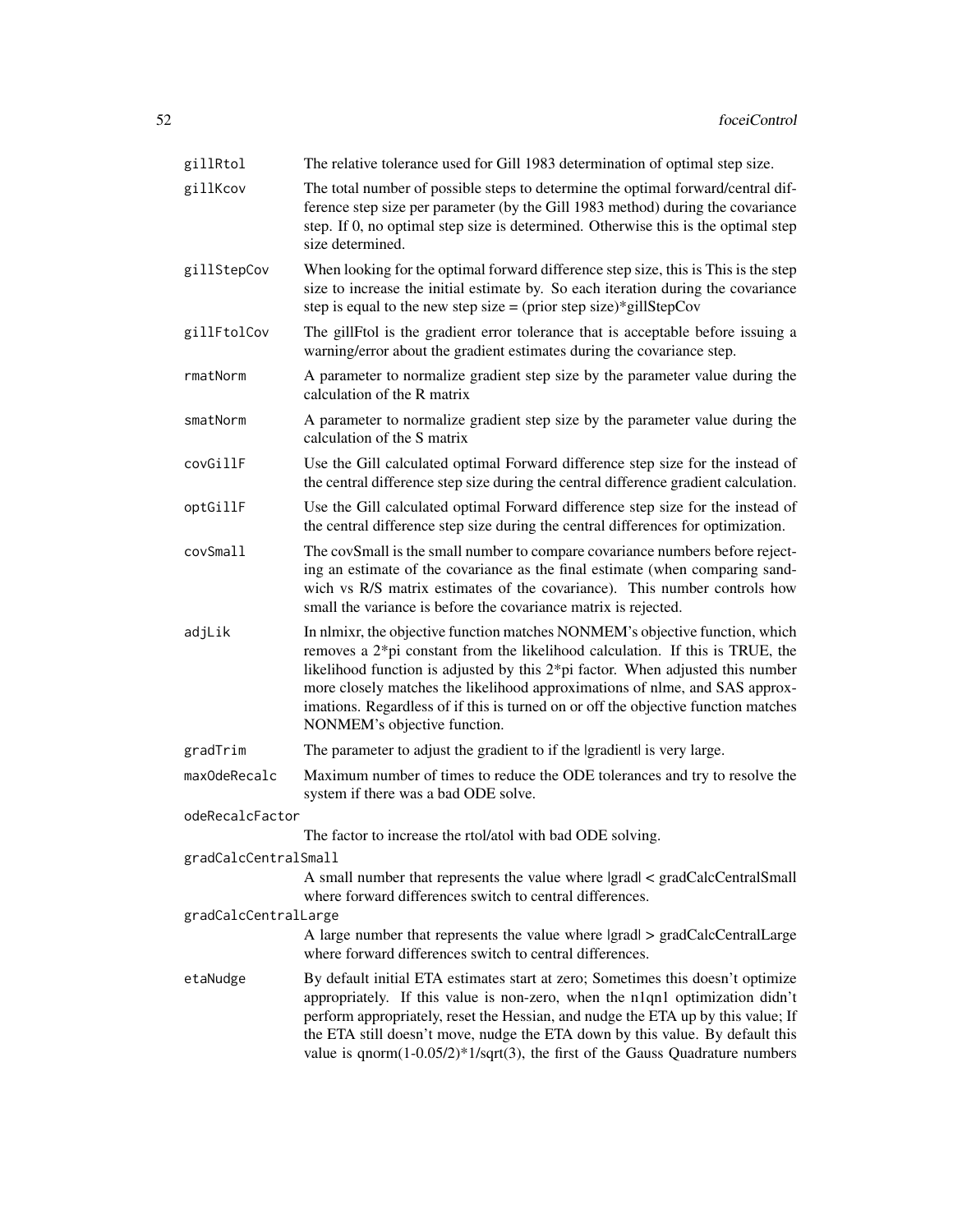gillRtol
: The relative tolerance used for Gill 1983 determination of optimal step size.

gillKcov
: The total number of possible steps to determine the optimal forward/central difference step size per parameter (by the Gill 1983 method) during the covariance step. If 0, no optimal step size is determined. Otherwise this is the optimal step size determined.

gillStepCov
: When looking for the optimal forward difference step size, this is This is the step size to increase the initial estimate by. So each iteration during the covariance step is equal to the new step size = (prior step size)*gillStepCov

gillFtolCov
: The gillFtol is the gradient error tolerance that is acceptable before issuing a warning/error about the gradient estimates during the covariance step.

rmatNorm
: A parameter to normalize gradient step size by the parameter value during the calculation of the R matrix

smatNorm
: A parameter to normalize gradient step size by the parameter value during the calculation of the S matrix

covGillF
: Use the Gill calculated optimal Forward difference step size for the instead of the central difference step size during the central difference gradient calculation.

optGillF
: Use the Gill calculated optimal Forward difference step size for the instead of the central difference step size during the central differences for optimization.

covSmall
: The covSmall is the small number to compare covariance numbers before rejecting an estimate of the covariance as the final estimate (when comparing sandwich vs R/S matrix estimates of the covariance). This number controls how small the variance is before the covariance matrix is rejected.

adjLik
: In nlmixr, the objective function matches NONMEM's objective function, which removes a 2*pi constant from the likelihood calculation. If this is TRUE, the likelihood function is adjusted by this 2*pi factor. When adjusted this number more closely matches the likelihood approximations of nlme, and SAS approximations. Regardless of if this is turned on or off the objective function matches NONMEM's objective function.

gradTrim
: The parameter to adjust the gradient to if the |gradient| is very large.

maxOdeRecalc
: Maximum number of times to reduce the ODE tolerances and try to resolve the system if there was a bad ODE solve.

odeRecalcFactor
: The factor to increase the rtol/atol with bad ODE solving.

gradCalcCentralSmall
: A small number that represents the value where |grad| < gradCalcCentralSmall where forward differences switch to central differences.

gradCalcCentralLarge
: A large number that represents the value where |grad| > gradCalcCentralLarge where forward differences switch to central differences.

etaNudge
: By default initial ETA estimates start at zero; Sometimes this doesn't optimize appropriately. If this value is non-zero, when the n1qn1 optimization didn't perform appropriately, reset the Hessian, and nudge the ETA up by this value; If the ETA still doesn't move, nudge the ETA down by this value. By default this value is qnorm(1-0.05/2)*1/sqrt(3), the first of the Gauss Quadrature numbers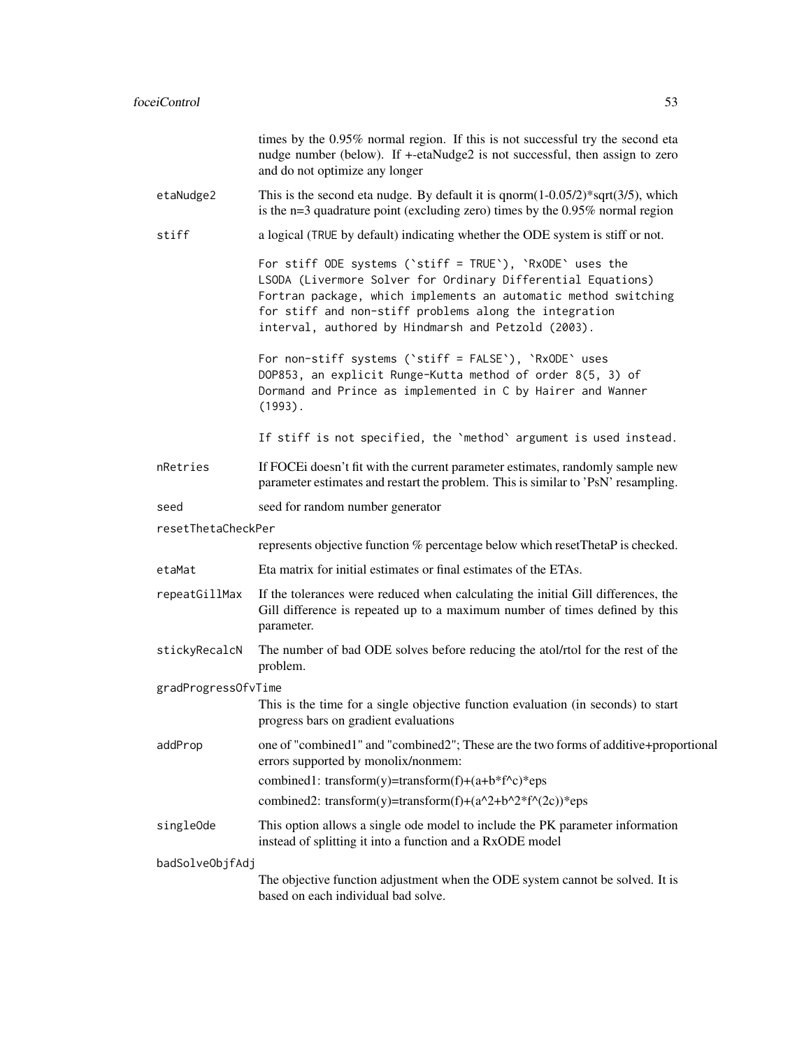times by the 0.95% normal region. If this is not successful try the second eta nudge number (below). If +-etaNudge2 is not successful, then assign to zero and do not optimize any longer

`etaNudge2`
: This is the second eta nudge. By default it is qnorm(1-0.05/2)*sqrt(3/5), which is the n=3 quadrature point (excluding zero) times by the 0.95% normal region

`stiff`
: a logical (`TRUE` by default) indicating whether the ODE system is stiff or not.

```
For stiff ODE systems (`stiff = TRUE`), `RxODE` uses the
LSODA (Livermore Solver for Ordinary Differential Equations)
Fortran package, which implements an automatic method switching
for stiff and non-stiff problems along the integration
interval, authored by Hindmarsh and Petzold (2003).

For non-stiff systems (`stiff = FALSE`), `RxODE` uses
DOP853, an explicit Runge-Kutta method of order 8(5, 3) of
Dormand and Prince as implemented in C by Hairer and Wanner
(1993).

If stiff is not specified, the `method` argument is used instead.
```

`nRetries`
: If FOCEi doesn't fit with the current parameter estimates, randomly sample new parameter estimates and restart the problem. This is similar to 'PsN' resampling.

`seed`
: seed for random number generator

`resetThetaCheckPer`
: represents objective function % percentage below which resetThetaP is checked.

`etaMat`
: Eta matrix for initial estimates or final estimates of the ETAs.

`repeatGillMax`
: If the tolerances were reduced when calculating the initial Gill differences, the Gill difference is repeated up to a maximum number of times defined by this parameter.

`stickyRecalcN`
: The number of bad ODE solves before reducing the atol/rtol for the rest of the problem.

`gradProgressOfvTime`
: This is the time for a single objective function evaluation (in seconds) to start progress bars on gradient evaluations

`addProp`
: one of "combined1" and "combined2"; These are the two forms of additive+proportional errors supported by monolix/nonmem:

  combined1: transform(y)=transform(f)+(a+b*f^c)*eps

  combined2: transform(y)=transform(f)+(a^2+b^2*f^(2c))*eps

`singleOde`
: This option allows a single ode model to include the PK parameter information instead of splitting it into a function and a RxODE model

`badSolveObjfAdj`
: The objective function adjustment when the ODE system cannot be solved. It is based on each individual bad solve.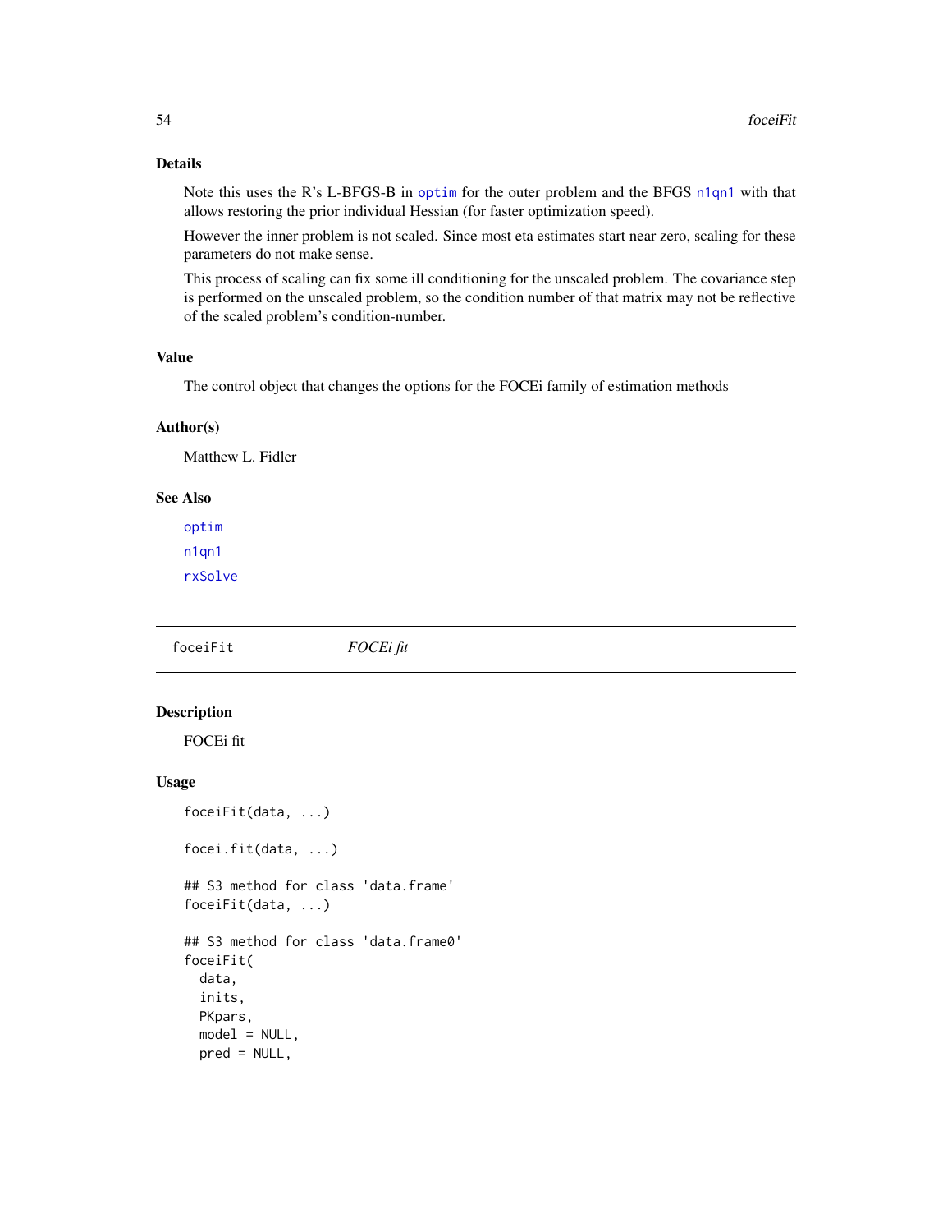### Details

Note this uses the R's L-BFGS-B in `optim` for the outer problem and the BFGS `n1qn1` with that allows restoring the prior individual Hessian (for faster optimization speed).

However the inner problem is not scaled. Since most eta estimates start near zero, scaling for these parameters do not make sense.

This process of scaling can fix some ill conditioning for the unscaled problem. The covariance step is performed on the unscaled problem, so the condition number of that matrix may not be reflective of the scaled problem's condition-number.

### Value

The control object that changes the options for the FOCEi family of estimation methods

### Author(s)

Matthew L. Fidler

### See Also

`optim`

`n1qn1`

`rxSolve`

---

## foceiFit &nbsp;&nbsp;&nbsp;&nbsp; *FOCEi fit*

### Description

FOCEi fit

### Usage

```
foceiFit(data, ...)

focei.fit(data, ...)

## S3 method for class 'data.frame'
foceiFit(data, ...)

## S3 method for class 'data.frame0'
foceiFit(
  data,
  inits,
  PKpars,
  model = NULL,
  pred = NULL,
```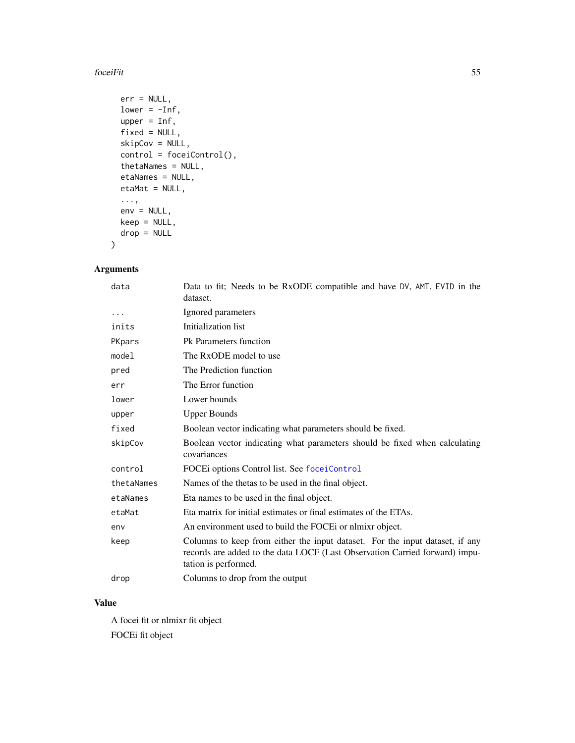```
  err = NULL,
  lower = -Inf,
  upper = Inf,
  fixed = NULL,
  skipCov = NULL,
  control = foceiControl(),
  thetaNames = NULL,
  etaNames = NULL,
  etaMat = NULL,
  ...,
  env = NULL,
  keep = NULL,
  drop = NULL
)
```

## Arguments

| | |
|---|---|
| `data` | Data to fit; Needs to be RxODE compatible and have DV, AMT, EVID in the dataset. |
| `...` | Ignored parameters |
| `inits` | Initialization list |
| `PKpars` | Pk Parameters function |
| `model` | The RxODE model to use |
| `pred` | The Prediction function |
| `err` | The Error function |
| `lower` | Lower bounds |
| `upper` | Upper Bounds |
| `fixed` | Boolean vector indicating what parameters should be fixed. |
| `skipCov` | Boolean vector indicating what parameters should be fixed when calculating covariances |
| `control` | FOCEi options Control list. See foceiControl |
| `thetaNames` | Names of the thetas to be used in the final object. |
| `etaNames` | Eta names to be used in the final object. |
| `etaMat` | Eta matrix for initial estimates or final estimates of the ETAs. |
| `env` | An environment used to build the FOCEi or nlmixr object. |
| `keep` | Columns to keep from either the input dataset. For the input dataset, if any records are added to the data LOCF (Last Observation Carried forward) imputation is performed. |
| `drop` | Columns to drop from the output |

## Value

A focei fit or nlmixr fit object

FOCEi fit object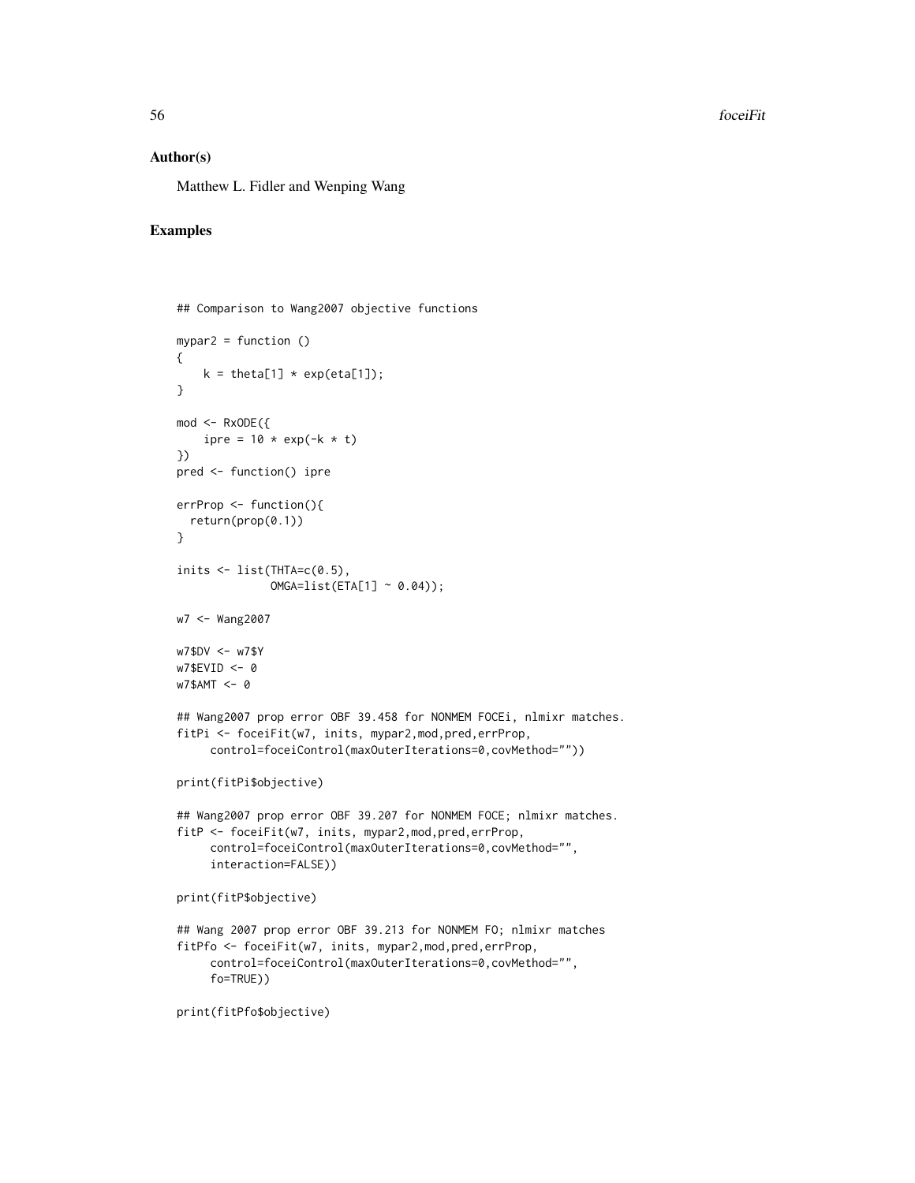## Author(s)

Matthew L. Fidler and Wenping Wang

## Examples

```
## Comparison to Wang2007 objective functions

mypar2 = function ()
{
    k = theta[1] * exp(eta[1]);
}

mod <- RxODE({
    ipre = 10 * exp(-k * t)
})
pred <- function() ipre

errProp <- function(){
  return(prop(0.1))
}

inits <- list(THTA=c(0.5),
              OMGA=list(ETA[1] ~ 0.04));

w7 <- Wang2007

w7$DV <- w7$Y
w7$EVID <- 0
w7$AMT <- 0

## Wang2007 prop error OBF 39.458 for NONMEM FOCEi, nlmixr matches.
fitPi <- foceiFit(w7, inits, mypar2,mod,pred,errProp,
     control=foceiControl(maxOuterIterations=0,covMethod=""))

print(fitPi$objective)

## Wang2007 prop error OBF 39.207 for NONMEM FOCE; nlmixr matches.
fitP <- foceiFit(w7, inits, mypar2,mod,pred,errProp,
     control=foceiControl(maxOuterIterations=0,covMethod="",
     interaction=FALSE))

print(fitP$objective)

## Wang 2007 prop error OBF 39.213 for NONMEM FO; nlmixr matches
fitPfo <- foceiFit(w7, inits, mypar2,mod,pred,errProp,
     control=foceiControl(maxOuterIterations=0,covMethod="",
     fo=TRUE))

print(fitPfo$objective)
```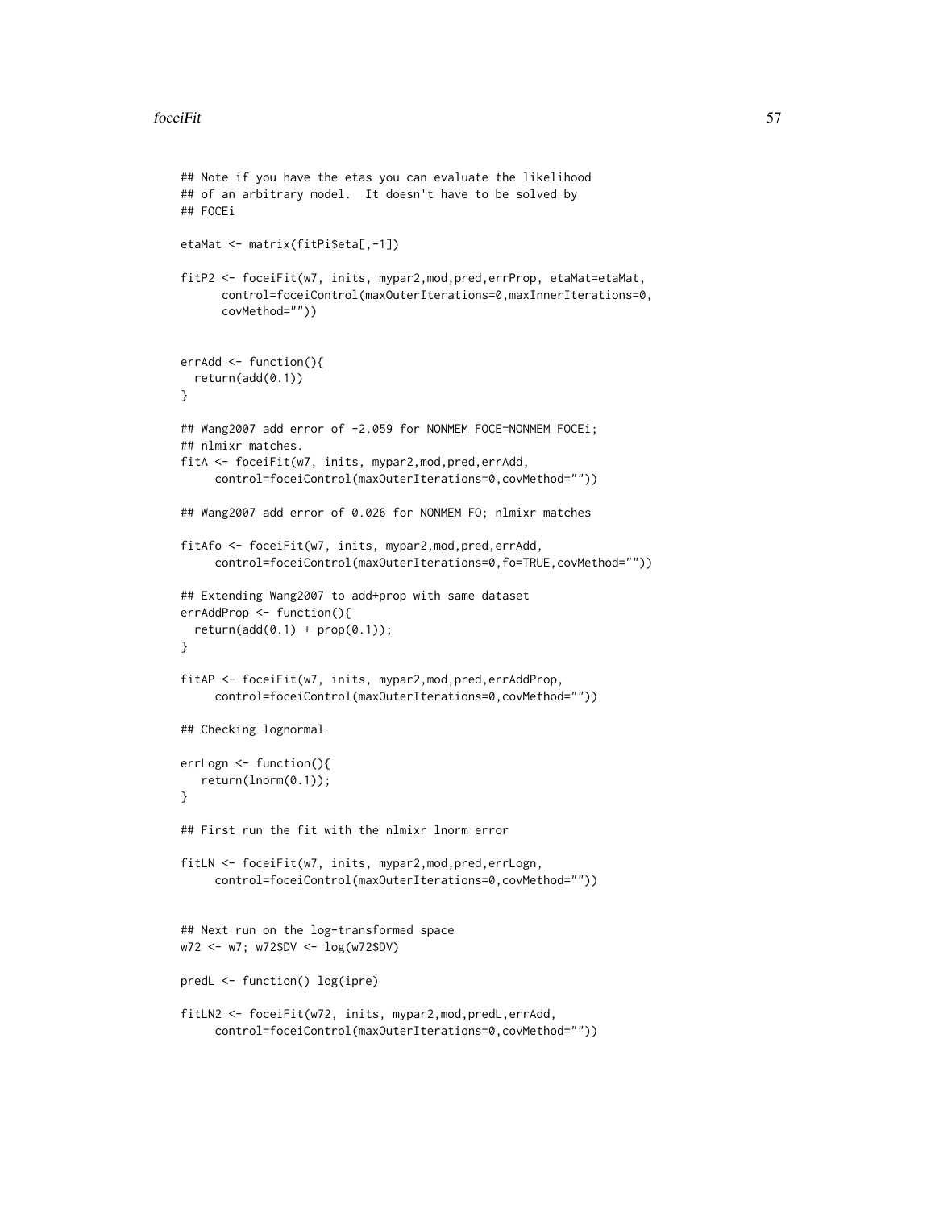```
## Note if you have the etas you can evaluate the likelihood
## of an arbitrary model.  It doesn't have to be solved by
## FOCEi

etaMat <- matrix(fitPi$eta[,-1])

fitP2 <- foceiFit(w7, inits, mypar2,mod,pred,errProp, etaMat=etaMat,
      control=foceiControl(maxOuterIterations=0,maxInnerIterations=0,
      covMethod=""))


errAdd <- function(){
  return(add(0.1))
}

## Wang2007 add error of -2.059 for NONMEM FOCE=NONMEM FOCEi;
## nlmixr matches.
fitA <- foceiFit(w7, inits, mypar2,mod,pred,errAdd,
     control=foceiControl(maxOuterIterations=0,covMethod=""))

## Wang2007 add error of 0.026 for NONMEM FO; nlmixr matches

fitAfo <- foceiFit(w7, inits, mypar2,mod,pred,errAdd,
     control=foceiControl(maxOuterIterations=0,fo=TRUE,covMethod=""))

## Extending Wang2007 to add+prop with same dataset
errAddProp <- function(){
  return(add(0.1) + prop(0.1));
}

fitAP <- foceiFit(w7, inits, mypar2,mod,pred,errAddProp,
     control=foceiControl(maxOuterIterations=0,covMethod=""))

## Checking lognormal

errLogn <- function(){
   return(lnorm(0.1));
}

## First run the fit with the nlmixr lnorm error

fitLN <- foceiFit(w7, inits, mypar2,mod,pred,errLogn,
     control=foceiControl(maxOuterIterations=0,covMethod=""))


## Next run on the log-transformed space
w72 <- w7; w72$DV <- log(w72$DV)

predL <- function() log(ipre)

fitLN2 <- foceiFit(w72, inits, mypar2,mod,predL,errAdd,
     control=foceiControl(maxOuterIterations=0,covMethod=""))
```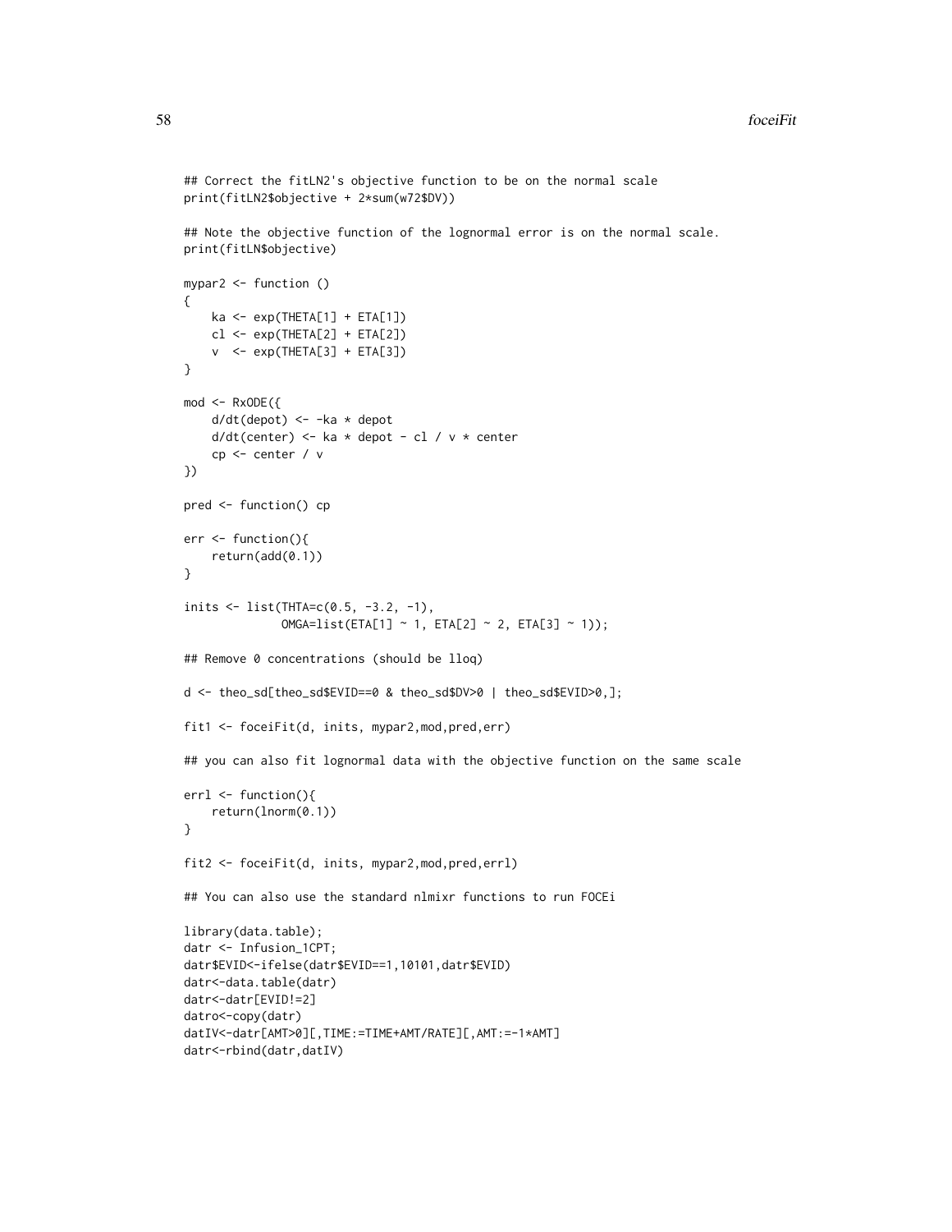```
## Correct the fitLN2's objective function to be on the normal scale
print(fitLN2$objective + 2*sum(w72$DV))

## Note the objective function of the lognormal error is on the normal scale.
print(fitLN$objective)

mypar2 <- function ()
{
    ka <- exp(THETA[1] + ETA[1])
    cl <- exp(THETA[2] + ETA[2])
    v  <- exp(THETA[3] + ETA[3])
}

mod <- RxODE({
    d/dt(depot) <- -ka * depot
    d/dt(center) <- ka * depot - cl / v * center
    cp <- center / v
})

pred <- function() cp

err <- function(){
    return(add(0.1))
}

inits <- list(THTA=c(0.5, -3.2, -1),
              OMGA=list(ETA[1] ~ 1, ETA[2] ~ 2, ETA[3] ~ 1));

## Remove 0 concentrations (should be lloq)

d <- theo_sd[theo_sd$EVID==0 & theo_sd$DV>0 | theo_sd$EVID>0,];

fit1 <- foceiFit(d, inits, mypar2,mod,pred,err)

## you can also fit lognormal data with the objective function on the same scale

errl <- function(){
    return(lnorm(0.1))
}

fit2 <- foceiFit(d, inits, mypar2,mod,pred,errl)

## You can also use the standard nlmixr functions to run FOCEi

library(data.table);
datr <- Infusion_1CPT;
datr$EVID<-ifelse(datr$EVID==1,10101,datr$EVID)
datr<-data.table(datr)
datr<-datr[EVID!=2]
datro<-copy(datr)
datIV<-datr[AMT>0][,TIME:=TIME+AMT/RATE][,AMT:=-1*AMT]
datr<-rbind(datr,datIV)
```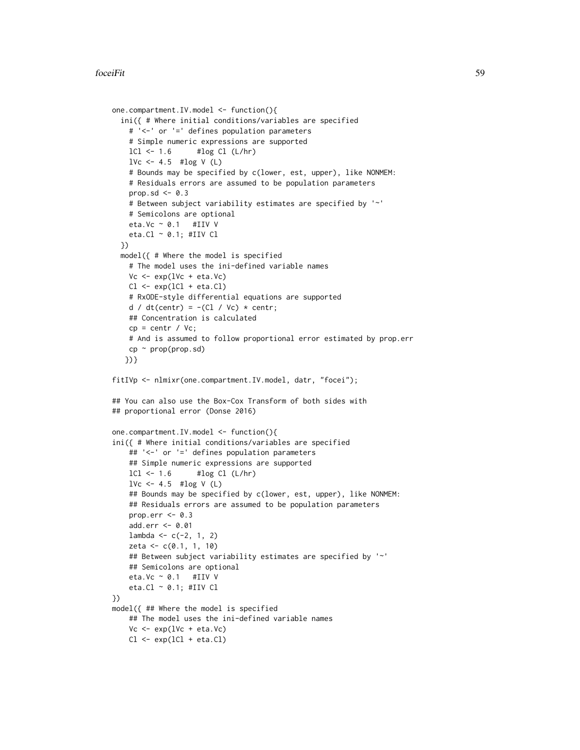```
one.compartment.IV.model <- function(){
  ini({ # Where initial conditions/variables are specified
    # '<-' or '=' defines population parameters
    # Simple numeric expressions are supported
    lCl <- 1.6      #log Cl (L/hr)
    lVc <- 4.5  #log V (L)
    # Bounds may be specified by c(lower, est, upper), like NONMEM:
    # Residuals errors are assumed to be population parameters
    prop.sd <- 0.3
    # Between subject variability estimates are specified by '~'
    # Semicolons are optional
    eta.Vc ~ 0.1   #IIV V
    eta.Cl ~ 0.1; #IIV Cl
  })
  model({ # Where the model is specified
    # The model uses the ini-defined variable names
    Vc <- exp(lVc + eta.Vc)
    Cl <- exp(lCl + eta.Cl)
    # RxODE-style differential equations are supported
    d / dt(centr) = -(Cl / Vc) * centr;
    ## Concentration is calculated
    cp = centr / Vc;
    # And is assumed to follow proportional error estimated by prop.err
    cp ~ prop(prop.sd)
   })}

fitIVp <- nlmixr(one.compartment.IV.model, datr, "focei");

## You can also use the Box-Cox Transform of both sides with
## proportional error (Donse 2016)

one.compartment.IV.model <- function(){
ini({ # Where initial conditions/variables are specified
    ## '<-' or '=' defines population parameters
    ## Simple numeric expressions are supported
    lCl <- 1.6      #log Cl (L/hr)
    lVc <- 4.5  #log V (L)
    ## Bounds may be specified by c(lower, est, upper), like NONMEM:
    ## Residuals errors are assumed to be population parameters
    prop.err <- 0.3
    add.err <- 0.01
    lambda <- c(-2, 1, 2)
    zeta <- c(0.1, 1, 10)
    ## Between subject variability estimates are specified by '~'
    ## Semicolons are optional
    eta.Vc ~ 0.1   #IIV V
    eta.Cl ~ 0.1; #IIV Cl
})
model({ ## Where the model is specified
    ## The model uses the ini-defined variable names
    Vc <- exp(lVc + eta.Vc)
    Cl <- exp(lCl + eta.Cl)
```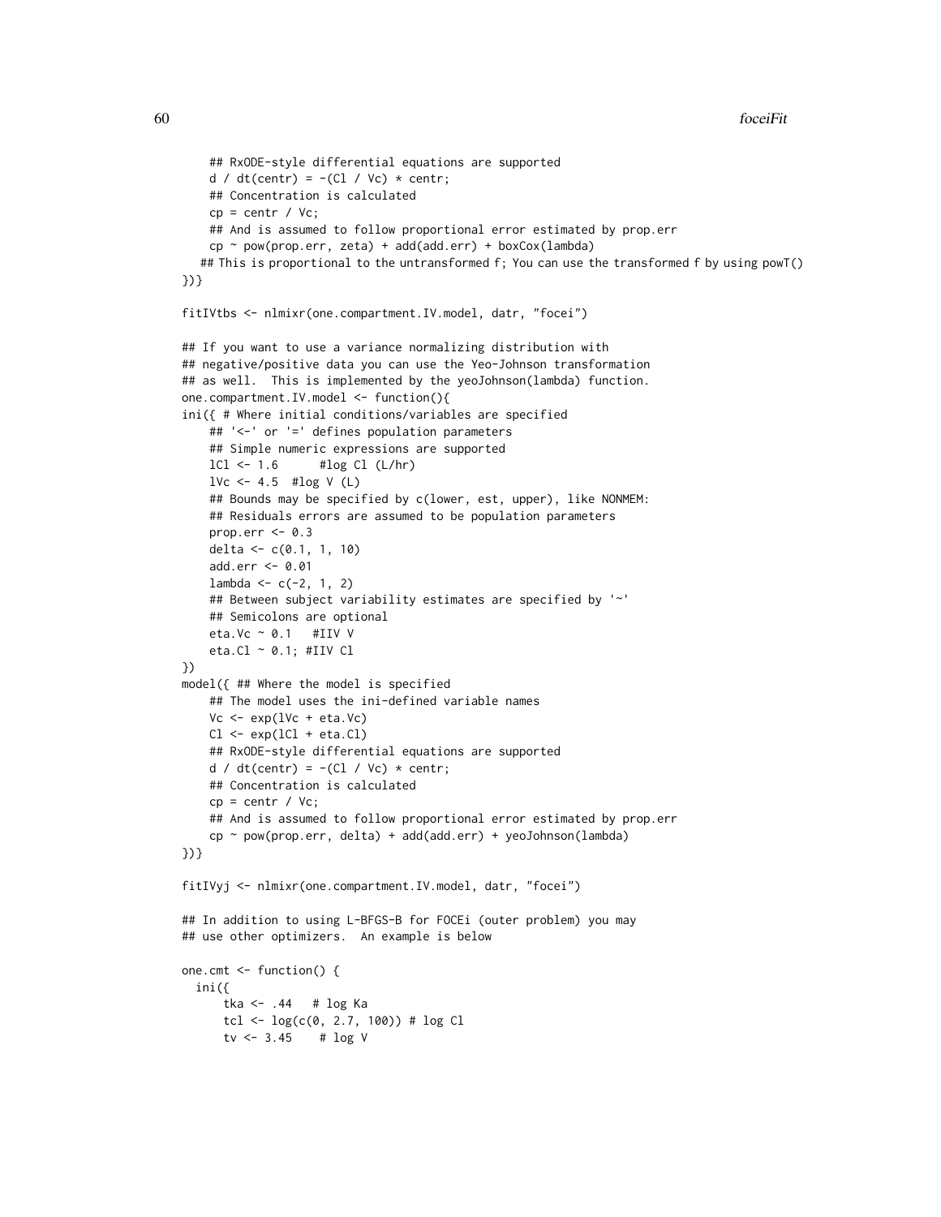```
    ## RxODE-style differential equations are supported
    d / dt(centr) = -(Cl / Vc) * centr;
    ## Concentration is calculated
    cp = centr / Vc;
    ## And is assumed to follow proportional error estimated by prop.err
    cp ~ pow(prop.err, zeta) + add(add.err) + boxCox(lambda)
   ## This is proportional to the untransformed f; You can use the transformed f by using powT()
})}

fitIVtbs <- nlmixr(one.compartment.IV.model, datr, "focei")

## If you want to use a variance normalizing distribution with
## negative/positive data you can use the Yeo-Johnson transformation
## as well.  This is implemented by the yeoJohnson(lambda) function.
one.compartment.IV.model <- function(){
ini({ # Where initial conditions/variables are specified
    ## '<-' or '=' defines population parameters
    ## Simple numeric expressions are supported
    lCl <- 1.6      #log Cl (L/hr)
    lVc <- 4.5  #log V (L)
    ## Bounds may be specified by c(lower, est, upper), like NONMEM:
    ## Residuals errors are assumed to be population parameters
    prop.err <- 0.3
    delta <- c(0.1, 1, 10)
    add.err <- 0.01
    lambda <- c(-2, 1, 2)
    ## Between subject variability estimates are specified by '~'
    ## Semicolons are optional
    eta.Vc ~ 0.1   #IIV V
    eta.Cl ~ 0.1; #IIV Cl
})
model({ ## Where the model is specified
    ## The model uses the ini-defined variable names
    Vc <- exp(lVc + eta.Vc)
    Cl <- exp(lCl + eta.Cl)
    ## RxODE-style differential equations are supported
    d / dt(centr) = -(Cl / Vc) * centr;
    ## Concentration is calculated
    cp = centr / Vc;
    ## And is assumed to follow proportional error estimated by prop.err
    cp ~ pow(prop.err, delta) + add(add.err) + yeoJohnson(lambda)
})}

fitIVyj <- nlmixr(one.compartment.IV.model, datr, "focei")

## In addition to using L-BFGS-B for FOCEi (outer problem) you may
## use other optimizers.  An example is below

one.cmt <- function() {
  ini({
      tka <- .44   # log Ka
      tcl <- log(c(0, 2.7, 100)) # log Cl
      tv <- 3.45    # log V
```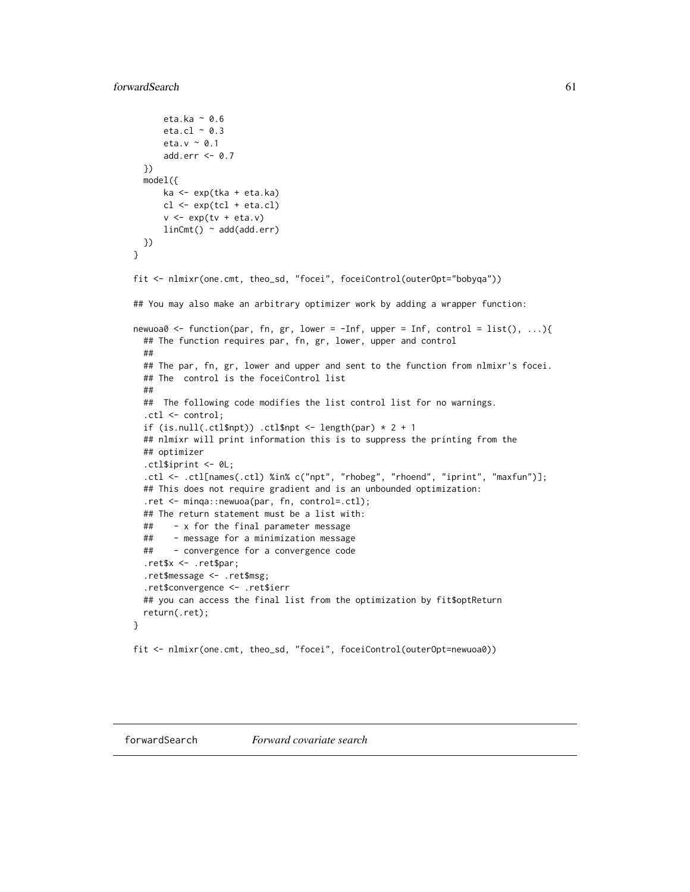```
      eta.ka ~ 0.6
      eta.cl ~ 0.3
      eta.v ~ 0.1
      add.err <- 0.7
  })
  model({
      ka <- exp(tka + eta.ka)
      cl <- exp(tcl + eta.cl)
      v <- exp(tv + eta.v)
      linCmt() ~ add(add.err)
  })
}

fit <- nlmixr(one.cmt, theo_sd, "focei", foceiControl(outerOpt="bobyqa"))

## You may also make an arbitrary optimizer work by adding a wrapper function:

newuoa0 <- function(par, fn, gr, lower = -Inf, upper = Inf, control = list(), ...){
  ## The function requires par, fn, gr, lower, upper and control
  ##
  ## The par, fn, gr, lower and upper and sent to the function from nlmixr's focei.
  ## The  control is the foceiControl list
  ##
  ##  The following code modifies the list control list for no warnings.
  .ctl <- control;
  if (is.null(.ctl$npt)) .ctl$npt <- length(par) * 2 + 1
  ## nlmixr will print information this is to suppress the printing from the
  ## optimizer
  .ctl$iprint <- 0L;
  .ctl <- .ctl[names(.ctl) %in% c("npt", "rhobeg", "rhoend", "iprint", "maxfun")];
  ## This does not require gradient and is an unbounded optimization:
  .ret <- minqa::newuoa(par, fn, control=.ctl);
  ## The return statement must be a list with:
  ##    - x for the final parameter message
  ##    - message for a minimization message
  ##    - convergence for a convergence code
  .ret$x <- .ret$par;
  .ret$message <- .ret$msg;
  .ret$convergence <- .ret$ierr
  ## you can access the final list from the optimization by fit$optReturn
  return(.ret);
}

fit <- nlmixr(one.cmt, theo_sd, "focei", foceiControl(outerOpt=newuoa0))
```

## forwardSearch *Forward covariate search*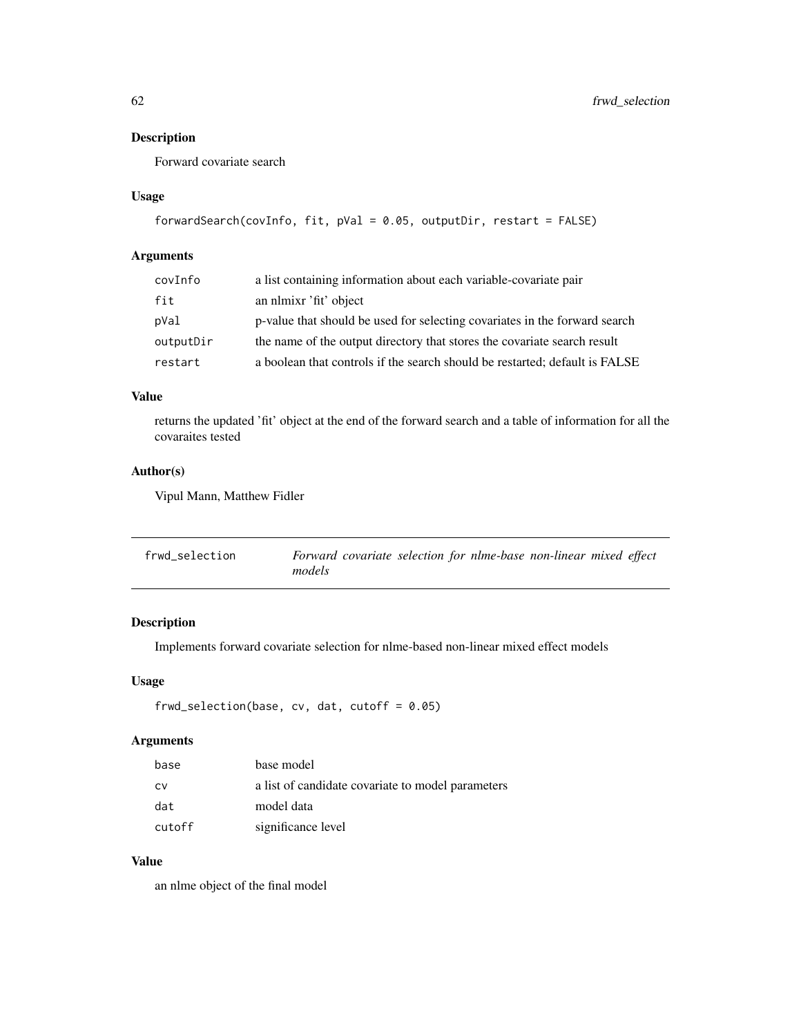## Description

Forward covariate search

## Usage

```
forwardSearch(covInfo, fit, pVal = 0.05, outputDir, restart = FALSE)
```

## Arguments

| | |
|---|---|
| covInfo | a list containing information about each variable-covariate pair |
| fit | an nlmixr 'fit' object |
| pVal | p-value that should be used for selecting covariates in the forward search |
| outputDir | the name of the output directory that stores the covariate search result |
| restart | a boolean that controls if the search should be restarted; default is FALSE |

## Value

returns the updated 'fit' object at the end of the forward search and a table of information for all the covaraites tested

## Author(s)

Vipul Mann, Matthew Fidler

---

# frwd_selection    *Forward covariate selection for nlme-base non-linear mixed effect models*

## Description

Implements forward covariate selection for nlme-based non-linear mixed effect models

## Usage

```
frwd_selection(base, cv, dat, cutoff = 0.05)
```

## Arguments

| | |
|---|---|
| base | base model |
| cv | a list of candidate covariate to model parameters |
| dat | model data |
| cutoff | significance level |

## Value

an nlme object of the final model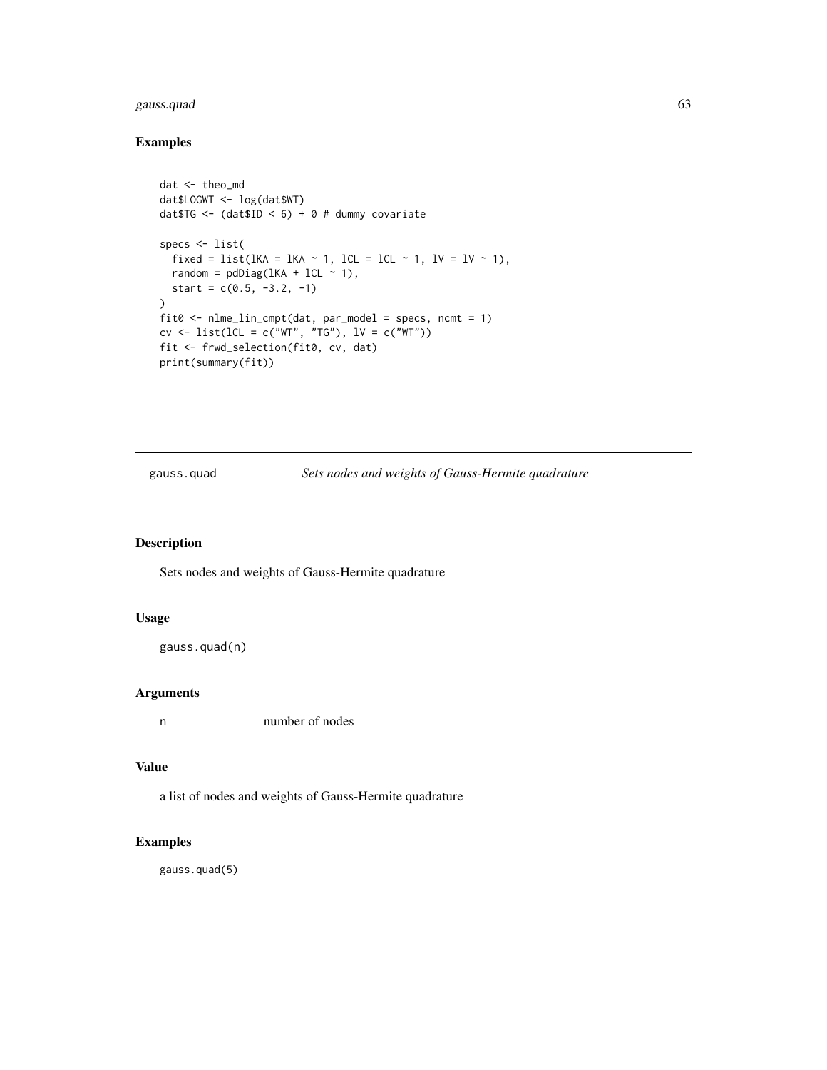## Examples

```
dat <- theo_md
dat$LOGWT <- log(dat$WT)
dat$TG <- (dat$ID < 6) + 0 # dummy covariate

specs <- list(
  fixed = list(lKA = lKA ~ 1, lCL = lCL ~ 1, lV = lV ~ 1),
  random = pdDiag(lKA + lCL ~ 1),
  start = c(0.5, -3.2, -1)
)
fit0 <- nlme_lin_cmpt(dat, par_model = specs, ncmt = 1)
cv <- list(lCL = c("WT", "TG"), lV = c("WT"))
fit <- frwd_selection(fit0, cv, dat)
print(summary(fit))
```

---

# gauss.quad — *Sets nodes and weights of Gauss-Hermite quadrature*

## Description

Sets nodes and weights of Gauss-Hermite quadrature

## Usage

```
gauss.quad(n)
```

## Arguments

| | |
|---|---|
| n | number of nodes |

## Value

a list of nodes and weights of Gauss-Hermite quadrature

## Examples

```
gauss.quad(5)
```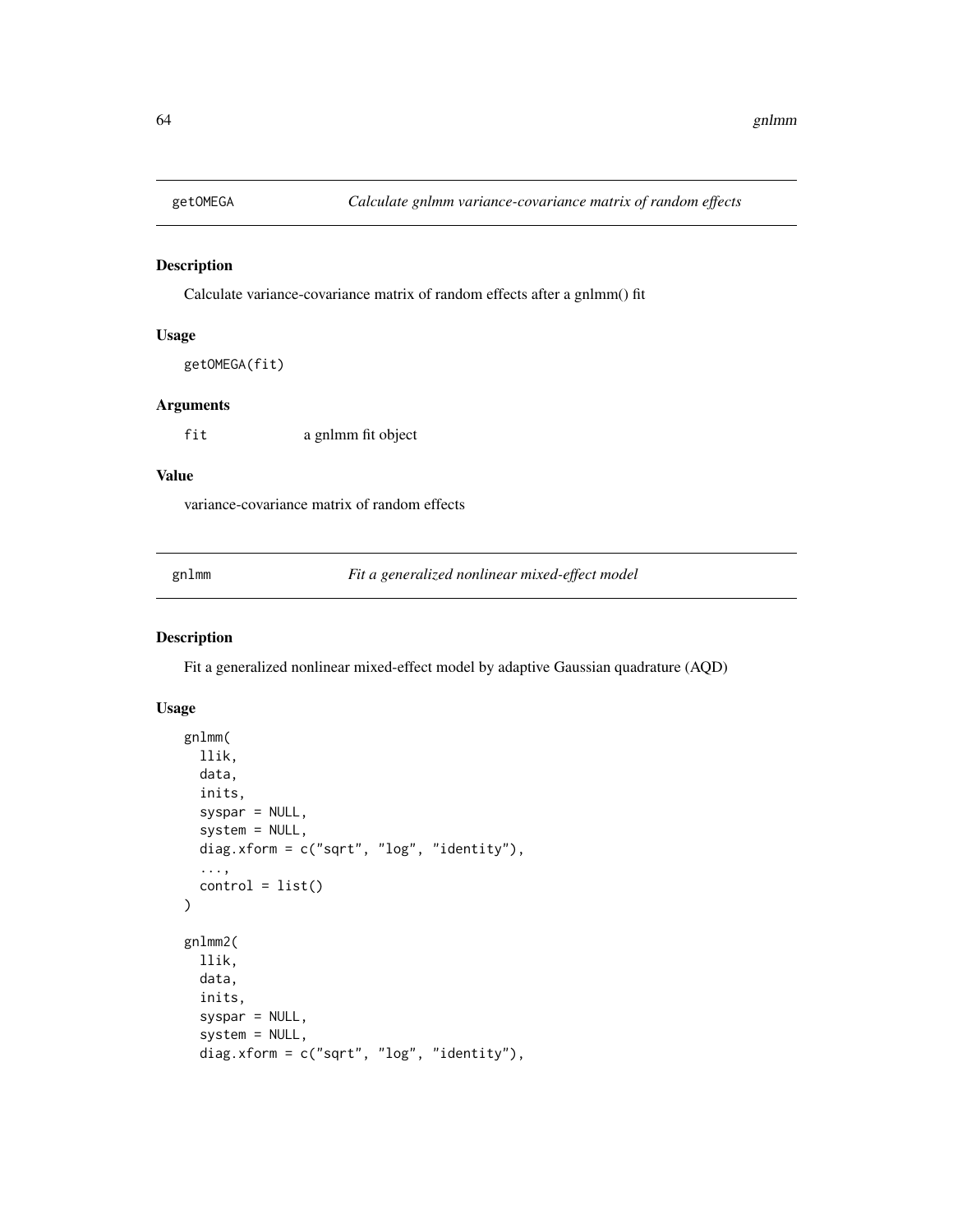## getOMEGA *Calculate gnlmm variance-covariance matrix of random effects*

### Description

Calculate variance-covariance matrix of random effects after a gnlmm() fit

### Usage

```
getOMEGA(fit)
```

### Arguments

| | |
|---|---|
| fit | a gnlmm fit object |

### Value

variance-covariance matrix of random effects

## gnlmm *Fit a generalized nonlinear mixed-effect model*

### Description

Fit a generalized nonlinear mixed-effect model by adaptive Gaussian quadrature (AQD)

### Usage

```
gnlmm(
  llik,
  data,
  inits,
  syspar = NULL,
  system = NULL,
  diag.xform = c("sqrt", "log", "identity"),
  ...,
  control = list()
)

gnlmm2(
  llik,
  data,
  inits,
  syspar = NULL,
  system = NULL,
  diag.xform = c("sqrt", "log", "identity"),
```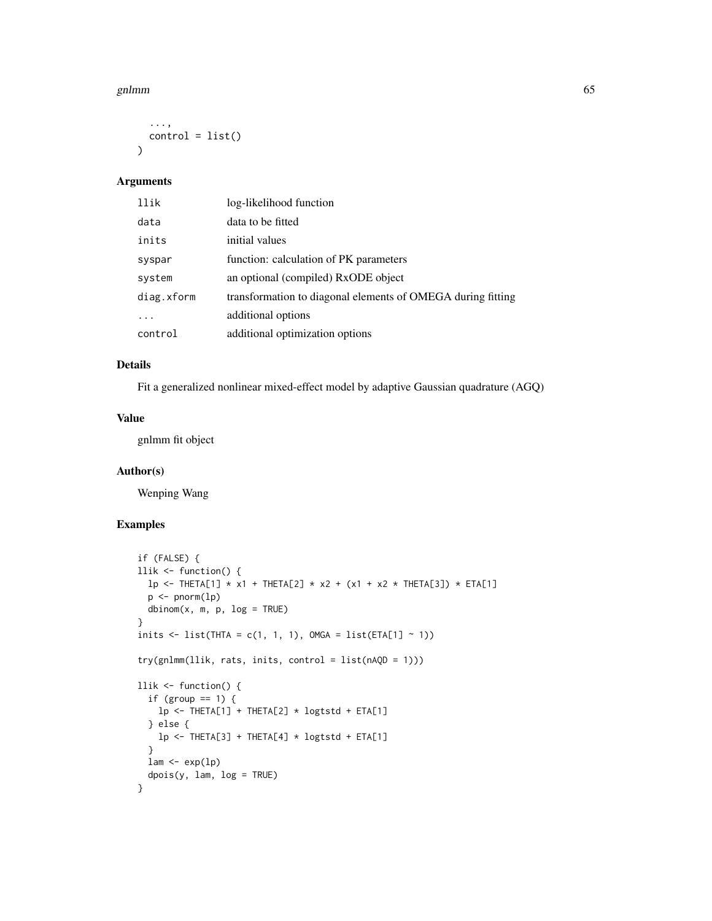```
  ...,
  control = list()
)
```

### Arguments

| | |
|---|---|
| llik | log-likelihood function |
| data | data to be fitted |
| inits | initial values |
| syspar | function: calculation of PK parameters |
| system | an optional (compiled) RxODE object |
| diag.xform | transformation to diagonal elements of OMEGA during fitting |
| ... | additional options |
| control | additional optimization options |

### Details

Fit a generalized nonlinear mixed-effect model by adaptive Gaussian quadrature (AGQ)

### Value

gnlmm fit object

### Author(s)

Wenping Wang

### Examples

```
if (FALSE) {
llik <- function() {
  lp <- THETA[1] * x1 + THETA[2] * x2 + (x1 + x2 * THETA[3]) * ETA[1]
  p <- pnorm(lp)
  dbinom(x, m, p, log = TRUE)
}
inits <- list(THTA = c(1, 1, 1), OMGA = list(ETA[1] ~ 1))

try(gnlmm(llik, rats, inits, control = list(nAQD = 1)))

llik <- function() {
  if (group == 1) {
    lp <- THETA[1] + THETA[2] * logtstd + ETA[1]
  } else {
    lp <- THETA[3] + THETA[4] * logtstd + ETA[1]
  }
  lam <- exp(lp)
  dpois(y, lam, log = TRUE)
}
```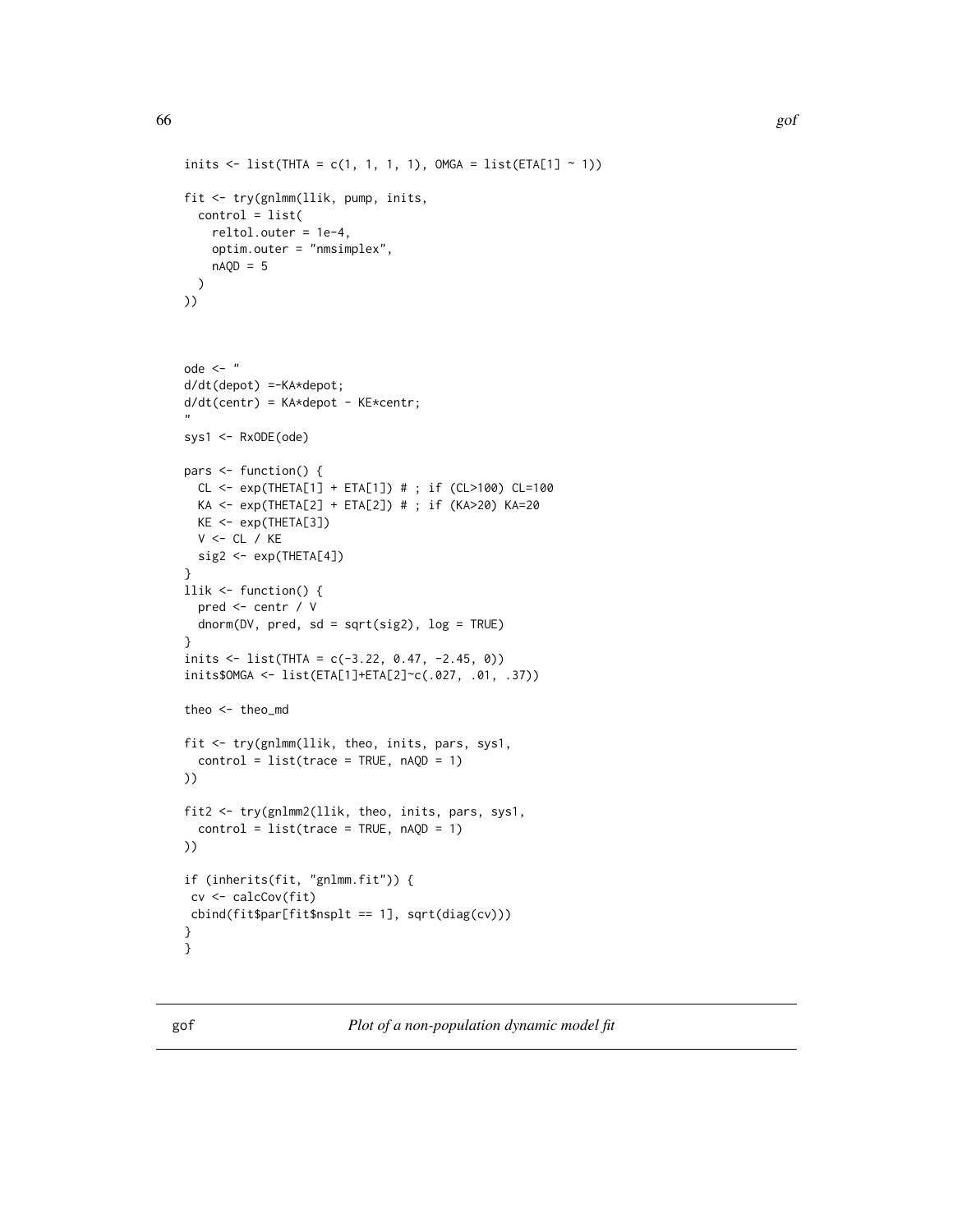```
inits <- list(THTA = c(1, 1, 1, 1), OMGA = list(ETA[1] ~ 1))

fit <- try(gnlmm(llik, pump, inits,
  control = list(
    reltol.outer = 1e-4,
    optim.outer = "nmsimplex",
    nAQD = 5
  )
))



ode <- "
d/dt(depot) =-KA*depot;
d/dt(centr) = KA*depot - KE*centr;
"
sys1 <- RxODE(ode)

pars <- function() {
  CL <- exp(THETA[1] + ETA[1]) # ; if (CL>100) CL=100
  KA <- exp(THETA[2] + ETA[2]) # ; if (KA>20) KA=20
  KE <- exp(THETA[3])
  V <- CL / KE
  sig2 <- exp(THETA[4])
}
llik <- function() {
  pred <- centr / V
  dnorm(DV, pred, sd = sqrt(sig2), log = TRUE)
}
inits <- list(THTA = c(-3.22, 0.47, -2.45, 0))
inits$OMGA <- list(ETA[1]+ETA[2]~c(.027, .01, .37))

theo <- theo_md

fit <- try(gnlmm(llik, theo, inits, pars, sys1,
  control = list(trace = TRUE, nAQD = 1)
))

fit2 <- try(gnlmm2(llik, theo, inits, pars, sys1,
  control = list(trace = TRUE, nAQD = 1)
))

if (inherits(fit, "gnlmm.fit")) {
 cv <- calcCov(fit)
 cbind(fit$par[fit$nsplt == 1], sqrt(diag(cv)))
}
}
```

## gof — *Plot of a non-population dynamic model fit*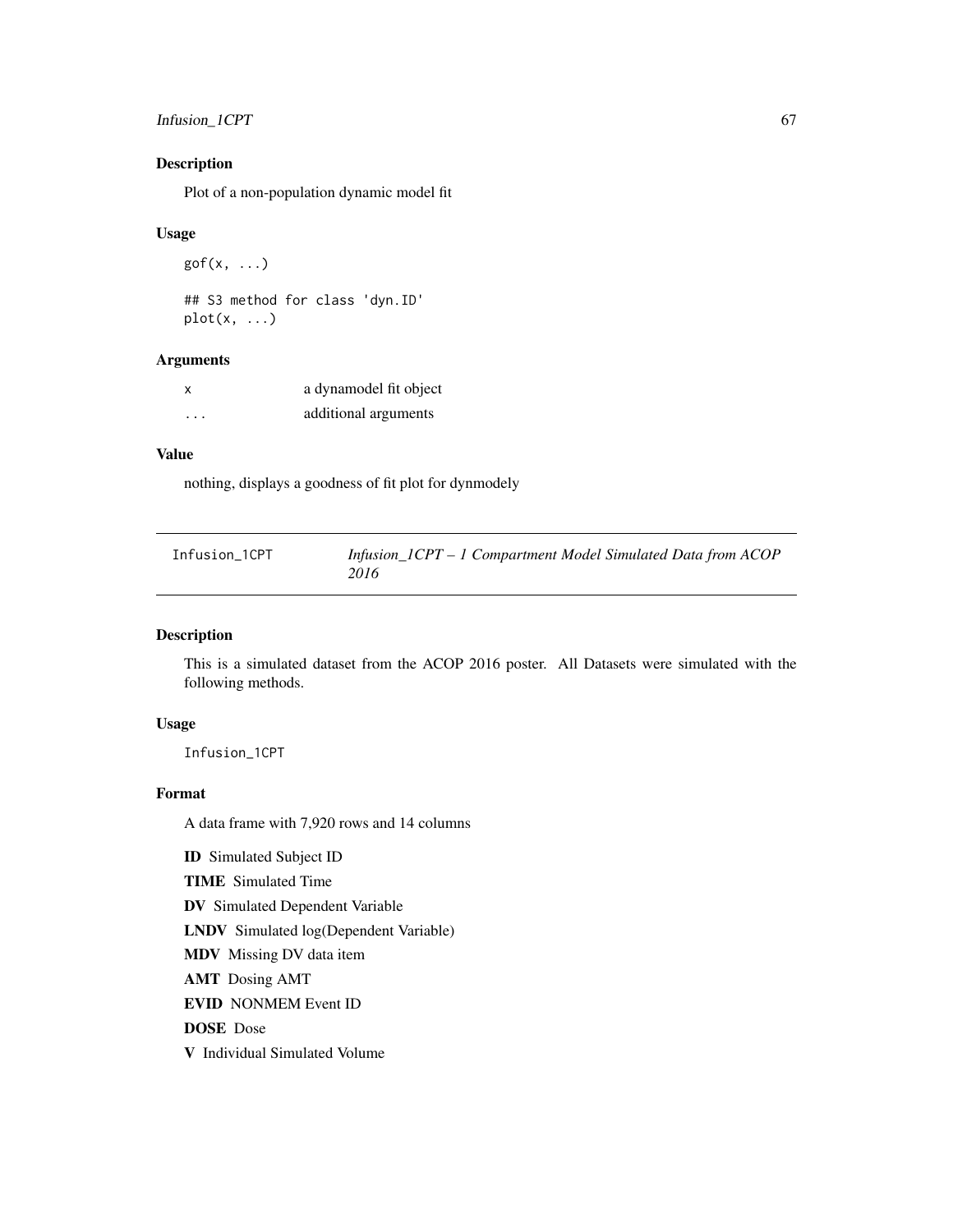## Description

Plot of a non-population dynamic model fit

## Usage

```
gof(x, ...)

## S3 method for class 'dyn.ID'
plot(x, ...)
```

## Arguments

| | |
|---|---|
| `x` | a dynamodel fit object |
| `...` | additional arguments |

## Value

nothing, displays a goodness of fit plot for dynmodely

---

# Infusion_1CPT — *Infusion_1CPT – 1 Compartment Model Simulated Data from ACOP 2016*

## Description

This is a simulated dataset from the ACOP 2016 poster. All Datasets were simulated with the following methods.

## Usage

```
Infusion_1CPT
```

## Format

A data frame with 7,920 rows and 14 columns

**ID** Simulated Subject ID

**TIME** Simulated Time

**DV** Simulated Dependent Variable

**LNDV** Simulated log(Dependent Variable)

**MDV** Missing DV data item

**AMT** Dosing AMT

**EVID** NONMEM Event ID

**DOSE** Dose

**V** Individual Simulated Volume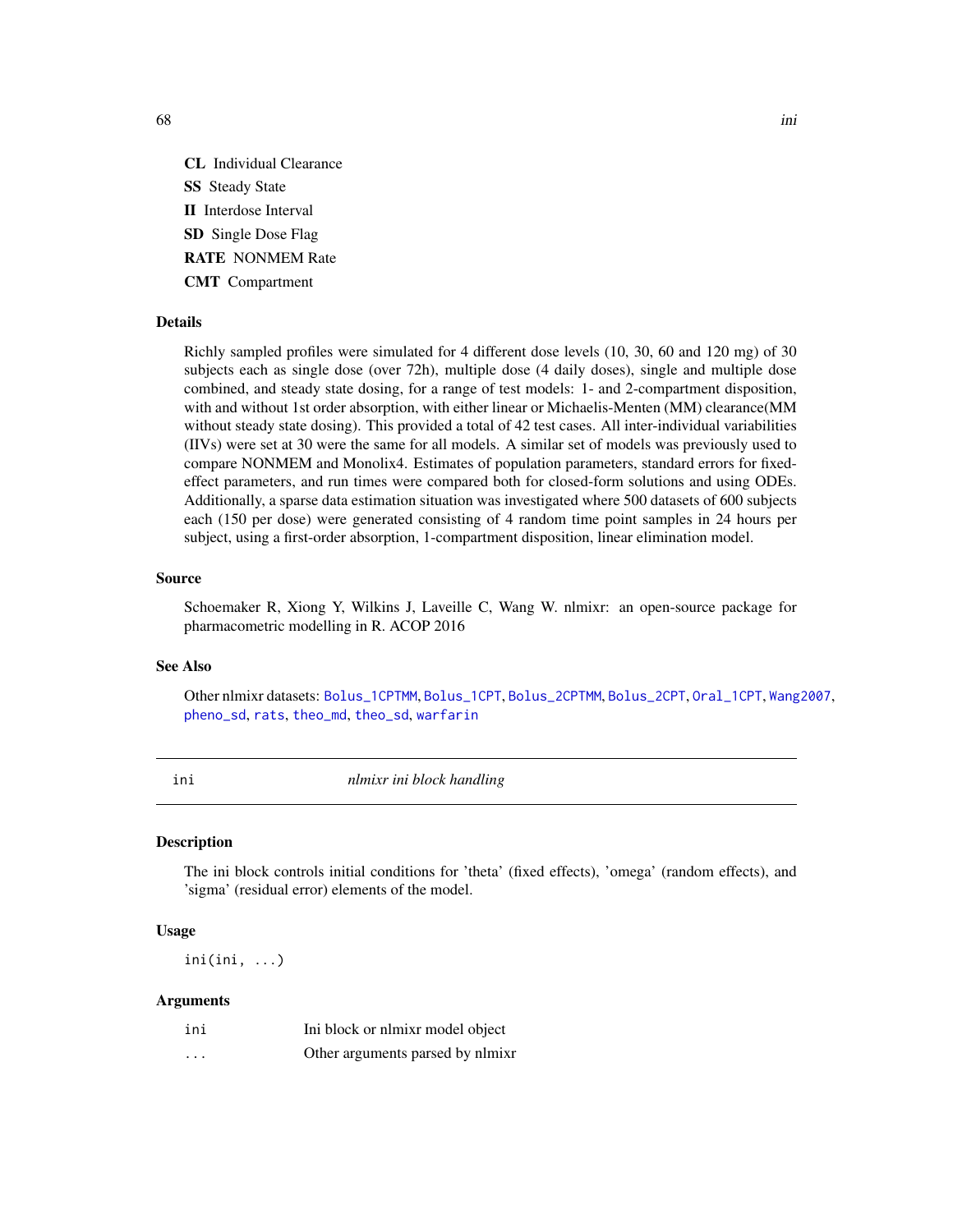**CL** Individual Clearance

**SS** Steady State

**II** Interdose Interval

**SD** Single Dose Flag

**RATE** NONMEM Rate

**CMT** Compartment

### Details

Richly sampled profiles were simulated for 4 different dose levels (10, 30, 60 and 120 mg) of 30 subjects each as single dose (over 72h), multiple dose (4 daily doses), single and multiple dose combined, and steady state dosing, for a range of test models: 1- and 2-compartment disposition, with and without 1st order absorption, with either linear or Michaelis-Menten (MM) clearance(MM without steady state dosing). This provided a total of 42 test cases. All inter-individual variabilities (IIVs) were set at 30 were the same for all models. A similar set of models was previously used to compare NONMEM and Monolix4. Estimates of population parameters, standard errors for fixed-effect parameters, and run times were compared both for closed-form solutions and using ODEs. Additionally, a sparse data estimation situation was investigated where 500 datasets of 600 subjects each (150 per dose) were generated consisting of 4 random time point samples in 24 hours per subject, using a first-order absorption, 1-compartment disposition, linear elimination model.

### Source

Schoemaker R, Xiong Y, Wilkins J, Laveille C, Wang W. nlmixr: an open-source package for pharmacometric modelling in R. ACOP 2016

### See Also

Other nlmixr datasets: `Bolus_1CPTMM`, `Bolus_1CPT`, `Bolus_2CPTMM`, `Bolus_2CPT`, `Oral_1CPT`, `Wang2007`, `pheno_sd`, `rats`, `theo_md`, `theo_sd`, `warfarin`

---

## ini — *nlmixr ini block handling*

### Description

The ini block controls initial conditions for 'theta' (fixed effects), 'omega' (random effects), and 'sigma' (residual error) elements of the model.

### Usage

```
ini(ini, ...)
```

### Arguments

| | |
|---|---|
| `ini` | Ini block or nlmixr model object |
| `...` | Other arguments parsed by nlmixr |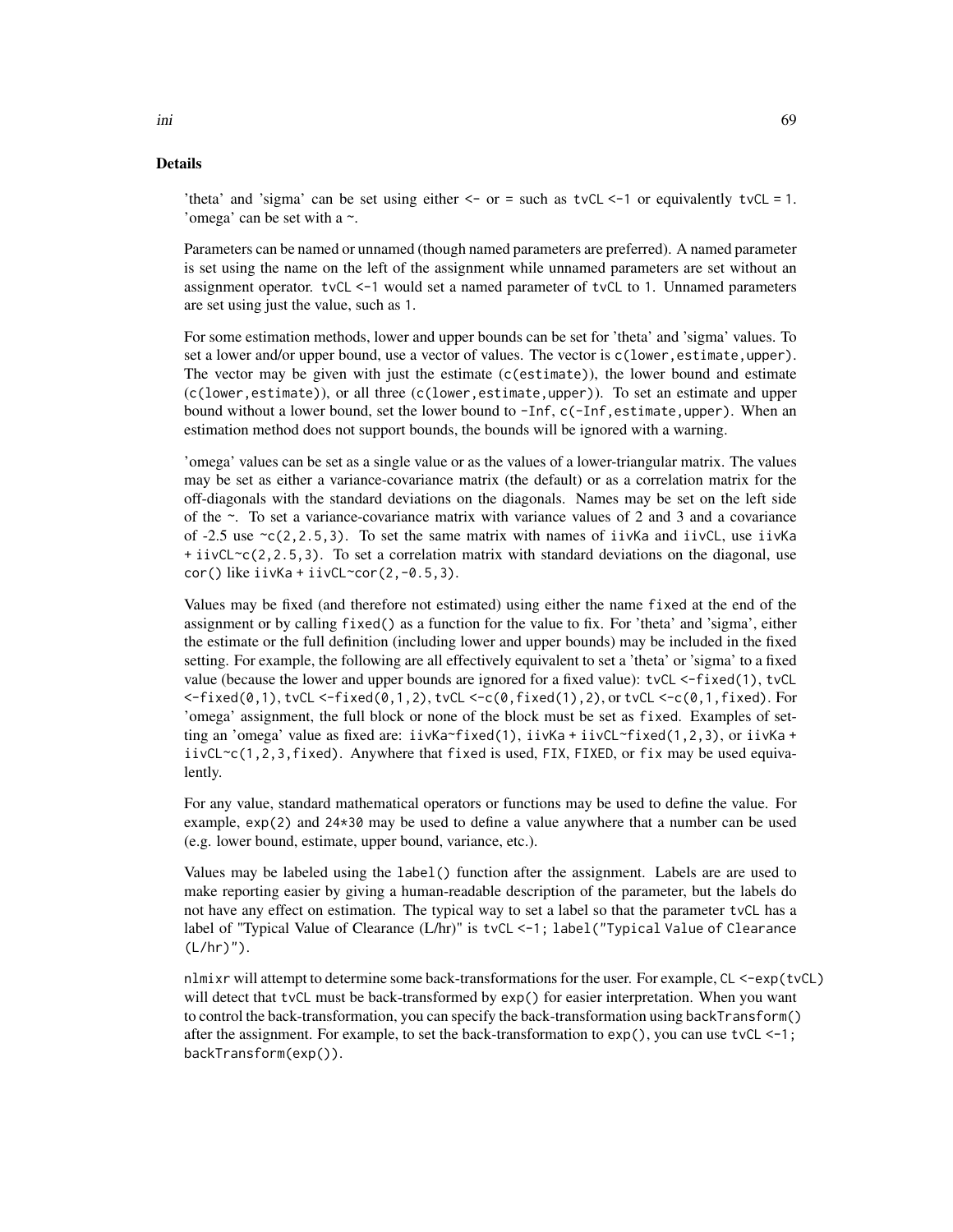## Details

'theta' and 'sigma' can be set using either `<-` or `=` such as `tvCL <-1` or equivalently `tvCL = 1`. 'omega' can be set with a `~`.

Parameters can be named or unnamed (though named parameters are preferred). A named parameter is set using the name on the left of the assignment while unnamed parameters are set without an assignment operator. `tvCL <-1` would set a named parameter of `tvCL` to `1`. Unnamed parameters are set using just the value, such as `1`.

For some estimation methods, lower and upper bounds can be set for 'theta' and 'sigma' values. To set a lower and/or upper bound, use a vector of values. The vector is `c(lower,estimate,upper)`. The vector may be given with just the estimate (`c(estimate)`), the lower bound and estimate (`c(lower,estimate)`), or all three (`c(lower,estimate,upper)`). To set an estimate and upper bound without a lower bound, set the lower bound to `-Inf`, `c(-Inf,estimate,upper)`. When an estimation method does not support bounds, the bounds will be ignored with a warning.

'omega' values can be set as a single value or as the values of a lower-triangular matrix. The values may be set as either a variance-covariance matrix (the default) or as a correlation matrix for the off-diagonals with the standard deviations on the diagonals. Names may be set on the left side of the `~`. To set a variance-covariance matrix with variance values of 2 and 3 and a covariance of -2.5 use `~c(2,2.5,3)`. To set the same matrix with names of `iivKa` and `iivCL`, use `iivKa + iivCL~c(2,2.5,3)`. To set a correlation matrix with standard deviations on the diagonal, use `cor()` like `iivKa + iivCL~cor(2,-0.5,3)`.

Values may be fixed (and therefore not estimated) using either the name `fixed` at the end of the assignment or by calling `fixed()` as a function for the value to fix. For 'theta' and 'sigma', either the estimate or the full definition (including lower and upper bounds) may be included in the fixed setting. For example, the following are all effectively equivalent to set a 'theta' or 'sigma' to a fixed value (because the lower and upper bounds are ignored for a fixed value): `tvCL <-fixed(1)`, `tvCL <-fixed(0,1)`, `tvCL <-fixed(0,1,2)`, `tvCL <-c(0,fixed(1),2)`, or `tvCL <-c(0,1,fixed)`. For 'omega' assignment, the full block or none of the block must be set as `fixed`. Examples of setting an 'omega' value as fixed are: `iivKa~fixed(1)`, `iivKa + iivCL~fixed(1,2,3)`, or `iivKa + iivCL~c(1,2,3,fixed)`. Anywhere that `fixed` is used, `FIX`, `FIXED`, or `fix` may be used equivalently.

For any value, standard mathematical operators or functions may be used to define the value. For example, `exp(2)` and `24*30` may be used to define a value anywhere that a number can be used (e.g. lower bound, estimate, upper bound, variance, etc.).

Values may be labeled using the `label()` function after the assignment. Labels are are used to make reporting easier by giving a human-readable description of the parameter, but the labels do not have any effect on estimation. The typical way to set a label so that the parameter `tvCL` has a label of "Typical Value of Clearance (L/hr)" is `tvCL <-1; label("Typical Value of Clearance (L/hr)")`.

`nlmixr` will attempt to determine some back-transformations for the user. For example, `CL <-exp(tvCL)` will detect that `tvCL` must be back-transformed by `exp()` for easier interpretation. When you want to control the back-transformation, you can specify the back-transformation using `backTransform()` after the assignment. For example, to set the back-transformation to `exp()`, you can use `tvCL <-1; backTransform(exp())`.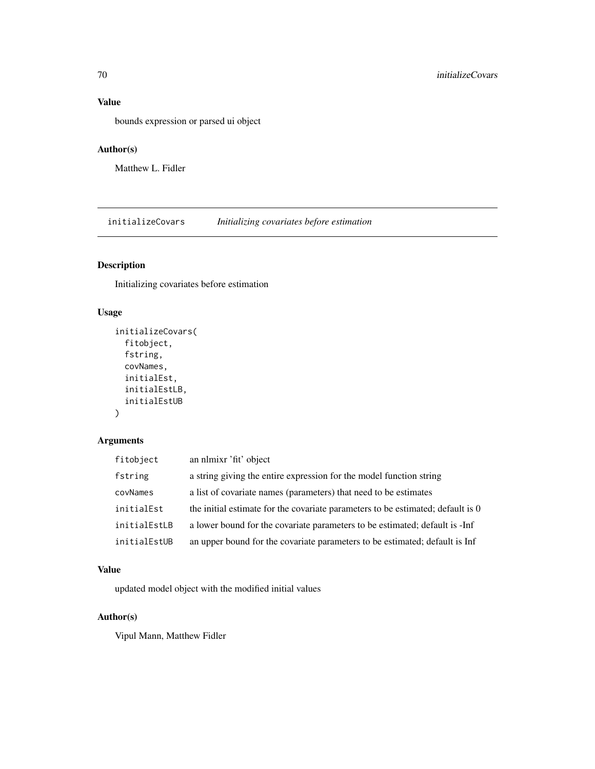### Value

bounds expression or parsed ui object

### Author(s)

Matthew L. Fidler

---

## initializeCovars *Initializing covariates before estimation*

### Description

Initializing covariates before estimation

### Usage

```
initializeCovars(
  fitobject,
  fstring,
  covNames,
  initialEst,
  initialEstLB,
  initialEstUB
)
```

### Arguments

| | |
|---|---|
| fitobject | an nlmixr 'fit' object |
| fstring | a string giving the entire expression for the model function string |
| covNames | a list of covariate names (parameters) that need to be estimates |
| initialEst | the initial estimate for the covariate parameters to be estimated; default is 0 |
| initialEstLB | a lower bound for the covariate parameters to be estimated; default is -Inf |
| initialEstUB | an upper bound for the covariate parameters to be estimated; default is Inf |

### Value

updated model object with the modified initial values

### Author(s)

Vipul Mann, Matthew Fidler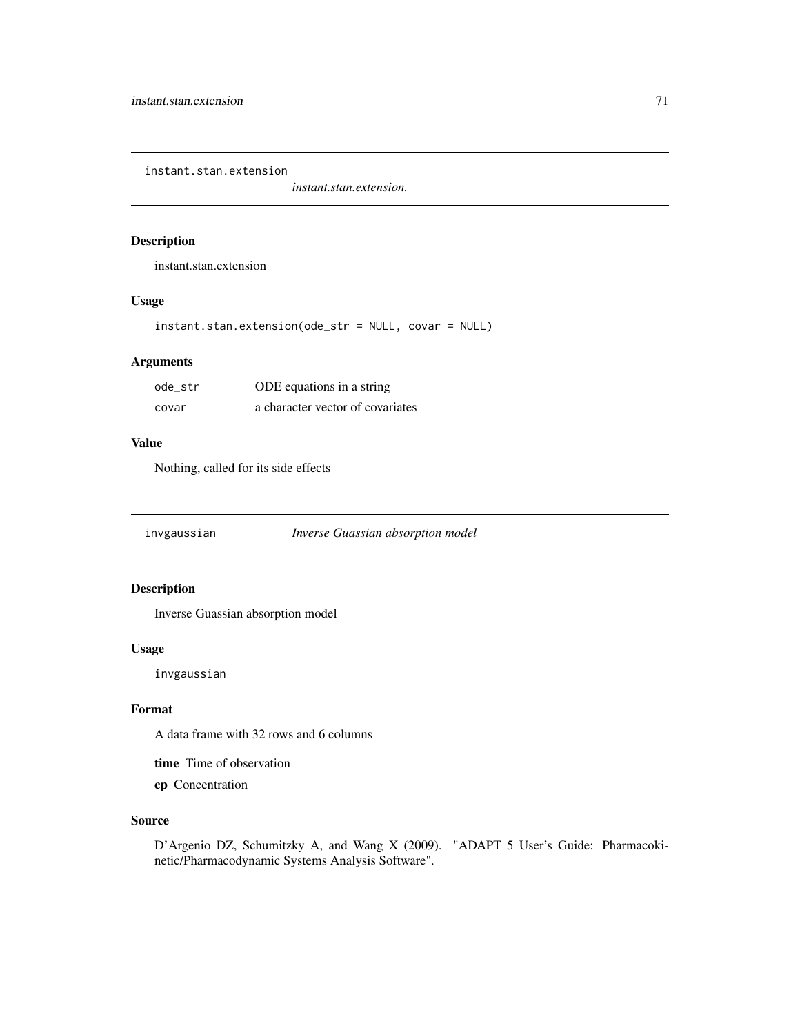## instant.stan.extension

*instant.stan.extension.*

### Description

instant.stan.extension

### Usage

```
instant.stan.extension(ode_str = NULL, covar = NULL)
```

### Arguments

| | |
|---|---|
| ode_str | ODE equations in a string |
| covar | a character vector of covariates |

### Value

Nothing, called for its side effects

## invgaussian

*Inverse Guassian absorption model*

### Description

Inverse Guassian absorption model

### Usage

```
invgaussian
```

### Format

A data frame with 32 rows and 6 columns

**time** Time of observation

**cp** Concentration

### Source

D'Argenio DZ, Schumitzky A, and Wang X (2009). "ADAPT 5 User's Guide: Pharmacokinetic/Pharmacodynamic Systems Analysis Software".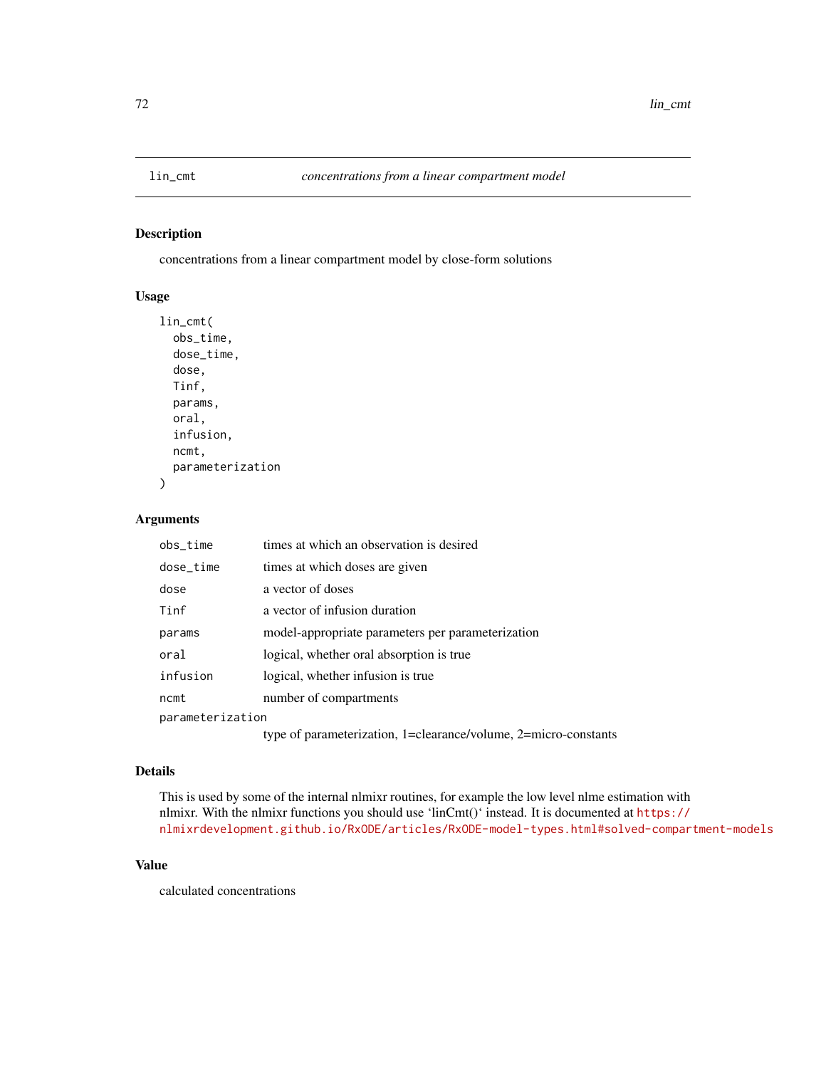## lin_cmt *concentrations from a linear compartment model*

### Description

concentrations from a linear compartment model by close-form solutions

### Usage

```
lin_cmt(
  obs_time,
  dose_time,
  dose,
  Tinf,
  params,
  oral,
  infusion,
  ncmt,
  parameterization
)
```

### Arguments

| | |
|---|---|
| obs_time | times at which an observation is desired |
| dose_time | times at which doses are given |
| dose | a vector of doses |
| Tinf | a vector of infusion duration |
| params | model-appropriate parameters per parameterization |
| oral | logical, whether oral absorption is true |
| infusion | logical, whether infusion is true |
| ncmt | number of compartments |
| parameterization | type of parameterization, 1=clearance/volume, 2=micro-constants |

### Details

This is used by some of the internal nlmixr routines, for example the low level nlme estimation with nlmixr. With the nlmixr functions you should use 'linCmt()' instead. It is documented at https://nlmixrdevelopment.github.io/RxODE/articles/RxODE-model-types.html#solved-compartment-models

### Value

calculated concentrations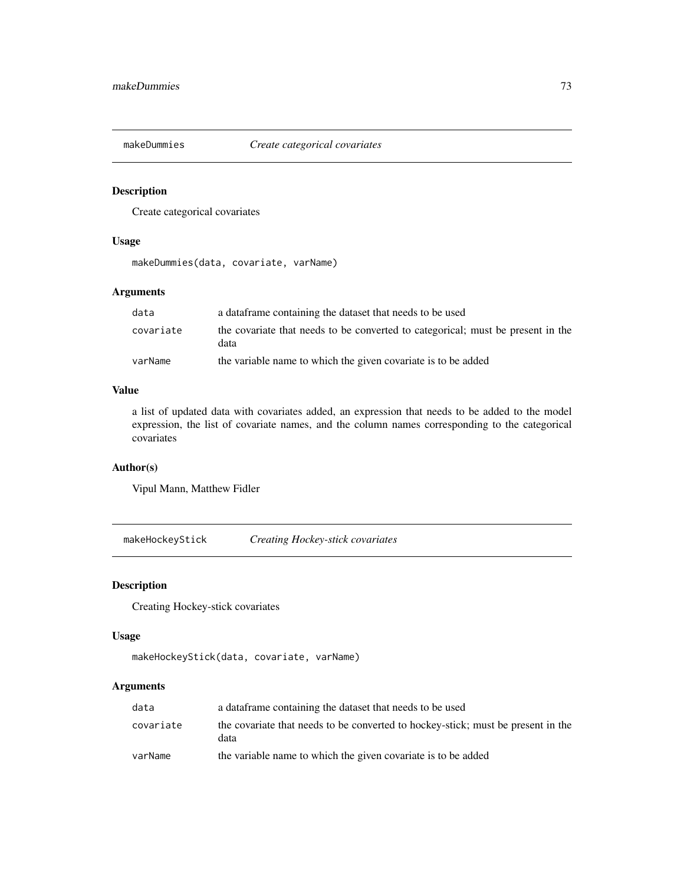## makeDummies — *Create categorical covariates*

### Description

Create categorical covariates

### Usage

```
makeDummies(data, covariate, varName)
```

### Arguments

| | |
|---|---|
| data | a dataframe containing the dataset that needs to be used |
| covariate | the covariate that needs to be converted to categorical; must be present in the data |
| varName | the variable name to which the given covariate is to be added |

### Value

a list of updated data with covariates added, an expression that needs to be added to the model expression, the list of covariate names, and the column names corresponding to the categorical covariates

### Author(s)

Vipul Mann, Matthew Fidler

## makeHockeyStick — *Creating Hockey-stick covariates*

### Description

Creating Hockey-stick covariates

### Usage

```
makeHockeyStick(data, covariate, varName)
```

### Arguments

| | |
|---|---|
| data | a dataframe containing the dataset that needs to be used |
| covariate | the covariate that needs to be converted to hockey-stick; must be present in the data |
| varName | the variable name to which the given covariate is to be added |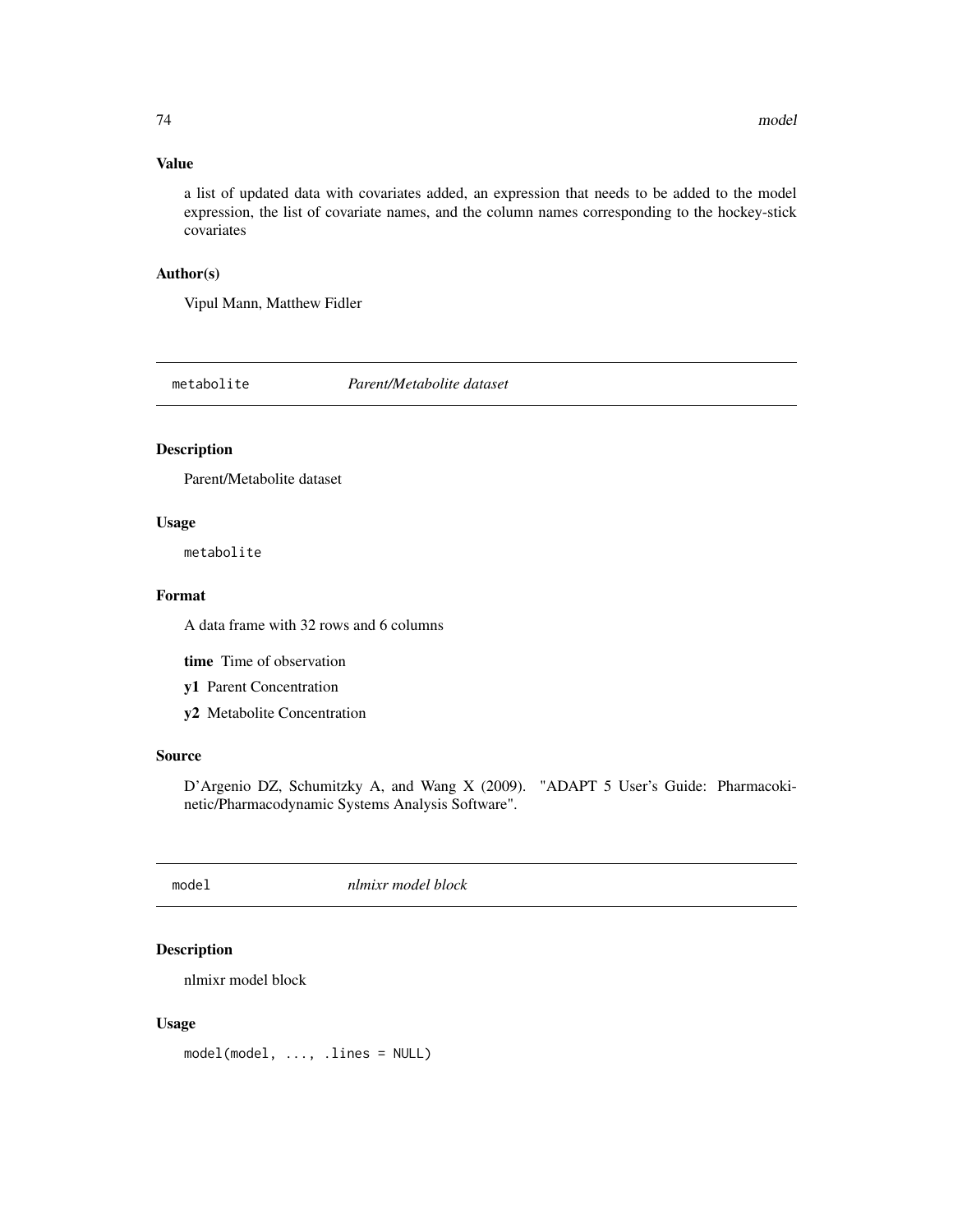### Value

a list of updated data with covariates added, an expression that needs to be added to the model expression, the list of covariate names, and the column names corresponding to the hockey-stick covariates

### Author(s)

Vipul Mann, Matthew Fidler

## metabolite — *Parent/Metabolite dataset*

### Description

Parent/Metabolite dataset

### Usage

```
metabolite
```

### Format

A data frame with 32 rows and 6 columns

**time** Time of observation

**y1** Parent Concentration

**y2** Metabolite Concentration

### Source

D'Argenio DZ, Schumitzky A, and Wang X (2009). "ADAPT 5 User's Guide: Pharmacokinetic/Pharmacodynamic Systems Analysis Software".

## model — *nlmixr model block*

### Description

nlmixr model block

### Usage

```
model(model, ..., .lines = NULL)
```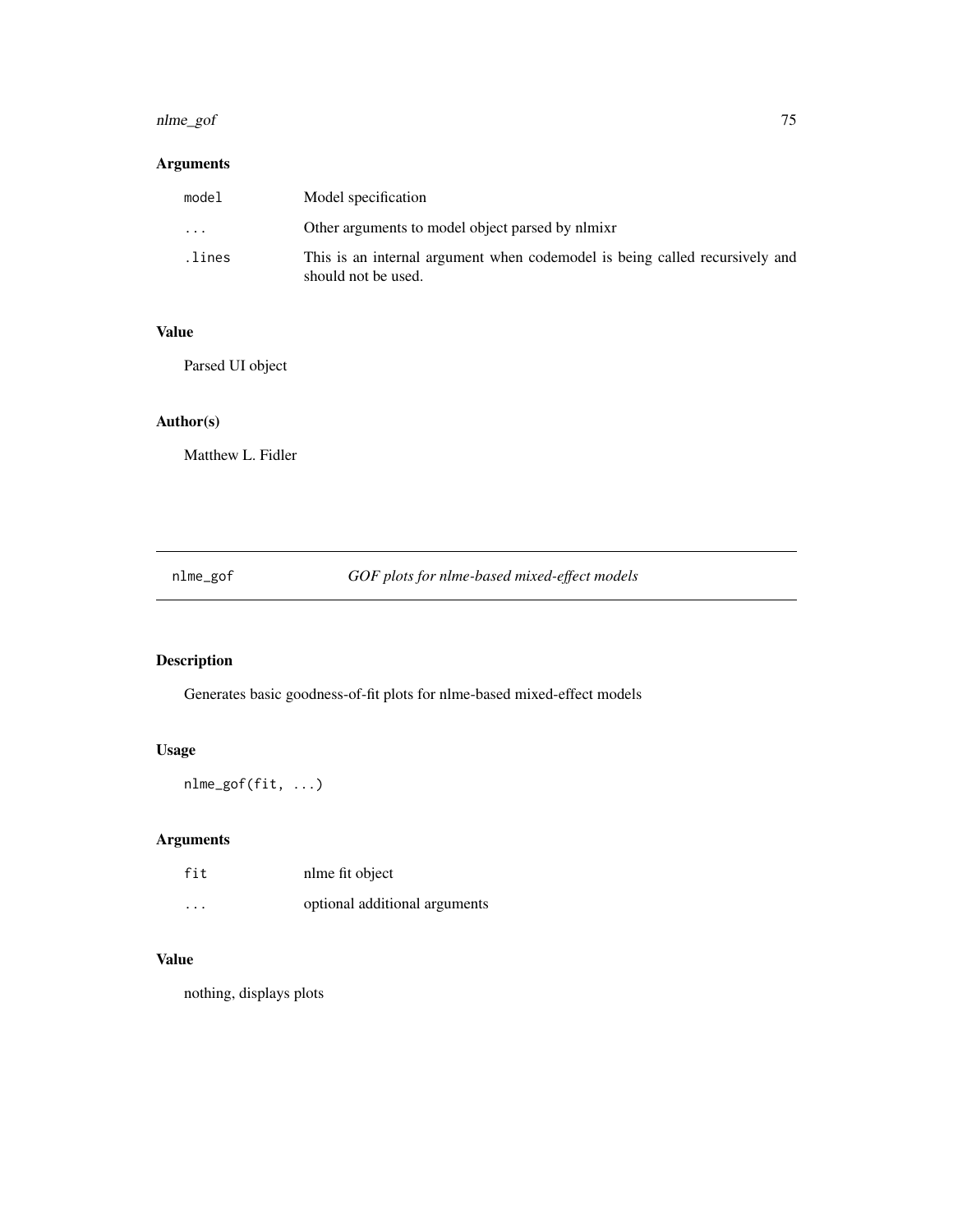## Arguments

| | |
|---|---|
| `model` | Model specification |
| `...` | Other arguments to model object parsed by nlmixr |
| `.lines` | This is an internal argument when codemodel is being called recursively and should not be used. |

## Value

Parsed UI object

## Author(s)

Matthew L. Fidler

---

# nlme_gof — *GOF plots for nlme-based mixed-effect models*

## Description

Generates basic goodness-of-fit plots for nlme-based mixed-effect models

## Usage

```
nlme_gof(fit, ...)
```

## Arguments

| | |
|---|---|
| `fit` | nlme fit object |
| `...` | optional additional arguments |

## Value

nothing, displays plots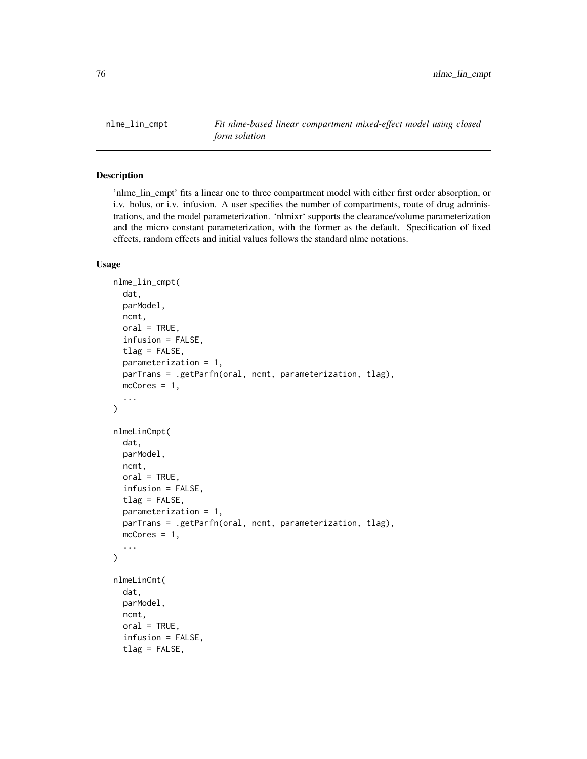## nlme_lin_cmpt

*Fit nlme-based linear compartment mixed-effect model using closed form solution*

### Description

'nlme_lin_cmpt' fits a linear one to three compartment model with either first order absorption, or i.v. bolus, or i.v. infusion. A user specifies the number of compartments, route of drug administrations, and the model parameterization. 'nlmixr' supports the clearance/volume parameterization and the micro constant parameterization, with the former as the default. Specification of fixed effects, random effects and initial values follows the standard nlme notations.

### Usage

```
nlme_lin_cmpt(
  dat,
  parModel,
  ncmt,
  oral = TRUE,
  infusion = FALSE,
  tlag = FALSE,
  parameterization = 1,
  parTrans = .getParfn(oral, ncmt, parameterization, tlag),
  mcCores = 1,
  ...
)

nlmeLinCmpt(
  dat,
  parModel,
  ncmt,
  oral = TRUE,
  infusion = FALSE,
  tlag = FALSE,
  parameterization = 1,
  parTrans = .getParfn(oral, ncmt, parameterization, tlag),
  mcCores = 1,
  ...
)

nlmeLinCmt(
  dat,
  parModel,
  ncmt,
  oral = TRUE,
  infusion = FALSE,
  tlag = FALSE,
```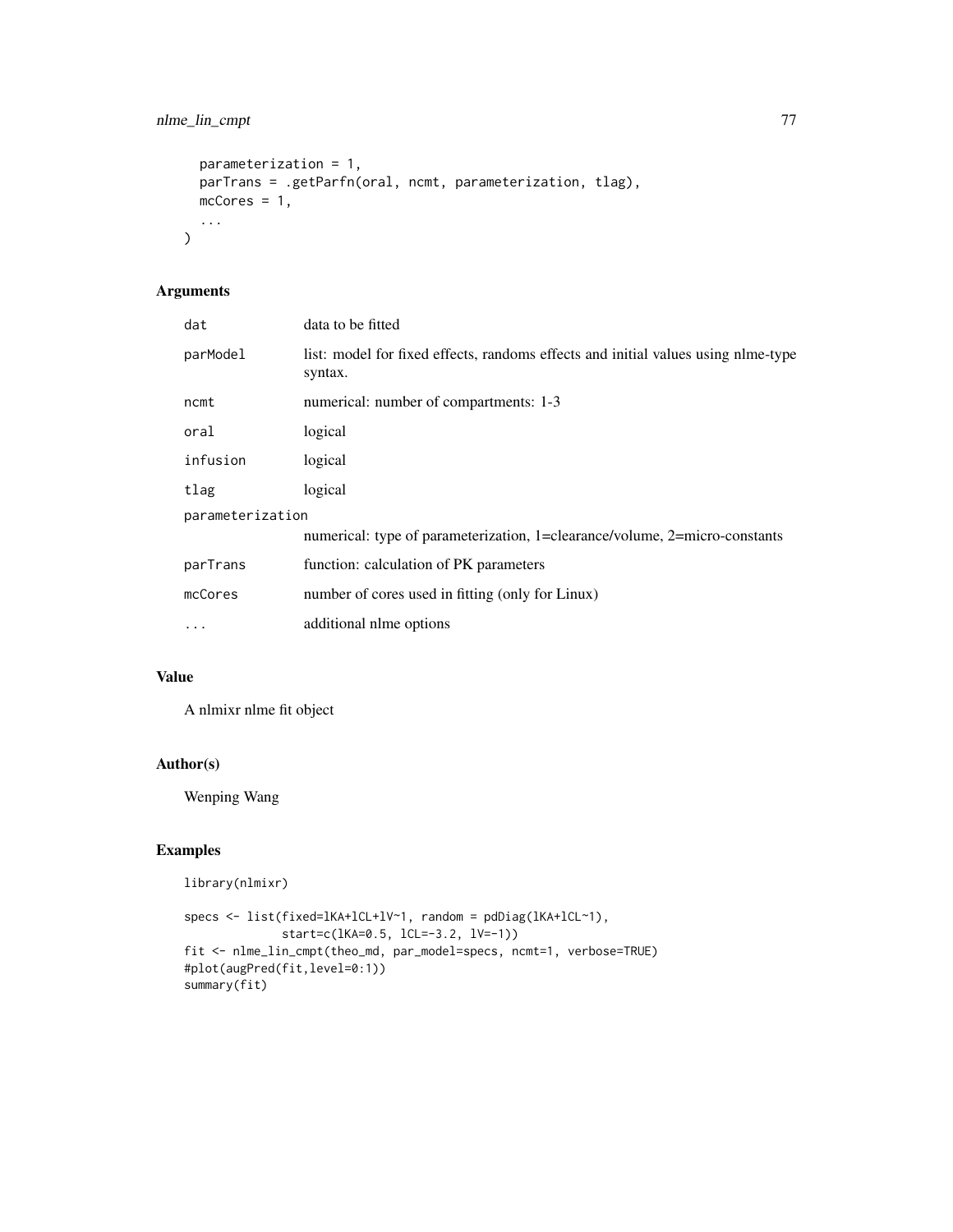```
  parameterization = 1,
  parTrans = .getParfn(oral, ncmt, parameterization, tlag),
  mcCores = 1,
  ...
)
```

## Arguments

| | |
|---|---|
| dat | data to be fitted |
| parModel | list: model for fixed effects, randoms effects and initial values using nlme-type syntax. |
| ncmt | numerical: number of compartments: 1-3 |
| oral | logical |
| infusion | logical |
| tlag | logical |
| parameterization | numerical: type of parameterization, 1=clearance/volume, 2=micro-constants |
| parTrans | function: calculation of PK parameters |
| mcCores | number of cores used in fitting (only for Linux) |
| ... | additional nlme options |

## Value

A nlmixr nlme fit object

## Author(s)

Wenping Wang

## Examples

```
library(nlmixr)

specs <- list(fixed=lKA+lCL+lV~1, random = pdDiag(lKA+lCL~1),
              start=c(lKA=0.5, lCL=-3.2, lV=-1))
fit <- nlme_lin_cmpt(theo_md, par_model=specs, ncmt=1, verbose=TRUE)
#plot(augPred(fit,level=0:1))
summary(fit)
```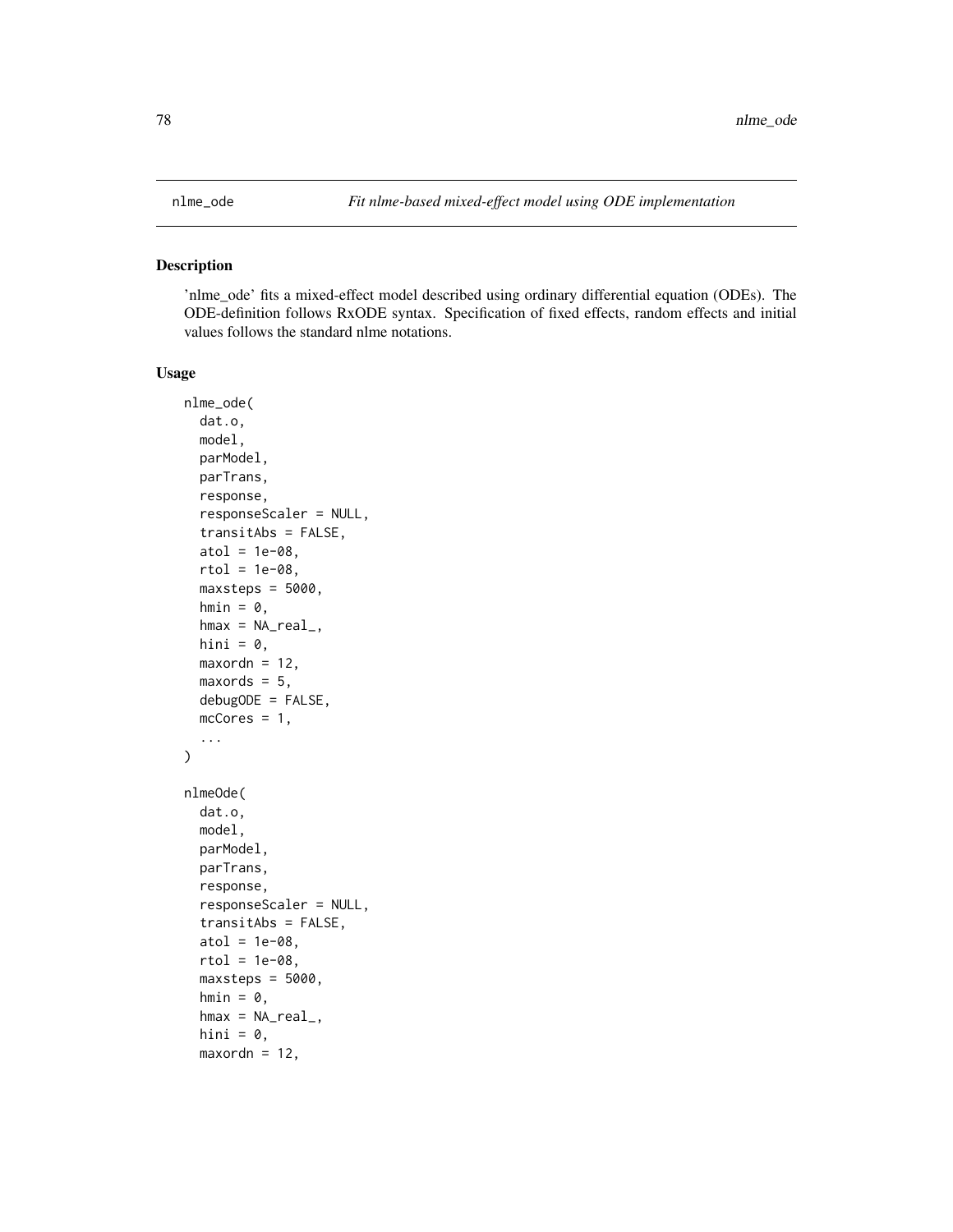nlme_ode *Fit nlme-based mixed-effect model using ODE implementation*

## Description

'nlme_ode' fits a mixed-effect model described using ordinary differential equation (ODEs). The ODE-definition follows RxODE syntax. Specification of fixed effects, random effects and initial values follows the standard nlme notations.

## Usage

```
nlme_ode(
  dat.o,
  model,
  parModel,
  parTrans,
  response,
  responseScaler = NULL,
  transitAbs = FALSE,
  atol = 1e-08,
  rtol = 1e-08,
  maxsteps = 5000,
  hmin = 0,
  hmax = NA_real_,
  hini = 0,
  maxordn = 12,
  maxords = 5,
  debugODE = FALSE,
  mcCores = 1,
  ...
)

nlmeOde(
  dat.o,
  model,
  parModel,
  parTrans,
  response,
  responseScaler = NULL,
  transitAbs = FALSE,
  atol = 1e-08,
  rtol = 1e-08,
  maxsteps = 5000,
  hmin = 0,
  hmax = NA_real_,
  hini = 0,
  maxordn = 12,
```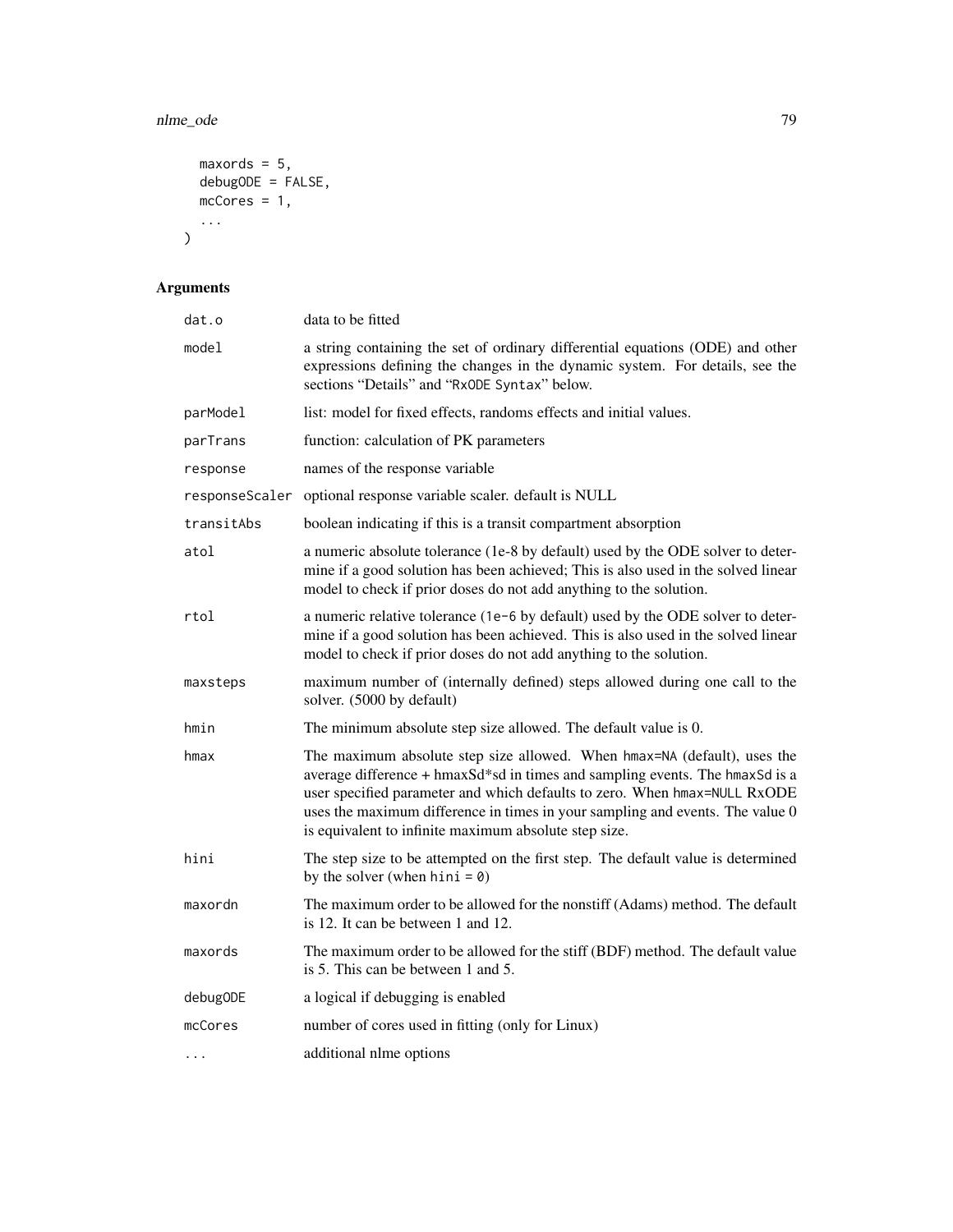```
  maxords = 5,
  debugODE = FALSE,
  mcCores = 1,
  ...
)
```

## Arguments

| Argument | Description |
|---|---|
| `dat.o` | data to be fitted |
| `model` | a string containing the set of ordinary differential equations (ODE) and other expressions defining the changes in the dynamic system. For details, see the sections "Details" and "`RxODE Syntax`" below. |
| `parModel` | list: model for fixed effects, randoms effects and initial values. |
| `parTrans` | function: calculation of PK parameters |
| `response` | names of the response variable |
| `responseScaler` | optional response variable scaler. default is NULL |
| `transitAbs` | boolean indicating if this is a transit compartment absorption |
| `atol` | a numeric absolute tolerance (1e-8 by default) used by the ODE solver to determine if a good solution has been achieved; This is also used in the solved linear model to check if prior doses do not add anything to the solution. |
| `rtol` | a numeric relative tolerance (`1e-6` by default) used by the ODE solver to determine if a good solution has been achieved. This is also used in the solved linear model to check if prior doses do not add anything to the solution. |
| `maxsteps` | maximum number of (internally defined) steps allowed during one call to the solver. (5000 by default) |
| `hmin` | The minimum absolute step size allowed. The default value is 0. |
| `hmax` | The maximum absolute step size allowed. When `hmax=NA` (default), uses the average difference + hmaxSd*sd in times and sampling events. The `hmaxSd` is a user specified parameter and which defaults to zero. When `hmax=NULL` RxODE uses the maximum difference in times in your sampling and events. The value 0 is equivalent to infinite maximum absolute step size. |
| `hini` | The step size to be attempted on the first step. The default value is determined by the solver (when `hini = 0`) |
| `maxordn` | The maximum order to be allowed for the nonstiff (Adams) method. The default is 12. It can be between 1 and 12. |
| `maxords` | The maximum order to be allowed for the stiff (BDF) method. The default value is 5. This can be between 1 and 5. |
| `debugODE` | a logical if debugging is enabled |
| `mcCores` | number of cores used in fitting (only for Linux) |
| `...` | additional nlme options |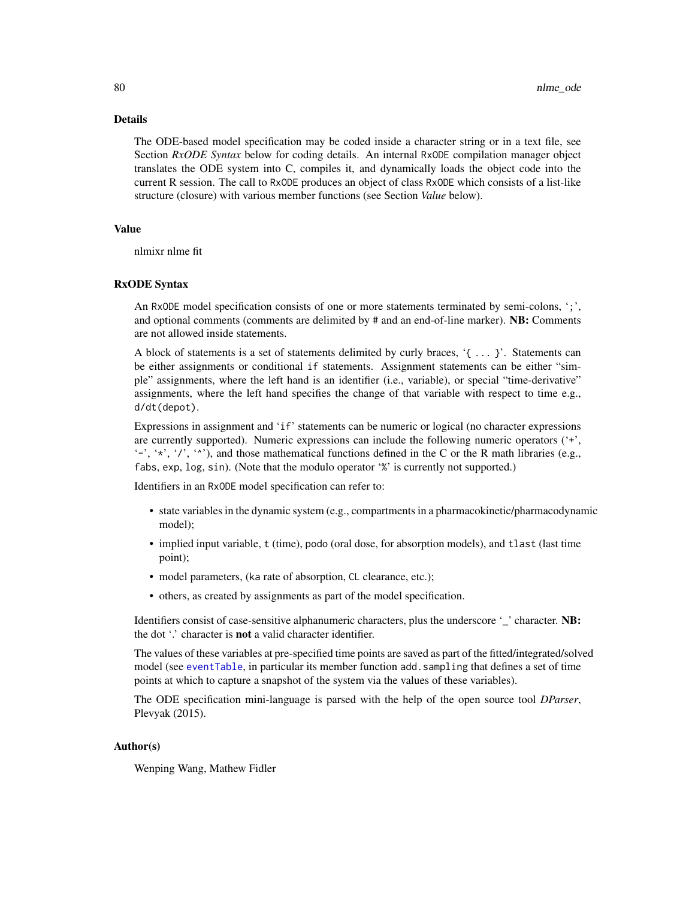## Details

The ODE-based model specification may be coded inside a character string or in a text file, see Section *RxODE Syntax* below for coding details. An internal `RxODE` compilation manager object translates the ODE system into C, compiles it, and dynamically loads the object code into the current R session. The call to `RxODE` produces an object of class `RxODE` which consists of a list-like structure (closure) with various member functions (see Section *Value* below).

## Value

nlmixr nlme fit

## RxODE Syntax

An `RxODE` model specification consists of one or more statements terminated by semi-colons, ';', and optional comments (comments are delimited by # and an end-of-line marker). **NB:** Comments are not allowed inside statements.

A block of statements is a set of statements delimited by curly braces, '{ ... }'. Statements can be either assignments or conditional `if` statements. Assignment statements can be either "simple" assignments, where the left hand is an identifier (i.e., variable), or special "time-derivative" assignments, where the left hand specifies the change of that variable with respect to time e.g., `d/dt(depot)`.

Expressions in assignment and '`if`' statements can be numeric or logical (no character expressions are currently supported). Numeric expressions can include the following numeric operators ('+', '-', '*', '/', '^'), and those mathematical functions defined in the C or the R math libraries (e.g., `fabs`, `exp`, `log`, `sin`). (Note that the modulo operator '%' is currently not supported.)

Identifiers in an `RxODE` model specification can refer to:

- state variables in the dynamic system (e.g., compartments in a pharmacokinetic/pharmacodynamic model);
- implied input variable, `t` (time), `podo` (oral dose, for absorption models), and `tlast` (last time point);
- model parameters, (`ka` rate of absorption, `CL` clearance, etc.);
- others, as created by assignments as part of the model specification.

Identifiers consist of case-sensitive alphanumeric characters, plus the underscore '_' character. **NB:** the dot '.' character is **not** a valid character identifier.

The values of these variables at pre-specified time points are saved as part of the fitted/integrated/solved model (see `eventTable`, in particular its member function `add.sampling` that defines a set of time points at which to capture a snapshot of the system via the values of these variables).

The ODE specification mini-language is parsed with the help of the open source tool *DParser*, Plevyak (2015).

## Author(s)

Wenping Wang, Mathew Fidler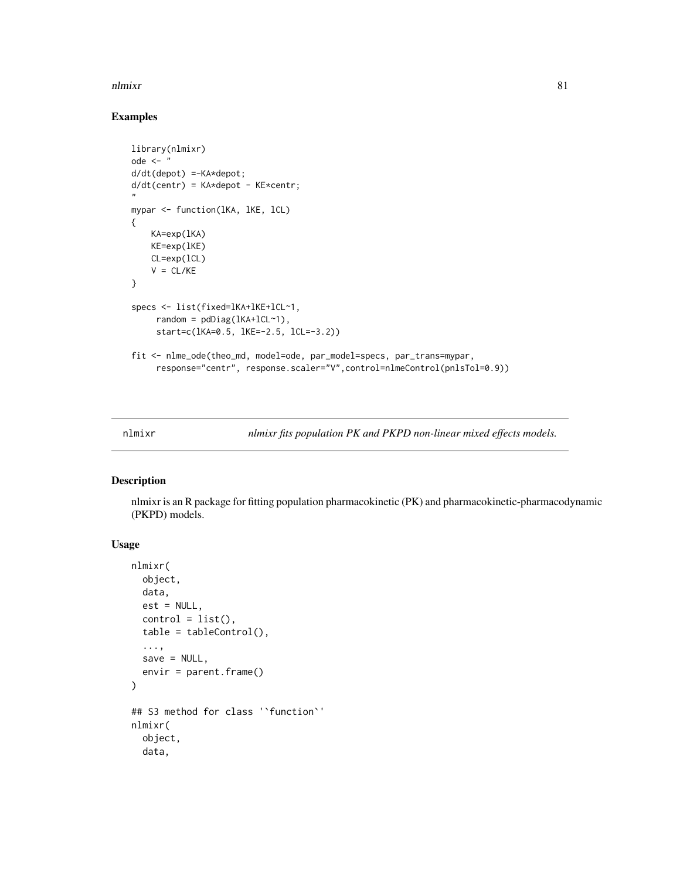## Examples

```
library(nlmixr)
ode <- "
d/dt(depot) =-KA*depot;
d/dt(centr) = KA*depot - KE*centr;
"
mypar <- function(lKA, lKE, lCL)
{
    KA=exp(lKA)
    KE=exp(lKE)
    CL=exp(lCL)
    V = CL/KE
}

specs <- list(fixed=lKA+lKE+lCL~1,
     random = pdDiag(lKA+lCL~1),
     start=c(lKA=0.5, lKE=-2.5, lCL=-3.2))

fit <- nlme_ode(theo_md, model=ode, par_model=specs, par_trans=mypar,
     response="centr", response.scaler="V",control=nlmeControl(pnlsTol=0.9))
```

---

`nlmixr` *nlmixr fits population PK and PKPD non-linear mixed effects models.*

---

## Description

nlmixr is an R package for fitting population pharmacokinetic (PK) and pharmacokinetic-pharmacodynamic (PKPD) models.

## Usage

```
nlmixr(
  object,
  data,
  est = NULL,
  control = list(),
  table = tableControl(),
  ...,
  save = NULL,
  envir = parent.frame()
)

## S3 method for class '`function`'
nlmixr(
  object,
  data,
```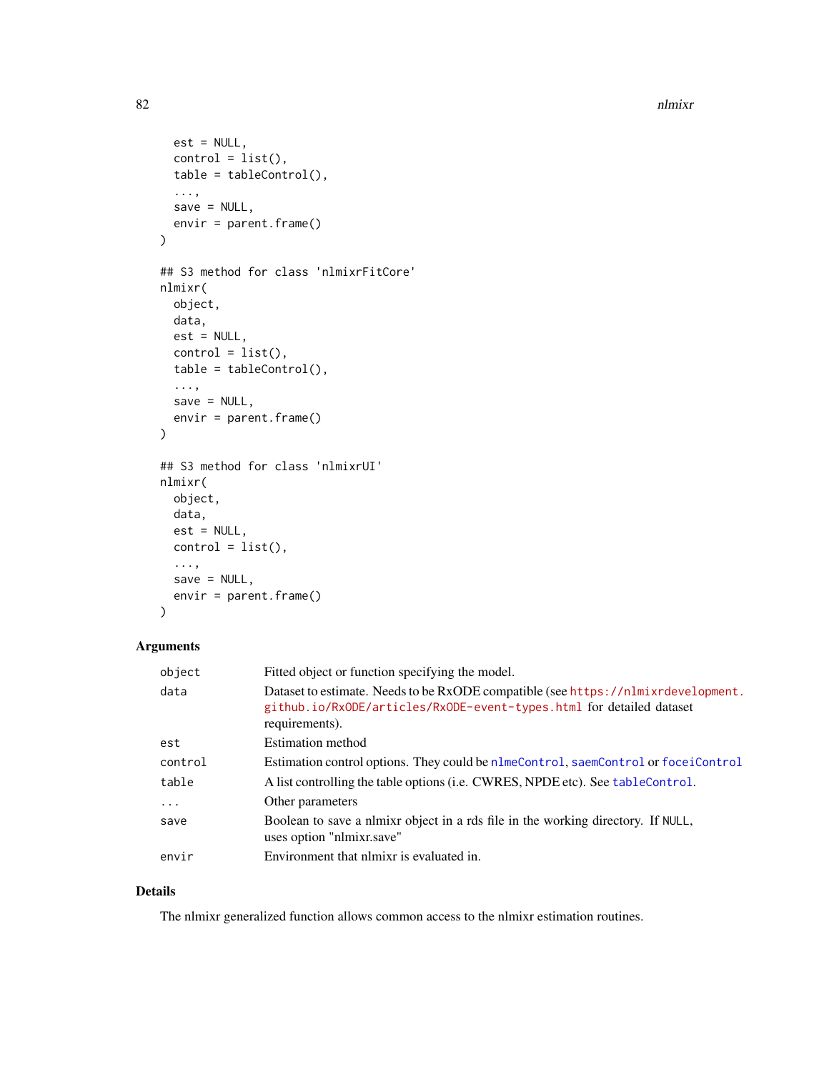```
  est = NULL,
  control = list(),
  table = tableControl(),
  ...,
  save = NULL,
  envir = parent.frame()
)

## S3 method for class 'nlmixrFitCore'
nlmixr(
  object,
  data,
  est = NULL,
  control = list(),
  table = tableControl(),
  ...,
  save = NULL,
  envir = parent.frame()
)

## S3 method for class 'nlmixrUI'
nlmixr(
  object,
  data,
  est = NULL,
  control = list(),
  ...,
  save = NULL,
  envir = parent.frame()
)
```

## Arguments

| | |
|---|---|
| object | Fitted object or function specifying the model. |
| data | Dataset to estimate. Needs to be RxODE compatible (see https://nlmixrdevelopment.github.io/RxODE/articles/RxODE-event-types.html for detailed dataset requirements). |
| est | Estimation method |
| control | Estimation control options. They could be nlmeControl, saemControl or foceiControl |
| table | A list controlling the table options (i.e. CWRES, NPDE etc). See tableControl. |
| ... | Other parameters |
| save | Boolean to save a nlmixr object in a rds file in the working directory. If NULL, uses option "nlmixr.save" |
| envir | Environment that nlmixr is evaluated in. |

## Details

The nlmixr generalized function allows common access to the nlmixr estimation routines.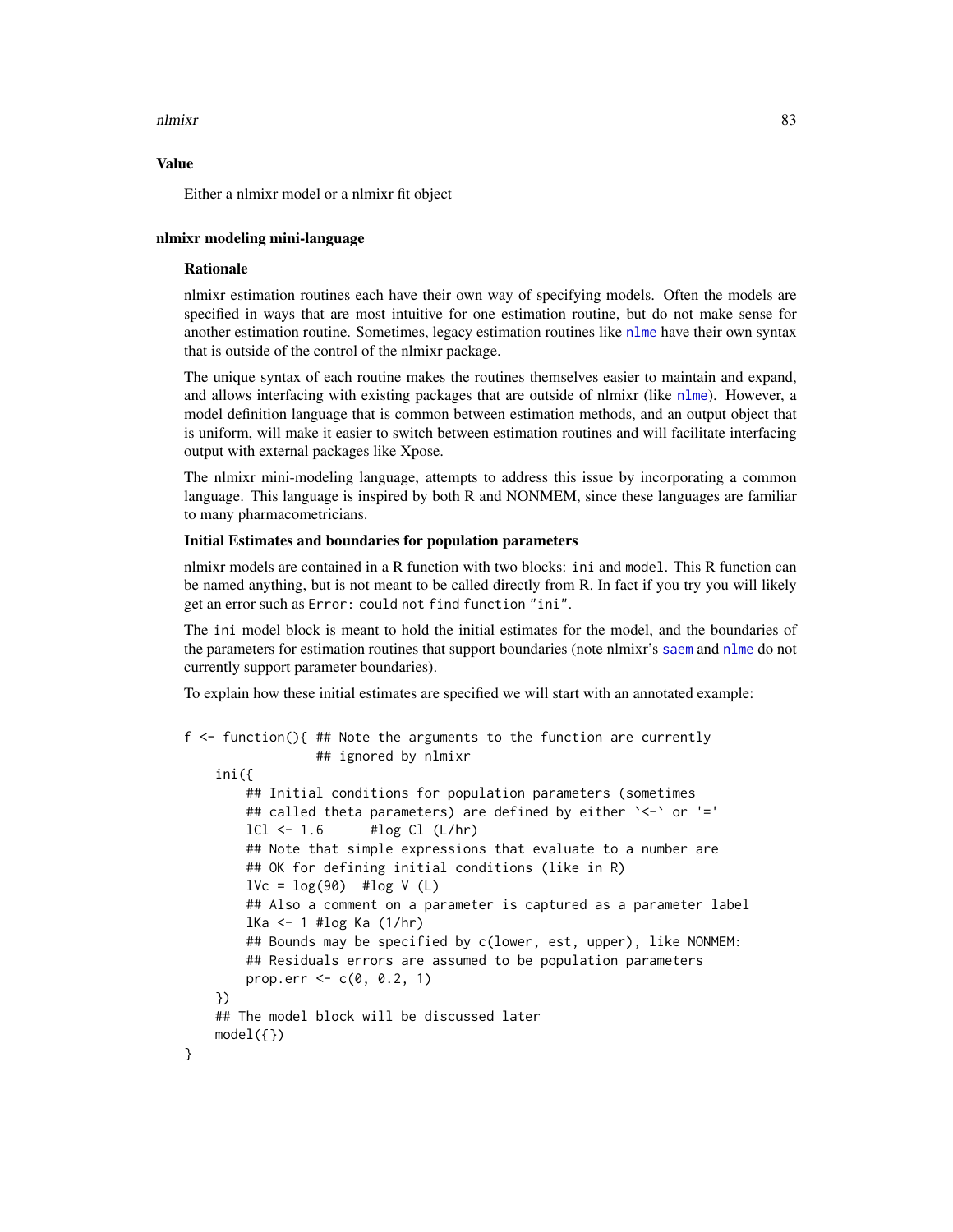## Value

Either a nlmixr model or a nlmixr fit object

## nlmixr modeling mini-language

### Rationale

nlmixr estimation routines each have their own way of specifying models. Often the models are specified in ways that are most intuitive for one estimation routine, but do not make sense for another estimation routine. Sometimes, legacy estimation routines like nlme have their own syntax that is outside of the control of the nlmixr package.

The unique syntax of each routine makes the routines themselves easier to maintain and expand, and allows interfacing with existing packages that are outside of nlmixr (like nlme). However, a model definition language that is common between estimation methods, and an output object that is uniform, will make it easier to switch between estimation routines and will facilitate interfacing output with external packages like Xpose.

The nlmixr mini-modeling language, attempts to address this issue by incorporating a common language. This language is inspired by both R and NONMEM, since these languages are familiar to many pharmacometricians.

### Initial Estimates and boundaries for population parameters

nlmixr models are contained in a R function with two blocks: `ini` and `model`. This R function can be named anything, but is not meant to be called directly from R. In fact if you try you will likely get an error such as `Error: could not find function "ini"`.

The `ini` model block is meant to hold the initial estimates for the model, and the boundaries of the parameters for estimation routines that support boundaries (note nlmixr's saem and nlme do not currently support parameter boundaries).

To explain how these initial estimates are specified we will start with an annotated example:

```
f <- function(){ ## Note the arguments to the function are currently
                 ## ignored by nlmixr
    ini({
        ## Initial conditions for population parameters (sometimes
        ## called theta parameters) are defined by either `<-` or '='
        lCl <- 1.6      #log Cl (L/hr)
        ## Note that simple expressions that evaluate to a number are
        ## OK for defining initial conditions (like in R)
        lVc = log(90)  #log V (L)
        ## Also a comment on a parameter is captured as a parameter label
        lKa <- 1 #log Ka (1/hr)
        ## Bounds may be specified by c(lower, est, upper), like NONMEM:
        ## Residuals errors are assumed to be population parameters
        prop.err <- c(0, 0.2, 1)
    })
    ## The model block will be discussed later
    model({})
}
```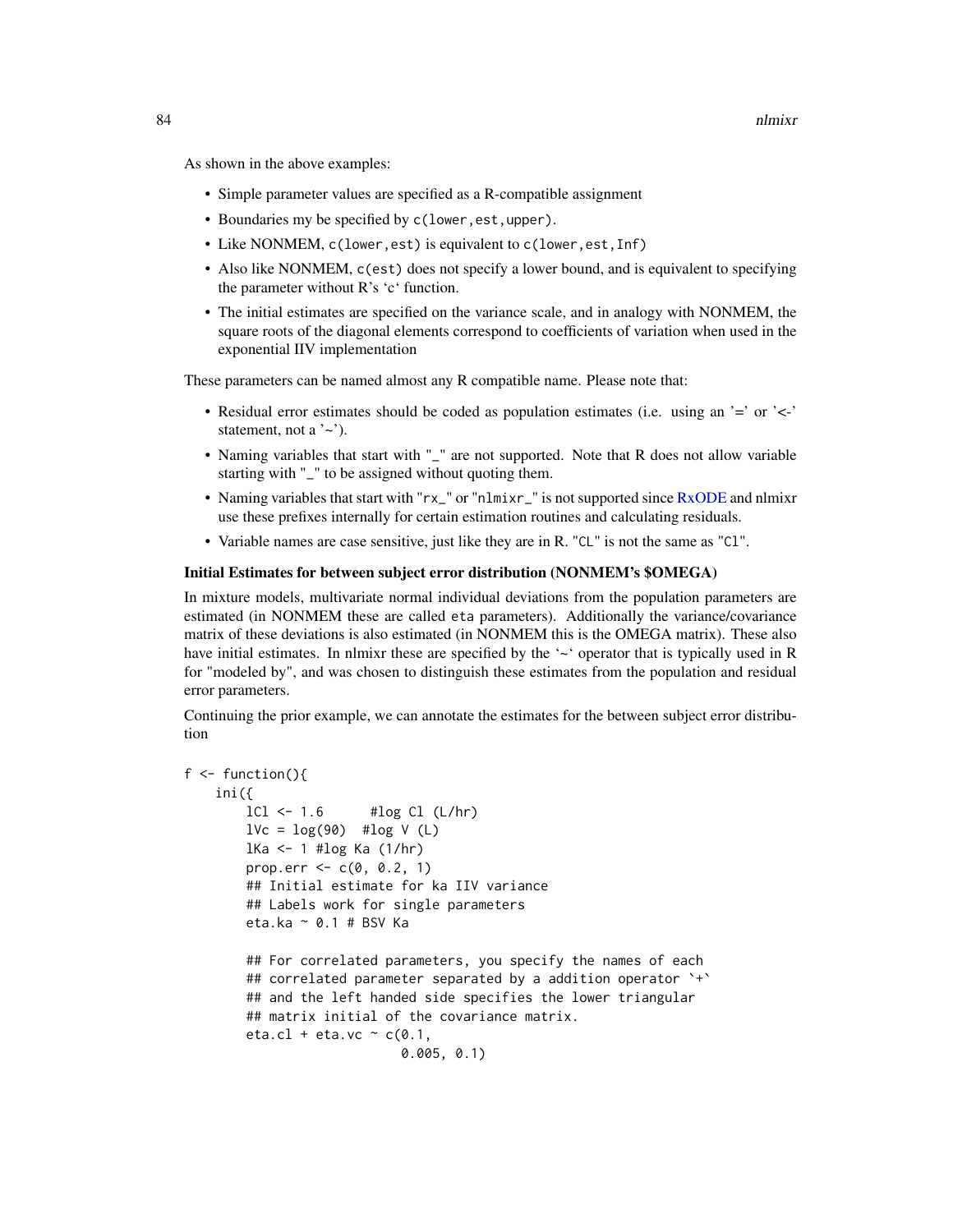As shown in the above examples:

- Simple parameter values are specified as a R-compatible assignment
- Boundaries my be specified by `c(lower,est,upper)`.
- Like NONMEM, `c(lower,est)` is equivalent to `c(lower,est,Inf)`
- Also like NONMEM, `c(est)` does not specify a lower bound, and is equivalent to specifying the parameter without R's 'c' function.
- The initial estimates are specified on the variance scale, and in analogy with NONMEM, the square roots of the diagonal elements correspond to coefficients of variation when used in the exponential IIV implementation

These parameters can be named almost any R compatible name. Please note that:

- Residual error estimates should be coded as population estimates (i.e. using an '=' or '<-' statement, not a '~').
- Naming variables that start with "`_`" are not supported. Note that R does not allow variable starting with "`_`" to be assigned without quoting them.
- Naming variables that start with "`rx_`" or "`nlmixr_`" is not supported since RxODE and nlmixr use these prefixes internally for certain estimation routines and calculating residuals.
- Variable names are case sensitive, just like they are in R. "`CL`" is not the same as "`Cl`".

**Initial Estimates for between subject error distribution (NONMEM's $OMEGA)**

In mixture models, multivariate normal individual deviations from the population parameters are estimated (in NONMEM these are called `eta` parameters). Additionally the variance/covariance matrix of these deviations is also estimated (in NONMEM this is the OMEGA matrix). These also have initial estimates. In nlmixr these are specified by the '~' operator that is typically used in R for "modeled by", and was chosen to distinguish these estimates from the population and residual error parameters.

Continuing the prior example, we can annotate the estimates for the between subject error distribution

```
f <- function(){
    ini({
        lCl <- 1.6      #log Cl (L/hr)
        lVc = log(90)  #log V (L)
        lKa <- 1 #log Ka (1/hr)
        prop.err <- c(0, 0.2, 1)
        ## Initial estimate for ka IIV variance
        ## Labels work for single parameters
        eta.ka ~ 0.1 # BSV Ka

        ## For correlated parameters, you specify the names of each
        ## correlated parameter separated by a addition operator `+`
        ## and the left handed side specifies the lower triangular
        ## matrix initial of the covariance matrix.
        eta.cl + eta.vc ~ c(0.1,
                            0.005, 0.1)
```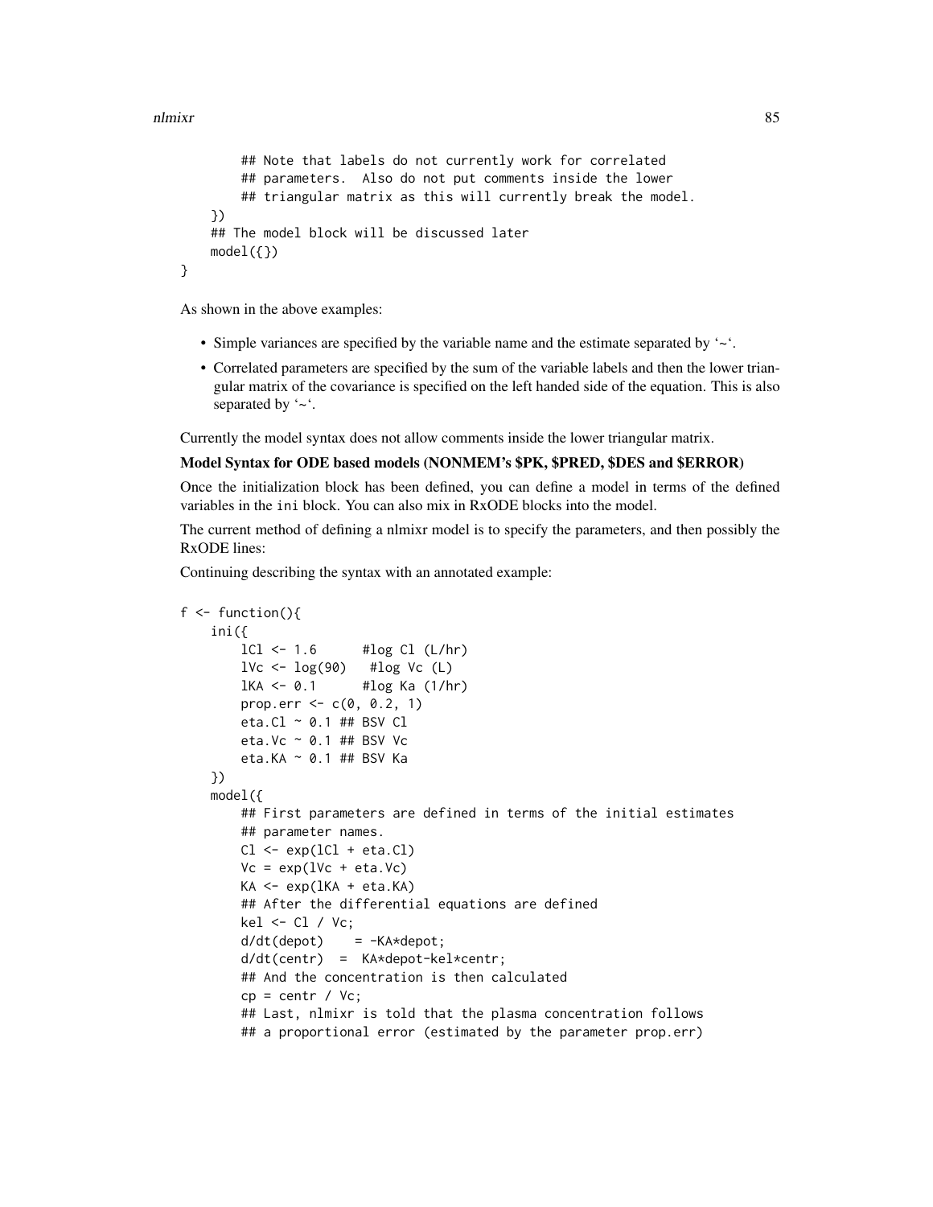```
        ## Note that labels do not currently work for correlated
        ## parameters.  Also do not put comments inside the lower
        ## triangular matrix as this will currently break the model.
    })
    ## The model block will be discussed later
    model({})
}
```

As shown in the above examples:

- Simple variances are specified by the variable name and the estimate separated by '~'.
- Correlated parameters are specified by the sum of the variable labels and then the lower triangular matrix of the covariance is specified on the left handed side of the equation. This is also separated by '~'.

Currently the model syntax does not allow comments inside the lower triangular matrix.

**Model Syntax for ODE based models (NONMEM's $PK, $PRED, $DES and $ERROR)**

Once the initialization block has been defined, you can define a model in terms of the defined variables in the ini block. You can also mix in RxODE blocks into the model.

The current method of defining a nlmixr model is to specify the parameters, and then possibly the RxODE lines:

Continuing describing the syntax with an annotated example:

```
f <- function(){
    ini({
        lCl <- 1.6      #log Cl (L/hr)
        lVc <- log(90)   #log Vc (L)
        lKA <- 0.1      #log Ka (1/hr)
        prop.err <- c(0, 0.2, 1)
        eta.Cl ~ 0.1 ## BSV Cl
        eta.Vc ~ 0.1 ## BSV Vc
        eta.KA ~ 0.1 ## BSV Ka
    })
    model({
        ## First parameters are defined in terms of the initial estimates
        ## parameter names.
        Cl <- exp(lCl + eta.Cl)
        Vc = exp(lVc + eta.Vc)
        KA <- exp(lKA + eta.KA)
        ## After the differential equations are defined
        kel <- Cl / Vc;
        d/dt(depot)    = -KA*depot;
        d/dt(centr)  =  KA*depot-kel*centr;
        ## And the concentration is then calculated
        cp = centr / Vc;
        ## Last, nlmixr is told that the plasma concentration follows
        ## a proportional error (estimated by the parameter prop.err)
```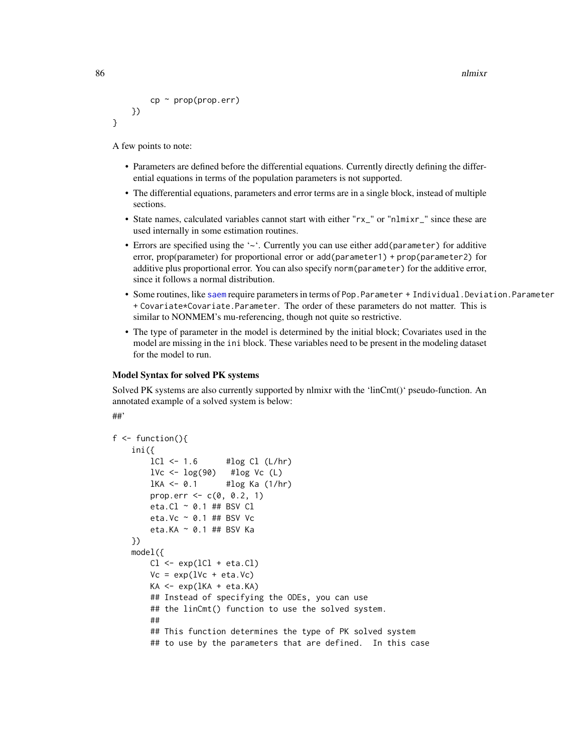```
        cp ~ prop(prop.err)
    })
}
```

A few points to note:

- Parameters are defined before the differential equations. Currently directly defining the differential equations in terms of the population parameters is not supported.
- The differential equations, parameters and error terms are in a single block, instead of multiple sections.
- State names, calculated variables cannot start with either "rx_" or "nlmixr_" since these are used internally in some estimation routines.
- Errors are specified using the '~'. Currently you can use either `add(parameter)` for additive error, prop(parameter) for proportional error or `add(parameter1) + prop(parameter2)` for additive plus proportional error. You can also specify `norm(parameter)` for the additive error, since it follows a normal distribution.
- Some routines, like `saem` require parameters in terms of `Pop.Parameter + Individual.Deviation.Parameter + Covariate*Covariate.Parameter`. The order of these parameters do not matter. This is similar to NONMEM's mu-referencing, though not quite so restrictive.
- The type of parameter in the model is determined by the initial block; Covariates used in the model are missing in the `ini` block. These variables need to be present in the modeling dataset for the model to run.

#### Model Syntax for solved PK systems

Solved PK systems are also currently supported by nlmixr with the 'linCmt()' pseudo-function. An annotated example of a solved system is below:

##'

```
f <- function(){
    ini({
        lCl <- 1.6      #log Cl (L/hr)
        lVc <- log(90)   #log Vc (L)
        lKA <- 0.1      #log Ka (1/hr)
        prop.err <- c(0, 0.2, 1)
        eta.Cl ~ 0.1 ## BSV Cl
        eta.Vc ~ 0.1 ## BSV Vc
        eta.KA ~ 0.1 ## BSV Ka
    })
    model({
        Cl <- exp(lCl + eta.Cl)
        Vc = exp(lVc + eta.Vc)
        KA <- exp(lKA + eta.KA)
        ## Instead of specifying the ODEs, you can use
        ## the linCmt() function to use the solved system.
        ##
        ## This function determines the type of PK solved system
        ## to use by the parameters that are defined.  In this case
```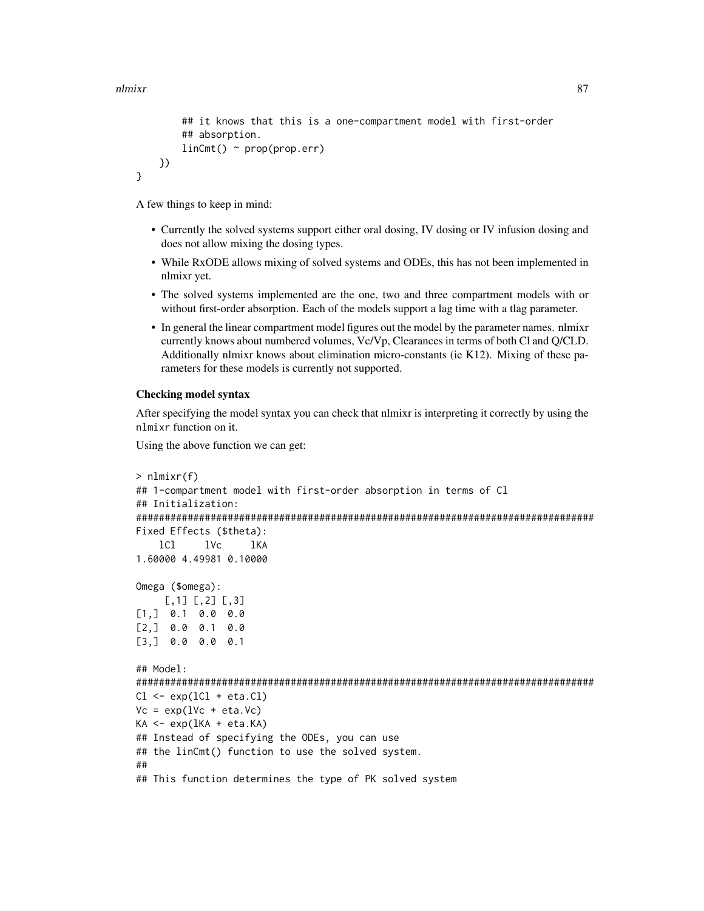```
        ## it knows that this is a one-compartment model with first-order
        ## absorption.
        linCmt() ~ prop(prop.err)
    })
}
```

A few things to keep in mind:

- Currently the solved systems support either oral dosing, IV dosing or IV infusion dosing and does not allow mixing the dosing types.
- While RxODE allows mixing of solved systems and ODEs, this has not been implemented in nlmixr yet.
- The solved systems implemented are the one, two and three compartment models with or without first-order absorption. Each of the models support a lag time with a tlag parameter.
- In general the linear compartment model figures out the model by the parameter names. nlmixr currently knows about numbered volumes, Vc/Vp, Clearances in terms of both Cl and Q/CLD. Additionally nlmixr knows about elimination micro-constants (ie K12). Mixing of these parameters for these models is currently not supported.

### Checking model syntax

After specifying the model syntax you can check that nlmixr is interpreting it correctly by using the `nlmixr` function on it.

Using the above function we can get:

```
> nlmixr(f)
## 1-compartment model with first-order absorption in terms of Cl
## Initialization:
################################################################################
Fixed Effects ($theta):
    lCl     lVc     lKA
1.60000 4.49981 0.10000

Omega ($omega):
     [,1] [,2] [,3]
[1,]  0.1  0.0  0.0
[2,]  0.0  0.1  0.0
[3,]  0.0  0.0  0.1

## Model:
################################################################################
Cl <- exp(lCl + eta.Cl)
Vc = exp(lVc + eta.Vc)
KA <- exp(lKA + eta.KA)
## Instead of specifying the ODEs, you can use
## the linCmt() function to use the solved system.
##
## This function determines the type of PK solved system
```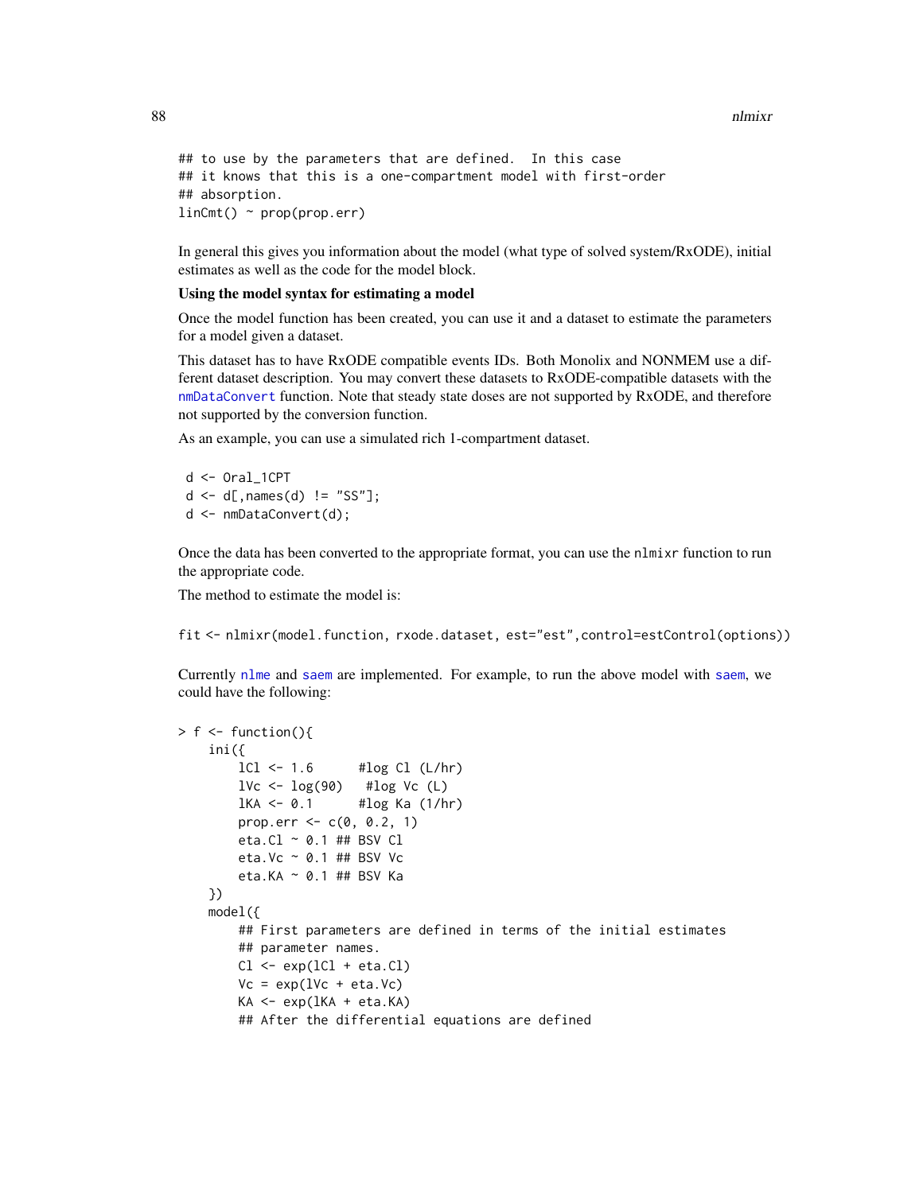```
## to use by the parameters that are defined.  In this case
## it knows that this is a one-compartment model with first-order
## absorption.
linCmt() ~ prop(prop.err)
```

In general this gives you information about the model (what type of solved system/RxODE), initial estimates as well as the code for the model block.

**Using the model syntax for estimating a model**

Once the model function has been created, you can use it and a dataset to estimate the parameters for a model given a dataset.

This dataset has to have RxODE compatible events IDs. Both Monolix and NONMEM use a different dataset description. You may convert these datasets to RxODE-compatible datasets with the nmDataConvert function. Note that steady state doses are not supported by RxODE, and therefore not supported by the conversion function.

As an example, you can use a simulated rich 1-compartment dataset.

```
 d <- Oral_1CPT
 d <- d[,names(d) != "SS"];
 d <- nmDataConvert(d);
```

Once the data has been converted to the appropriate format, you can use the nlmixr function to run the appropriate code.

The method to estimate the model is:

```
fit <- nlmixr(model.function, rxode.dataset, est="est",control=estControl(options))
```

Currently nlme and saem are implemented. For example, to run the above model with saem, we could have the following:

```
> f <- function(){
    ini({
        lCl <- 1.6      #log Cl (L/hr)
        lVc <- log(90)   #log Vc (L)
        lKA <- 0.1      #log Ka (1/hr)
        prop.err <- c(0, 0.2, 1)
        eta.Cl ~ 0.1 ## BSV Cl
        eta.Vc ~ 0.1 ## BSV Vc
        eta.KA ~ 0.1 ## BSV Ka
    })
    model({
        ## First parameters are defined in terms of the initial estimates
        ## parameter names.
        Cl <- exp(lCl + eta.Cl)
        Vc = exp(lVc + eta.Vc)
        KA <- exp(lKA + eta.KA)
        ## After the differential equations are defined
```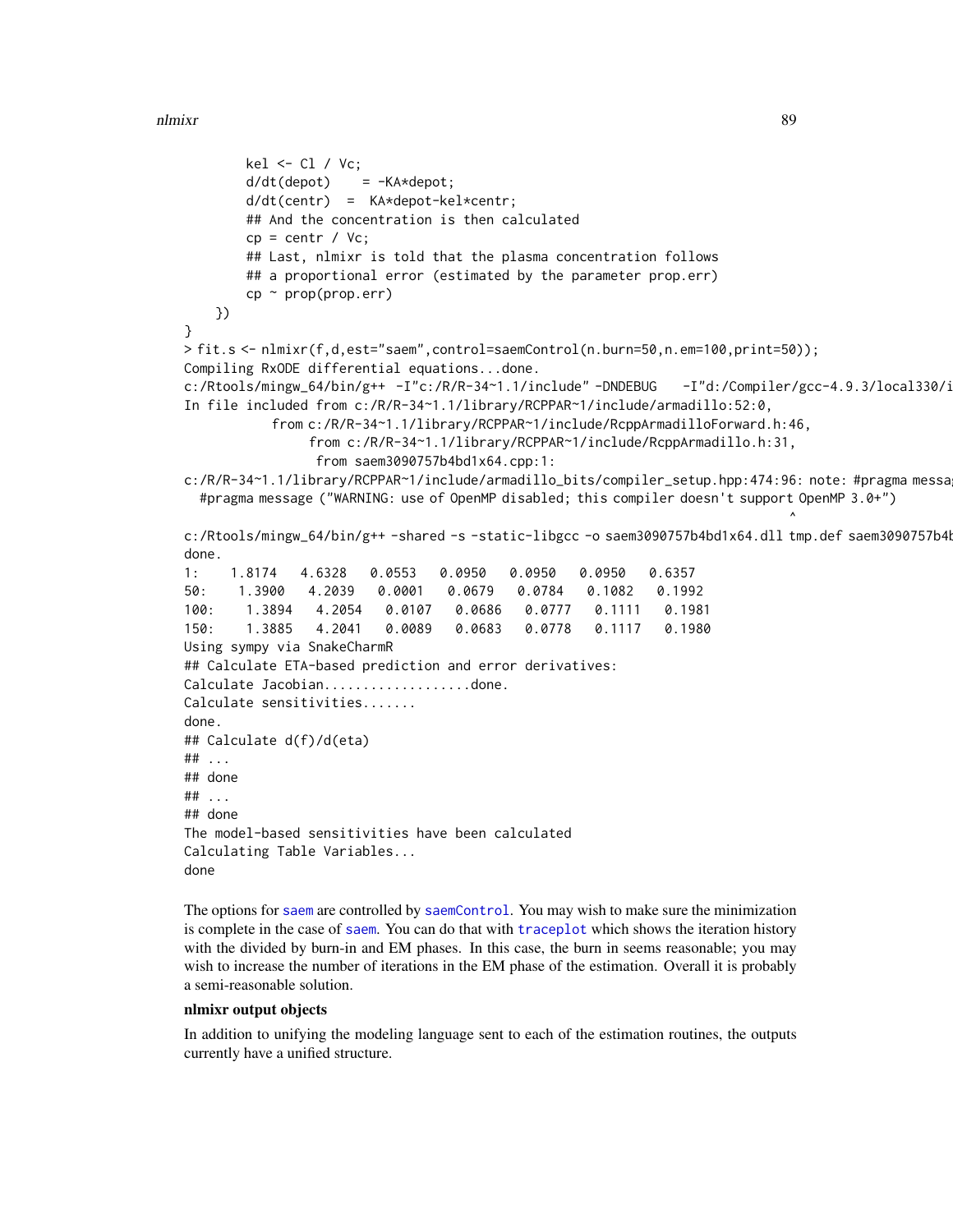```
        kel <- Cl / Vc;
        d/dt(depot)    = -KA*depot;
        d/dt(centr)  =  KA*depot-kel*centr;
        ## And the concentration is then calculated
        cp = centr / Vc;
        ## Last, nlmixr is told that the plasma concentration follows
        ## a proportional error (estimated by the parameter prop.err)
        cp ~ prop(prop.err)
    })
}
> fit.s <- nlmixr(f,d,est="saem",control=saemControl(n.burn=50,n.em=100,print=50));
Compiling RxODE differential equations...done.
c:/Rtools/mingw_64/bin/g++ -I"c:/R/R-34~1.1/include" -DNDEBUG   -I"d:/Compiler/gcc-4.9.3/local330/i
In file included from c:/R/R-34~1.1/library/RCPPAR~1/include/armadillo:52:0,
             from c:/R/R-34~1.1/library/RCPPAR~1/include/RcppArmadilloForward.h:46,
                  from c:/R/R-34~1.1/library/RCPPAR~1/include/RcppArmadillo.h:31,
                   from saem3090757b4bd1x64.cpp:1:
c:/R/R-34~1.1/library/RCPPAR~1/include/armadillo_bits/compiler_setup.hpp:474:96: note: #pragma messa
  #pragma message ("WARNING: use of OpenMP disabled; this compiler doesn't support OpenMP 3.0+")
                                                                                                ^
c:/Rtools/mingw_64/bin/g++ -shared -s -static-libgcc -o saem3090757b4bd1x64.dll tmp.def saem3090757b4b
done.
1:    1.8174   4.6328   0.0553   0.0950   0.0950   0.0950   0.6357
50:    1.3900   4.2039   0.0001   0.0679   0.0784   0.1082   0.1992
100:    1.3894   4.2054   0.0107   0.0686   0.0777   0.1111   0.1981
150:    1.3885   4.2041   0.0089   0.0683   0.0778   0.1117   0.1980
Using sympy via SnakeCharmR
## Calculate ETA-based prediction and error derivatives:
Calculate Jacobian...................done.
Calculate sensitivities.......
done.
## Calculate d(f)/d(eta)
## ...
## done
## ...
## done
The model-based sensitivities have been calculated
Calculating Table Variables...
done
```

The options for saem are controlled by saemControl. You may wish to make sure the minimization is complete in the case of saem. You can do that with traceplot which shows the iteration history with the divided by burn-in and EM phases. In this case, the burn in seems reasonable; you may wish to increase the number of iterations in the EM phase of the estimation. Overall it is probably a semi-reasonable solution.

**nlmixr output objects**

In addition to unifying the modeling language sent to each of the estimation routines, the outputs currently have a unified structure.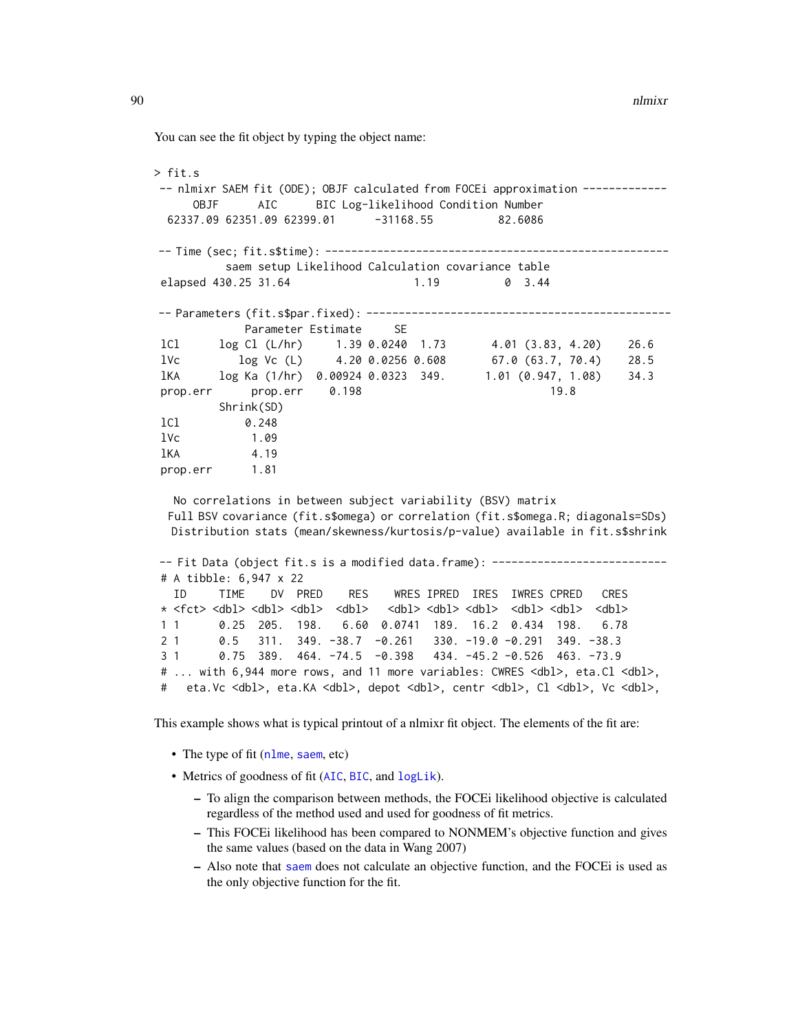You can see the fit object by typing the object name:

```
> fit.s
 -- nlmixr SAEM fit (ODE); OBJF calculated from FOCEi approximation -------------
      OBJF      AIC      BIC Log-likelihood Condition Number
  62337.09 62351.09 62399.01      -31168.55          82.6086

 -- Time (sec; fit.s$time): -----------------------------------------------------
          saem setup Likelihood Calculation covariance table
 elapsed 430.25 31.64                  1.19          0  3.44

 -- Parameters (fit.s$par.fixed): -----------------------------------------------
             Parameter Estimate     SE
 lCl      log Cl (L/hr)     1.39 0.0240  1.73       4.01 (3.83, 4.20)    26.6
 lVc         log Vc (L)     4.20 0.0256 0.608       67.0 (63.7, 70.4)    28.5
 lKA      log Ka (1/hr)  0.00924 0.0323  349.      1.01 (0.947, 1.08)    34.3
 prop.err      prop.err    0.198                                  19.8
         Shrink(SD)
 lCl         0.248
 lVc          1.09
 lKA          4.19
 prop.err      1.81

   No correlations in between subject variability (BSV) matrix
  Full BSV covariance (fit.s$omega) or correlation (fit.s$omega.R; diagonals=SDs)
   Distribution stats (mean/skewness/kurtosis/p-value) available in fit.s$shrink

 -- Fit Data (object fit.s is a modified data.frame): ---------------------------
 # A tibble: 6,947 x 22
   ID     TIME    DV  PRED    RES    WRES IPRED  IRES  IWRES CPRED   CRES
 * <fct> <dbl> <dbl> <dbl>  <dbl>   <dbl> <dbl> <dbl>  <dbl> <dbl>  <dbl>
 1 1      0.25  205.  198.   6.60  0.0741  189.  16.2  0.434  198.   6.78
 2 1      0.5   311.  349. -38.7  -0.261   330. -19.0 -0.291  349. -38.3
 3 1      0.75  389.  464. -74.5  -0.398   434. -45.2 -0.526  463. -73.9
 # ... with 6,944 more rows, and 11 more variables: CWRES <dbl>, eta.Cl <dbl>,
 #   eta.Vc <dbl>, eta.KA <dbl>, depot <dbl>, centr <dbl>, Cl <dbl>, Vc <dbl>,
```

This example shows what is typical printout of a nlmixr fit object. The elements of the fit are:

- The type of fit (nlme, saem, etc)
- Metrics of goodness of fit (AIC, BIC, and logLik).
  - To align the comparison between methods, the FOCEi likelihood objective is calculated regardless of the method used and used for goodness of fit metrics.
  - This FOCEi likelihood has been compared to NONMEM's objective function and gives the same values (based on the data in Wang 2007)
  - Also note that saem does not calculate an objective function, and the FOCEi is used as the only objective function for the fit.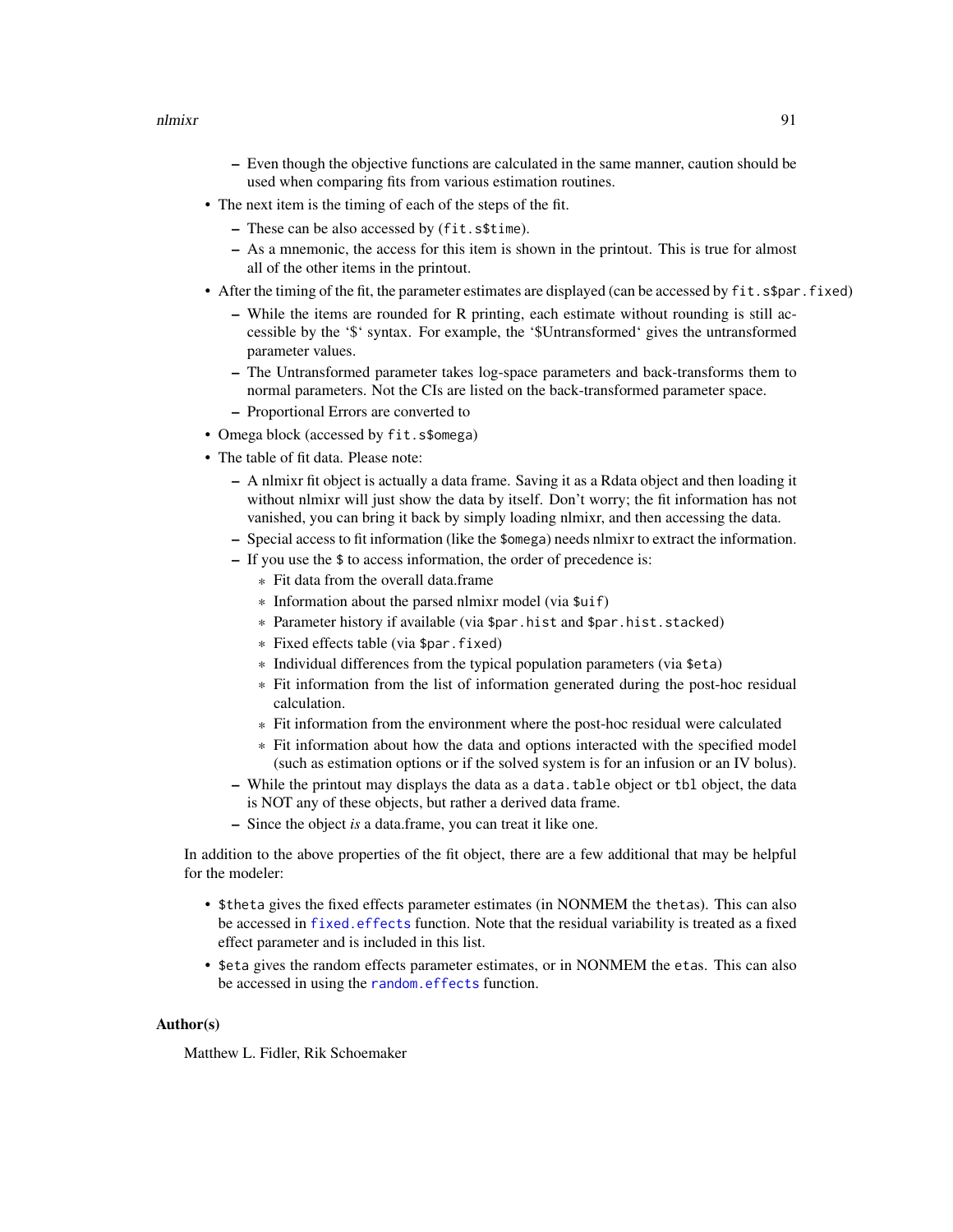- Even though the objective functions are calculated in the same manner, caution should be used when comparing fits from various estimation routines.
- The next item is the timing of each of the steps of the fit.
  - These can be also accessed by (`fit.s$time`).
  - As a mnemonic, the access for this item is shown in the printout. This is true for almost all of the other items in the printout.
- After the timing of the fit, the parameter estimates are displayed (can be accessed by `fit.s$par.fixed`)
  - While the items are rounded for R printing, each estimate without rounding is still accessible by the '$' syntax. For example, the '$Untransformed' gives the untransformed parameter values.
  - The Untransformed parameter takes log-space parameters and back-transforms them to normal parameters. Not the CIs are listed on the back-transformed parameter space.
  - Proportional Errors are converted to
- Omega block (accessed by `fit.s$omega`)
- The table of fit data. Please note:
  - A nlmixr fit object is actually a data frame. Saving it as a Rdata object and then loading it without nlmixr will just show the data by itself. Don't worry; the fit information has not vanished, you can bring it back by simply loading nlmixr, and then accessing the data.
  - Special access to fit information (like the `$omega`) needs nlmixr to extract the information.
  - If you use the `$` to access information, the order of precedence is:
    * Fit data from the overall data.frame
    * Information about the parsed nlmixr model (via `$uif`)
    * Parameter history if available (via `$par.hist` and `$par.hist.stacked`)
    * Fixed effects table (via `$par.fixed`)
    * Individual differences from the typical population parameters (via `$eta`)
    * Fit information from the list of information generated during the post-hoc residual calculation.
    * Fit information from the environment where the post-hoc residual were calculated
    * Fit information about how the data and options interacted with the specified model (such as estimation options or if the solved system is for an infusion or an IV bolus).
  - While the printout may displays the data as a `data.table` object or `tbl` object, the data is NOT any of these objects, but rather a derived data frame.
  - Since the object *is* a data.frame, you can treat it like one.

In addition to the above properties of the fit object, there are a few additional that may be helpful for the modeler:

- `$theta` gives the fixed effects parameter estimates (in NONMEM the `theta`s). This can also be accessed in `fixed.effects` function. Note that the residual variability is treated as a fixed effect parameter and is included in this list.
- `$eta` gives the random effects parameter estimates, or in NONMEM the `eta`s. This can also be accessed in using the `random.effects` function.

### Author(s)

Matthew L. Fidler, Rik Schoemaker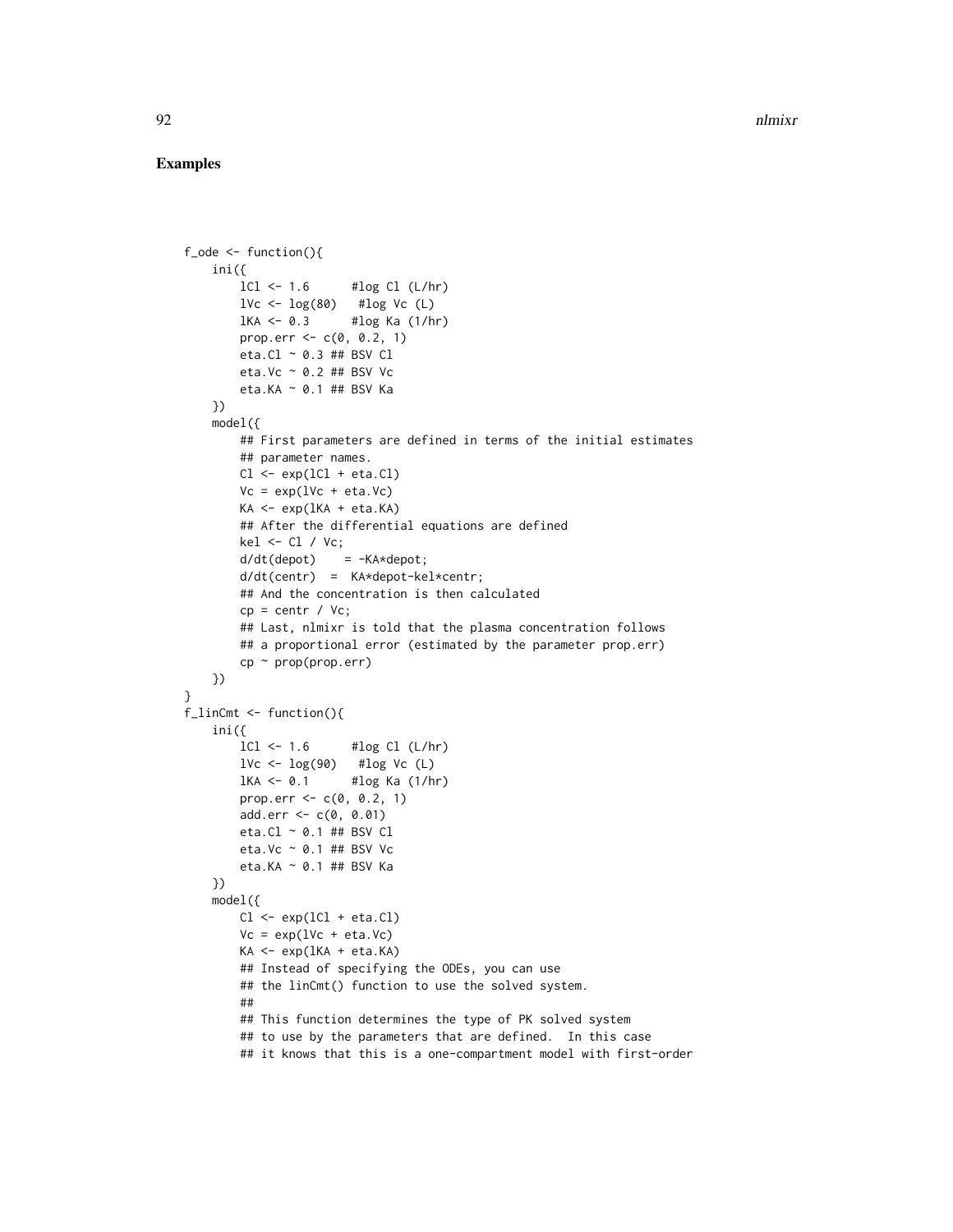## Examples

```
f_ode <- function(){
    ini({
        lCl <- 1.6      #log Cl (L/hr)
        lVc <- log(80)   #log Vc (L)
        lKA <- 0.3      #log Ka (1/hr)
        prop.err <- c(0, 0.2, 1)
        eta.Cl ~ 0.3 ## BSV Cl
        eta.Vc ~ 0.2 ## BSV Vc
        eta.KA ~ 0.1 ## BSV Ka
    })
    model({
        ## First parameters are defined in terms of the initial estimates
        ## parameter names.
        Cl <- exp(lCl + eta.Cl)
        Vc = exp(lVc + eta.Vc)
        KA <- exp(lKA + eta.KA)
        ## After the differential equations are defined
        kel <- Cl / Vc;
        d/dt(depot)    = -KA*depot;
        d/dt(centr)  =  KA*depot-kel*centr;
        ## And the concentration is then calculated
        cp = centr / Vc;
        ## Last, nlmixr is told that the plasma concentration follows
        ## a proportional error (estimated by the parameter prop.err)
        cp ~ prop(prop.err)
    })
}
f_linCmt <- function(){
    ini({
        lCl <- 1.6      #log Cl (L/hr)
        lVc <- log(90)   #log Vc (L)
        lKA <- 0.1      #log Ka (1/hr)
        prop.err <- c(0, 0.2, 1)
        add.err <- c(0, 0.01)
        eta.Cl ~ 0.1 ## BSV Cl
        eta.Vc ~ 0.1 ## BSV Vc
        eta.KA ~ 0.1 ## BSV Ka
    })
    model({
        Cl <- exp(lCl + eta.Cl)
        Vc = exp(lVc + eta.Vc)
        KA <- exp(lKA + eta.KA)
        ## Instead of specifying the ODEs, you can use
        ## the linCmt() function to use the solved system.
        ##
        ## This function determines the type of PK solved system
        ## to use by the parameters that are defined.  In this case
        ## it knows that this is a one-compartment model with first-order
```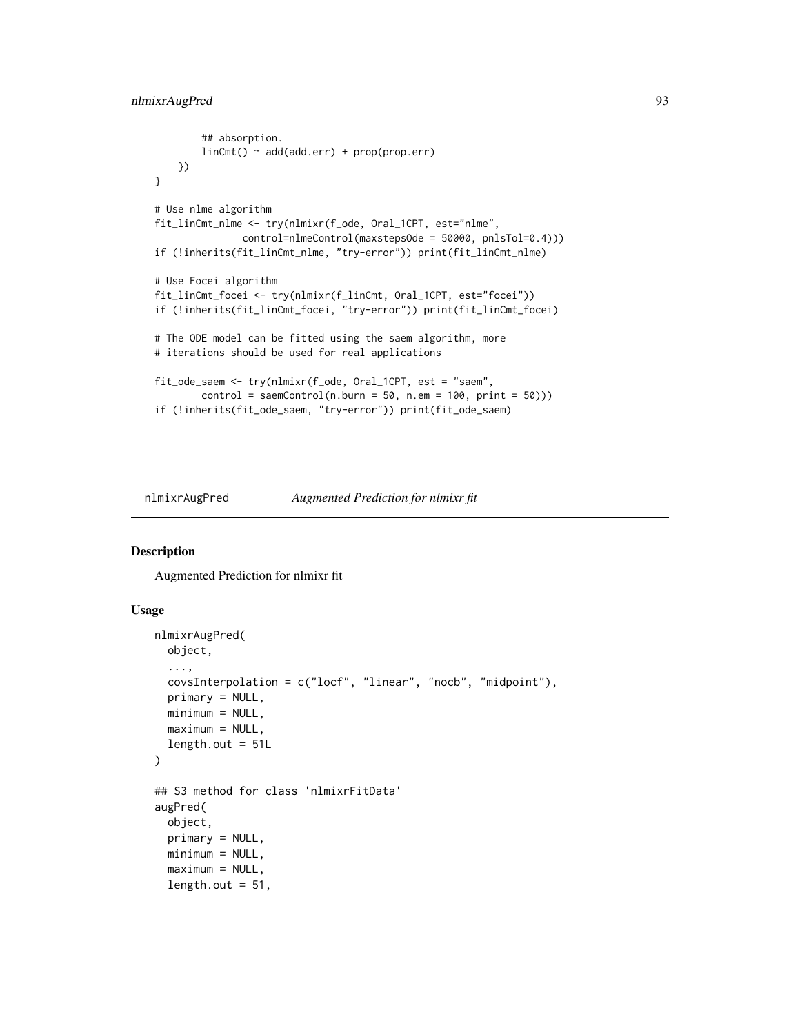```
        ## absorption.
        linCmt() ~ add(add.err) + prop(prop.err)
    })
}

# Use nlme algorithm
fit_linCmt_nlme <- try(nlmixr(f_ode, Oral_1CPT, est="nlme",
                control=nlmeControl(maxstepsOde = 50000, pnlsTol=0.4)))
if (!inherits(fit_linCmt_nlme, "try-error")) print(fit_linCmt_nlme)

# Use Focei algorithm
fit_linCmt_focei <- try(nlmixr(f_linCmt, Oral_1CPT, est="focei"))
if (!inherits(fit_linCmt_focei, "try-error")) print(fit_linCmt_focei)

# The ODE model can be fitted using the saem algorithm, more
# iterations should be used for real applications

fit_ode_saem <- try(nlmixr(f_ode, Oral_1CPT, est = "saem",
        control = saemControl(n.burn = 50, n.em = 100, print = 50)))
if (!inherits(fit_ode_saem, "try-error")) print(fit_ode_saem)
```

## nlmixrAugPred — *Augmented Prediction for nlmixr fit*

### Description

Augmented Prediction for nlmixr fit

### Usage

```
nlmixrAugPred(
  object,
  ...,
  covsInterpolation = c("locf", "linear", "nocb", "midpoint"),
  primary = NULL,
  minimum = NULL,
  maximum = NULL,
  length.out = 51L
)

## S3 method for class 'nlmixrFitData'
augPred(
  object,
  primary = NULL,
  minimum = NULL,
  maximum = NULL,
  length.out = 51,
```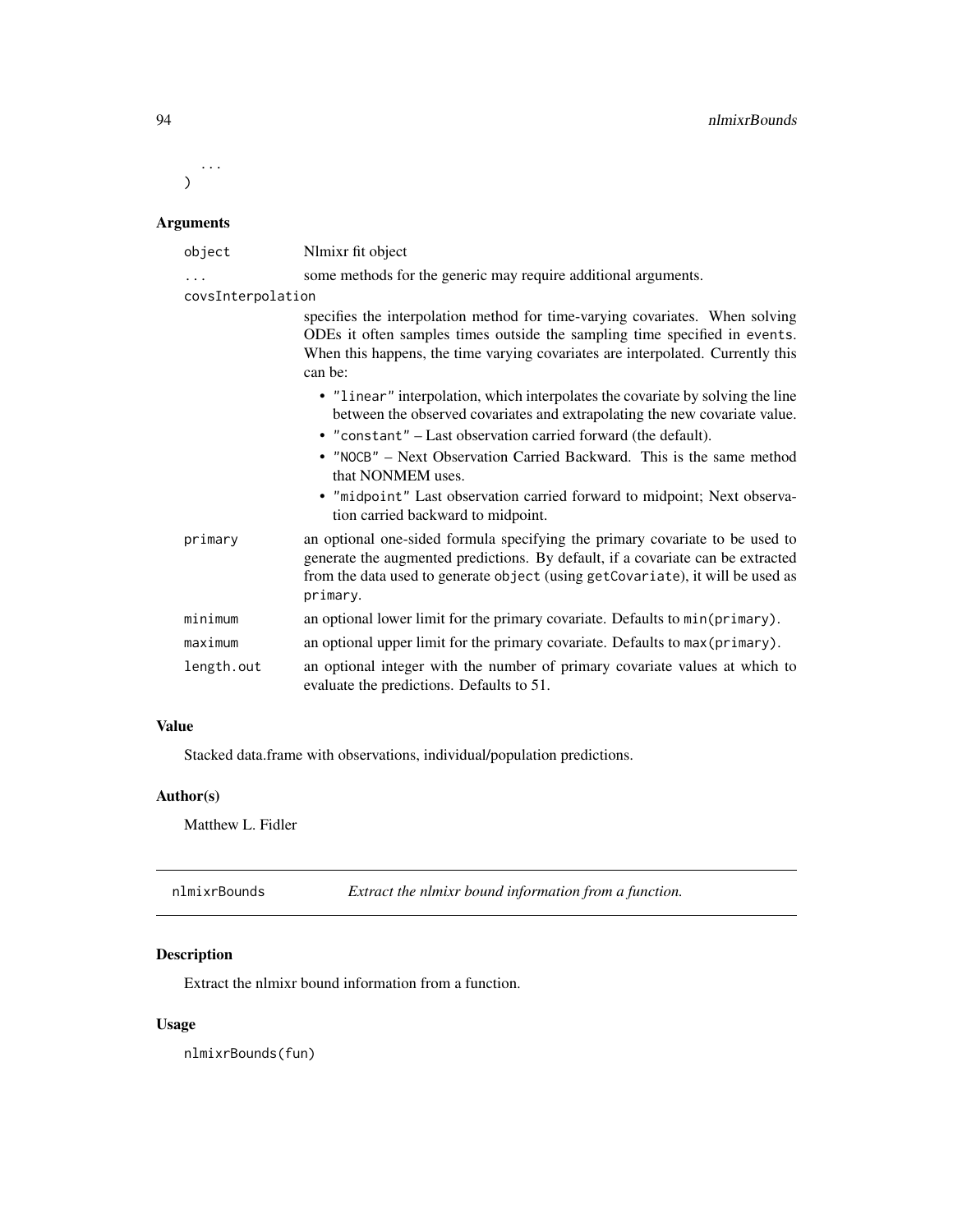```
  ...
)
```

## Arguments

| | |
|---|---|
| `object` | Nlmixr fit object |
| `...` | some methods for the generic may require additional arguments. |
| `covsInterpolation` | specifies the interpolation method for time-varying covariates. When solving ODEs it often samples times outside the sampling time specified in `events`. When this happens, the time varying covariates are interpolated. Currently this can be: <br>• `"linear"` interpolation, which interpolates the covariate by solving the line between the observed covariates and extrapolating the new covariate value. <br>• `"constant"` – Last observation carried forward (the default). <br>• `"NOCB"` – Next Observation Carried Backward. This is the same method that NONMEM uses. <br>• `"midpoint"` Last observation carried forward to midpoint; Next observation carried backward to midpoint. |
| `primary` | an optional one-sided formula specifying the primary covariate to be used to generate the augmented predictions. By default, if a covariate can be extracted from the data used to generate `object` (using `getCovariate`), it will be used as `primary`. |
| `minimum` | an optional lower limit for the primary covariate. Defaults to `min(primary)`. |
| `maximum` | an optional upper limit for the primary covariate. Defaults to `max(primary)`. |
| `length.out` | an optional integer with the number of primary covariate values at which to evaluate the predictions. Defaults to 51. |

## Value

Stacked data.frame with observations, individual/population predictions.

## Author(s)

Matthew L. Fidler

---

# nlmixrBounds — *Extract the nlmixr bound information from a function.*

## Description

Extract the nlmixr bound information from a function.

## Usage

```
nlmixrBounds(fun)
```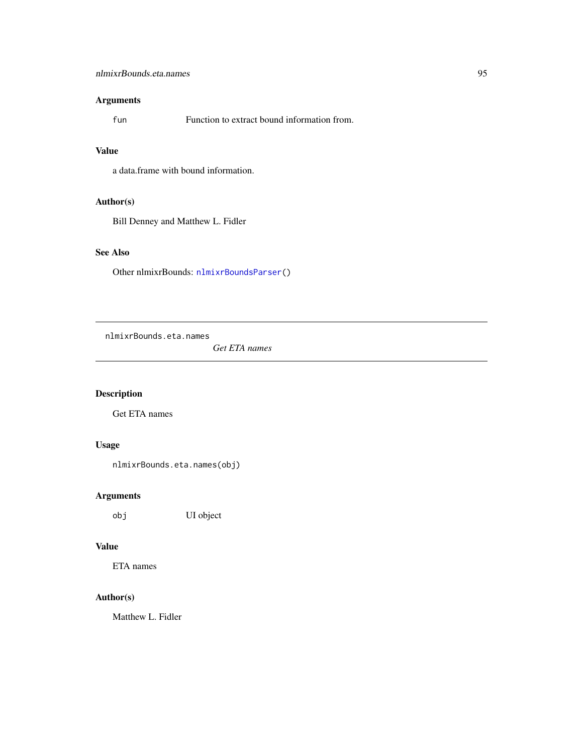## Arguments

| | |
|---|---|
| `fun` | Function to extract bound information from. |

## Value

a data.frame with bound information.

## Author(s)

Bill Denney and Matthew L. Fidler

## See Also

Other nlmixrBounds: `nlmixrBoundsParser()`

---

# nlmixrBounds.eta.names — *Get ETA names*

## Description

Get ETA names

## Usage

```
nlmixrBounds.eta.names(obj)
```

## Arguments

| | |
|---|---|
| `obj` | UI object |

## Value

ETA names

## Author(s)

Matthew L. Fidler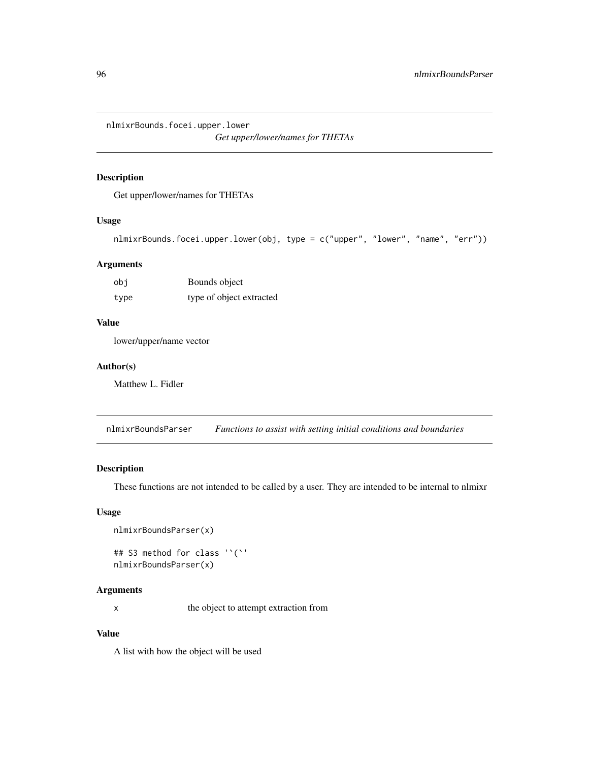## nlmixrBounds.focei.upper.lower *Get upper/lower/names for THETAs*

### Description

Get upper/lower/names for THETAs

### Usage

```
nlmixrBounds.focei.upper.lower(obj, type = c("upper", "lower", "name", "err"))
```

### Arguments

| | |
|---|---|
| obj | Bounds object |
| type | type of object extracted |

### Value

lower/upper/name vector

### Author(s)

Matthew L. Fidler

## nlmixrBoundsParser *Functions to assist with setting initial conditions and boundaries*

### Description

These functions are not intended to be called by a user. They are intended to be internal to nlmixr

### Usage

```
nlmixrBoundsParser(x)

## S3 method for class '`(`'
nlmixrBoundsParser(x)
```

### Arguments

| | |
|---|---|
| x | the object to attempt extraction from |

### Value

A list with how the object will be used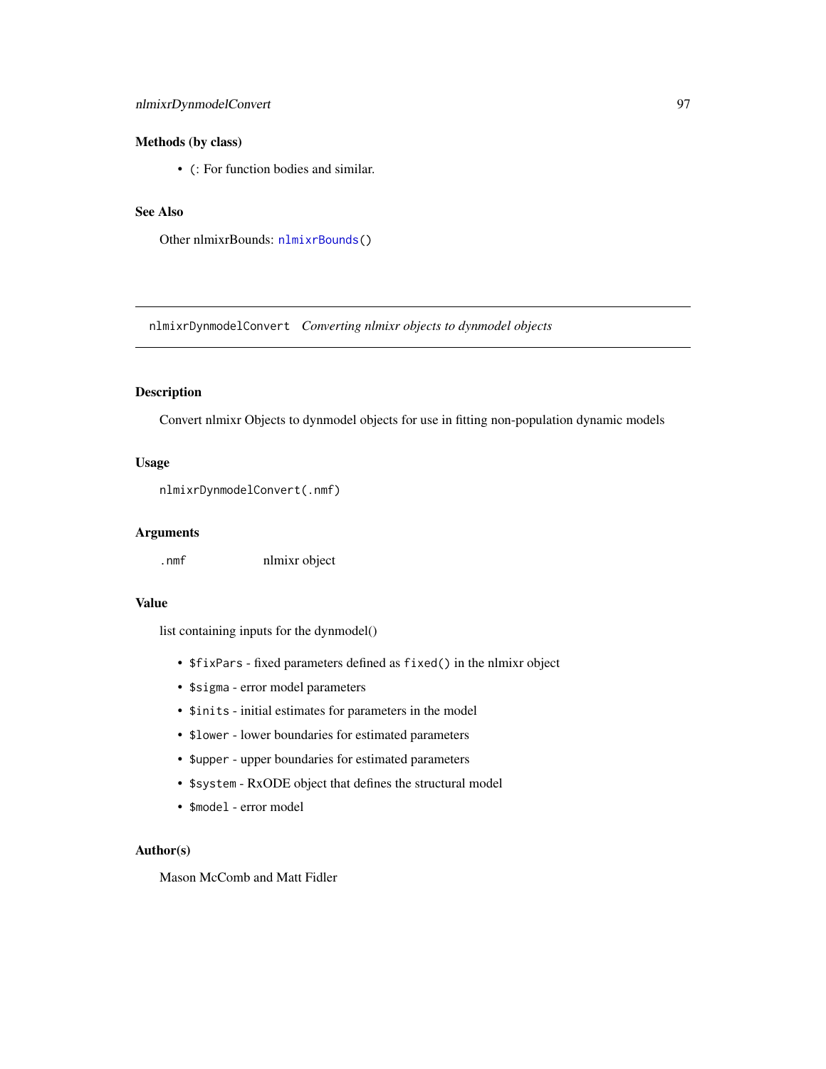### Methods (by class)

- `(`: For function bodies and similar.

### See Also

Other nlmixrBounds: `nlmixrBounds()`

---

## nlmixrDynmodelConvert *Converting nlmixr objects to dynmodel objects*

---

### Description

Convert nlmixr Objects to dynmodel objects for use in fitting non-population dynamic models

### Usage

```
nlmixrDynmodelConvert(.nmf)
```

### Arguments

| | |
|---|---|
| `.nmf` | nlmixr object |

### Value

list containing inputs for the dynmodel()

- `$fixPars` - fixed parameters defined as `fixed()` in the nlmixr object
- `$sigma` - error model parameters
- `$inits` - initial estimates for parameters in the model
- `$lower` - lower boundaries for estimated parameters
- `$upper` - upper boundaries for estimated parameters
- `$system` - RxODE object that defines the structural model
- `$model` - error model

### Author(s)

Mason McComb and Matt Fidler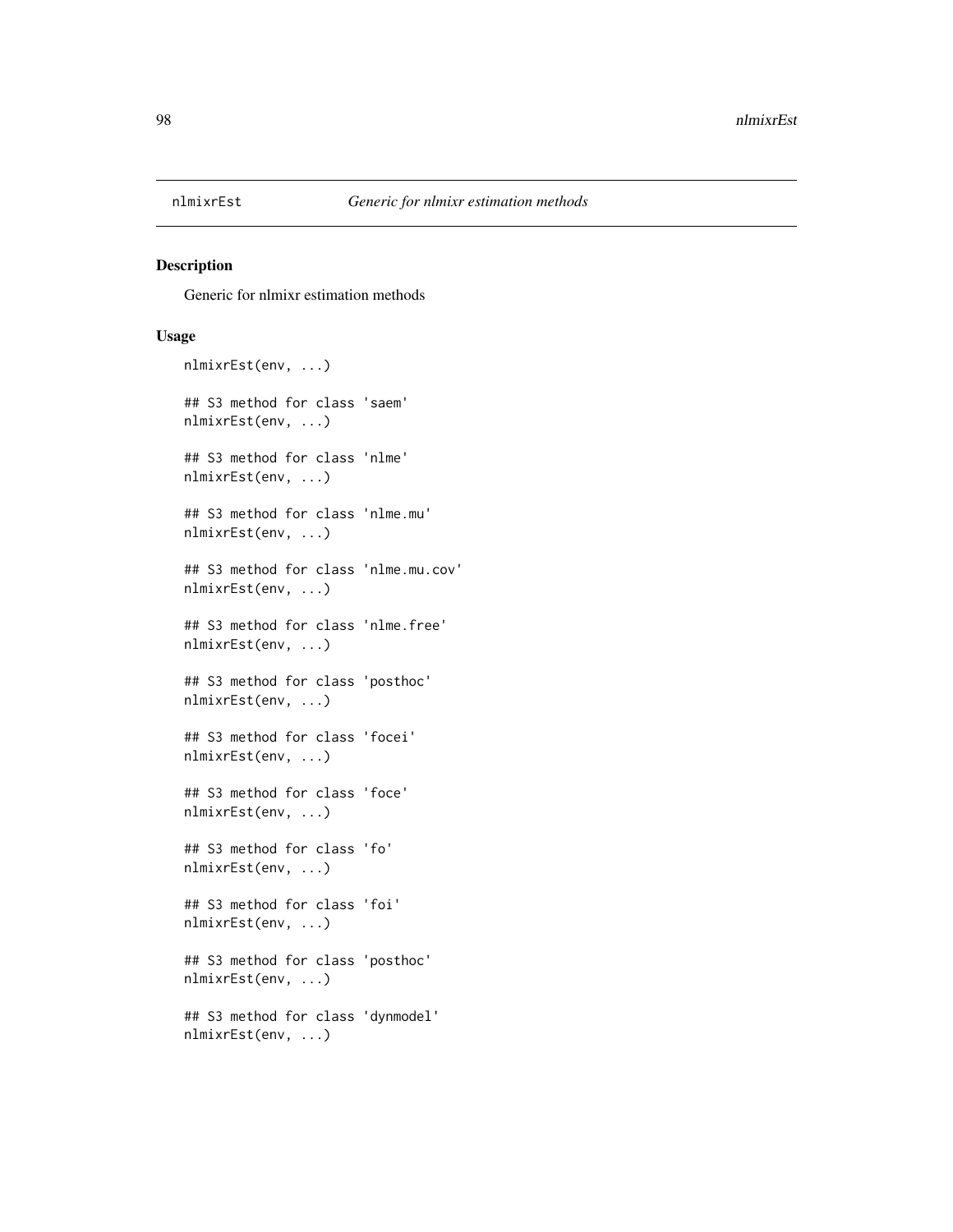# nlmixrEst *Generic for nlmixr estimation methods*

## Description

Generic for nlmixr estimation methods

## Usage

```
nlmixrEst(env, ...)

## S3 method for class 'saem'
nlmixrEst(env, ...)

## S3 method for class 'nlme'
nlmixrEst(env, ...)

## S3 method for class 'nlme.mu'
nlmixrEst(env, ...)

## S3 method for class 'nlme.mu.cov'
nlmixrEst(env, ...)

## S3 method for class 'nlme.free'
nlmixrEst(env, ...)

## S3 method for class 'posthoc'
nlmixrEst(env, ...)

## S3 method for class 'focei'
nlmixrEst(env, ...)

## S3 method for class 'foce'
nlmixrEst(env, ...)

## S3 method for class 'fo'
nlmixrEst(env, ...)

## S3 method for class 'foi'
nlmixrEst(env, ...)

## S3 method for class 'posthoc'
nlmixrEst(env, ...)

## S3 method for class 'dynmodel'
nlmixrEst(env, ...)
```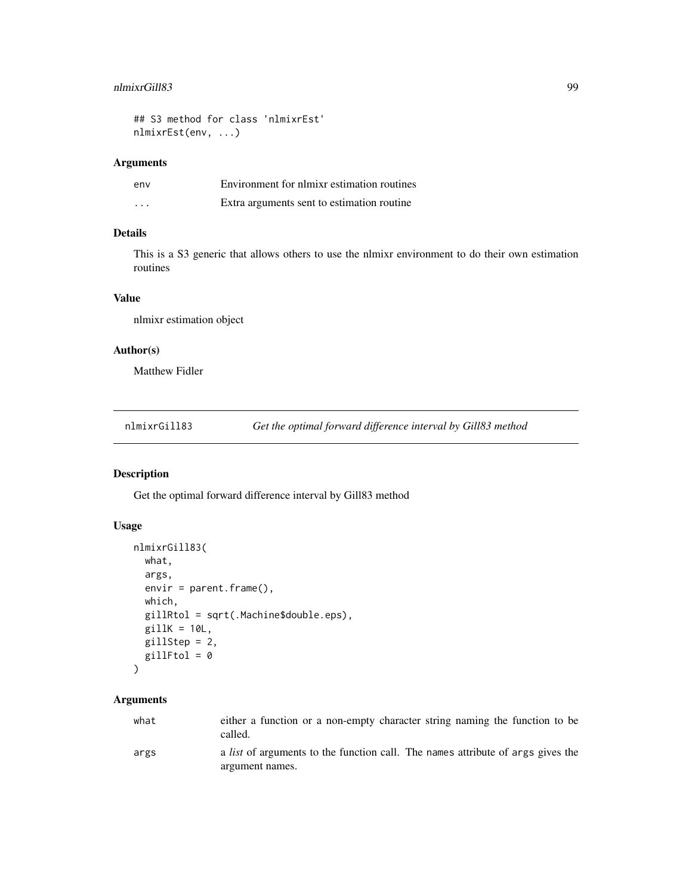```
## S3 method for class 'nlmixrEst'
nlmixrEst(env, ...)
```

### Arguments

| | |
|---|---|
| env | Environment for nlmixr estimation routines |
| ... | Extra arguments sent to estimation routine |

### Details

This is a S3 generic that allows others to use the nlmixr environment to do their own estimation routines

### Value

nlmixr estimation object

### Author(s)

Matthew Fidler

---

## nlmixrGill83 — *Get the optimal forward difference interval by Gill83 method*

### Description

Get the optimal forward difference interval by Gill83 method

### Usage

```
nlmixrGill83(
  what,
  args,
  envir = parent.frame(),
  which,
  gillRtol = sqrt(.Machine$double.eps),
  gillK = 10L,
  gillStep = 2,
  gillFtol = 0
)
```

### Arguments

| | |
|---|---|
| what | either a function or a non-empty character string naming the function to be called. |
| args | a *list* of arguments to the function call. The names attribute of args gives the argument names. |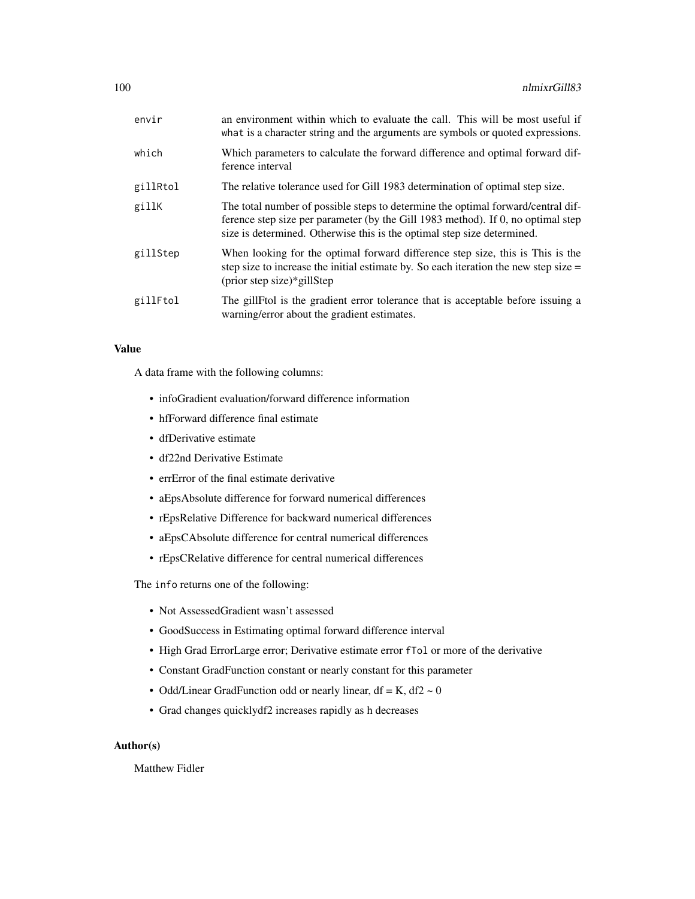| | |
|---|---|
| envir | an environment within which to evaluate the call. This will be most useful if `what` is a character string and the arguments are symbols or quoted expressions. |
| which | Which parameters to calculate the forward difference and optimal forward difference interval |
| gillRtol | The relative tolerance used for Gill 1983 determination of optimal step size. |
| gillK | The total number of possible steps to determine the optimal forward/central difference step size per parameter (by the Gill 1983 method). If 0, no optimal step size is determined. Otherwise this is the optimal step size determined. |
| gillStep | When looking for the optimal forward difference step size, this is This is the step size to increase the initial estimate by. So each iteration the new step size = (prior step size)*gillStep |
| gillFtol | The gillFtol is the gradient error tolerance that is acceptable before issuing a warning/error about the gradient estimates. |

## Value

A data frame with the following columns:

- infoGradient evaluation/forward difference information
- hfForward difference final estimate
- dfDerivative estimate
- df22nd Derivative Estimate
- errError of the final estimate derivative
- aEpsAbsolute difference for forward numerical differences
- rEpsRelative Difference for backward numerical differences
- aEpsCAbsolute difference for central numerical differences
- rEpsCRelative difference for central numerical differences

The `info` returns one of the following:

- Not AssessedGradient wasn't assessed
- GoodSuccess in Estimating optimal forward difference interval
- High Grad ErrorLarge error; Derivative estimate error `fTol` or more of the derivative
- Constant GradFunction constant or nearly constant for this parameter
- Odd/Linear GradFunction odd or nearly linear, df = K, df2 ~ 0
- Grad changes quicklydf2 increases rapidly as h decreases

## Author(s)

Matthew Fidler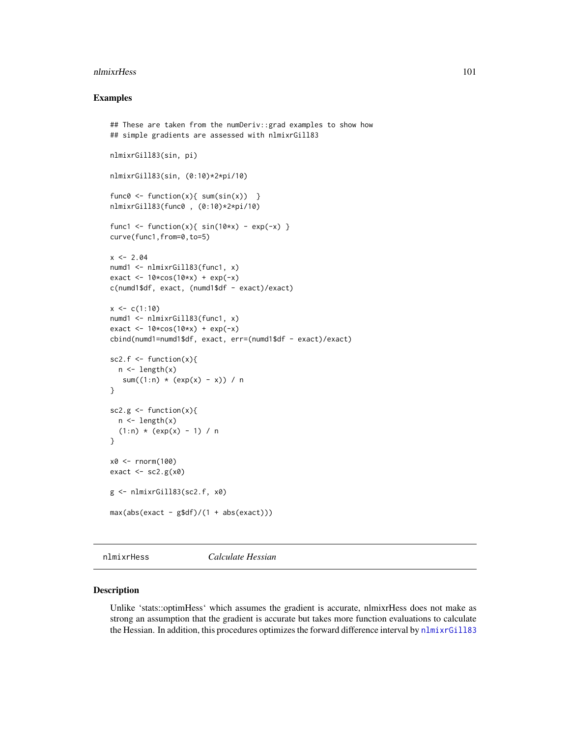## Examples

```
## These are taken from the numDeriv::grad examples to show how
## simple gradients are assessed with nlmixrGill83

nlmixrGill83(sin, pi)

nlmixrGill83(sin, (0:10)*2*pi/10)

func0 <- function(x){ sum(sin(x))  }
nlmixrGill83(func0 , (0:10)*2*pi/10)

func1 <- function(x){ sin(10*x) - exp(-x) }
curve(func1,from=0,to=5)

x <- 2.04
numd1 <- nlmixrGill83(func1, x)
exact <- 10*cos(10*x) + exp(-x)
c(numd1$df, exact, (numd1$df - exact)/exact)

x <- c(1:10)
numd1 <- nlmixrGill83(func1, x)
exact <- 10*cos(10*x) + exp(-x)
cbind(numd1=numd1$df, exact, err=(numd1$df - exact)/exact)

sc2.f <- function(x){
  n <- length(x)
   sum((1:n) * (exp(x) - x)) / n
}

sc2.g <- function(x){
  n <- length(x)
  (1:n) * (exp(x) - 1) / n
}

x0 <- rnorm(100)
exact <- sc2.g(x0)

g <- nlmixrGill83(sc2.f, x0)

max(abs(exact - g$df)/(1 + abs(exact)))
```

---

nlmixrHess    *Calculate Hessian*

---

## Description

Unlike 'stats::optimHess' which assumes the gradient is accurate, nlmixrHess does not make as strong an assumption that the gradient is accurate but takes more function evaluations to calculate the Hessian. In addition, this procedures optimizes the forward difference interval by nlmixrGill83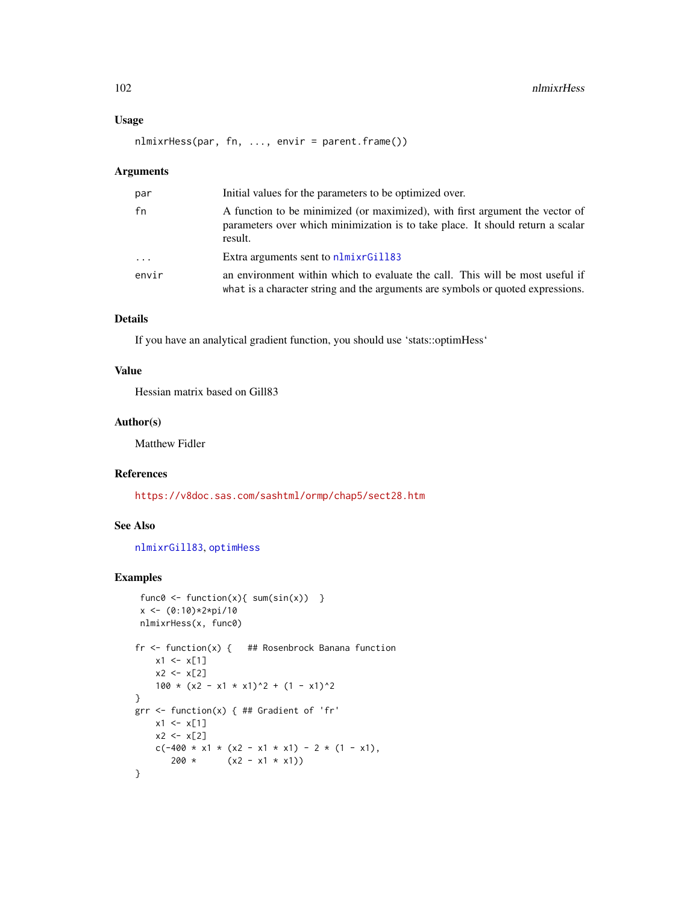## Usage

```
nlmixrHess(par, fn, ..., envir = parent.frame())
```

## Arguments

| | |
|---|---|
| par | Initial values for the parameters to be optimized over. |
| fn | A function to be minimized (or maximized), with first argument the vector of parameters over which minimization is to take place. It should return a scalar result. |
| ... | Extra arguments sent to nlmixrGill83 |
| envir | an environment within which to evaluate the call. This will be most useful if what is a character string and the arguments are symbols or quoted expressions. |

## Details

If you have an analytical gradient function, you should use 'stats::optimHess'

## Value

Hessian matrix based on Gill83

## Author(s)

Matthew Fidler

## References

https://v8doc.sas.com/sashtml/ormp/chap5/sect28.htm

## See Also

nlmixrGill83, optimHess

## Examples

```
 func0 <- function(x){ sum(sin(x))  }
 x <- (0:10)*2*pi/10
 nlmixrHess(x, func0)

fr <- function(x) {   ## Rosenbrock Banana function
    x1 <- x[1]
    x2 <- x[2]
    100 * (x2 - x1 * x1)^2 + (1 - x1)^2
}
grr <- function(x) { ## Gradient of 'fr'
    x1 <- x[1]
    x2 <- x[2]
    c(-400 * x1 * (x2 - x1 * x1) - 2 * (1 - x1),
       200 *      (x2 - x1 * x1))
}
```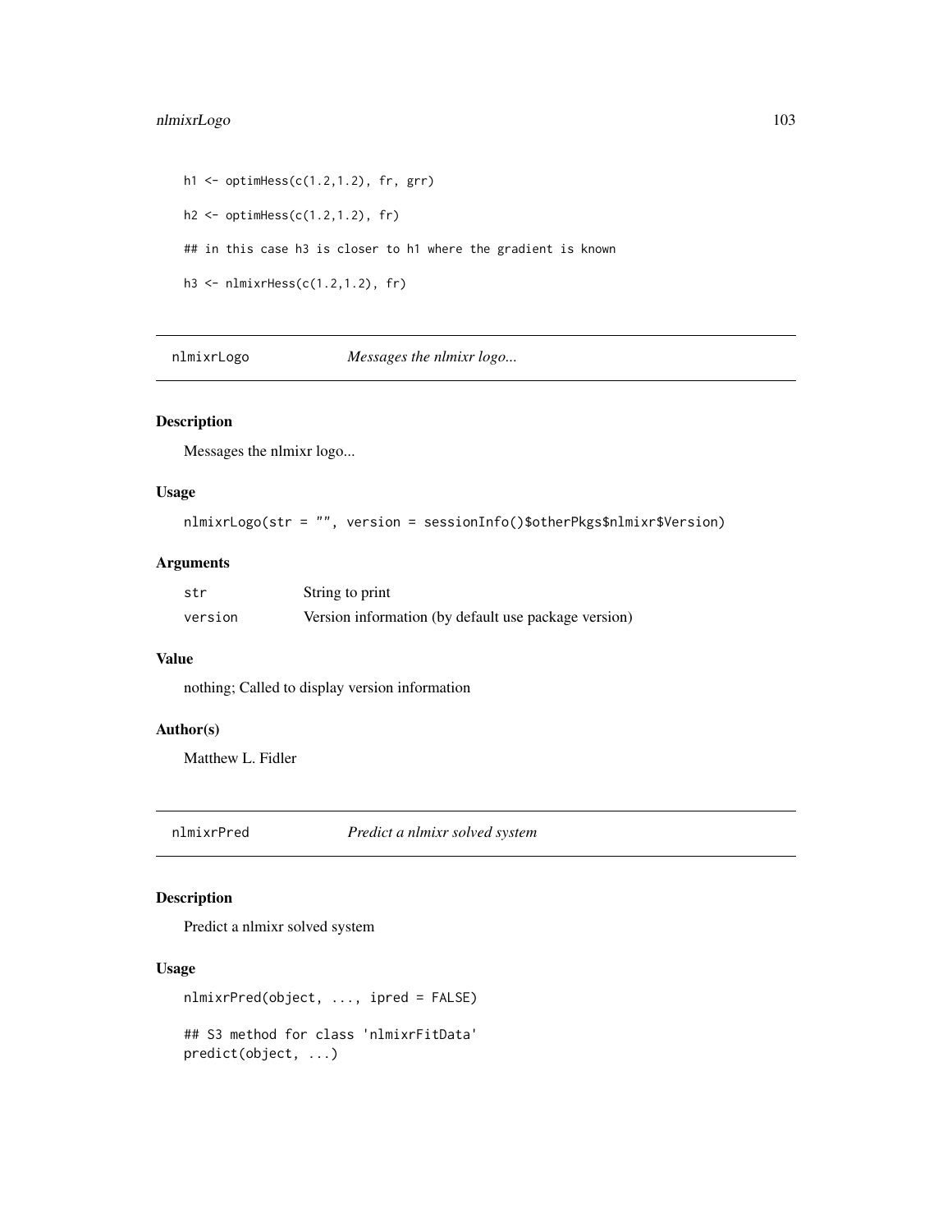```
h1 <- optimHess(c(1.2,1.2), fr, grr)

h2 <- optimHess(c(1.2,1.2), fr)

## in this case h3 is closer to h1 where the gradient is known

h3 <- nlmixrHess(c(1.2,1.2), fr)
```

## nlmixrLogo — *Messages the nlmixr logo...*

### Description

Messages the nlmixr logo...

### Usage

```
nlmixrLogo(str = "", version = sessionInfo()$otherPkgs$nlmixr$Version)
```

### Arguments

| | |
|---|---|
| str | String to print |
| version | Version information (by default use package version) |

### Value

nothing; Called to display version information

### Author(s)

Matthew L. Fidler

## nlmixrPred — *Predict a nlmixr solved system*

### Description

Predict a nlmixr solved system

### Usage

```
nlmixrPred(object, ..., ipred = FALSE)

## S3 method for class 'nlmixrFitData'
predict(object, ...)
```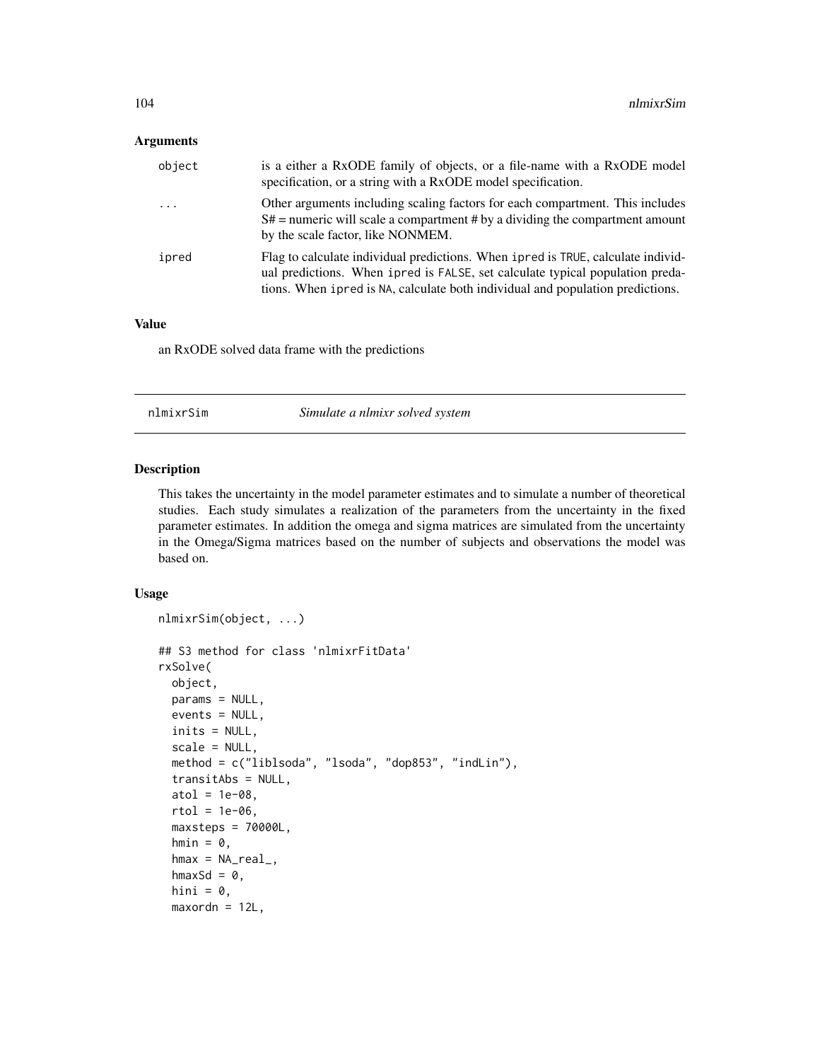### Arguments

| | |
|---|---|
| object | is a either a RxODE family of objects, or a file-name with a RxODE model specification, or a string with a RxODE model specification. |
| ... | Other arguments including scaling factors for each compartment. This includes S# = numeric will scale a compartment # by a dividing the compartment amount by the scale factor, like NONMEM. |
| ipred | Flag to calculate individual predictions. When ipred is TRUE, calculate individual predictions. When ipred is FALSE, set calculate typical population predations. When ipred is NA, calculate both individual and population predictions. |

### Value

an RxODE solved data frame with the predictions

## nlmixrSim — *Simulate a nlmixr solved system*

### Description

This takes the uncertainty in the model parameter estimates and to simulate a number of theoretical studies. Each study simulates a realization of the parameters from the uncertainty in the fixed parameter estimates. In addition the omega and sigma matrices are simulated from the uncertainty in the Omega/Sigma matrices based on the number of subjects and observations the model was based on.

### Usage

```
nlmixrSim(object, ...)

## S3 method for class 'nlmixrFitData'
rxSolve(
  object,
  params = NULL,
  events = NULL,
  inits = NULL,
  scale = NULL,
  method = c("liblsoda", "lsoda", "dop853", "indLin"),
  transitAbs = NULL,
  atol = 1e-08,
  rtol = 1e-06,
  maxsteps = 70000L,
  hmin = 0,
  hmax = NA_real_,
  hmaxSd = 0,
  hini = 0,
  maxordn = 12L,
```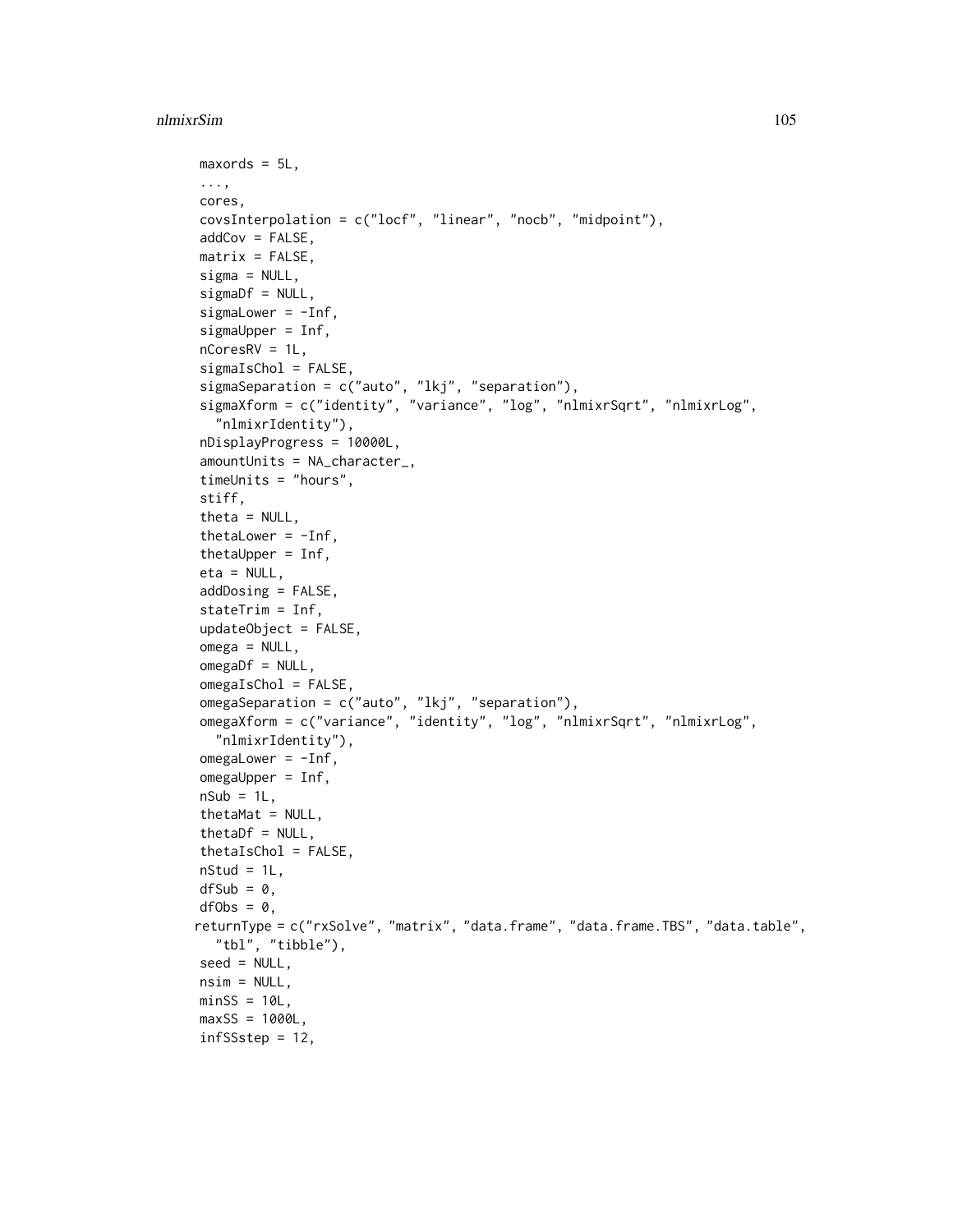```
maxords = 5L,
...,
cores,
covsInterpolation = c("locf", "linear", "nocb", "midpoint"),
addCov = FALSE,
matrix = FALSE,
sigma = NULL,
sigmaDf = NULL,
sigmaLower = -Inf,
sigmaUpper = Inf,
nCoresRV = 1L,
sigmaIsChol = FALSE,
sigmaSeparation = c("auto", "lkj", "separation"),
sigmaXform = c("identity", "variance", "log", "nlmixrSqrt", "nlmixrLog",
  "nlmixrIdentity"),
nDisplayProgress = 10000L,
amountUnits = NA_character_,
timeUnits = "hours",
stiff,
theta = NULL,
thetaLower = -Inf,
thetaUpper = Inf,
eta = NULL,
addDosing = FALSE,
stateTrim = Inf,
updateObject = FALSE,
omega = NULL,
omegaDf = NULL,
omegaIsChol = FALSE,
omegaSeparation = c("auto", "lkj", "separation"),
omegaXform = c("variance", "identity", "log", "nlmixrSqrt", "nlmixrLog",
  "nlmixrIdentity"),
omegaLower = -Inf,
omegaUpper = Inf,
nSub = 1L,
thetaMat = NULL,
thetaDf = NULL,
thetaIsChol = FALSE,
nStud = 1L,
dfSub = 0,
dfObs = 0,
returnType = c("rxSolve", "matrix", "data.frame", "data.frame.TBS", "data.table",
  "tbl", "tibble"),
seed = NULL,
nsim = NULL,
minSS = 10L,
maxSS = 1000L,
infSSstep = 12,
```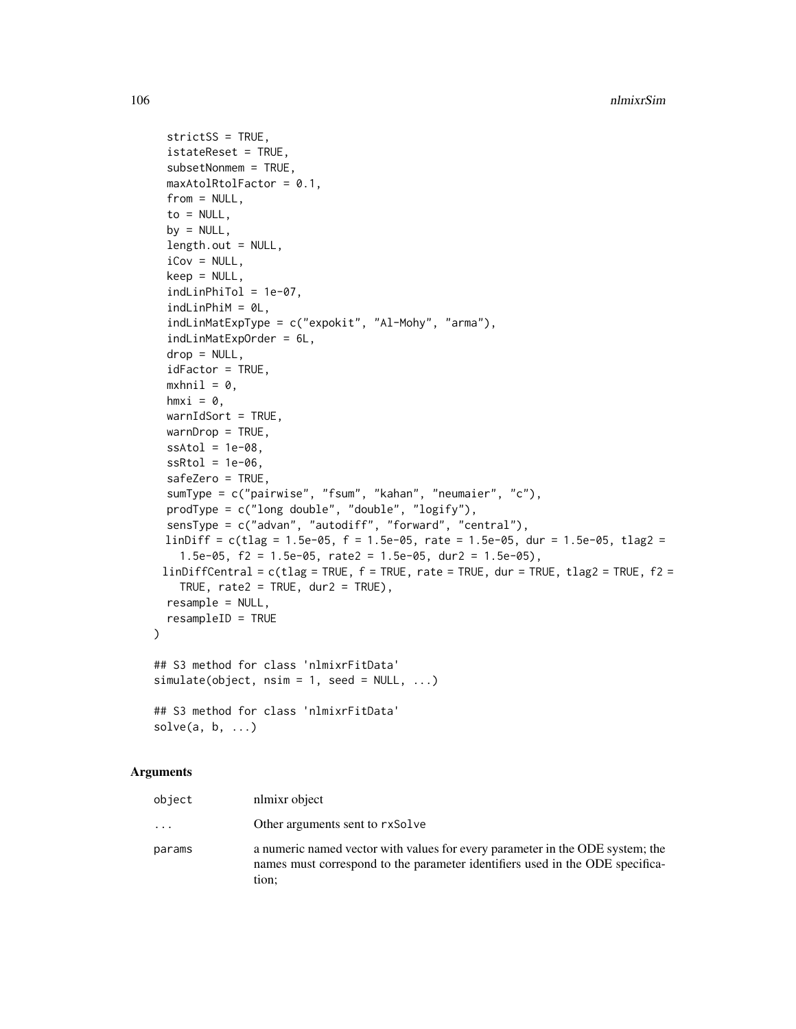```
  strictSS = TRUE,
  istateReset = TRUE,
  subsetNonmem = TRUE,
  maxAtolRtolFactor = 0.1,
  from = NULL,
  to = NULL,
  by = NULL,
  length.out = NULL,
  iCov = NULL,
  keep = NULL,
  indLinPhiTol = 1e-07,
  indLinPhiM = 0L,
  indLinMatExpType = c("expokit", "Al-Mohy", "arma"),
  indLinMatExpOrder = 6L,
  drop = NULL,
  idFactor = TRUE,
  mxhnil = 0,
  hmxi = 0,
  warnIdSort = TRUE,
  warnDrop = TRUE,
  ssAtol = 1e-08,
  ssRtol = 1e-06,
  safeZero = TRUE,
  sumType = c("pairwise", "fsum", "kahan", "neumaier", "c"),
  prodType = c("long double", "double", "logify"),
  sensType = c("advan", "autodiff", "forward", "central"),
  linDiff = c(tlag = 1.5e-05, f = 1.5e-05, rate = 1.5e-05, dur = 1.5e-05, tlag2 =
    1.5e-05, f2 = 1.5e-05, rate2 = 1.5e-05, dur2 = 1.5e-05),
  linDiffCentral = c(tlag = TRUE, f = TRUE, rate = TRUE, dur = TRUE, tlag2 = TRUE, f2 =
    TRUE, rate2 = TRUE, dur2 = TRUE),
  resample = NULL,
  resampleID = TRUE
)

## S3 method for class 'nlmixrFitData'
simulate(object, nsim = 1, seed = NULL, ...)

## S3 method for class 'nlmixrFitData'
solve(a, b, ...)
```

### Arguments

| | |
|---|---|
| object | nlmixr object |
| ... | Other arguments sent to rxSolve |
| params | a numeric named vector with values for every parameter in the ODE system; the names must correspond to the parameter identifiers used in the ODE specification; |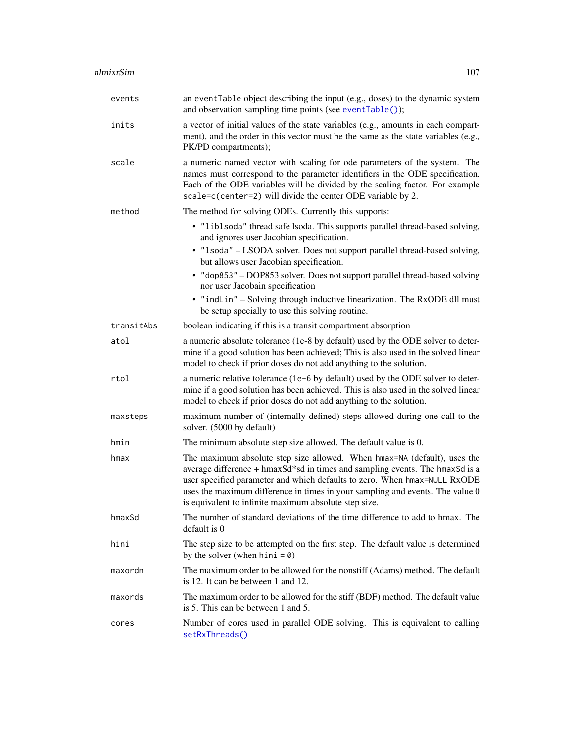| | |
|---|---|
| `events` | an `eventTable` object describing the input (e.g., doses) to the dynamic system and observation sampling time points (see `eventTable()`); |
| `inits` | a vector of initial values of the state variables (e.g., amounts in each compartment), and the order in this vector must be the same as the state variables (e.g., PK/PD compartments); |
| `scale` | a numeric named vector with scaling for ode parameters of the system. The names must correspond to the parameter identifiers in the ODE specification. Each of the ODE variables will be divided by the scaling factor. For example `scale=c(center=2)` will divide the center ODE variable by 2. |
| `method` | The method for solving ODEs. Currently this supports:<br>• `"liblsoda"` thread safe lsoda. This supports parallel thread-based solving, and ignores user Jacobian specification.<br>• `"lsoda"` – LSODA solver. Does not support parallel thread-based solving, but allows user Jacobian specification.<br>• `"dop853"` – DOP853 solver. Does not support parallel thread-based solving nor user Jacobain specification<br>• `"indLin"` – Solving through inductive linearization. The RxODE dll must be setup specially to use this solving routine. |
| `transitAbs` | boolean indicating if this is a transit compartment absorption |
| `atol` | a numeric absolute tolerance (1e-8 by default) used by the ODE solver to determine if a good solution has been achieved; This is also used in the solved linear model to check if prior doses do not add anything to the solution. |
| `rtol` | a numeric relative tolerance (`1e-6` by default) used by the ODE solver to determine if a good solution has been achieved. This is also used in the solved linear model to check if prior doses do not add anything to the solution. |
| `maxsteps` | maximum number of (internally defined) steps allowed during one call to the solver. (5000 by default) |
| `hmin` | The minimum absolute step size allowed. The default value is 0. |
| `hmax` | The maximum absolute step size allowed. When `hmax=NA` (default), uses the average difference + hmaxSd*sd in times and sampling events. The `hmaxSd` is a user specified parameter and which defaults to zero. When `hmax=NULL` RxODE uses the maximum difference in times in your sampling and events. The value 0 is equivalent to infinite maximum absolute step size. |
| `hmaxSd` | The number of standard deviations of the time difference to add to hmax. The default is 0 |
| `hini` | The step size to be attempted on the first step. The default value is determined by the solver (when `hini = 0`) |
| `maxordn` | The maximum order to be allowed for the nonstiff (Adams) method. The default is 12. It can be between 1 and 12. |
| `maxords` | The maximum order to be allowed for the stiff (BDF) method. The default value is 5. This can be between 1 and 5. |
| `cores` | Number of cores used in parallel ODE solving. This is equivalent to calling `setRxThreads()` |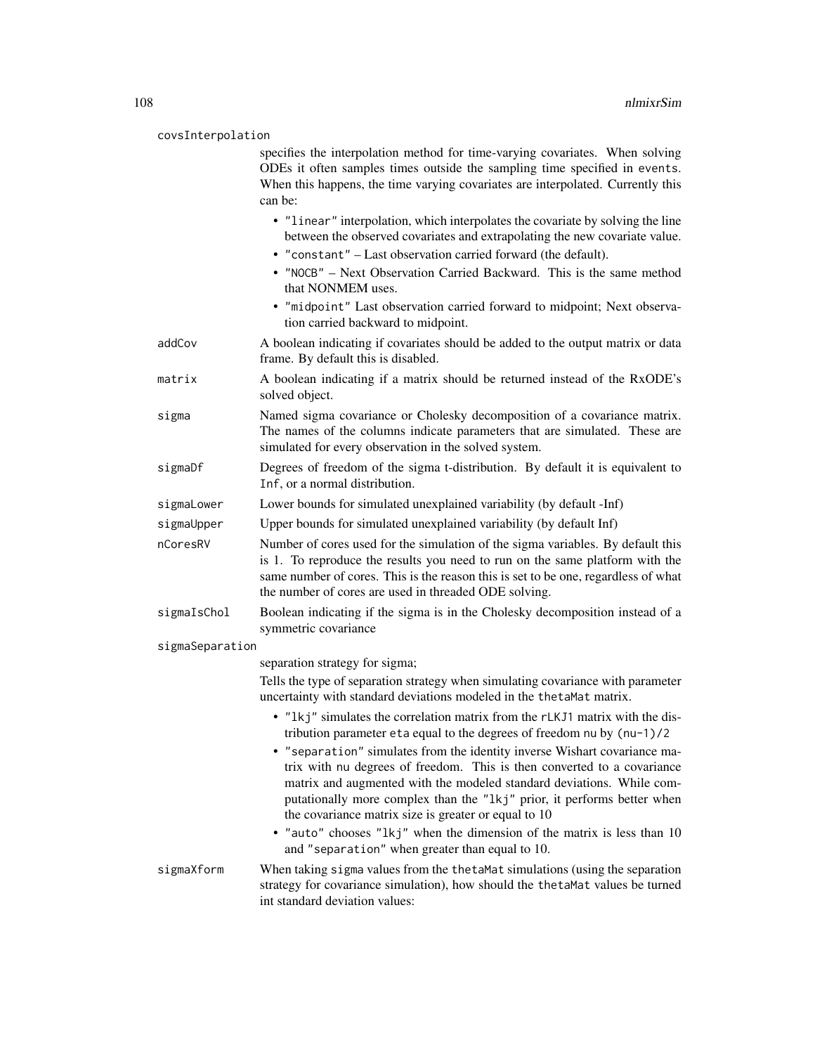covsInterpolation

specifies the interpolation method for time-varying covariates. When solving ODEs it often samples times outside the sampling time specified in `events`. When this happens, the time varying covariates are interpolated. Currently this can be:

- `"linear"` interpolation, which interpolates the covariate by solving the line between the observed covariates and extrapolating the new covariate value.
- `"constant"` – Last observation carried forward (the default).
- `"NOCB"` – Next Observation Carried Backward. This is the same method that NONMEM uses.
- `"midpoint"` Last observation carried forward to midpoint; Next observation carried backward to midpoint.

addCov
A boolean indicating if covariates should be added to the output matrix or data frame. By default this is disabled.

matrix
A boolean indicating if a matrix should be returned instead of the RxODE's solved object.

sigma
Named sigma covariance or Cholesky decomposition of a covariance matrix. The names of the columns indicate parameters that are simulated. These are simulated for every observation in the solved system.

sigmaDf
Degrees of freedom of the sigma t-distribution. By default it is equivalent to `Inf`, or a normal distribution.

sigmaLower
Lower bounds for simulated unexplained variability (by default -Inf)

sigmaUpper
Upper bounds for simulated unexplained variability (by default Inf)

nCoresRV
Number of cores used for the simulation of the sigma variables. By default this is 1. To reproduce the results you need to run on the same platform with the same number of cores. This is the reason this is set to be one, regardless of what the number of cores are used in threaded ODE solving.

sigmaIsChol
Boolean indicating if the sigma is in the Cholesky decomposition instead of a symmetric covariance

sigmaSeparation

separation strategy for sigma;

Tells the type of separation strategy when simulating covariance with parameter uncertainty with standard deviations modeled in the `thetaMat` matrix.

- `"lkj"` simulates the correlation matrix from the `rLKJ1` matrix with the distribution parameter `eta` equal to the degrees of freedom `nu` by `(nu-1)/2`
- `"separation"` simulates from the identity inverse Wishart covariance matrix with `nu` degrees of freedom. This is then converted to a covariance matrix and augmented with the modeled standard deviations. While computationally more complex than the `"lkj"` prior, it performs better when the covariance matrix size is greater or equal to 10
- `"auto"` chooses `"lkj"` when the dimension of the matrix is less than 10 and `"separation"` when greater than equal to 10.

sigmaXform
When taking `sigma` values from the `thetaMat` simulations (using the separation strategy for covariance simulation), how should the `thetaMat` values be turned int standard deviation values: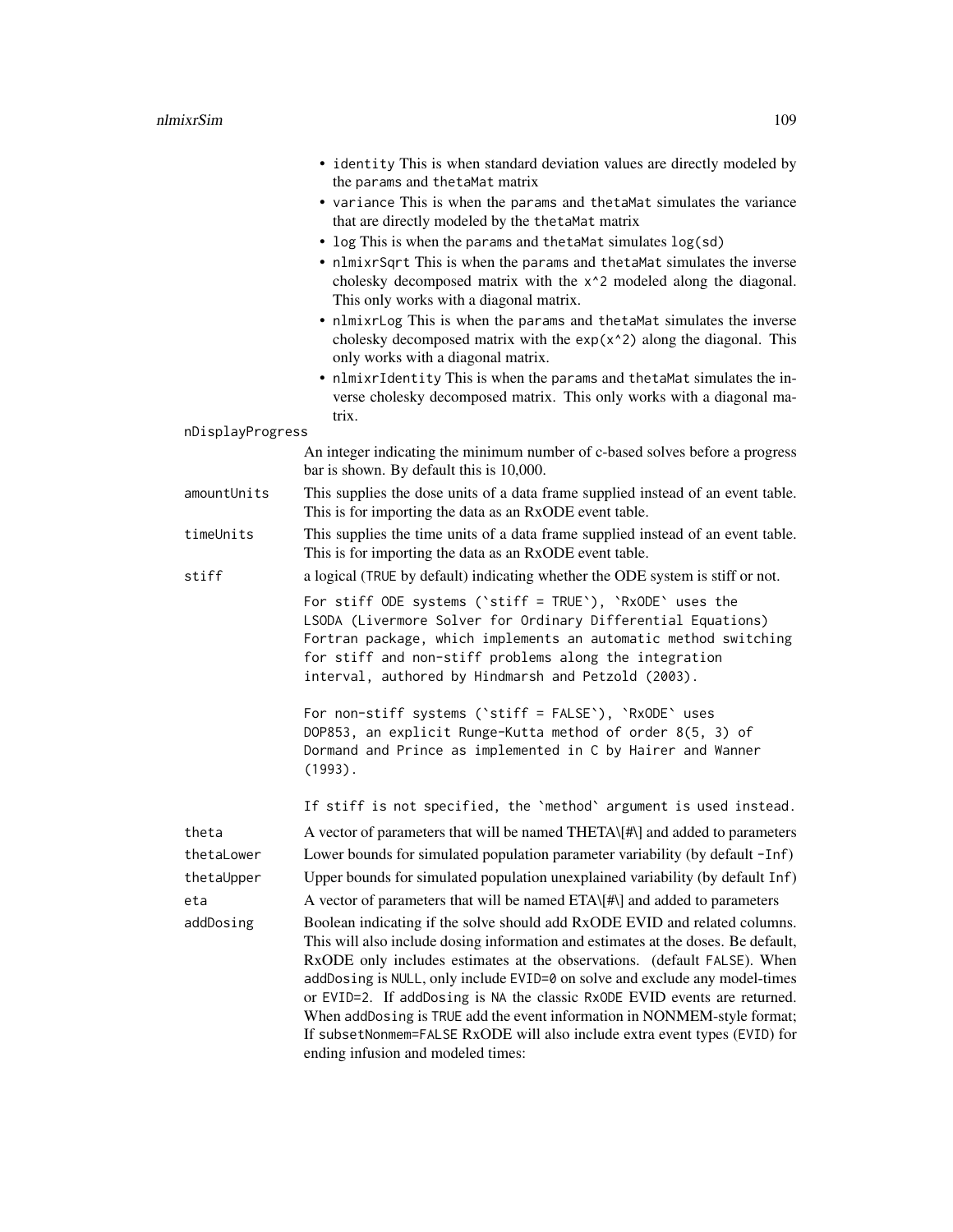- `identity` This is when standard deviation values are directly modeled by the `params` and `thetaMat` matrix
- `variance` This is when the `params` and `thetaMat` simulates the variance that are directly modeled by the `thetaMat` matrix
- `log` This is when the `params` and `thetaMat` simulates `log(sd)`
- `nlmixrSqrt` This is when the `params` and `thetaMat` simulates the inverse cholesky decomposed matrix with the `x^2` modeled along the diagonal. This only works with a diagonal matrix.
- `nlmixrLog` This is when the `params` and `thetaMat` simulates the inverse cholesky decomposed matrix with the `exp(x^2)` along the diagonal. This only works with a diagonal matrix.
- `nlmixrIdentity` This is when the `params` and `thetaMat` simulates the inverse cholesky decomposed matrix. This only works with a diagonal matrix.

`nDisplayProgress`
: An integer indicating the minimum number of c-based solves before a progress bar is shown. By default this is 10,000.

`amountUnits`
: This supplies the dose units of a data frame supplied instead of an event table. This is for importing the data as an RxODE event table.

`timeUnits`
: This supplies the time units of a data frame supplied instead of an event table. This is for importing the data as an RxODE event table.

`stiff`
: a logical (`TRUE` by default) indicating whether the ODE system is stiff or not.

```
For stiff ODE systems (`stiff = TRUE`), `RxODE` uses the
LSODA (Livermore Solver for Ordinary Differential Equations)
Fortran package, which implements an automatic method switching
for stiff and non-stiff problems along the integration
interval, authored by Hindmarsh and Petzold (2003).

For non-stiff systems (`stiff = FALSE`), `RxODE` uses
DOP853, an explicit Runge-Kutta method of order 8(5, 3) of
Dormand and Prince as implemented in C by Hairer and Wanner
(1993).

If stiff is not specified, the `method` argument is used instead.
```

`theta`
: A vector of parameters that will be named THETA\[#\] and added to parameters

`thetaLower`
: Lower bounds for simulated population parameter variability (by default `-Inf`)

`thetaUpper`
: Upper bounds for simulated population unexplained variability (by default `Inf`)

`eta`
: A vector of parameters that will be named ETA\[#\] and added to parameters

`addDosing`
: Boolean indicating if the solve should add RxODE EVID and related columns. This will also include dosing information and estimates at the doses. Be default, RxODE only includes estimates at the observations. (default `FALSE`). When `addDosing` is `NULL`, only include `EVID=0` on solve and exclude any model-times or `EVID=2`. If `addDosing` is `NA` the classic `RxODE` EVID events are returned. When `addDosing` is `TRUE` add the event information in NONMEM-style format; If `subsetNonmem=FALSE` RxODE will also include extra event types (`EVID`) for ending infusion and modeled times: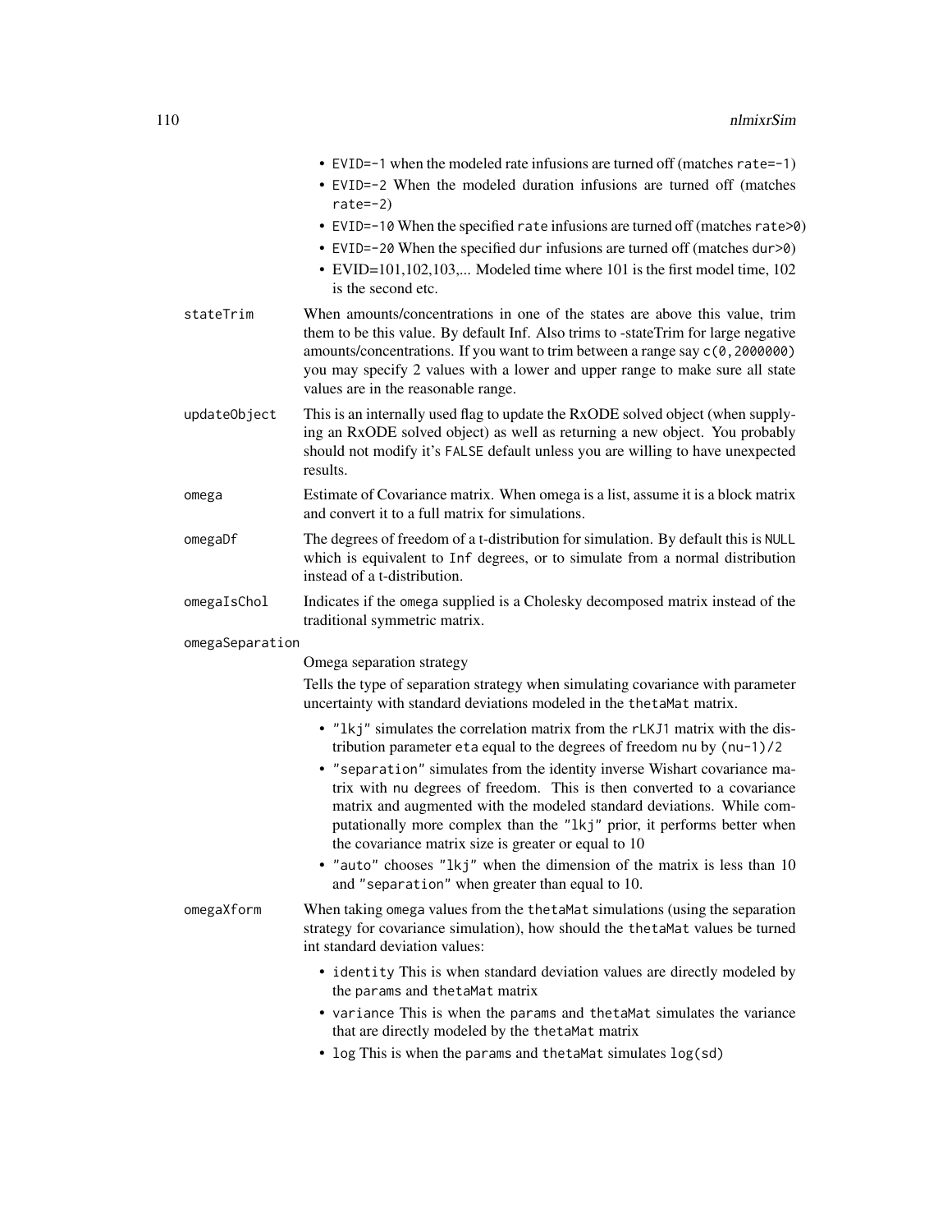- `EVID=-1` when the modeled rate infusions are turned off (matches `rate=-1`)
- `EVID=-2` When the modeled duration infusions are turned off (matches `rate=-2`)
- `EVID=-10` When the specified `rate` infusions are turned off (matches `rate>0`)
- `EVID=-20` When the specified `dur` infusions are turned off (matches `dur>0`)
- EVID=101,102,103,... Modeled time where 101 is the first model time, 102 is the second etc.

`stateTrim` When amounts/concentrations in one of the states are above this value, trim them to be this value. By default Inf. Also trims to -stateTrim for large negative amounts/concentrations. If you want to trim between a range say `c(0,2000000)` you may specify 2 values with a lower and upper range to make sure all state values are in the reasonable range.

`updateObject` This is an internally used flag to update the RxODE solved object (when supplying an RxODE solved object) as well as returning a new object. You probably should not modify it's `FALSE` default unless you are willing to have unexpected results.

`omega` Estimate of Covariance matrix. When omega is a list, assume it is a block matrix and convert it to a full matrix for simulations.

`omegaDf` The degrees of freedom of a t-distribution for simulation. By default this is `NULL` which is equivalent to `Inf` degrees, or to simulate from a normal distribution instead of a t-distribution.

`omegaIsChol` Indicates if the `omega` supplied is a Cholesky decomposed matrix instead of the traditional symmetric matrix.

`omegaSeparation`

Omega separation strategy

Tells the type of separation strategy when simulating covariance with parameter uncertainty with standard deviations modeled in the `thetaMat` matrix.

- `"lkj"` simulates the correlation matrix from the `rLKJ1` matrix with the distribution parameter `eta` equal to the degrees of freedom `nu` by `(nu-1)/2`
- `"separation"` simulates from the identity inverse Wishart covariance matrix with `nu` degrees of freedom. This is then converted to a covariance matrix and augmented with the modeled standard deviations. While computationally more complex than the `"lkj"` prior, it performs better when the covariance matrix size is greater or equal to 10
- `"auto"` chooses `"lkj"` when the dimension of the matrix is less than 10 and `"separation"` when greater than equal to 10.

`omegaXform` When taking `omega` values from the `thetaMat` simulations (using the separation strategy for covariance simulation), how should the `thetaMat` values be turned int standard deviation values:

- `identity` This is when standard deviation values are directly modeled by the `params` and `thetaMat` matrix
- `variance` This is when the `params` and `thetaMat` simulates the variance that are directly modeled by the `thetaMat` matrix
- `log` This is when the `params` and `thetaMat` simulates `log(sd)`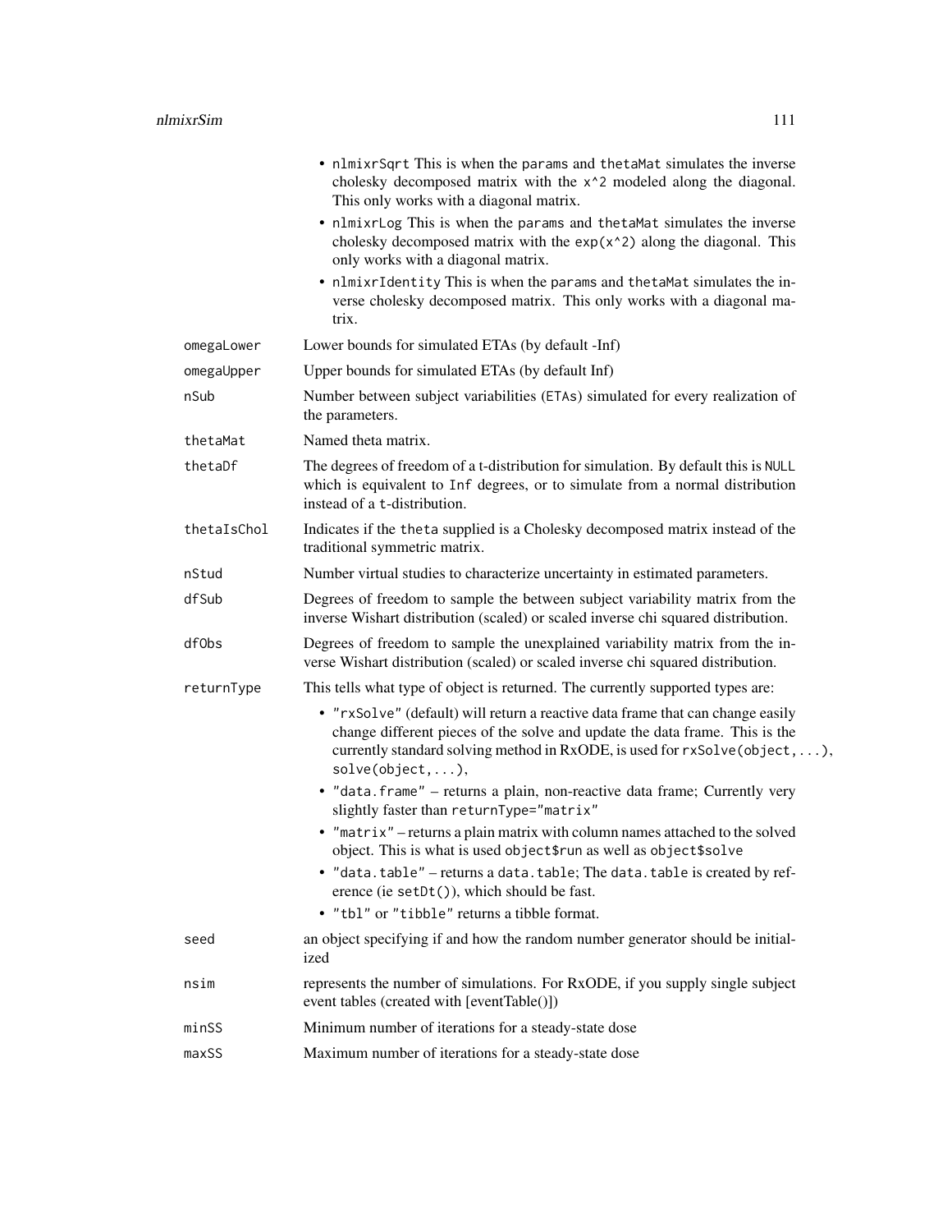- `nlmixrSqrt` This is when the `params` and `thetaMat` simulates the inverse cholesky decomposed matrix with the `x^2` modeled along the diagonal. This only works with a diagonal matrix.
- `nlmixrLog` This is when the `params` and `thetaMat` simulates the inverse cholesky decomposed matrix with the `exp(x^2)` along the diagonal. This only works with a diagonal matrix.
- `nlmixrIdentity` This is when the `params` and `thetaMat` simulates the inverse cholesky decomposed matrix. This only works with a diagonal matrix.

| | |
|---|---|
| `omegaLower` | Lower bounds for simulated ETAs (by default -Inf) |
| `omegaUpper` | Upper bounds for simulated ETAs (by default Inf) |
| `nSub` | Number between subject variabilities (`ETAs`) simulated for every realization of the parameters. |
| `thetaMat` | Named theta matrix. |
| `thetaDf` | The degrees of freedom of a t-distribution for simulation. By default this is `NULL` which is equivalent to `Inf` degrees, or to simulate from a normal distribution instead of a `t`-distribution. |
| `thetaIsChol` | Indicates if the `theta` supplied is a Cholesky decomposed matrix instead of the traditional symmetric matrix. |
| `nStud` | Number virtual studies to characterize uncertainty in estimated parameters. |
| `dfSub` | Degrees of freedom to sample the between subject variability matrix from the inverse Wishart distribution (scaled) or scaled inverse chi squared distribution. |
| `dfObs` | Degrees of freedom to sample the unexplained variability matrix from the inverse Wishart distribution (scaled) or scaled inverse chi squared distribution. |
| `returnType` | This tells what type of object is returned. The currently supported types are: |

- `"rxSolve"` (default) will return a reactive data frame that can change easily change different pieces of the solve and update the data frame. This is the currently standard solving method in RxODE, is used for `rxSolve(object, ...)`, `solve(object,...)`,
- `"data.frame"` – returns a plain, non-reactive data frame; Currently very slightly faster than `returnType="matrix"`
- `"matrix"` – returns a plain matrix with column names attached to the solved object. This is what is used `object$run` as well as `object$solve`
- `"data.table"` – returns a `data.table`; The `data.table` is created by reference (ie `setDt()`), which should be fast.
- `"tbl"` or `"tibble"` returns a tibble format.

| | |
|---|---|
| `seed` | an object specifying if and how the random number generator should be initialized |
| `nsim` | represents the number of simulations. For RxODE, if you supply single subject event tables (created with [eventTable()]) |
| `minSS` | Minimum number of iterations for a steady-state dose |
| `maxSS` | Maximum number of iterations for a steady-state dose |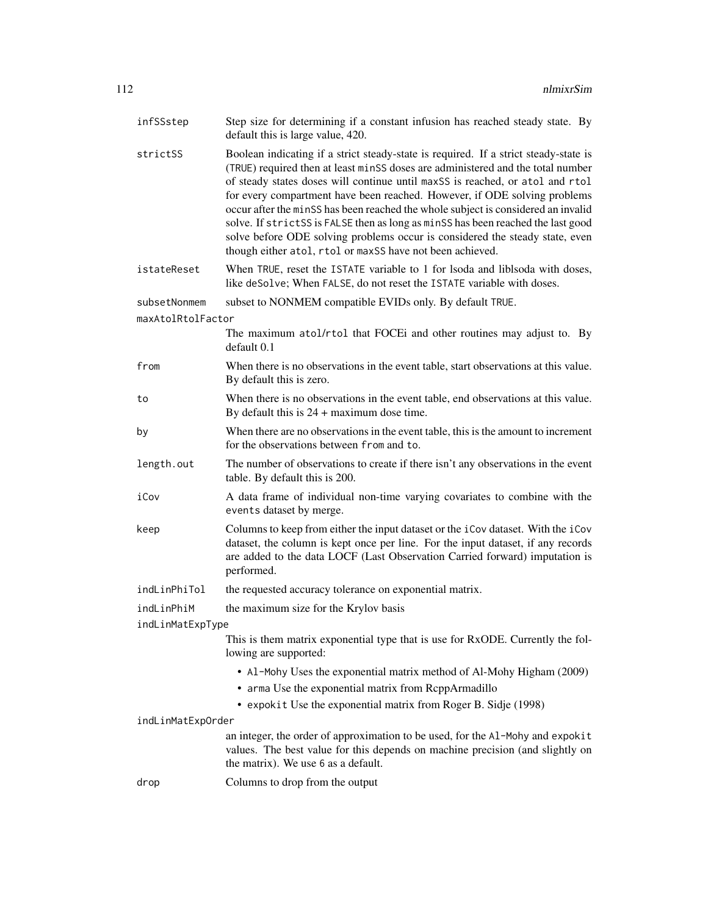infSSstep
: Step size for determining if a constant infusion has reached steady state. By default this is large value, 420.

strictSS
: Boolean indicating if a strict steady-state is required. If a strict steady-state is (TRUE) required then at least `minSS` doses are administered and the total number of steady states doses will continue until `maxSS` is reached, or `atol` and `rtol` for every compartment have been reached. However, if ODE solving problems occur after the `minSS` has been reached the whole subject is considered an invalid solve. If `strictSS` is FALSE then as long as `minSS` has been reached the last good solve before ODE solving problems occur is considered the steady state, even though either `atol`, `rtol` or `maxSS` have not been achieved.

istateReset
: When TRUE, reset the ISTATE variable to 1 for lsoda and liblsoda with doses, like `deSolve`; When FALSE, do not reset the ISTATE variable with doses.

subsetNonmem
: subset to NONMEM compatible EVIDs only. By default TRUE.

maxAtolRtolFactor
: The maximum `atol`/`rtol` that FOCEi and other routines may adjust to. By default 0.1

from
: When there is no observations in the event table, start observations at this value. By default this is zero.

to
: When there is no observations in the event table, end observations at this value. By default this is 24 + maximum dose time.

by
: When there are no observations in the event table, this is the amount to increment for the observations between `from` and `to`.

length.out
: The number of observations to create if there isn't any observations in the event table. By default this is 200.

iCov
: A data frame of individual non-time varying covariates to combine with the `events` dataset by merge.

keep
: Columns to keep from either the input dataset or the `iCov` dataset. With the `iCov` dataset, the column is kept once per line. For the input dataset, if any records are added to the data LOCF (Last Observation Carried forward) imputation is performed.

indLinPhiTol
: the requested accuracy tolerance on exponential matrix.

indLinPhiM
: the maximum size for the Krylov basis

indLinMatExpType
: This is them matrix exponential type that is use for RxODE. Currently the following are supported:

  - `Al-Mohy` Uses the exponential matrix method of Al-Mohy Higham (2009)
  - `arma` Use the exponential matrix from RcppArmadillo
  - `expokit` Use the exponential matrix from Roger B. Sidje (1998)

indLinMatExpOrder
: an integer, the order of approximation to be used, for the `Al-Mohy` and `expokit` values. The best value for this depends on machine precision (and slightly on the matrix). We use `6` as a default.

drop
: Columns to drop from the output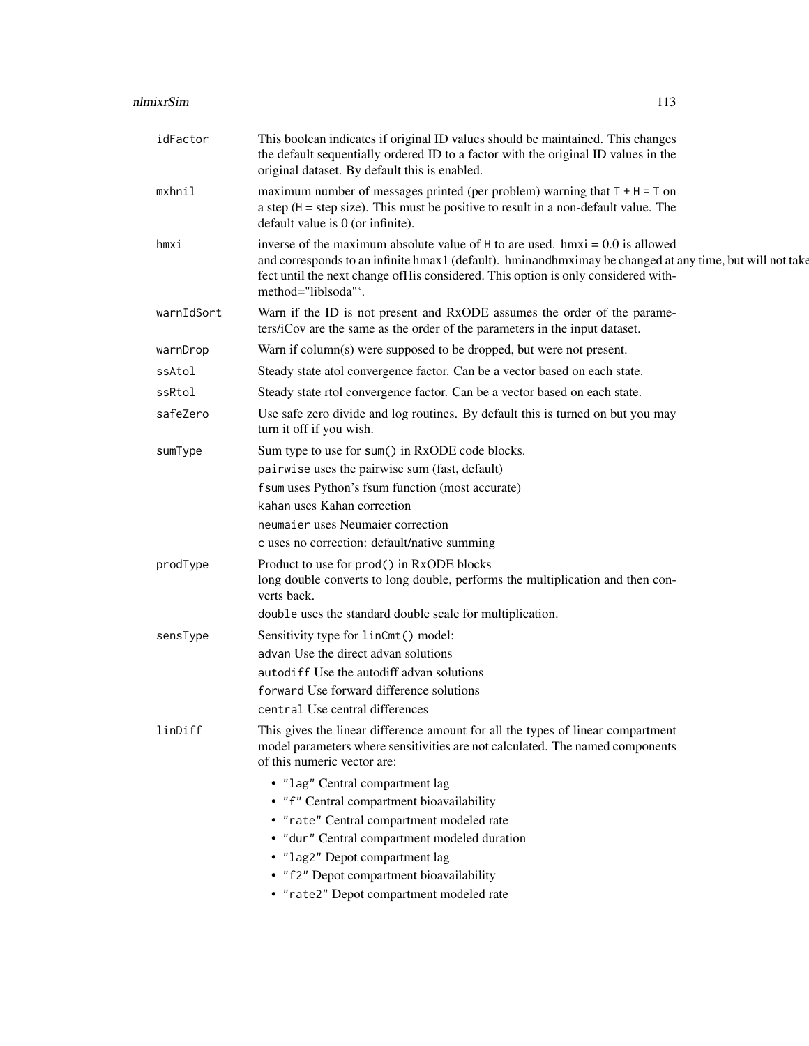| | |
|---|---|
| idFactor | This boolean indicates if original ID values should be maintained. This changes the default sequentially ordered ID to a factor with the original ID values in the original dataset. By default this is enabled. |
| mxhnil | maximum number of messages printed (per problem) warning that `T + H = T` on a step (`H` = step size). This must be positive to result in a non-default value. The default value is 0 (or infinite). |
| hmxi | inverse of the maximum absolute value of `H` to are used. hmxi = 0.0 is allowed and corresponds to an infinite hmax1 (default). hminandhmximay be changed at any time, but will not take fect until the next change ofHis considered. This option is only considered with- method="liblsoda"'. |
| warnIdSort | Warn if the ID is not present and RxODE assumes the order of the parameters/iCov are the same as the order of the parameters in the input dataset. |
| warnDrop | Warn if column(s) were supposed to be dropped, but were not present. |
| ssAtol | Steady state atol convergence factor. Can be a vector based on each state. |
| ssRtol | Steady state rtol convergence factor. Can be a vector based on each state. |
| safeZero | Use safe zero divide and log routines. By default this is turned on but you may turn it off if you wish. |
| sumType | Sum type to use for `sum()` in RxODE code blocks.<br>`pairwise` uses the pairwise sum (fast, default)<br>`fsum` uses Python's fsum function (most accurate)<br>`kahan` uses Kahan correction<br>`neumaier` uses Neumaier correction<br>`c` uses no correction: default/native summing |
| prodType | Product to use for `prod()` in RxODE blocks<br>long double converts to long double, performs the multiplication and then converts back.<br>`double` uses the standard double scale for multiplication. |
| sensType | Sensitivity type for `linCmt()` model:<br>`advan` Use the direct advan solutions<br>`autodiff` Use the autodiff advan solutions<br>`forward` Use forward difference solutions<br>`central` Use central differences |
| linDiff | This gives the linear difference amount for all the types of linear compartment model parameters where sensitivities are not calculated. The named components of this numeric vector are:<br>• `"lag"` Central compartment lag<br>• `"f"` Central compartment bioavailability<br>• `"rate"` Central compartment modeled rate<br>• `"dur"` Central compartment modeled duration<br>• `"lag2"` Depot compartment lag<br>• `"f2"` Depot compartment bioavailability<br>• `"rate2"` Depot compartment modeled rate |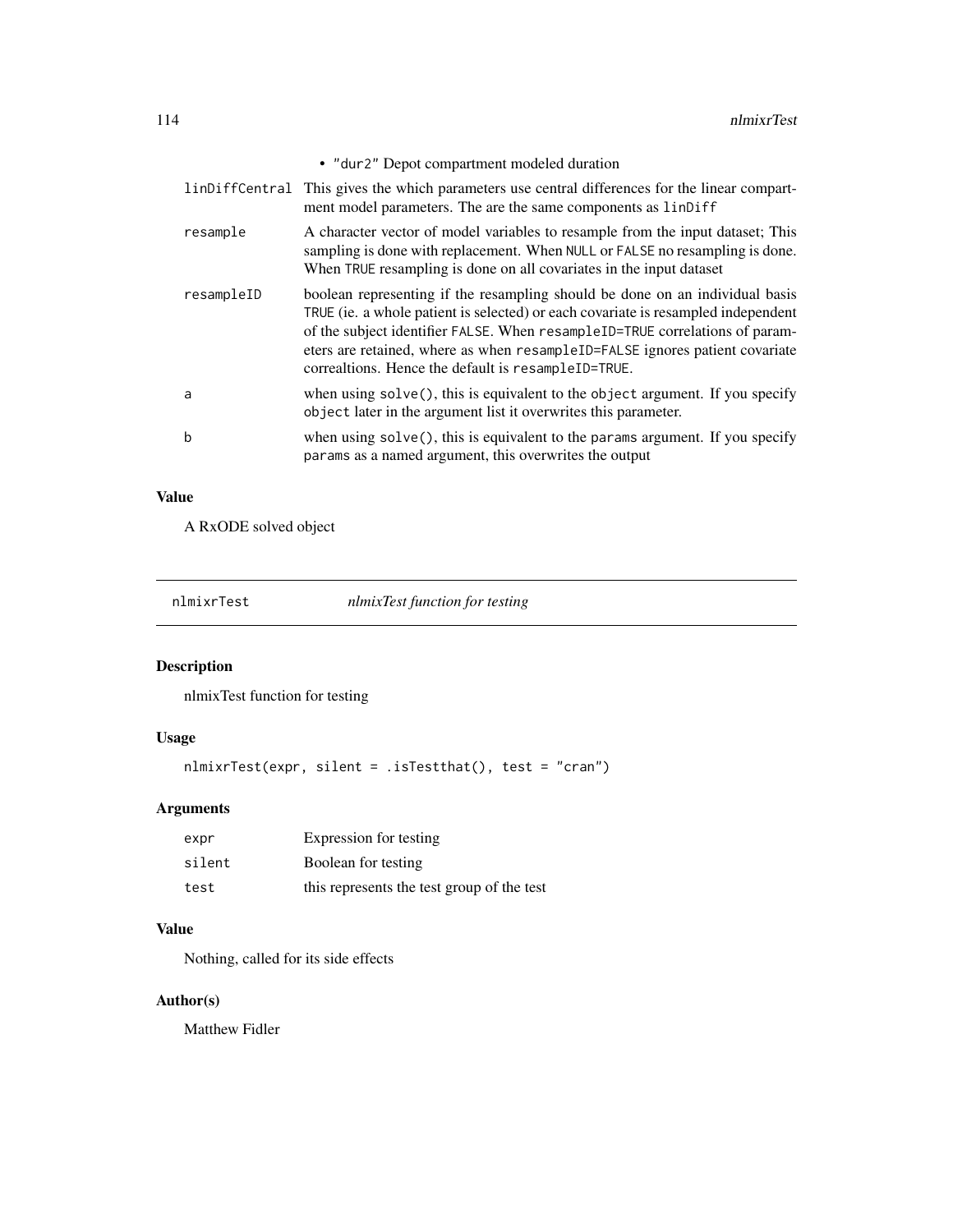- "dur2" Depot compartment modeled duration

| | |
|---|---|
| `linDiffCentral` | This gives the which parameters use central differences for the linear compartment model parameters. The are the same components as `linDiff` |
| `resample` | A character vector of model variables to resample from the input dataset; This sampling is done with replacement. When `NULL` or `FALSE` no resampling is done. When `TRUE` resampling is done on all covariates in the input dataset |
| `resampleID` | boolean representing if the resampling should be done on an individual basis `TRUE` (ie. a whole patient is selected) or each covariate is resampled independent of the subject identifier `FALSE`. When `resampleID=TRUE` correlations of parameters are retained, where as when `resampleID=FALSE` ignores patient covariate correaltions. Hence the default is `resampleID=TRUE`. |
| `a` | when using `solve()`, this is equivalent to the `object` argument. If you specify `object` later in the argument list it overwrites this parameter. |
| `b` | when using `solve()`, this is equivalent to the `params` argument. If you specify `params` as a named argument, this overwrites the output |

## Value

A RxODE solved object

---

# nlmixrTest — *nlmixTest function for testing*

## Description

nlmixTest function for testing

## Usage

```
nlmixrTest(expr, silent = .isTestthat(), test = "cran")
```

## Arguments

| | |
|---|---|
| `expr` | Expression for testing |
| `silent` | Boolean for testing |
| `test` | this represents the test group of the test |

## Value

Nothing, called for its side effects

## Author(s)

Matthew Fidler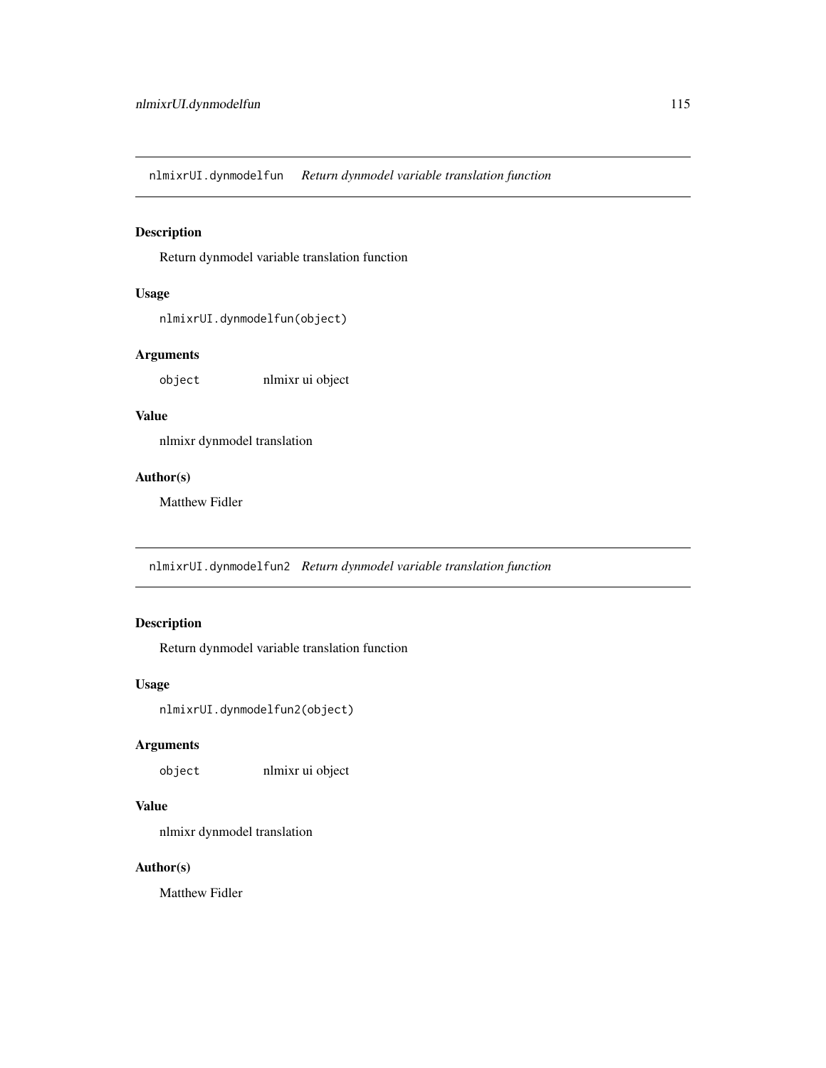## nlmixrUI.dynmodelfun *Return dynmodel variable translation function*

### Description

Return dynmodel variable translation function

### Usage

```
nlmixrUI.dynmodelfun(object)
```

### Arguments

| | |
|---|---|
| object | nlmixr ui object |

### Value

nlmixr dynmodel translation

### Author(s)

Matthew Fidler

## nlmixrUI.dynmodelfun2 *Return dynmodel variable translation function*

### Description

Return dynmodel variable translation function

### Usage

```
nlmixrUI.dynmodelfun2(object)
```

### Arguments

| | |
|---|---|
| object | nlmixr ui object |

### Value

nlmixr dynmodel translation

### Author(s)

Matthew Fidler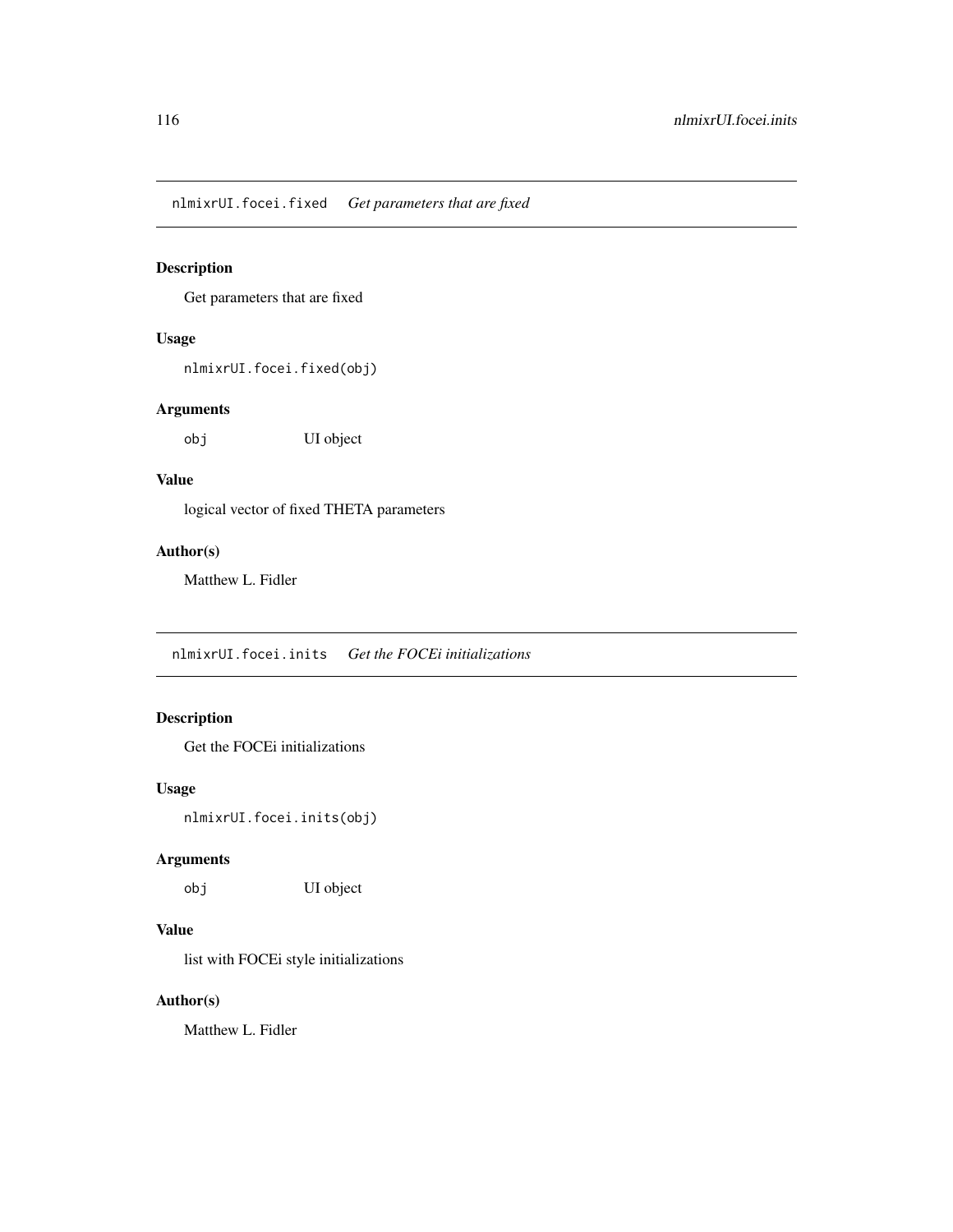## nlmixrUI.focei.fixed *Get parameters that are fixed*

### Description

Get parameters that are fixed

### Usage

```
nlmixrUI.focei.fixed(obj)
```

### Arguments

| | |
|---|---|
| obj | UI object |

### Value

logical vector of fixed THETA parameters

### Author(s)

Matthew L. Fidler

## nlmixrUI.focei.inits *Get the FOCEi initializations*

### Description

Get the FOCEi initializations

### Usage

```
nlmixrUI.focei.inits(obj)
```

### Arguments

| | |
|---|---|
| obj | UI object |

### Value

list with FOCEi style initializations

### Author(s)

Matthew L. Fidler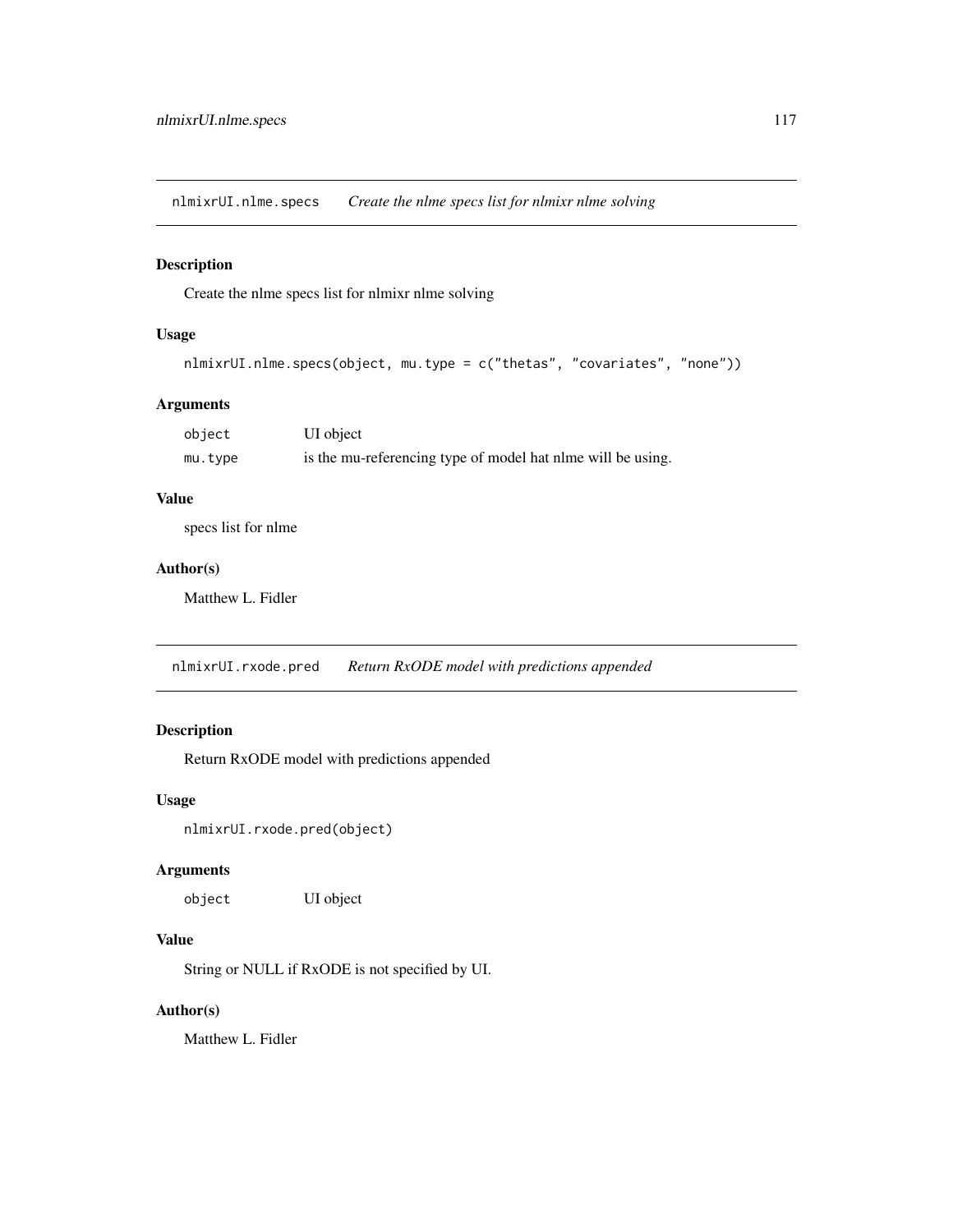## nlmixrUI.nlme.specs    *Create the nlme specs list for nlmixr nlme solving*

### Description

Create the nlme specs list for nlmixr nlme solving

### Usage

```
nlmixrUI.nlme.specs(object, mu.type = c("thetas", "covariates", "none"))
```

### Arguments

| | |
|---|---|
| object | UI object |
| mu.type | is the mu-referencing type of model hat nlme will be using. |

### Value

specs list for nlme

### Author(s)

Matthew L. Fidler

## nlmixrUI.rxode.pred    *Return RxODE model with predictions appended*

### Description

Return RxODE model with predictions appended

### Usage

```
nlmixrUI.rxode.pred(object)
```

### Arguments

| | |
|---|---|
| object | UI object |

### Value

String or NULL if RxODE is not specified by UI.

### Author(s)

Matthew L. Fidler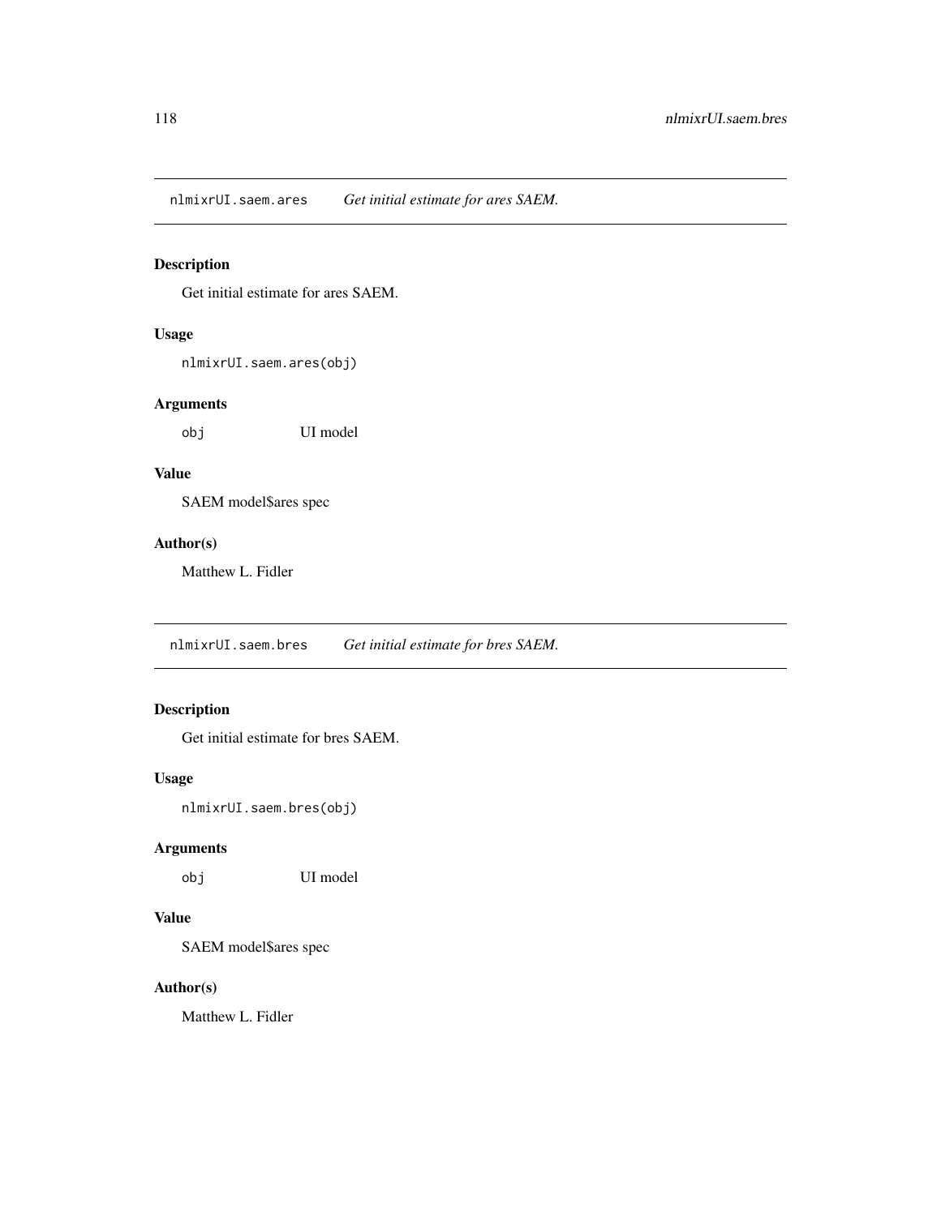## nlmixrUI.saem.ares — *Get initial estimate for ares SAEM.*

### Description

Get initial estimate for ares SAEM.

### Usage

```
nlmixrUI.saem.ares(obj)
```

### Arguments

| | |
|---|---|
| obj | UI model |

### Value

SAEM model$ares spec

### Author(s)

Matthew L. Fidler

## nlmixrUI.saem.bres — *Get initial estimate for bres SAEM.*

### Description

Get initial estimate for bres SAEM.

### Usage

```
nlmixrUI.saem.bres(obj)
```

### Arguments

| | |
|---|---|
| obj | UI model |

### Value

SAEM model$ares spec

### Author(s)

Matthew L. Fidler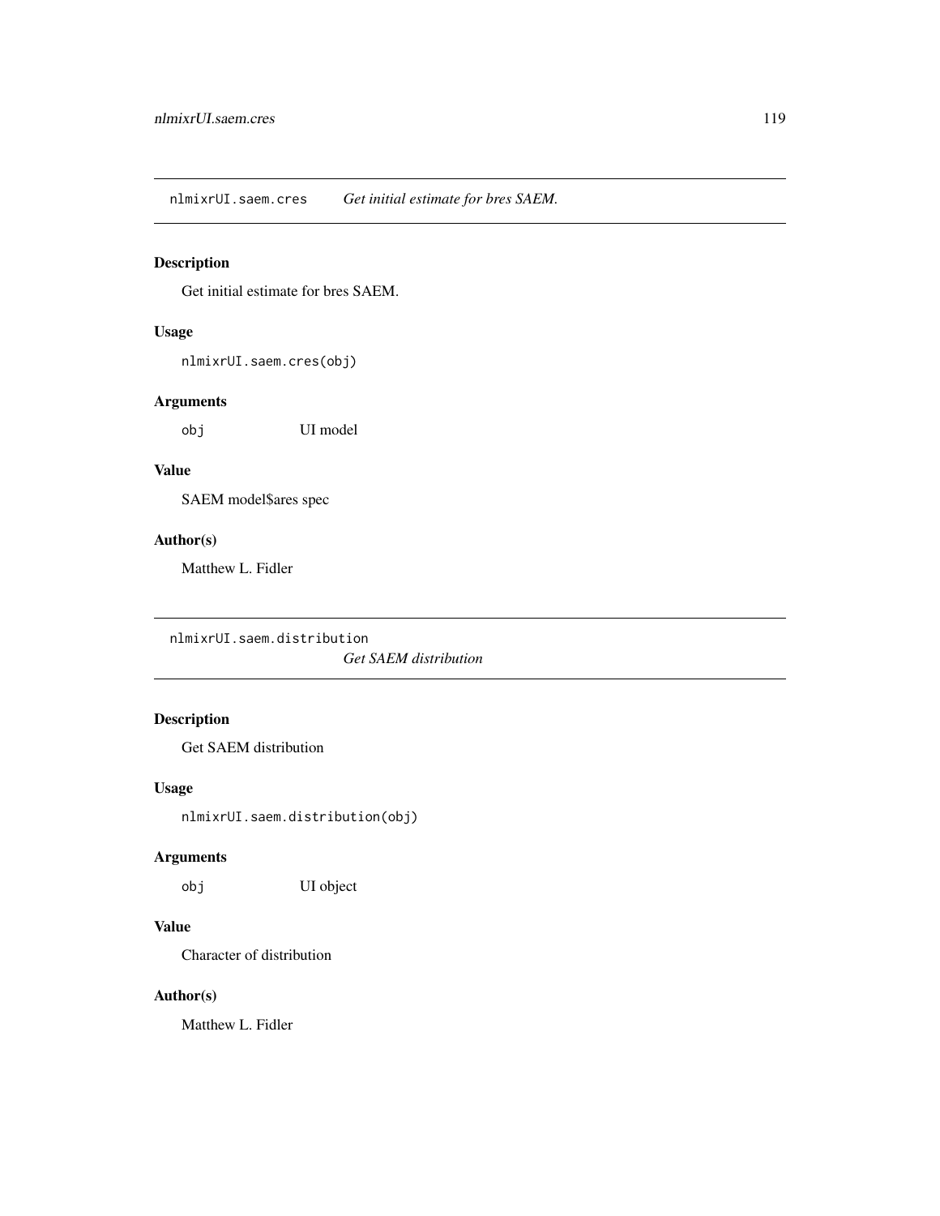## nlmixrUI.saem.cres — *Get initial estimate for bres SAEM.*

### Description

Get initial estimate for bres SAEM.

### Usage

```
nlmixrUI.saem.cres(obj)
```

### Arguments

| | |
|---|---|
| obj | UI model |

### Value

SAEM model$ares spec

### Author(s)

Matthew L. Fidler

## nlmixrUI.saem.distribution — *Get SAEM distribution*

### Description

Get SAEM distribution

### Usage

```
nlmixrUI.saem.distribution(obj)
```

### Arguments

| | |
|---|---|
| obj | UI object |

### Value

Character of distribution

### Author(s)

Matthew L. Fidler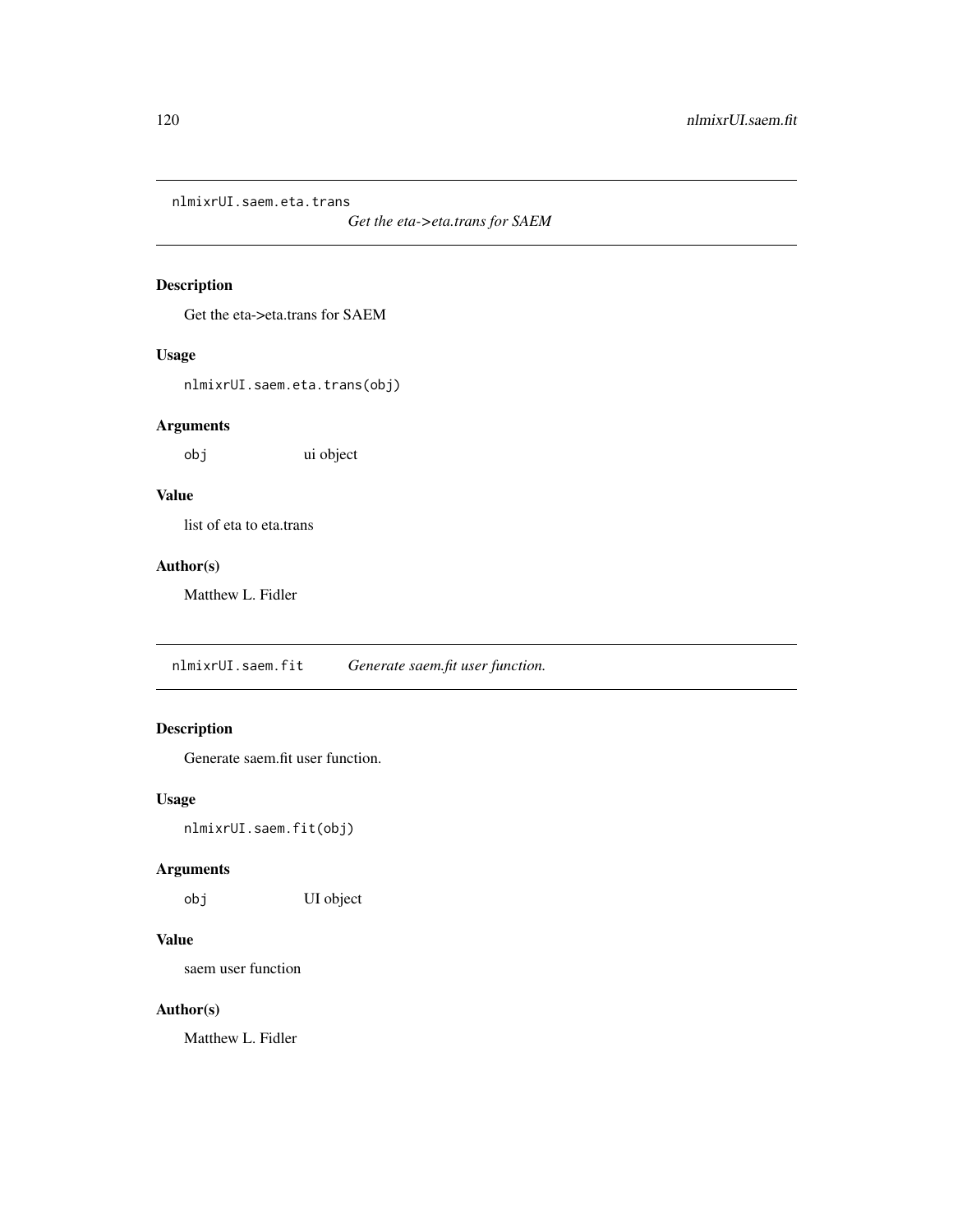## nlmixrUI.saem.eta.trans

*Get the eta->eta.trans for SAEM*

### Description

Get the eta->eta.trans for SAEM

### Usage

```
nlmixrUI.saem.eta.trans(obj)
```

### Arguments

| | |
|---|---|
| obj | ui object |

### Value

list of eta to eta.trans

### Author(s)

Matthew L. Fidler

## nlmixrUI.saem.fit

*Generate saem.fit user function.*

### Description

Generate saem.fit user function.

### Usage

```
nlmixrUI.saem.fit(obj)
```

### Arguments

| | |
|---|---|
| obj | UI object |

### Value

saem user function

### Author(s)

Matthew L. Fidler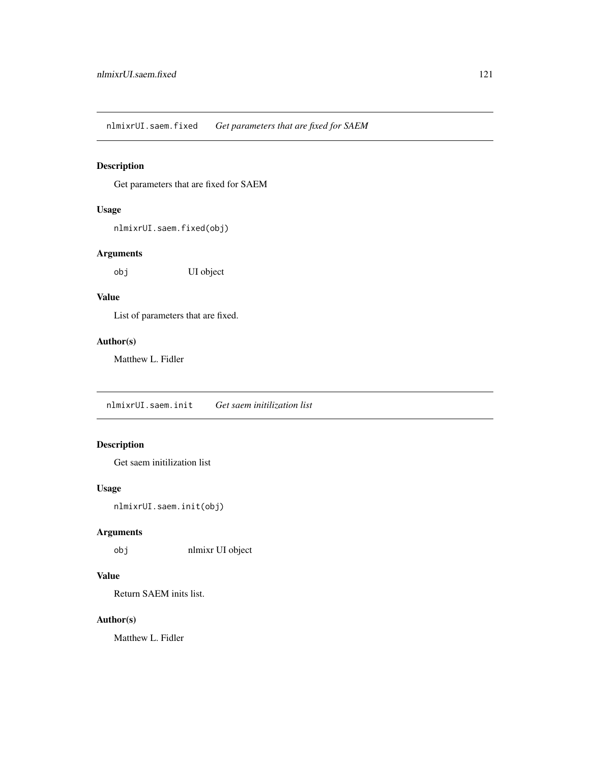## nlmixrUI.saem.fixed *Get parameters that are fixed for SAEM*

### Description

Get parameters that are fixed for SAEM

### Usage

```
nlmixrUI.saem.fixed(obj)
```

### Arguments

| | |
|---|---|
| obj | UI object |

### Value

List of parameters that are fixed.

### Author(s)

Matthew L. Fidler

## nlmixrUI.saem.init *Get saem initilization list*

### Description

Get saem initilization list

### Usage

```
nlmixrUI.saem.init(obj)
```

### Arguments

| | |
|---|---|
| obj | nlmixr UI object |

### Value

Return SAEM inits list.

### Author(s)

Matthew L. Fidler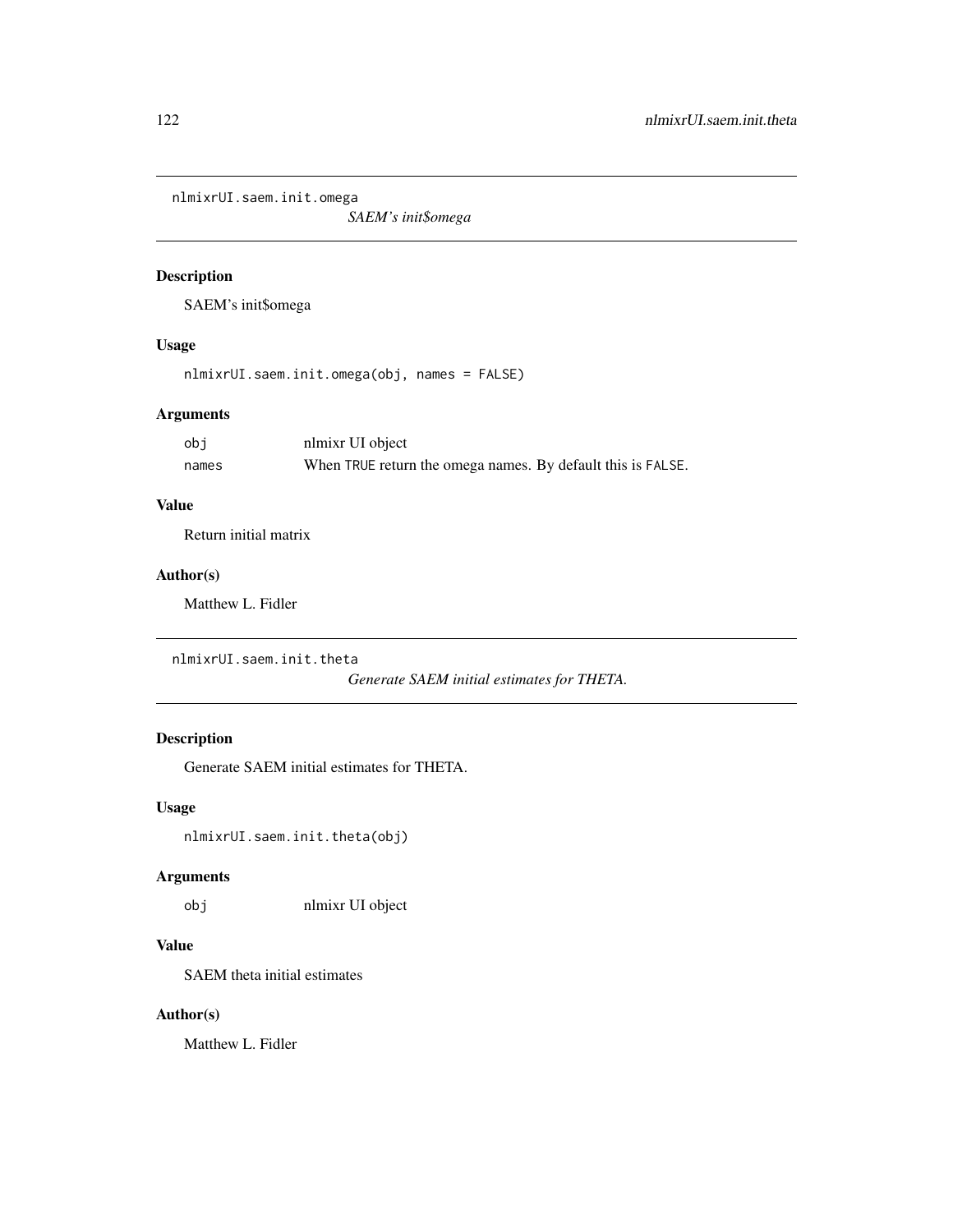## nlmixrUI.saem.init.omega

*SAEM's init$omega*

### Description

SAEM's init$omega

### Usage

```
nlmixrUI.saem.init.omega(obj, names = FALSE)
```

### Arguments

| | |
|---|---|
| obj | nlmixr UI object |
| names | When TRUE return the omega names. By default this is FALSE. |

### Value

Return initial matrix

### Author(s)

Matthew L. Fidler

## nlmixrUI.saem.init.theta

*Generate SAEM initial estimates for THETA.*

### Description

Generate SAEM initial estimates for THETA.

### Usage

```
nlmixrUI.saem.init.theta(obj)
```

### Arguments

| | |
|---|---|
| obj | nlmixr UI object |

### Value

SAEM theta initial estimates

### Author(s)

Matthew L. Fidler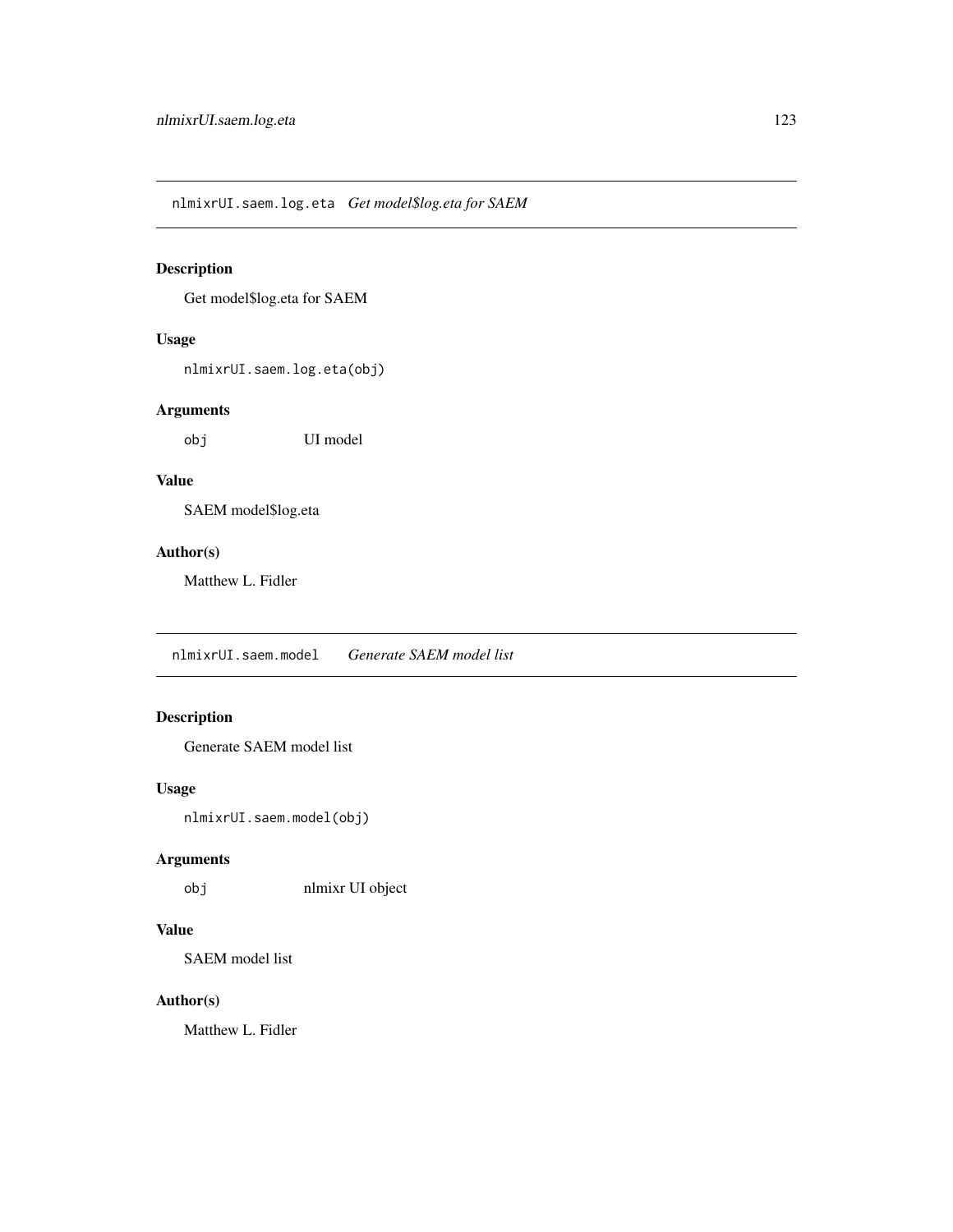## nlmixrUI.saem.log.eta *Get model$log.eta for SAEM*

### Description

Get model$log.eta for SAEM

### Usage

```
nlmixrUI.saem.log.eta(obj)
```

### Arguments

| | |
|---|---|
| obj | UI model |

### Value

SAEM model$log.eta

### Author(s)

Matthew L. Fidler

## nlmixrUI.saem.model *Generate SAEM model list*

### Description

Generate SAEM model list

### Usage

```
nlmixrUI.saem.model(obj)
```

### Arguments

| | |
|---|---|
| obj | nlmixr UI object |

### Value

SAEM model list

### Author(s)

Matthew L. Fidler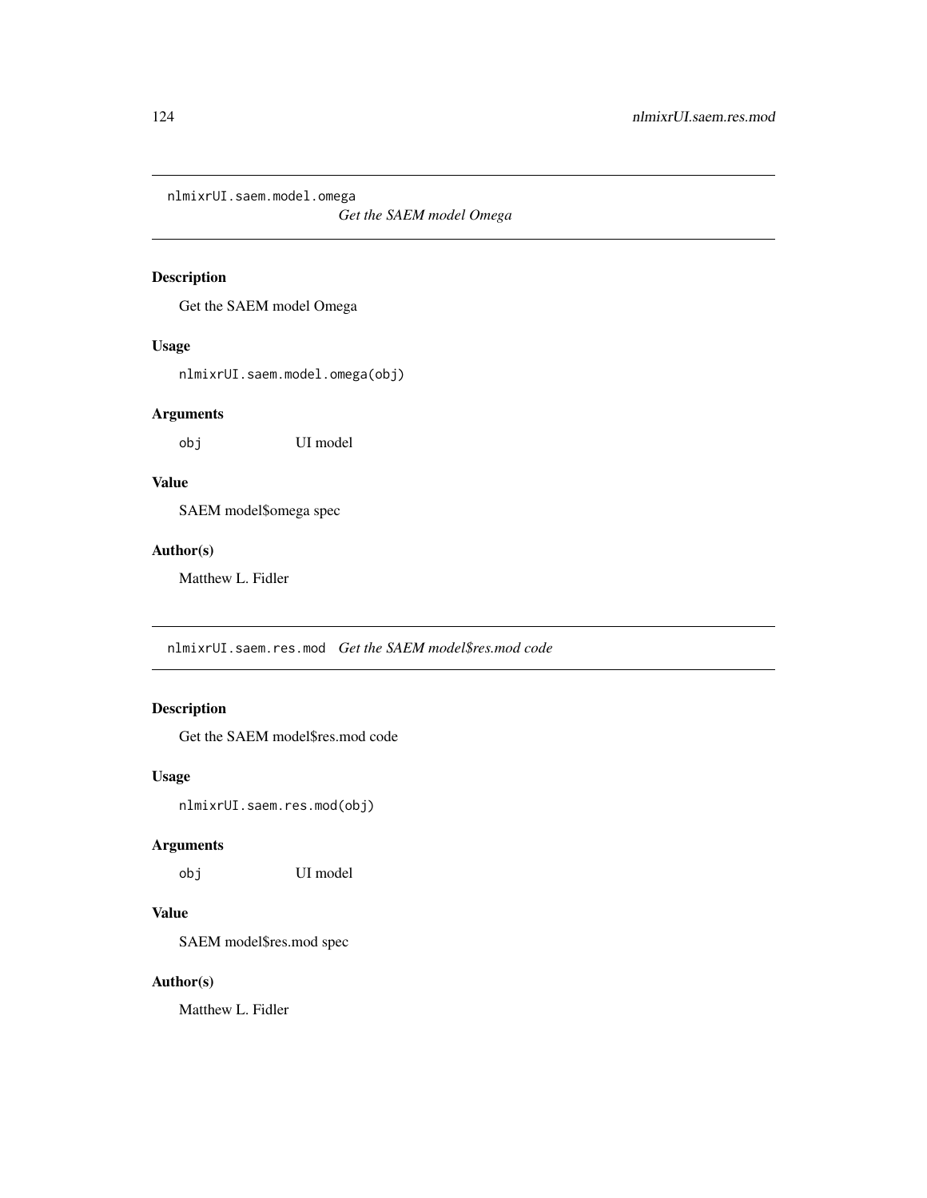## nlmixrUI.saem.model.omega

*Get the SAEM model Omega*

### Description

Get the SAEM model Omega

### Usage

```
nlmixrUI.saem.model.omega(obj)
```

### Arguments

| | |
|---|---|
| obj | UI model |

### Value

SAEM model$omega spec

### Author(s)

Matthew L. Fidler

## nlmixrUI.saem.res.mod

*Get the SAEM model$res.mod code*

### Description

Get the SAEM model$res.mod code

### Usage

```
nlmixrUI.saem.res.mod(obj)
```

### Arguments

| | |
|---|---|
| obj | UI model |

### Value

SAEM model$res.mod spec

### Author(s)

Matthew L. Fidler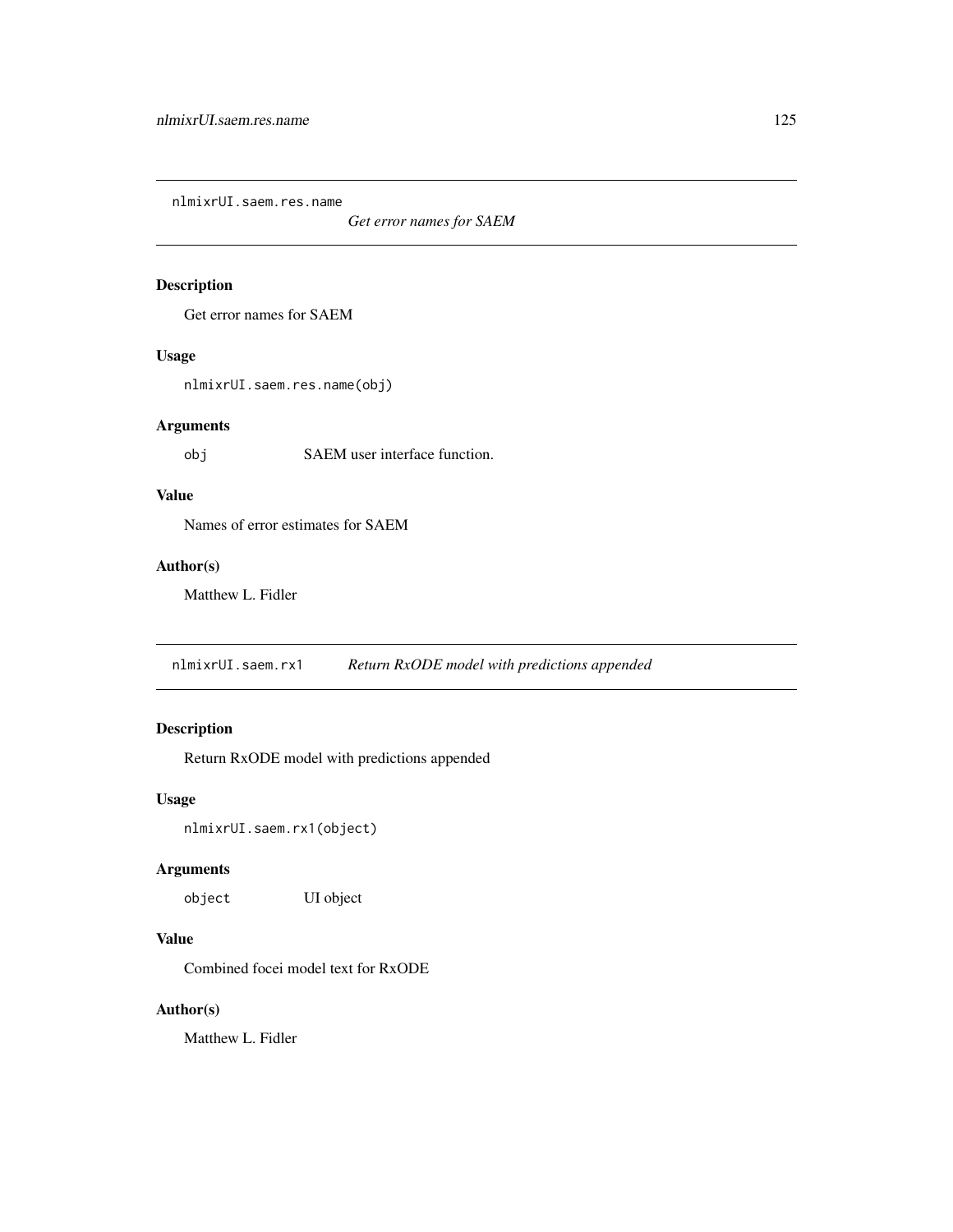## nlmixrUI.saem.res.name

*Get error names for SAEM*

### Description

Get error names for SAEM

### Usage

```
nlmixrUI.saem.res.name(obj)
```

### Arguments

| | |
|---|---|
| `obj` | SAEM user interface function. |

### Value

Names of error estimates for SAEM

### Author(s)

Matthew L. Fidler

## nlmixrUI.saem.rx1

*Return RxODE model with predictions appended*

### Description

Return RxODE model with predictions appended

### Usage

```
nlmixrUI.saem.rx1(object)
```

### Arguments

| | |
|---|---|
| `object` | UI object |

### Value

Combined focei model text for RxODE

### Author(s)

Matthew L. Fidler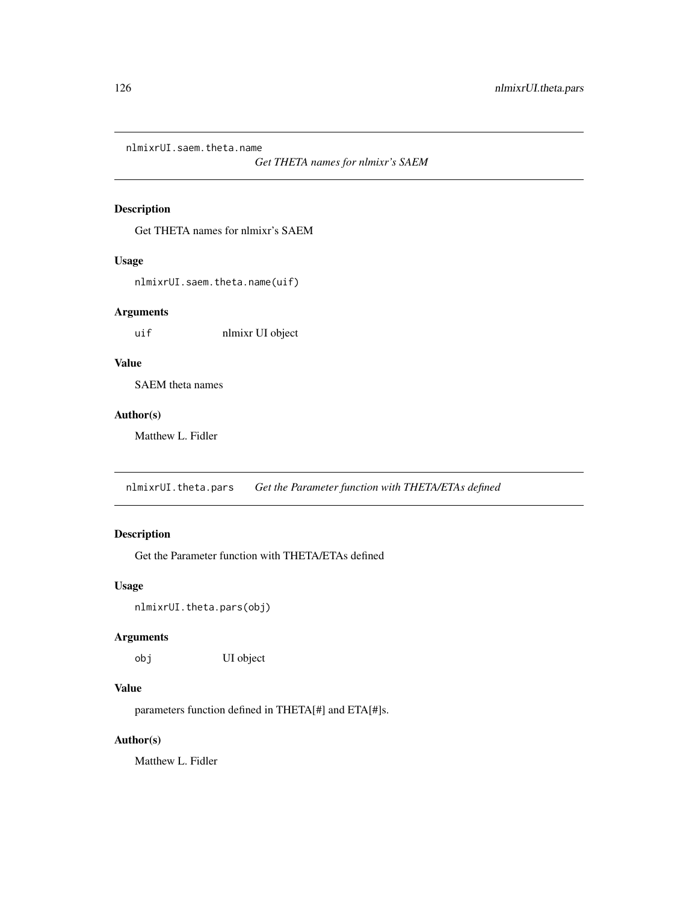## nlmixrUI.saem.theta.name

*Get THETA names for nlmixr's SAEM*

### Description

Get THETA names for nlmixr's SAEM

### Usage

```
nlmixrUI.saem.theta.name(uif)
```

### Arguments

| | |
|---|---|
| `uif` | nlmixr UI object |

### Value

SAEM theta names

### Author(s)

Matthew L. Fidler

## nlmixrUI.theta.pars

*Get the Parameter function with THETA/ETAs defined*

### Description

Get the Parameter function with THETA/ETAs defined

### Usage

```
nlmixrUI.theta.pars(obj)
```

### Arguments

| | |
|---|---|
| `obj` | UI object |

### Value

parameters function defined in THETA[#] and ETA[#]s.

### Author(s)

Matthew L. Fidler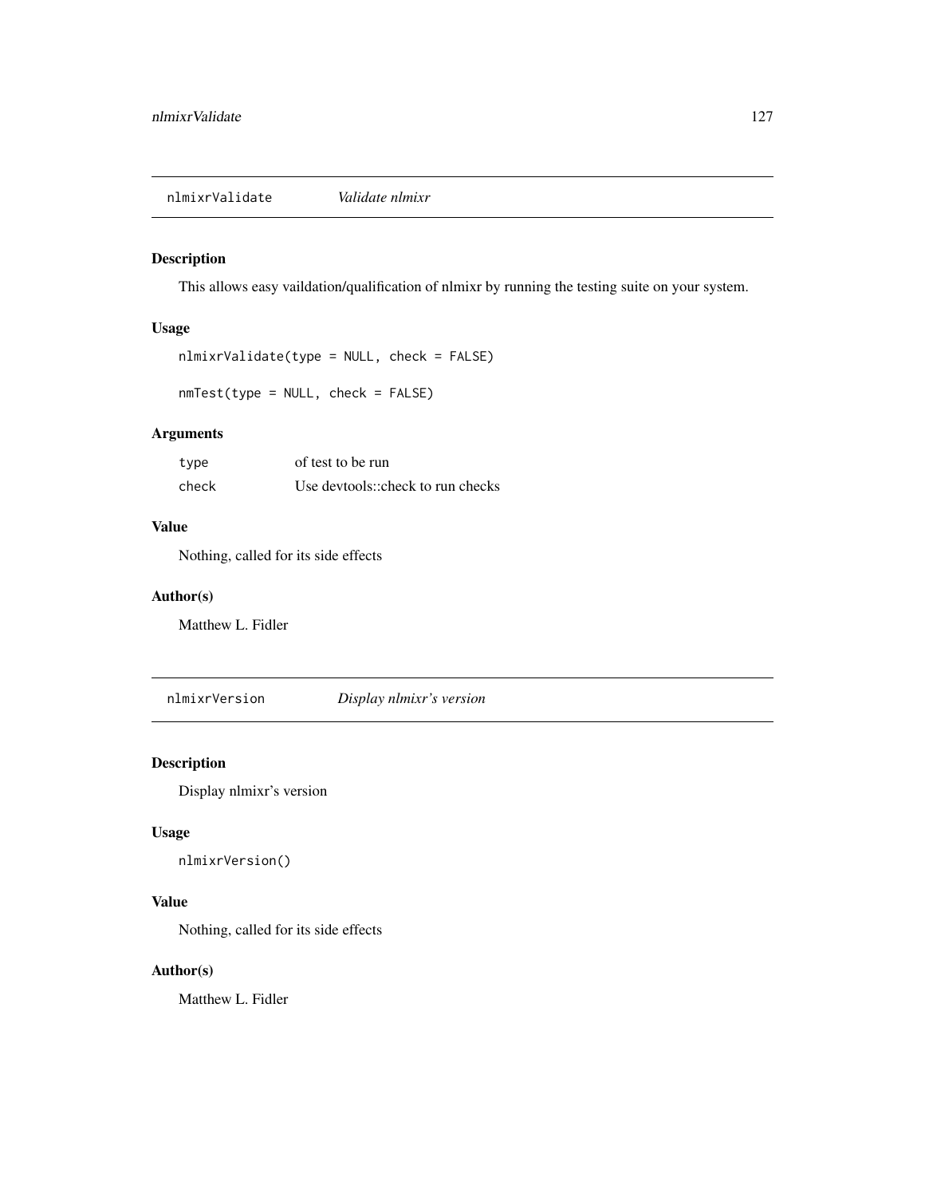## nlmixrValidate *Validate nlmixr*

### Description

This allows easy vaildation/qualification of nlmixr by running the testing suite on your system.

### Usage

```
nlmixrValidate(type = NULL, check = FALSE)

nmTest(type = NULL, check = FALSE)
```

### Arguments

| | |
|---|---|
| type | of test to be run |
| check | Use devtools::check to run checks |

### Value

Nothing, called for its side effects

### Author(s)

Matthew L. Fidler

## nlmixrVersion *Display nlmixr's version*

### Description

Display nlmixr's version

### Usage

```
nlmixrVersion()
```

### Value

Nothing, called for its side effects

### Author(s)

Matthew L. Fidler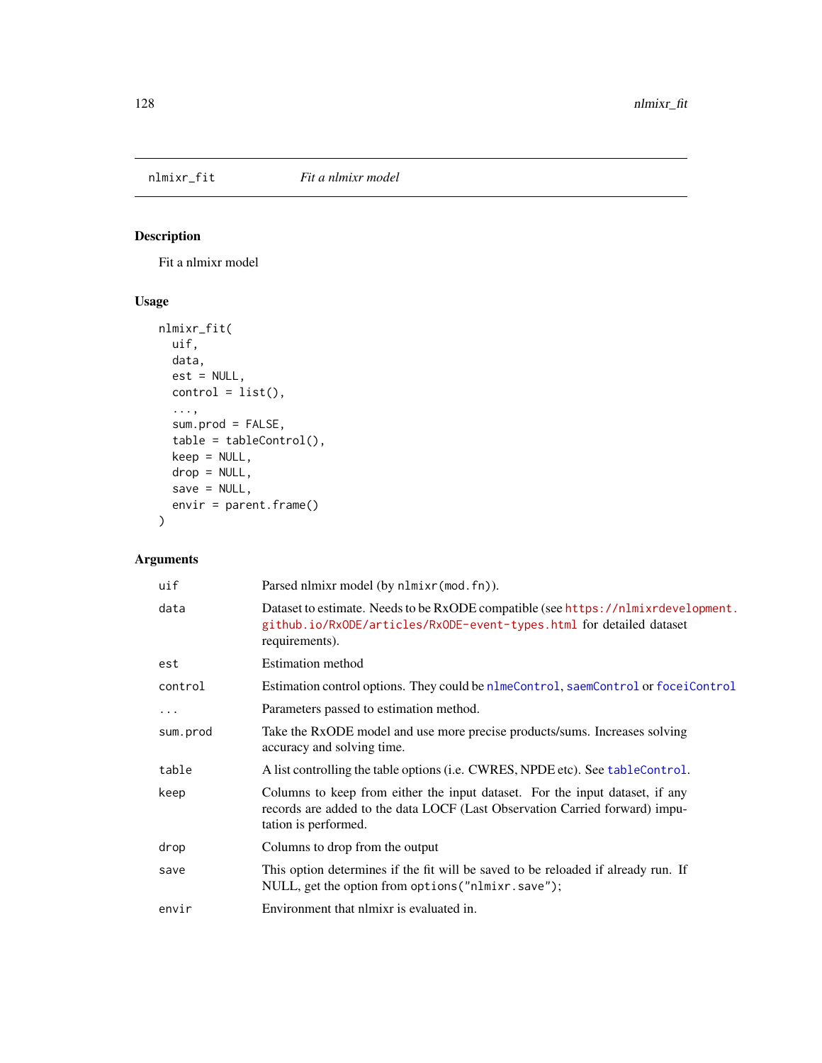## nlmixr_fit — *Fit a nlmixr model*

### Description

Fit a nlmixr model

### Usage

```
nlmixr_fit(
  uif,
  data,
  est = NULL,
  control = list(),
  ...,
  sum.prod = FALSE,
  table = tableControl(),
  keep = NULL,
  drop = NULL,
  save = NULL,
  envir = parent.frame()
)
```

### Arguments

| | |
|---|---|
| uif | Parsed nlmixr model (by `nlmixr(mod.fn)`). |
| data | Dataset to estimate. Needs to be RxODE compatible (see https://nlmixrdevelopment.github.io/RxODE/articles/RxODE-event-types.html for detailed dataset requirements). |
| est | Estimation method |
| control | Estimation control options. They could be `nlmeControl`, `saemControl` or `foceiControl` |
| ... | Parameters passed to estimation method. |
| sum.prod | Take the RxODE model and use more precise products/sums. Increases solving accuracy and solving time. |
| table | A list controlling the table options (i.e. CWRES, NPDE etc). See `tableControl`. |
| keep | Columns to keep from either the input dataset. For the input dataset, if any records are added to the data LOCF (Last Observation Carried forward) imputation is performed. |
| drop | Columns to drop from the output |
| save | This option determines if the fit will be saved to be reloaded if already run. If NULL, get the option from `options("nlmixr.save")`; |
| envir | Environment that nlmixr is evaluated in. |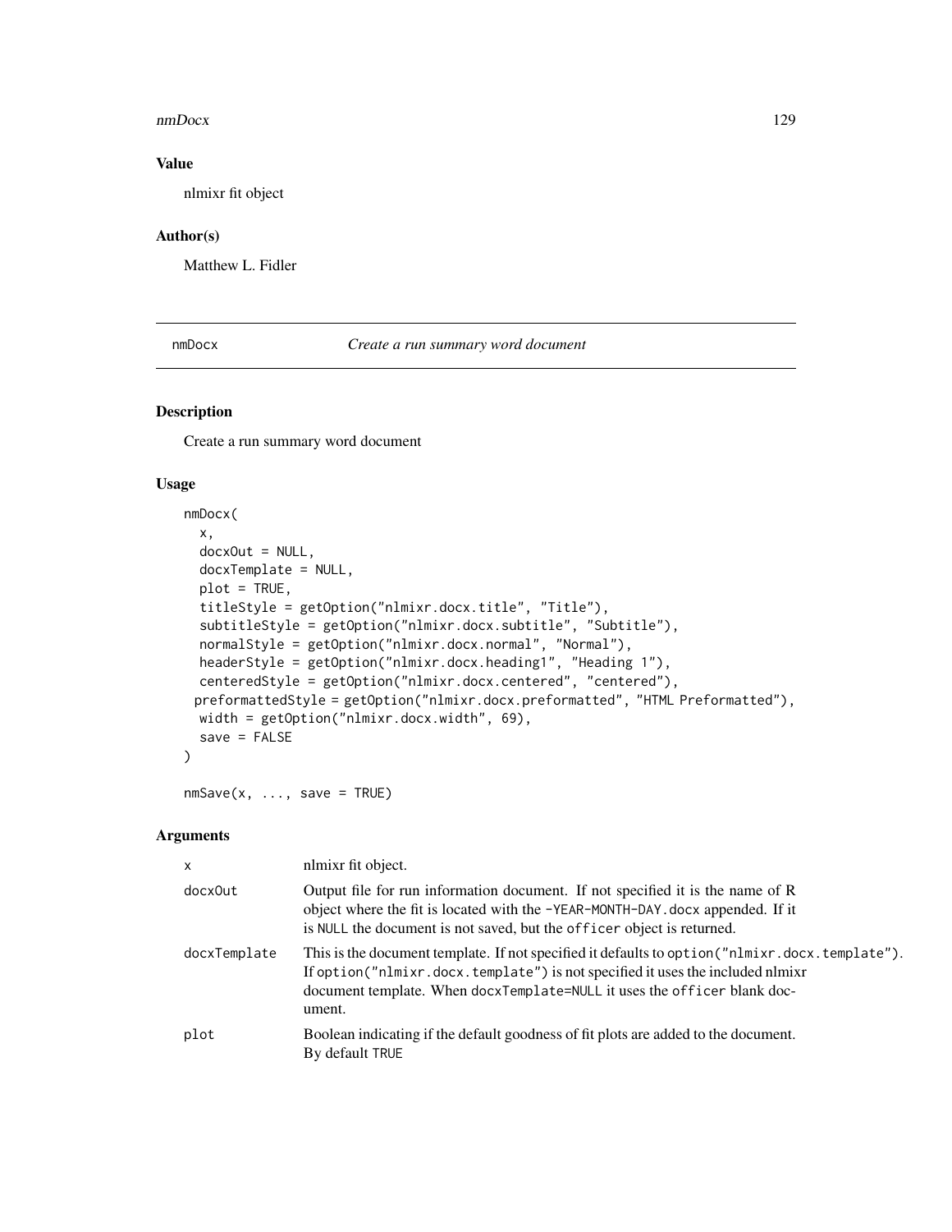### Value

nlmixr fit object

### Author(s)

Matthew L. Fidler

## nmDocx — *Create a run summary word document*

### Description

Create a run summary word document

### Usage

```
nmDocx(
  x,
  docxOut = NULL,
  docxTemplate = NULL,
  plot = TRUE,
  titleStyle = getOption("nlmixr.docx.title", "Title"),
  subtitleStyle = getOption("nlmixr.docx.subtitle", "Subtitle"),
  normalStyle = getOption("nlmixr.docx.normal", "Normal"),
  headerStyle = getOption("nlmixr.docx.heading1", "Heading 1"),
  centeredStyle = getOption("nlmixr.docx.centered", "centered"),
  preformattedStyle = getOption("nlmixr.docx.preformatted", "HTML Preformatted"),
  width = getOption("nlmixr.docx.width", 69),
  save = FALSE
)

nmSave(x, ..., save = TRUE)
```

### Arguments

| | |
|---|---|
| `x` | nlmixr fit object. |
| `docxOut` | Output file for run information document. If not specified it is the name of R object where the fit is located with the `-YEAR-MONTH-DAY.docx` appended. If it is `NULL` the document is not saved, but the `officer` object is returned. |
| `docxTemplate` | This is the document template. If not specified it defaults to `option("nlmixr.docx.template")`. If `option("nlmixr.docx.template")` is not specified it uses the included nlmixr document template. When `docxTemplate=NULL` it uses the `officer` blank document. |
| `plot` | Boolean indicating if the default goodness of fit plots are added to the document. By default `TRUE` |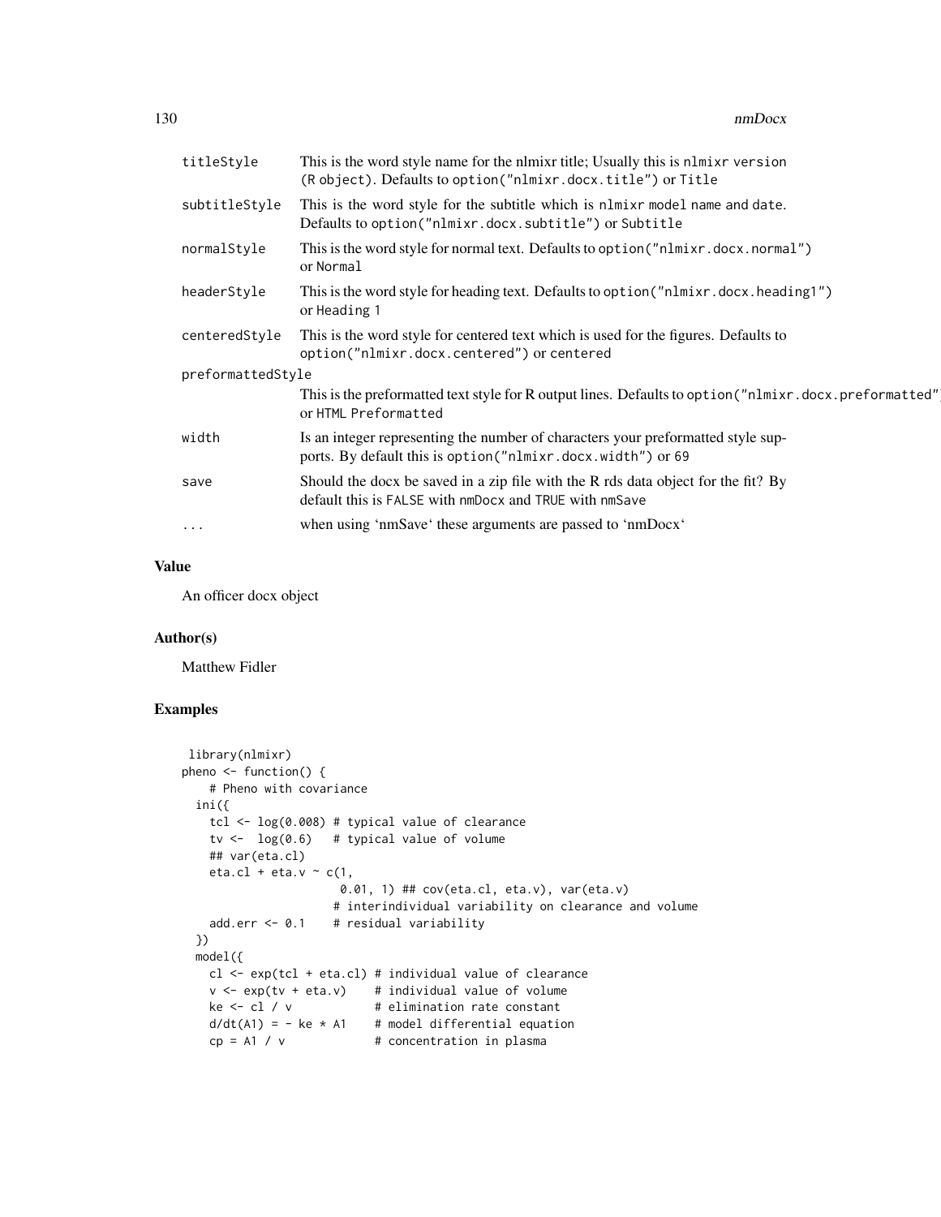| | |
|---|---|
| titleStyle | This is the word style name for the nlmixr title; Usually this is `nlmixr version (R object)`. Defaults to `option("nlmixr.docx.title")` or `Title` |
| subtitleStyle | This is the word style for the subtitle which is `nlmixr` model name and date. Defaults to `option("nlmixr.docx.subtitle")` or `Subtitle` |
| normalStyle | This is the word style for normal text. Defaults to `option("nlmixr.docx.normal")` or `Normal` |
| headerStyle | This is the word style for heading text. Defaults to `option("nlmixr.docx.heading1")` or `Heading 1` |
| centeredStyle | This is the word style for centered text which is used for the figures. Defaults to `option("nlmixr.docx.centered")` or `centered` |
| preformattedStyle | This is the preformatted text style for R output lines. Defaults to `option("nlmixr.docx.preformatted")` or `HTML Preformatted` |
| width | Is an integer representing the number of characters your preformatted style supports. By default this is `option("nlmixr.docx.width")` or `69` |
| save | Should the docx be saved in a zip file with the R rds data object for the fit? By default this is `FALSE` with `nmDocx` and `TRUE` with `nmSave` |
| ... | when using 'nmSave' these arguments are passed to 'nmDocx' |

## Value

An officer docx object

## Author(s)

Matthew Fidler

## Examples

```
library(nlmixr)
pheno <- function() {
    # Pheno with covariance
  ini({
    tcl <- log(0.008) # typical value of clearance
    tv <-  log(0.6)   # typical value of volume
    ## var(eta.cl)
    eta.cl + eta.v ~ c(1,
                       0.01, 1) ## cov(eta.cl, eta.v), var(eta.v)
                      # interindividual variability on clearance and volume
    add.err <- 0.1    # residual variability
  })
  model({
    cl <- exp(tcl + eta.cl) # individual value of clearance
    v <- exp(tv + eta.v)    # individual value of volume
    ke <- cl / v            # elimination rate constant
    d/dt(A1) = - ke * A1    # model differential equation
    cp = A1 / v             # concentration in plasma
```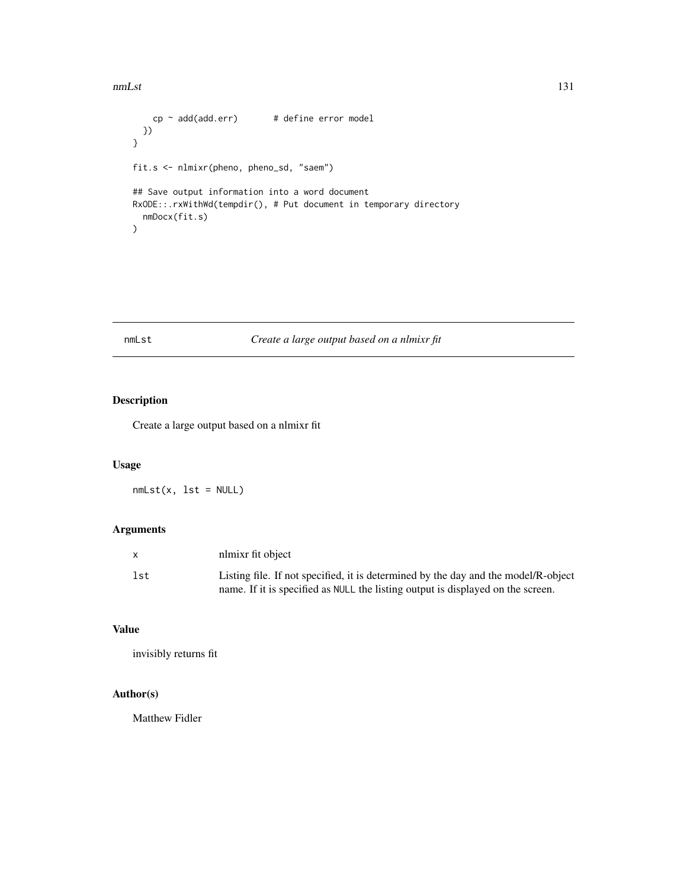```
    cp ~ add(add.err)       # define error model
  })
}

fit.s <- nlmixr(pheno, pheno_sd, "saem")

## Save output information into a word document
RxODE::.rxWithWd(tempdir(), # Put document in temporary directory
  nmDocx(fit.s)
)
```

## nmLst — *Create a large output based on a nlmixr fit*

### Description

Create a large output based on a nlmixr fit

### Usage

```
nmLst(x, lst = NULL)
```

### Arguments

| | |
|---|---|
| x | nlmixr fit object |
| lst | Listing file. If not specified, it is determined by the day and the model/R-object name. If it is specified as NULL the listing output is displayed on the screen. |

### Value

invisibly returns fit

### Author(s)

Matthew Fidler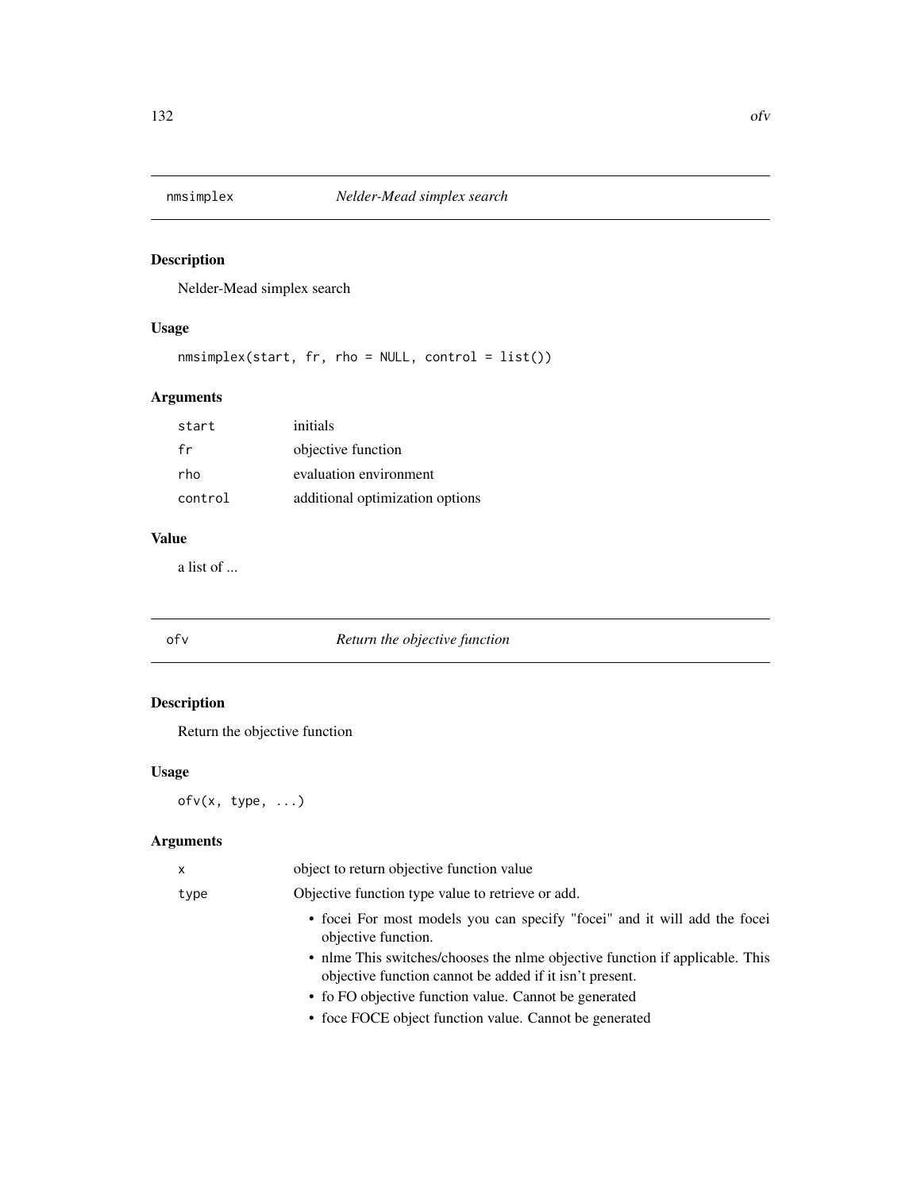## nmsimplex *Nelder-Mead simplex search*

### Description

Nelder-Mead simplex search

### Usage

```
nmsimplex(start, fr, rho = NULL, control = list())
```

### Arguments

| | |
|---|---|
| start | initials |
| fr | objective function |
| rho | evaluation environment |
| control | additional optimization options |

### Value

a list of ...

## ofv *Return the objective function*

### Description

Return the objective function

### Usage

```
ofv(x, type, ...)
```

### Arguments

x — object to return objective function value

type — Objective function type value to retrieve or add.

- focei For most models you can specify "focei" and it will add the focei objective function.
- nlme This switches/chooses the nlme objective function if applicable. This objective function cannot be added if it isn't present.
- fo FO objective function value. Cannot be generated
- foce FOCE object function value. Cannot be generated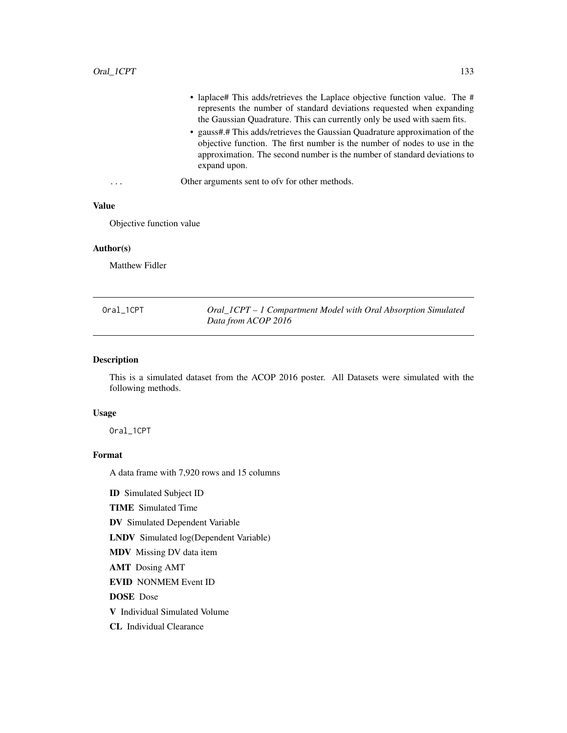- laplace# This adds/retrieves the Laplace objective function value. The # represents the number of standard deviations requested when expanding the Gaussian Quadrature. This can currently only be used with saem fits.
- gauss#.# This adds/retrieves the Gaussian Quadrature approximation of the objective function. The first number is the number of nodes to use in the approximation. The second number is the number of standard deviations to expand upon.

... Other arguments sent to ofv for other methods.

### Value

Objective function value

### Author(s)

Matthew Fidler

---

## Oral_1CPT — *Oral_1CPT – 1 Compartment Model with Oral Absorption Simulated Data from ACOP 2016*

---

### Description

This is a simulated dataset from the ACOP 2016 poster. All Datasets were simulated with the following methods.

### Usage

```
Oral_1CPT
```

### Format

A data frame with 7,920 rows and 15 columns

**ID** Simulated Subject ID

**TIME** Simulated Time

**DV** Simulated Dependent Variable

**LNDV** Simulated log(Dependent Variable)

**MDV** Missing DV data item

**AMT** Dosing AMT

**EVID** NONMEM Event ID

**DOSE** Dose

**V** Individual Simulated Volume

**CL** Individual Clearance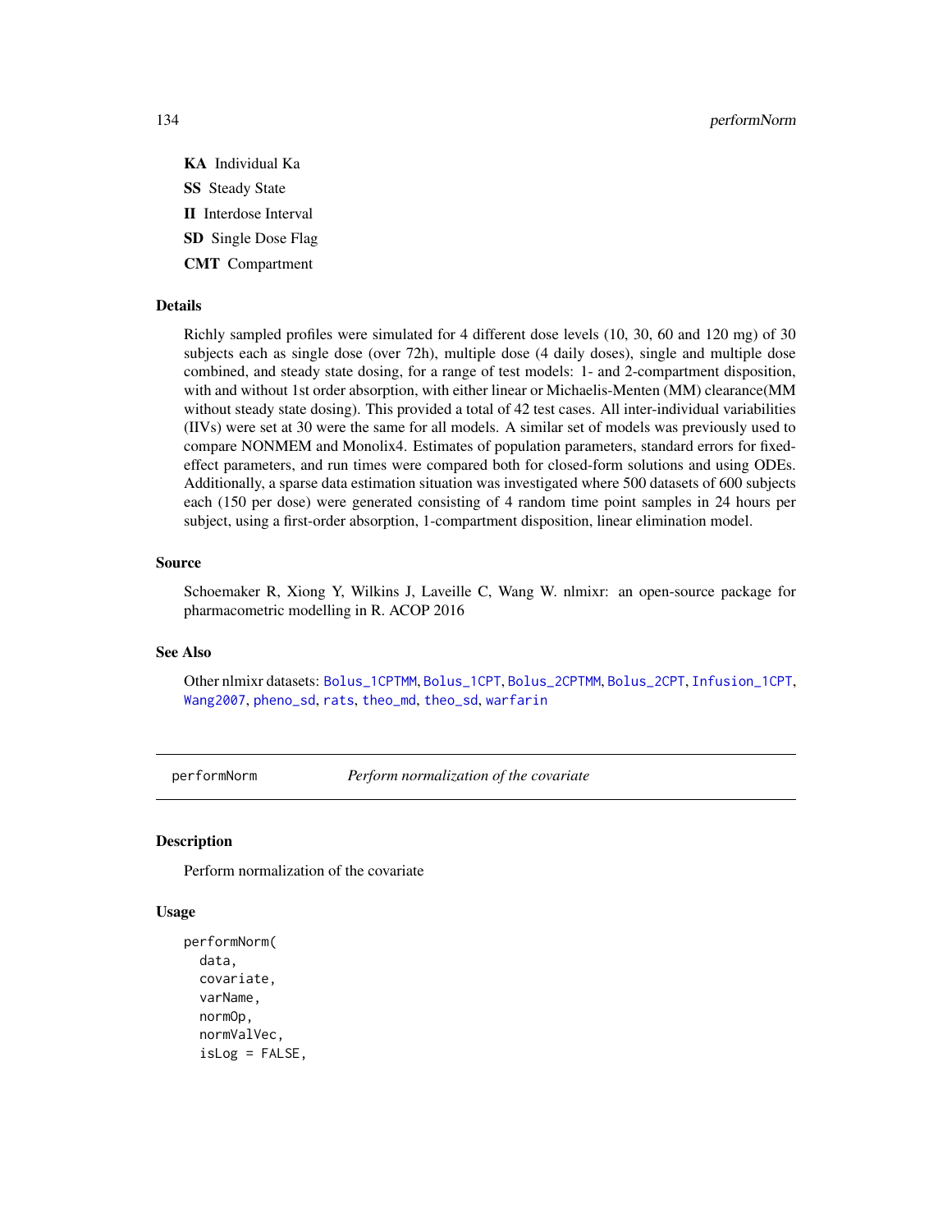**KA** Individual Ka

**SS** Steady State

**II** Interdose Interval

**SD** Single Dose Flag

**CMT** Compartment

### Details

Richly sampled profiles were simulated for 4 different dose levels (10, 30, 60 and 120 mg) of 30 subjects each as single dose (over 72h), multiple dose (4 daily doses), single and multiple dose combined, and steady state dosing, for a range of test models: 1- and 2-compartment disposition, with and without 1st order absorption, with either linear or Michaelis-Menten (MM) clearance(MM without steady state dosing). This provided a total of 42 test cases. All inter-individual variabilities (IIVs) were set at 30 were the same for all models. A similar set of models was previously used to compare NONMEM and Monolix4. Estimates of population parameters, standard errors for fixed-effect parameters, and run times were compared both for closed-form solutions and using ODEs. Additionally, a sparse data estimation situation was investigated where 500 datasets of 600 subjects each (150 per dose) were generated consisting of 4 random time point samples in 24 hours per subject, using a first-order absorption, 1-compartment disposition, linear elimination model.

### Source

Schoemaker R, Xiong Y, Wilkins J, Laveille C, Wang W. nlmixr: an open-source package for pharmacometric modelling in R. ACOP 2016

### See Also

Other nlmixr datasets: `Bolus_1CPTMM`, `Bolus_1CPT`, `Bolus_2CPTMM`, `Bolus_2CPT`, `Infusion_1CPT`, `Wang2007`, `pheno_sd`, `rats`, `theo_md`, `theo_sd`, `warfarin`

---

## performNorm *Perform normalization of the covariate*

### Description

Perform normalization of the covariate

### Usage

```
performNorm(
  data,
  covariate,
  varName,
  normOp,
  normValVec,
  isLog = FALSE,
```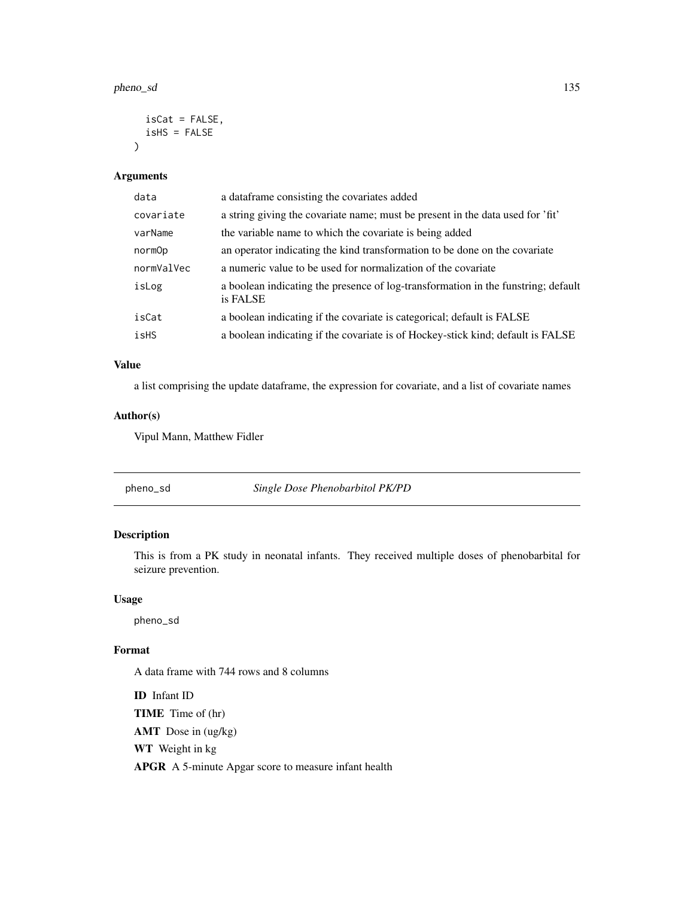```
  isCat = FALSE,
  isHS = FALSE
)
```

### Arguments

| | |
|---|---|
| data | a dataframe consisting the covariates added |
| covariate | a string giving the covariate name; must be present in the data used for 'fit' |
| varName | the variable name to which the covariate is being added |
| normOp | an operator indicating the kind transformation to be done on the covariate |
| normValVec | a numeric value to be used for normalization of the covariate |
| isLog | a boolean indicating the presence of log-transformation in the funstring; default is FALSE |
| isCat | a boolean indicating if the covariate is categorical; default is FALSE |
| isHS | a boolean indicating if the covariate is of Hockey-stick kind; default is FALSE |

### Value

a list comprising the update dataframe, the expression for covariate, and a list of covariate names

### Author(s)

Vipul Mann, Matthew Fidler

---

## pheno_sd — *Single Dose Phenobarbitol PK/PD*

---

### Description

This is from a PK study in neonatal infants. They received multiple doses of phenobarbital for seizure prevention.

### Usage

```
pheno_sd
```

### Format

A data frame with 744 rows and 8 columns

**ID** Infant ID

**TIME** Time of (hr)

**AMT** Dose in (ug/kg)

**WT** Weight in kg

**APGR** A 5-minute Apgar score to measure infant health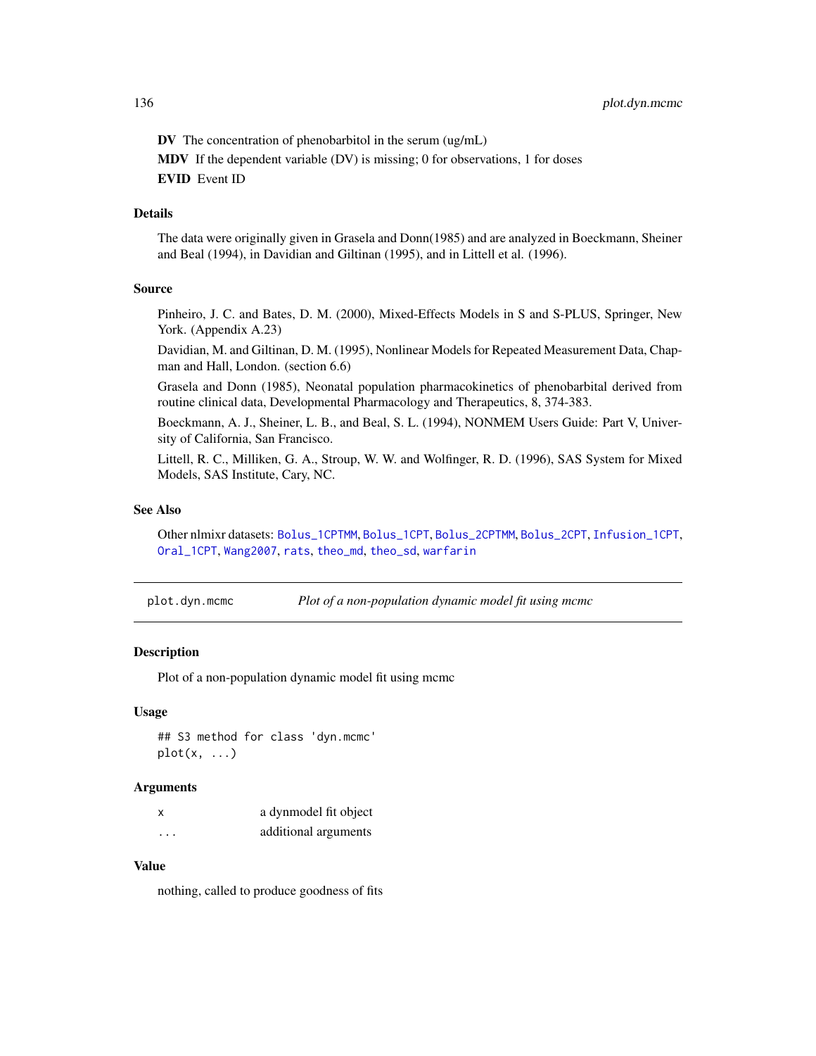**DV** The concentration of phenobarbitol in the serum (ug/mL)

**MDV** If the dependent variable (DV) is missing; 0 for observations, 1 for doses

**EVID** Event ID

### Details

The data were originally given in Grasela and Donn(1985) and are analyzed in Boeckmann, Sheiner and Beal (1994), in Davidian and Giltinan (1995), and in Littell et al. (1996).

### Source

Pinheiro, J. C. and Bates, D. M. (2000), Mixed-Effects Models in S and S-PLUS, Springer, New York. (Appendix A.23)

Davidian, M. and Giltinan, D. M. (1995), Nonlinear Models for Repeated Measurement Data, Chapman and Hall, London. (section 6.6)

Grasela and Donn (1985), Neonatal population pharmacokinetics of phenobarbital derived from routine clinical data, Developmental Pharmacology and Therapeutics, 8, 374-383.

Boeckmann, A. J., Sheiner, L. B., and Beal, S. L. (1994), NONMEM Users Guide: Part V, University of California, San Francisco.

Littell, R. C., Milliken, G. A., Stroup, W. W. and Wolfinger, R. D. (1996), SAS System for Mixed Models, SAS Institute, Cary, NC.

### See Also

Other nlmixr datasets: `Bolus_1CPTMM`, `Bolus_1CPT`, `Bolus_2CPTMM`, `Bolus_2CPT`, `Infusion_1CPT`, `Oral_1CPT`, `Wang2007`, `rats`, `theo_md`, `theo_sd`, `warfarin`

---

## plot.dyn.mcmc — *Plot of a non-population dynamic model fit using mcmc*

### Description

Plot of a non-population dynamic model fit using mcmc

### Usage

```
## S3 method for class 'dyn.mcmc'
plot(x, ...)
```

### Arguments

| | |
|---|---|
| x | a dynmodel fit object |
| ... | additional arguments |

### Value

nothing, called to produce goodness of fits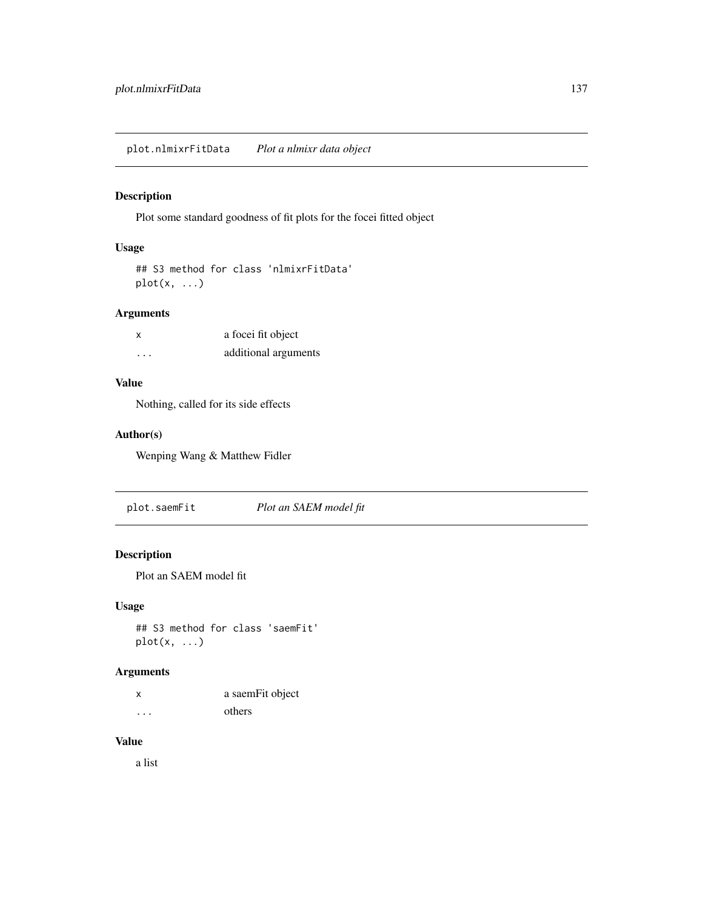## plot.nlmixrFitData *Plot a nlmixr data object*

### Description

Plot some standard goodness of fit plots for the focei fitted object

### Usage

```
## S3 method for class 'nlmixrFitData'
plot(x, ...)
```

### Arguments

| | |
|---|---|
| x | a focei fit object |
| ... | additional arguments |

### Value

Nothing, called for its side effects

### Author(s)

Wenping Wang & Matthew Fidler

## plot.saemFit *Plot an SAEM model fit*

### Description

Plot an SAEM model fit

### Usage

```
## S3 method for class 'saemFit'
plot(x, ...)
```

### Arguments

| | |
|---|---|
| x | a saemFit object |
| ... | others |

### Value

a list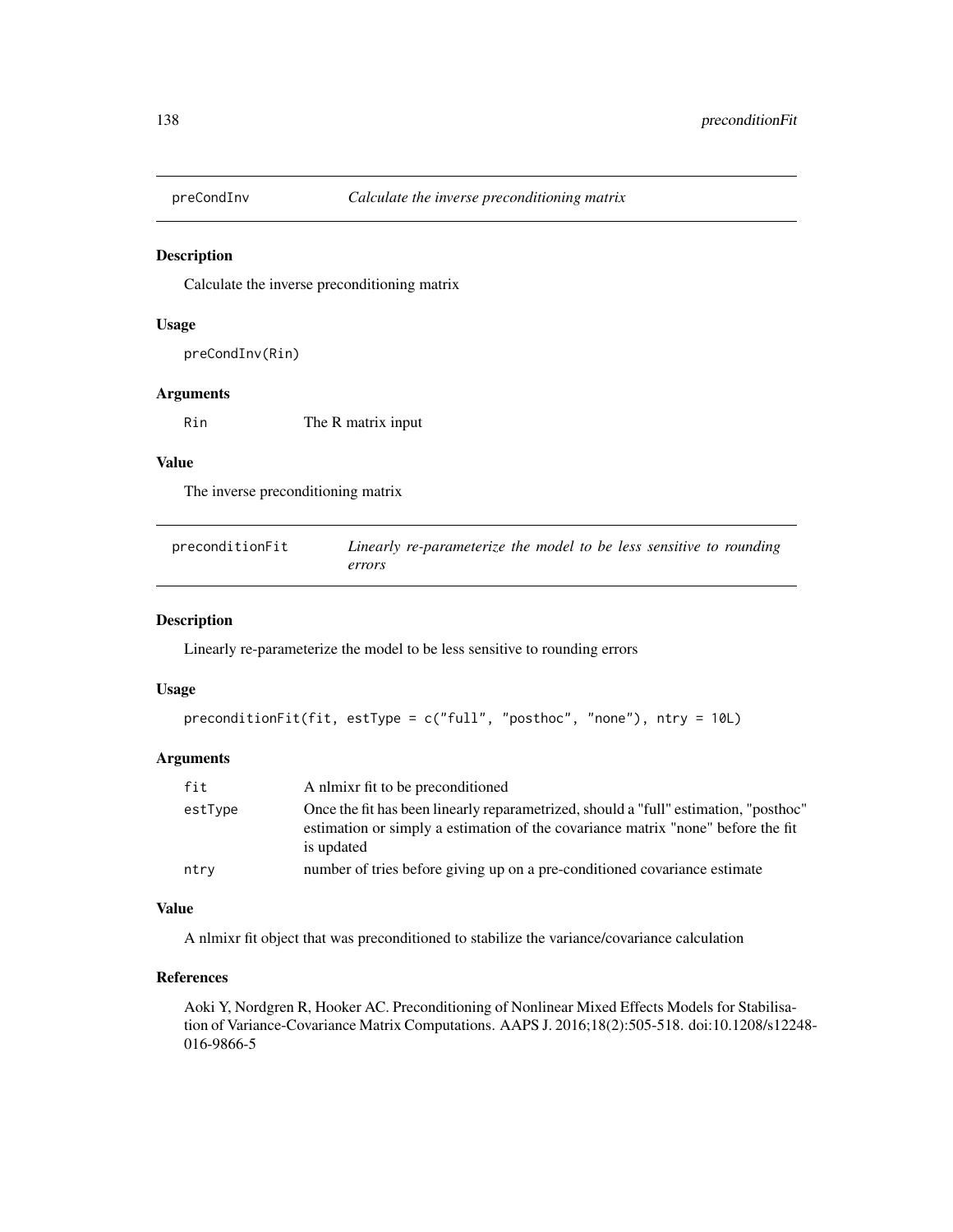## preCondInv — *Calculate the inverse preconditioning matrix*

### Description

Calculate the inverse preconditioning matrix

### Usage

```
preCondInv(Rin)
```

### Arguments

| | |
|---|---|
| Rin | The R matrix input |

### Value

The inverse preconditioning matrix

## preconditionFit — *Linearly re-parameterize the model to be less sensitive to rounding errors*

### Description

Linearly re-parameterize the model to be less sensitive to rounding errors

### Usage

```
preconditionFit(fit, estType = c("full", "posthoc", "none"), ntry = 10L)
```

### Arguments

| | |
|---|---|
| fit | A nlmixr fit to be preconditioned |
| estType | Once the fit has been linearly reparametrized, should a "full" estimation, "posthoc" estimation or simply a estimation of the covariance matrix "none" before the fit is updated |
| ntry | number of tries before giving up on a pre-conditioned covariance estimate |

### Value

A nlmixr fit object that was preconditioned to stabilize the variance/covariance calculation

### References

Aoki Y, Nordgren R, Hooker AC. Preconditioning of Nonlinear Mixed Effects Models for Stabilisation of Variance-Covariance Matrix Computations. AAPS J. 2016;18(2):505-518. doi:10.1208/s12248-016-9866-5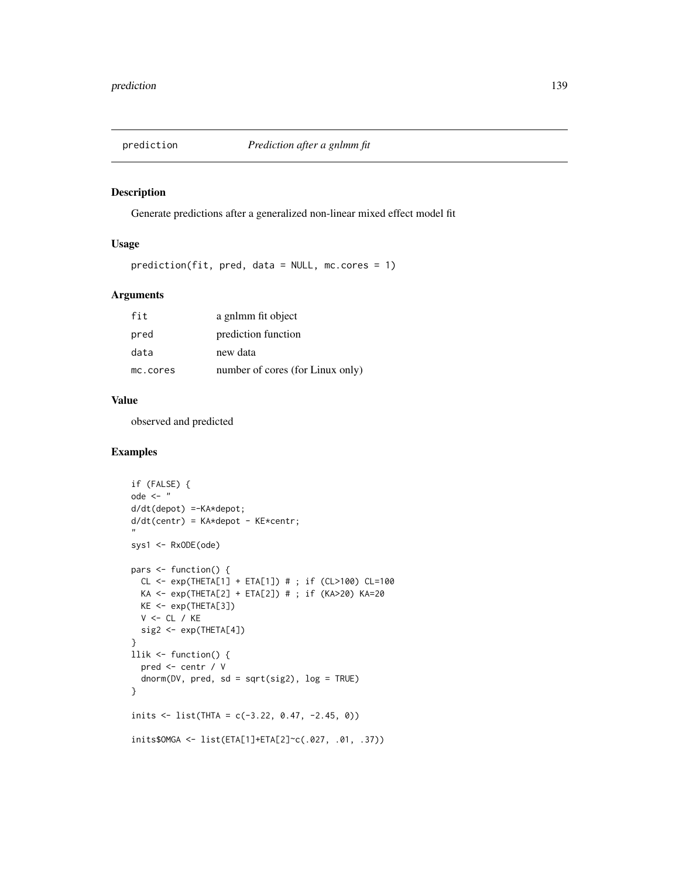## prediction *Prediction after a gnlmm fit*

### Description

Generate predictions after a generalized non-linear mixed effect model fit

### Usage

```
prediction(fit, pred, data = NULL, mc.cores = 1)
```

### Arguments

| | |
|---|---|
| fit | a gnlmm fit object |
| pred | prediction function |
| data | new data |
| mc.cores | number of cores (for Linux only) |

### Value

observed and predicted

### Examples

```
if (FALSE) {
ode <- "
d/dt(depot) =-KA*depot;
d/dt(centr) = KA*depot - KE*centr;
"
sys1 <- RxODE(ode)

pars <- function() {
  CL <- exp(THETA[1] + ETA[1]) # ; if (CL>100) CL=100
  KA <- exp(THETA[2] + ETA[2]) # ; if (KA>20) KA=20
  KE <- exp(THETA[3])
  V <- CL / KE
  sig2 <- exp(THETA[4])
}
llik <- function() {
  pred <- centr / V
  dnorm(DV, pred, sd = sqrt(sig2), log = TRUE)
}

inits <- list(THTA = c(-3.22, 0.47, -2.45, 0))

inits$OMGA <- list(ETA[1]+ETA[2]~c(.027, .01, .37))
```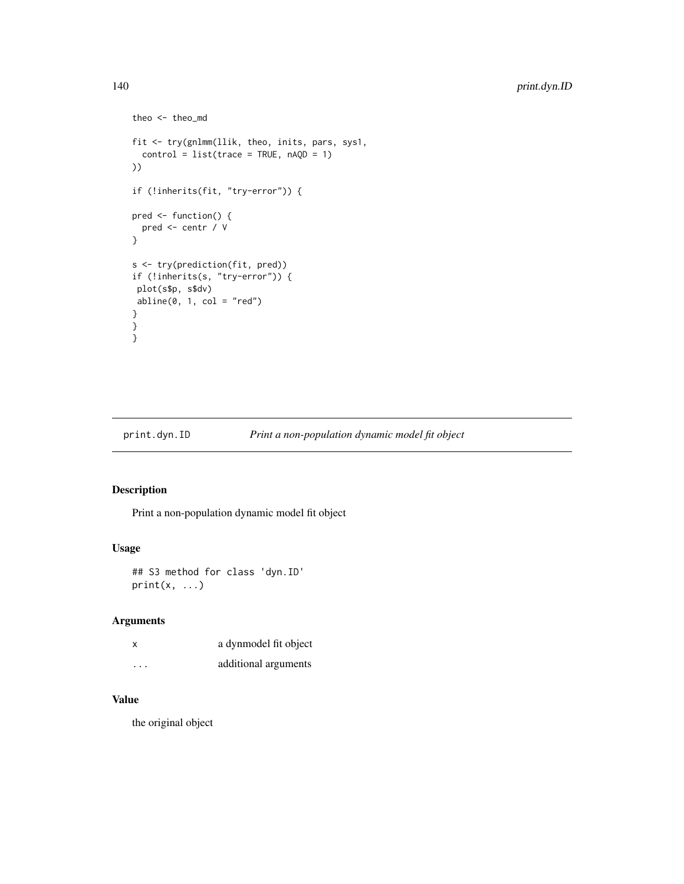```
theo <- theo_md

fit <- try(gnlmm(llik, theo, inits, pars, sys1,
  control = list(trace = TRUE, nAQD = 1)
))

if (!inherits(fit, "try-error")) {

pred <- function() {
  pred <- centr / V
}

s <- try(prediction(fit, pred))
if (!inherits(s, "try-error")) {
 plot(s$p, s$dv)
 abline(0, 1, col = "red")
}
}
}
```

## print.dyn.ID — *Print a non-population dynamic model fit object*

### Description

Print a non-population dynamic model fit object

### Usage

```
## S3 method for class 'dyn.ID'
print(x, ...)
```

### Arguments

| | |
|---|---|
| x | a dynmodel fit object |
| ... | additional arguments |

### Value

the original object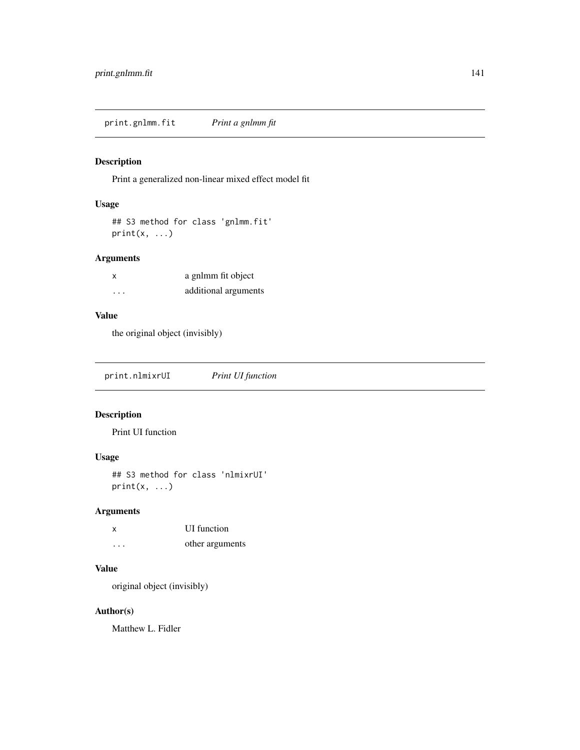## print.gnlmm.fit *Print a gnlmm fit*

### Description

Print a generalized non-linear mixed effect model fit

### Usage

```
## S3 method for class 'gnlmm.fit'
print(x, ...)
```

### Arguments

| | |
|---|---|
| x | a gnlmm fit object |
| ... | additional arguments |

### Value

the original object (invisibly)

## print.nlmixrUI *Print UI function*

### Description

Print UI function

### Usage

```
## S3 method for class 'nlmixrUI'
print(x, ...)
```

### Arguments

| | |
|---|---|
| x | UI function |
| ... | other arguments |

### Value

original object (invisibly)

### Author(s)

Matthew L. Fidler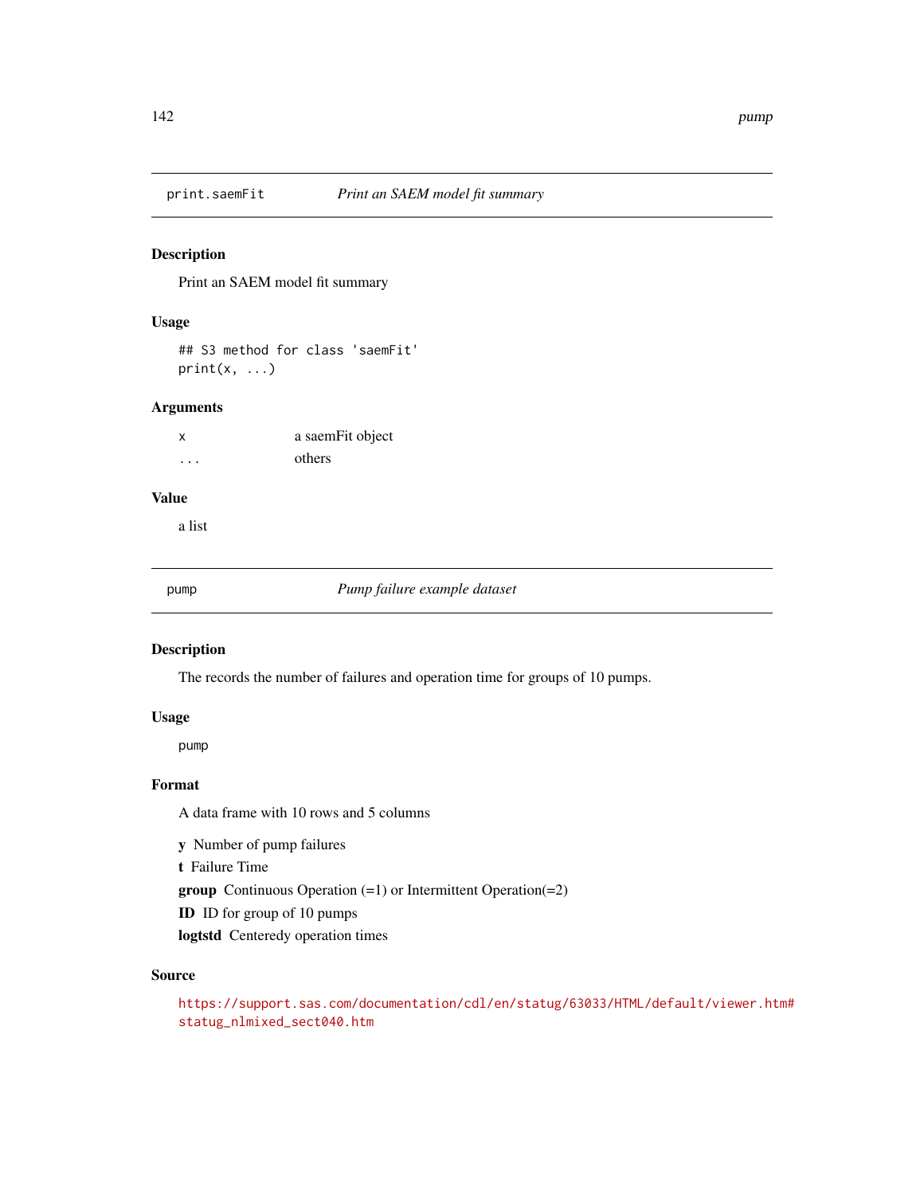## print.saemFit — *Print an SAEM model fit summary*

### Description

Print an SAEM model fit summary

### Usage

```
## S3 method for class 'saemFit'
print(x, ...)
```

### Arguments

| | |
|---|---|
| x | a saemFit object |
| ... | others |

### Value

a list

## pump — *Pump failure example dataset*

### Description

The records the number of failures and operation time for groups of 10 pumps.

### Usage

```
pump
```

### Format

A data frame with 10 rows and 5 columns

- **y** Number of pump failures
- **t** Failure Time
- **group** Continuous Operation (=1) or Intermittent Operation(=2)
- **ID** ID for group of 10 pumps
- **logtstd** Centeredy operation times

### Source

https://support.sas.com/documentation/cdl/en/statug/63033/HTML/default/viewer.htm#statug_nlmixed_sect040.htm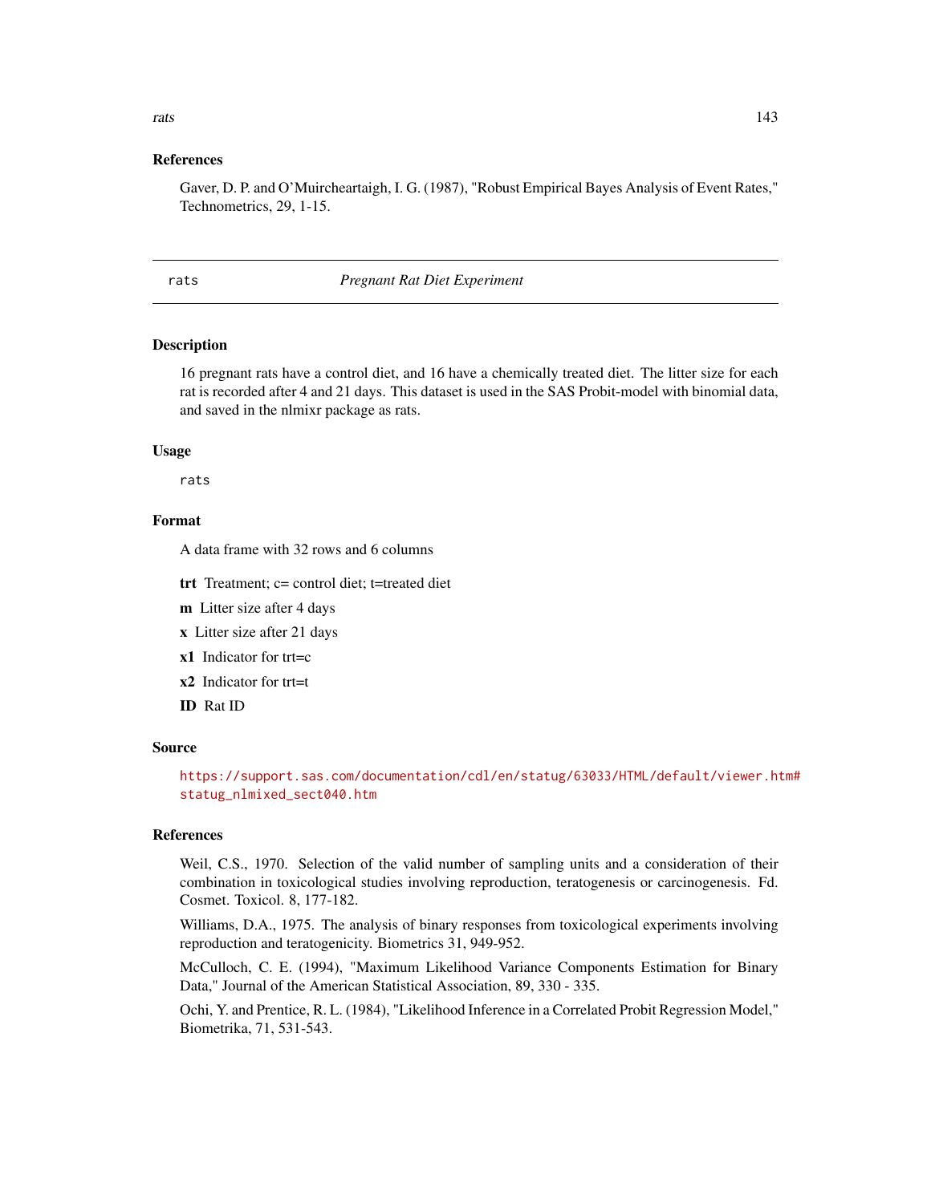### References

Gaver, D. P. and O'Muircheartaigh, I. G. (1987), "Robust Empirical Bayes Analysis of Event Rates," Technometrics, 29, 1-15.

---

## rats — *Pregnant Rat Diet Experiment*

### Description

16 pregnant rats have a control diet, and 16 have a chemically treated diet. The litter size for each rat is recorded after 4 and 21 days. This dataset is used in the SAS Probit-model with binomial data, and saved in the nlmixr package as rats.

### Usage

```
rats
```

### Format

A data frame with 32 rows and 6 columns

**trt** Treatment; c= control diet; t=treated diet

**m** Litter size after 4 days

**x** Litter size after 21 days

**x1** Indicator for trt=c

**x2** Indicator for trt=t

**ID** Rat ID

### Source

https://support.sas.com/documentation/cdl/en/statug/63033/HTML/default/viewer.htm#statug_nlmixed_sect040.htm

### References

Weil, C.S., 1970. Selection of the valid number of sampling units and a consideration of their combination in toxicological studies involving reproduction, teratogenesis or carcinogenesis. Fd. Cosmet. Toxicol. 8, 177-182.

Williams, D.A., 1975. The analysis of binary responses from toxicological experiments involving reproduction and teratogenicity. Biometrics 31, 949-952.

McCulloch, C. E. (1994), "Maximum Likelihood Variance Components Estimation for Binary Data," Journal of the American Statistical Association, 89, 330 - 335.

Ochi, Y. and Prentice, R. L. (1984), "Likelihood Inference in a Correlated Probit Regression Model," Biometrika, 71, 531-543.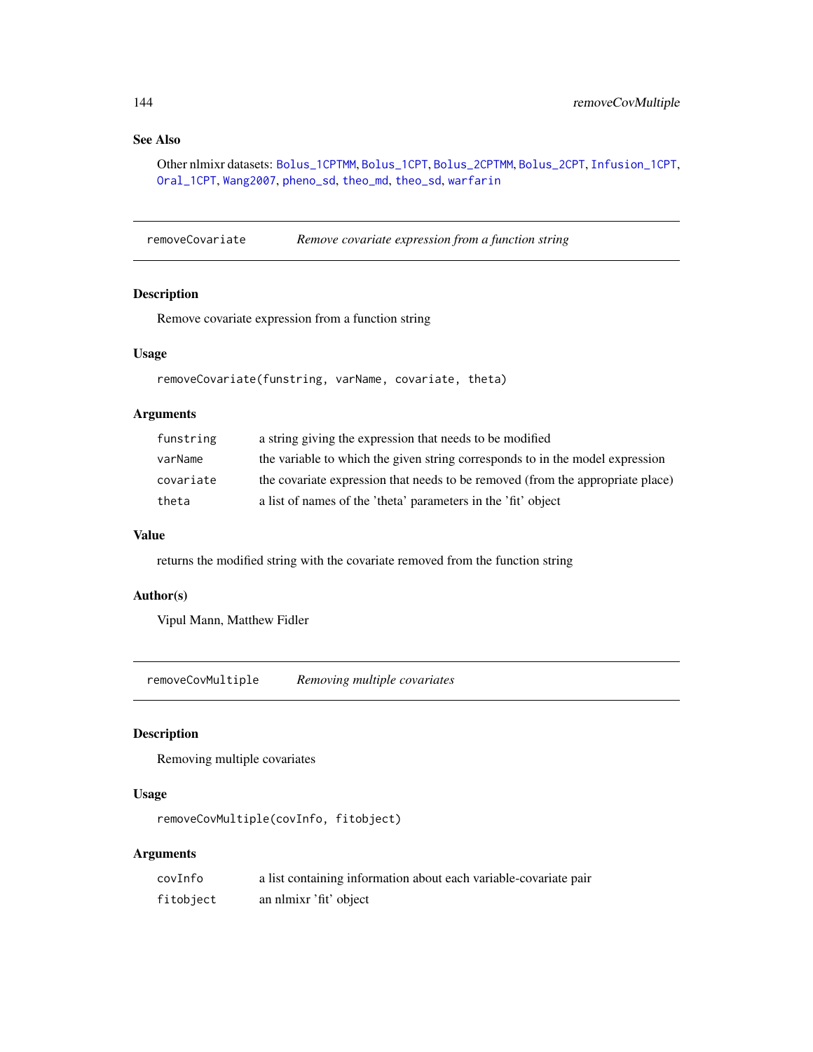## See Also

Other nlmixr datasets: Bolus_1CPTMM, Bolus_1CPT, Bolus_2CPTMM, Bolus_2CPT, Infusion_1CPT, Oral_1CPT, Wang2007, pheno_sd, theo_md, theo_sd, warfarin

---

# removeCovariate — *Remove covariate expression from a function string*

## Description

Remove covariate expression from a function string

## Usage

```
removeCovariate(funstring, varName, covariate, theta)
```

## Arguments

| | |
|---|---|
| funstring | a string giving the expression that needs to be modified |
| varName | the variable to which the given string corresponds to in the model expression |
| covariate | the covariate expression that needs to be removed (from the appropriate place) |
| theta | a list of names of the 'theta' parameters in the 'fit' object |

## Value

returns the modified string with the covariate removed from the function string

## Author(s)

Vipul Mann, Matthew Fidler

---

# removeCovMultiple — *Removing multiple covariates*

## Description

Removing multiple covariates

## Usage

```
removeCovMultiple(covInfo, fitobject)
```

## Arguments

| | |
|---|---|
| covInfo | a list containing information about each variable-covariate pair |
| fitobject | an nlmixr 'fit' object |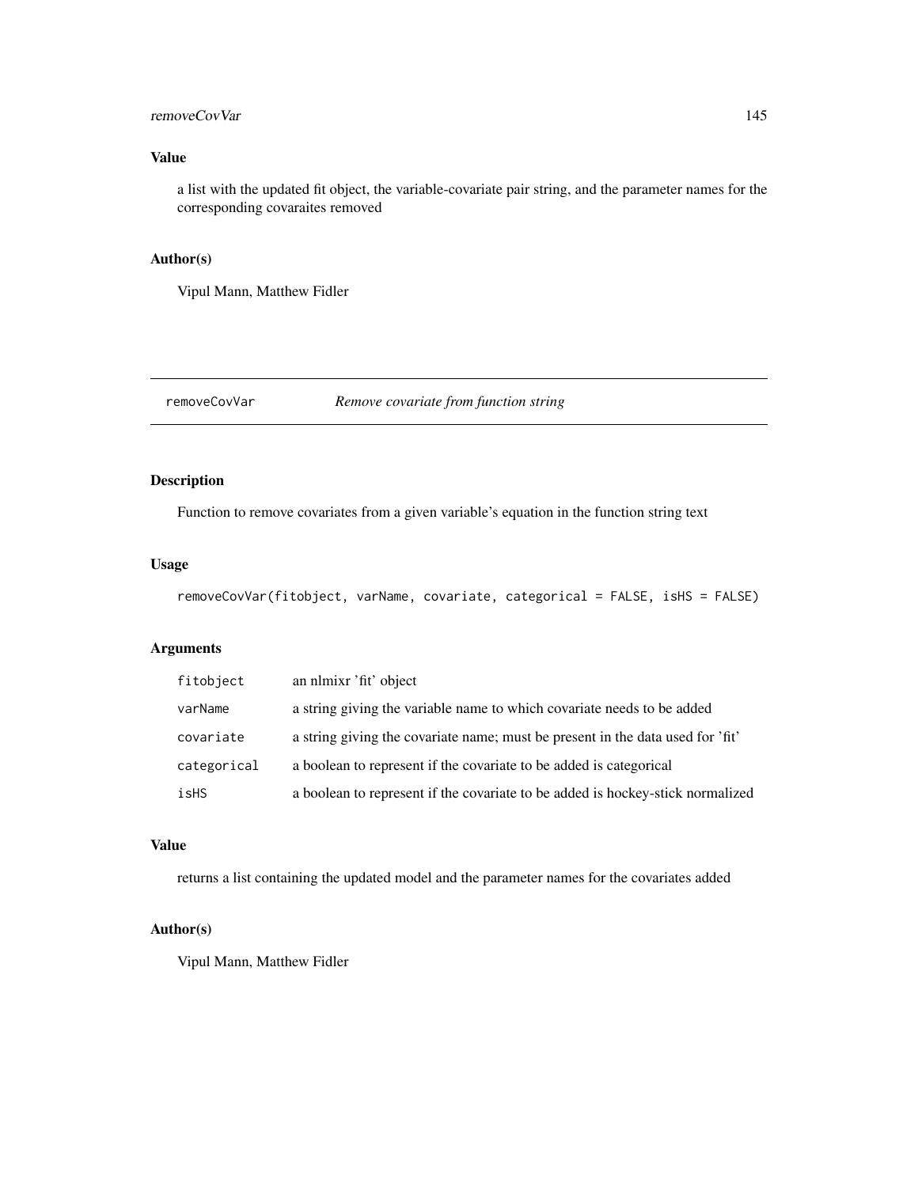### Value

a list with the updated fit object, the variable-covariate pair string, and the parameter names for the corresponding covaraites removed

### Author(s)

Vipul Mann, Matthew Fidler

---

## removeCovVar — *Remove covariate from function string*

---

### Description

Function to remove covariates from a given variable's equation in the function string text

### Usage

```
removeCovVar(fitobject, varName, covariate, categorical = FALSE, isHS = FALSE)
```

### Arguments

| | |
|---|---|
| `fitobject` | an nlmixr 'fit' object |
| `varName` | a string giving the variable name to which covariate needs to be added |
| `covariate` | a string giving the covariate name; must be present in the data used for 'fit' |
| `categorical` | a boolean to represent if the covariate to be added is categorical |
| `isHS` | a boolean to represent if the covariate to be added is hockey-stick normalized |

### Value

returns a list containing the updated model and the parameter names for the covariates added

### Author(s)

Vipul Mann, Matthew Fidler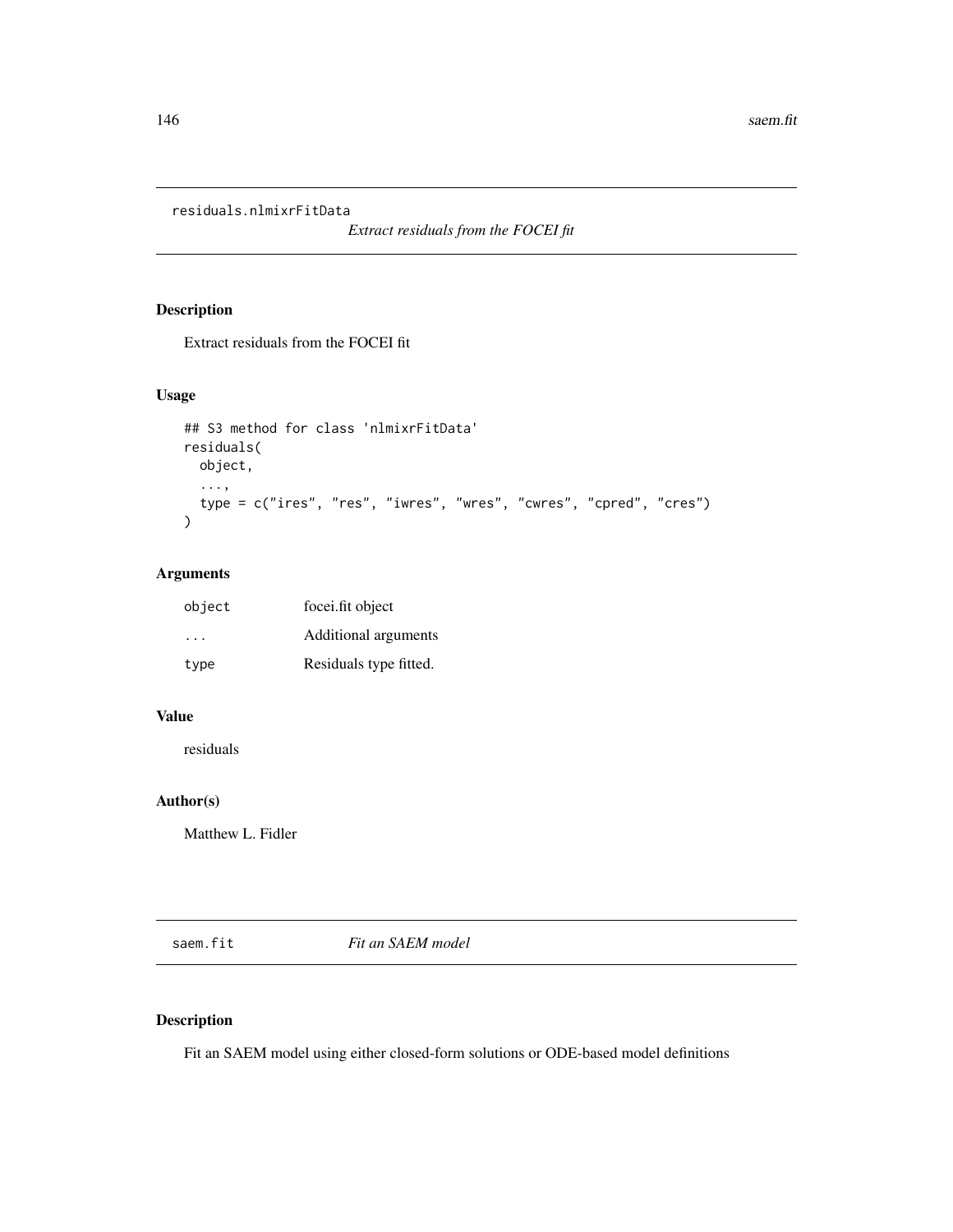## residuals.nlmixrFitData

*Extract residuals from the FOCEI fit*

### Description

Extract residuals from the FOCEI fit

### Usage

```
## S3 method for class 'nlmixrFitData'
residuals(
  object,
  ...,
  type = c("ires", "res", "iwres", "wres", "cwres", "cpred", "cres")
)
```

### Arguments

| | |
|---|---|
| `object` | focei.fit object |
| `...` | Additional arguments |
| `type` | Residuals type fitted. |

### Value

residuals

### Author(s)

Matthew L. Fidler

## saem.fit

*Fit an SAEM model*

### Description

Fit an SAEM model using either closed-form solutions or ODE-based model definitions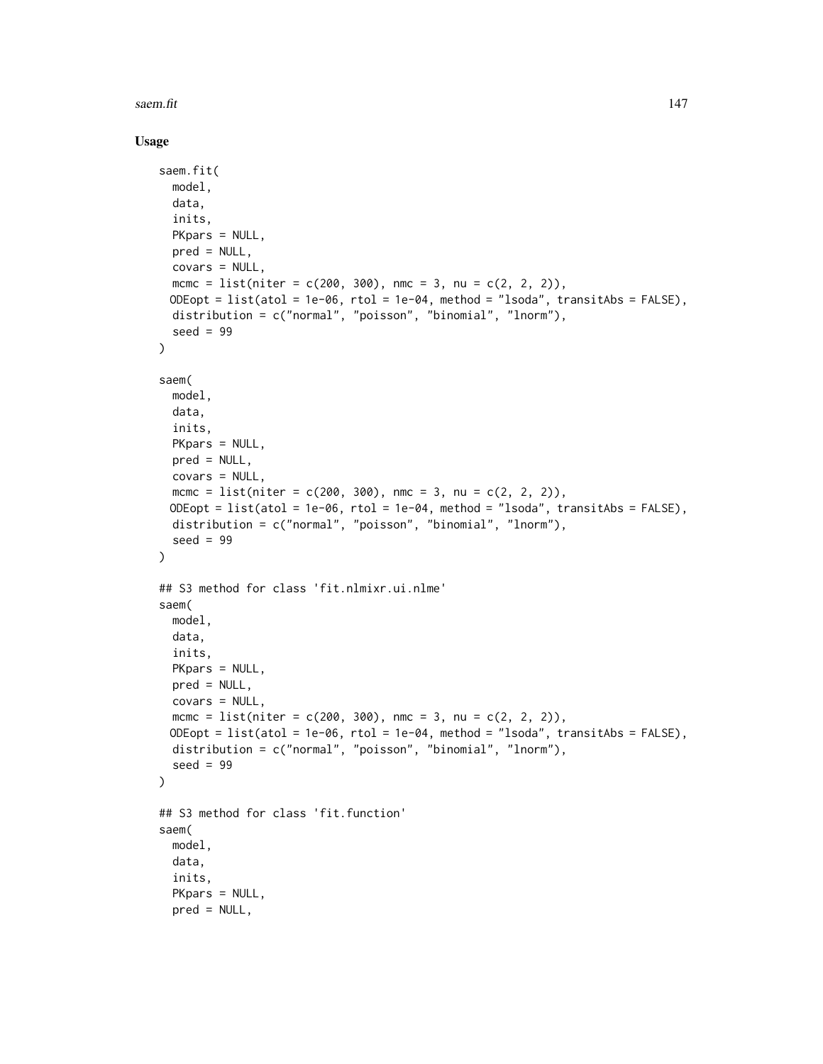## Usage

```
saem.fit(
  model,
  data,
  inits,
  PKpars = NULL,
  pred = NULL,
  covars = NULL,
  mcmc = list(niter = c(200, 300), nmc = 3, nu = c(2, 2, 2)),
  ODEopt = list(atol = 1e-06, rtol = 1e-04, method = "lsoda", transitAbs = FALSE),
  distribution = c("normal", "poisson", "binomial", "lnorm"),
  seed = 99
)

saem(
  model,
  data,
  inits,
  PKpars = NULL,
  pred = NULL,
  covars = NULL,
  mcmc = list(niter = c(200, 300), nmc = 3, nu = c(2, 2, 2)),
  ODEopt = list(atol = 1e-06, rtol = 1e-04, method = "lsoda", transitAbs = FALSE),
  distribution = c("normal", "poisson", "binomial", "lnorm"),
  seed = 99
)

## S3 method for class 'fit.nlmixr.ui.nlme'
saem(
  model,
  data,
  inits,
  PKpars = NULL,
  pred = NULL,
  covars = NULL,
  mcmc = list(niter = c(200, 300), nmc = 3, nu = c(2, 2, 2)),
  ODEopt = list(atol = 1e-06, rtol = 1e-04, method = "lsoda", transitAbs = FALSE),
  distribution = c("normal", "poisson", "binomial", "lnorm"),
  seed = 99
)

## S3 method for class 'fit.function'
saem(
  model,
  data,
  inits,
  PKpars = NULL,
  pred = NULL,
```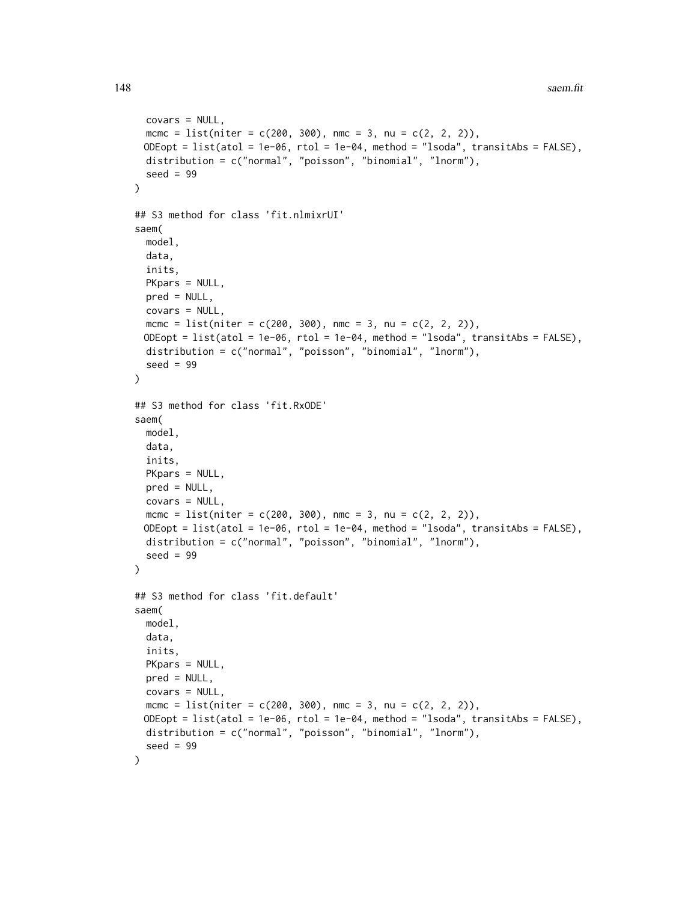```
  covars = NULL,
  mcmc = list(niter = c(200, 300), nmc = 3, nu = c(2, 2, 2)),
  ODEopt = list(atol = 1e-06, rtol = 1e-04, method = "lsoda", transitAbs = FALSE),
  distribution = c("normal", "poisson", "binomial", "lnorm"),
  seed = 99
)

## S3 method for class 'fit.nlmixrUI'
saem(
  model,
  data,
  inits,
  PKpars = NULL,
  pred = NULL,
  covars = NULL,
  mcmc = list(niter = c(200, 300), nmc = 3, nu = c(2, 2, 2)),
  ODEopt = list(atol = 1e-06, rtol = 1e-04, method = "lsoda", transitAbs = FALSE),
  distribution = c("normal", "poisson", "binomial", "lnorm"),
  seed = 99
)

## S3 method for class 'fit.RxODE'
saem(
  model,
  data,
  inits,
  PKpars = NULL,
  pred = NULL,
  covars = NULL,
  mcmc = list(niter = c(200, 300), nmc = 3, nu = c(2, 2, 2)),
  ODEopt = list(atol = 1e-06, rtol = 1e-04, method = "lsoda", transitAbs = FALSE),
  distribution = c("normal", "poisson", "binomial", "lnorm"),
  seed = 99
)

## S3 method for class 'fit.default'
saem(
  model,
  data,
  inits,
  PKpars = NULL,
  pred = NULL,
  covars = NULL,
  mcmc = list(niter = c(200, 300), nmc = 3, nu = c(2, 2, 2)),
  ODEopt = list(atol = 1e-06, rtol = 1e-04, method = "lsoda", transitAbs = FALSE),
  distribution = c("normal", "poisson", "binomial", "lnorm"),
  seed = 99
)
```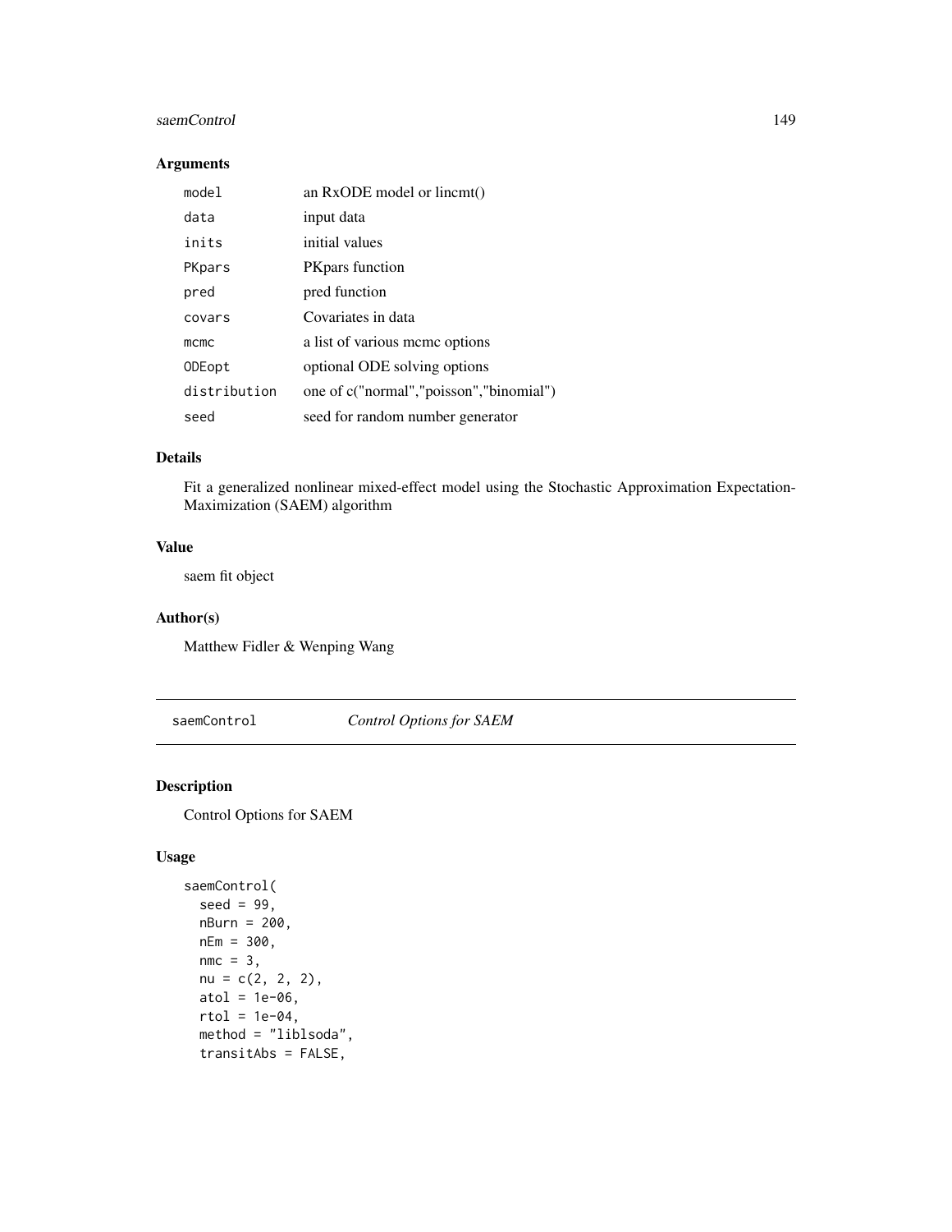### Arguments

| | |
|---|---|
| model | an RxODE model or lincmt() |
| data | input data |
| inits | initial values |
| PKpars | PKpars function |
| pred | pred function |
| covars | Covariates in data |
| mcmc | a list of various mcmc options |
| ODEopt | optional ODE solving options |
| distribution | one of c("normal","poisson","binomial") |
| seed | seed for random number generator |

### Details

Fit a generalized nonlinear mixed-effect model using the Stochastic Approximation Expectation-Maximization (SAEM) algorithm

### Value

saem fit object

### Author(s)

Matthew Fidler & Wenping Wang

---

## saemControl *Control Options for SAEM*

### Description

Control Options for SAEM

### Usage

```
saemControl(
  seed = 99,
  nBurn = 200,
  nEm = 300,
  nmc = 3,
  nu = c(2, 2, 2),
  atol = 1e-06,
  rtol = 1e-04,
  method = "liblsoda",
  transitAbs = FALSE,
```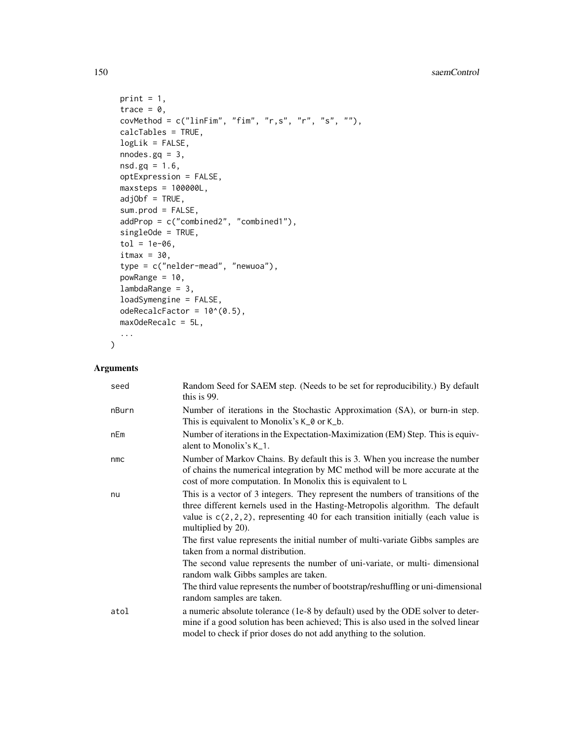```
  print = 1,
  trace = 0,
  covMethod = c("linFim", "fim", "r,s", "r", "s", ""),
  calcTables = TRUE,
  logLik = FALSE,
  nnodes.gq = 3,
  nsd.gq = 1.6,
  optExpression = FALSE,
  maxsteps = 100000L,
  adjObf = TRUE,
  sum.prod = FALSE,
  addProp = c("combined2", "combined1"),
  singleOde = TRUE,
  tol = 1e-06,
  itmax = 30,
  type = c("nelder-mead", "newuoa"),
  powRange = 10,
  lambdaRange = 3,
  loadSymengine = FALSE,
  odeRecalcFactor = 10^(0.5),
  maxOdeRecalc = 5L,
  ...
)
```

## Arguments

| | |
|---|---|
| seed | Random Seed for SAEM step. (Needs to be set for reproducibility.) By default this is 99. |
| nBurn | Number of iterations in the Stochastic Approximation (SA), or burn-in step. This is equivalent to Monolix's `K_0` or `K_b`. |
| nEm | Number of iterations in the Expectation-Maximization (EM) Step. This is equivalent to Monolix's `K_1`. |
| nmc | Number of Markov Chains. By default this is 3. When you increase the number of chains the numerical integration by MC method will be more accurate at the cost of more computation. In Monolix this is equivalent to `L` |
| nu | This is a vector of 3 integers. They represent the numbers of transitions of the three different kernels used in the Hasting-Metropolis algorithm. The default value is `c(2,2,2)`, representing 40 for each transition initially (each value is multiplied by 20).<br>The first value represents the initial number of multi-variate Gibbs samples are taken from a normal distribution.<br>The second value represents the number of uni-variate, or multi- dimensional random walk Gibbs samples are taken.<br>The third value represents the number of bootstrap/reshuffling or uni-dimensional random samples are taken. |
| atol | a numeric absolute tolerance (1e-8 by default) used by the ODE solver to determine if a good solution has been achieved; This is also used in the solved linear model to check if prior doses do not add anything to the solution. |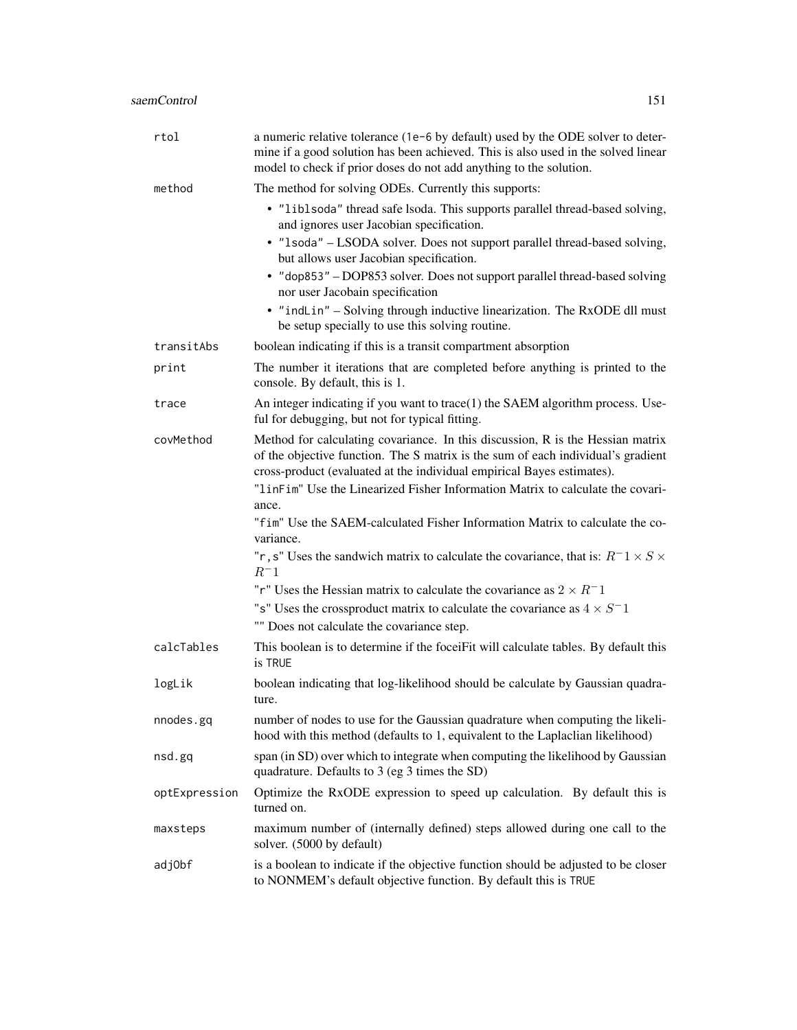| | |
|---|---|
| `rtol` | a numeric relative tolerance (`1e-6` by default) used by the ODE solver to determine if a good solution has been achieved. This is also used in the solved linear model to check if prior doses do not add anything to the solution. |
| `method` | The method for solving ODEs. Currently this supports: <ul><li>`"liblsoda"` thread safe lsoda. This supports parallel thread-based solving, and ignores user Jacobian specification.</li><li>`"lsoda"` – LSODA solver. Does not support parallel thread-based solving, but allows user Jacobian specification.</li><li>`"dop853"` – DOP853 solver. Does not support parallel thread-based solving nor user Jacobain specification</li><li>`"indLin"` – Solving through inductive linearization. The RxODE dll must be setup specially to use this solving routine.</li></ul> |
| `transitAbs` | boolean indicating if this is a transit compartment absorption |
| `print` | The number it iterations that are completed before anything is printed to the console. By default, this is 1. |
| `trace` | An integer indicating if you want to trace(1) the SAEM algorithm process. Useful for debugging, but not for typical fitting. |
| `covMethod` | Method for calculating covariance. In this discussion, R is the Hessian matrix of the objective function. The S matrix is the sum of each individual's gradient cross-product (evaluated at the individual empirical Bayes estimates).<br><br>"`linFim`" Use the Linearized Fisher Information Matrix to calculate the covariance.<br><br>"`fim`" Use the SAEM-calculated Fisher Information Matrix to calculate the covariance.<br><br>"`r,s`" Uses the sandwich matrix to calculate the covariance, that is: $R^-1 \times S \times R^-1$<br><br>"`r`" Uses the Hessian matrix to calculate the covariance as $2 \times R^-1$<br><br>"`s`" Uses the crossproduct matrix to calculate the covariance as $4 \times S^-1$<br><br>"" Does not calculate the covariance step. |
| `calcTables` | This boolean is to determine if the foceiFit will calculate tables. By default this is `TRUE` |
| `logLik` | boolean indicating that log-likelihood should be calculate by Gaussian quadrature. |
| `nnodes.gq` | number of nodes to use for the Gaussian quadrature when computing the likelihood with this method (defaults to 1, equivalent to the Laplaclian likelihood) |
| `nsd.gq` | span (in SD) over which to integrate when computing the likelihood by Gaussian quadrature. Defaults to 3 (eg 3 times the SD) |
| `optExpression` | Optimize the RxODE expression to speed up calculation. By default this is turned on. |
| `maxsteps` | maximum number of (internally defined) steps allowed during one call to the solver. (5000 by default) |
| `adjObf` | is a boolean to indicate if the objective function should be adjusted to be closer to NONMEM's default objective function. By default this is `TRUE` |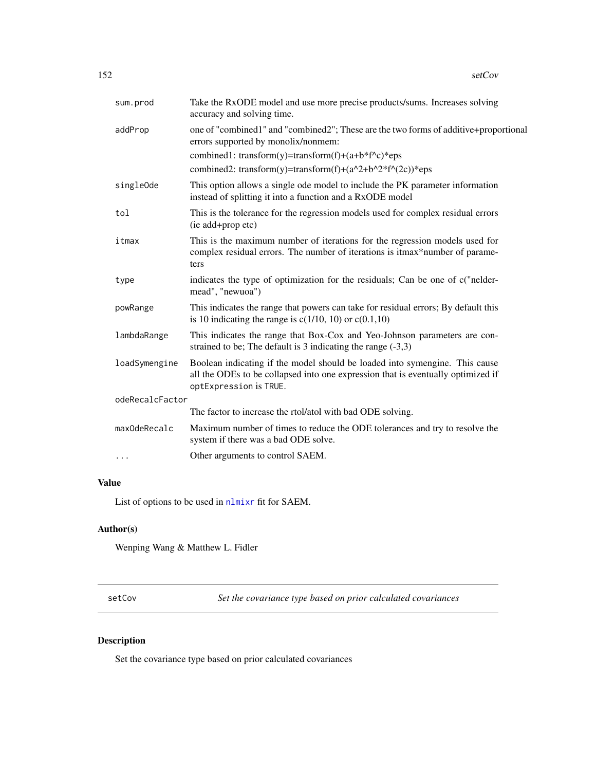| | |
|---|---|
| `sum.prod` | Take the RxODE model and use more precise products/sums. Increases solving accuracy and solving time. |
| `addProp` | one of "combined1" and "combined2"; These are the two forms of additive+proportional errors supported by monolix/nonmem:<br>combined1: transform(y)=transform(f)+(a+b*f^c)*eps<br>combined2: transform(y)=transform(f)+(a^2+b^2*f^(2c))*eps |
| `singleOde` | This option allows a single ode model to include the PK parameter information instead of splitting it into a function and a RxODE model |
| `tol` | This is the tolerance for the regression models used for complex residual errors (ie add+prop etc) |
| `itmax` | This is the maximum number of iterations for the regression models used for complex residual errors. The number of iterations is itmax*number of parameters |
| `type` | indicates the type of optimization for the residuals; Can be one of c("nelder-mead", "newuoa") |
| `powRange` | This indicates the range that powers can take for residual errors; By default this is 10 indicating the range is c(1/10, 10) or c(0.1,10) |
| `lambdaRange` | This indicates the range that Box-Cox and Yeo-Johnson parameters are constrained to be; The default is 3 indicating the range (-3,3) |
| `loadSymengine` | Boolean indicating if the model should be loaded into symengine. This cause all the ODEs to be collapsed into one expression that is eventually optimized if `optExpression` is `TRUE`. |
| `odeRecalcFactor` | The factor to increase the rtol/atol with bad ODE solving. |
| `maxOdeRecalc` | Maximum number of times to reduce the ODE tolerances and try to resolve the system if there was a bad ODE solve. |
| `...` | Other arguments to control SAEM. |

## Value

List of options to be used in `nlmixr` fit for SAEM.

## Author(s)

Wenping Wang & Matthew L. Fidler

---

# setCov — *Set the covariance type based on prior calculated covariances*

---

## Description

Set the covariance type based on prior calculated covariances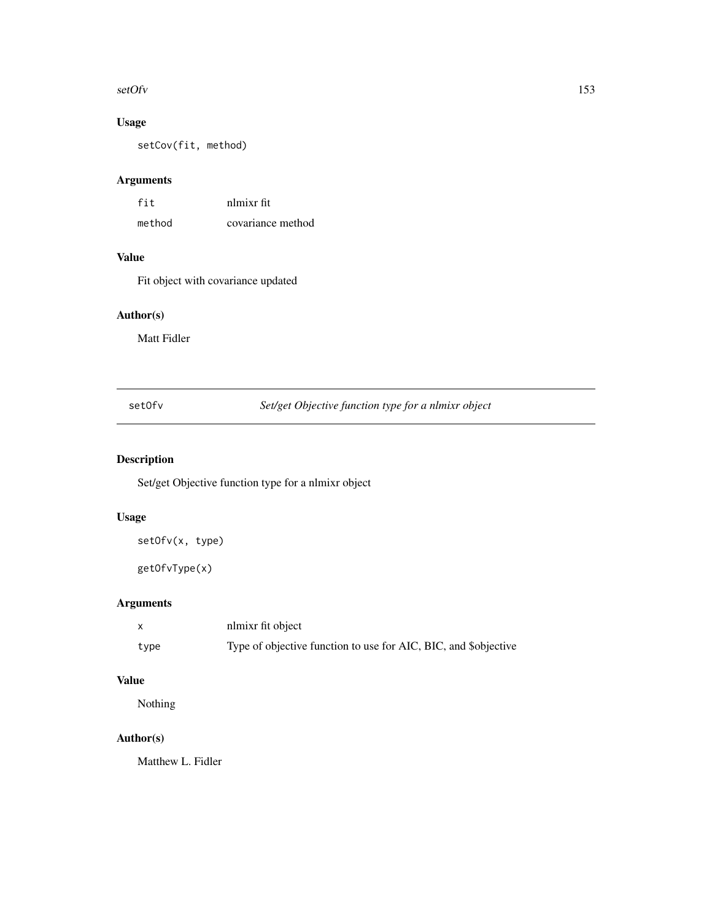## Usage

```
setCov(fit, method)
```

## Arguments

| | |
|---|---|
| fit | nlmixr fit |
| method | covariance method |

## Value

Fit object with covariance updated

## Author(s)

Matt Fidler

---

# setOfv    *Set/get Objective function type for a nlmixr object*

---

## Description

Set/get Objective function type for a nlmixr object

## Usage

```
setOfv(x, type)

getOfvType(x)
```

## Arguments

| | |
|---|---|
| x | nlmixr fit object |
| type | Type of objective function to use for AIC, BIC, and $objective |

## Value

Nothing

## Author(s)

Matthew L. Fidler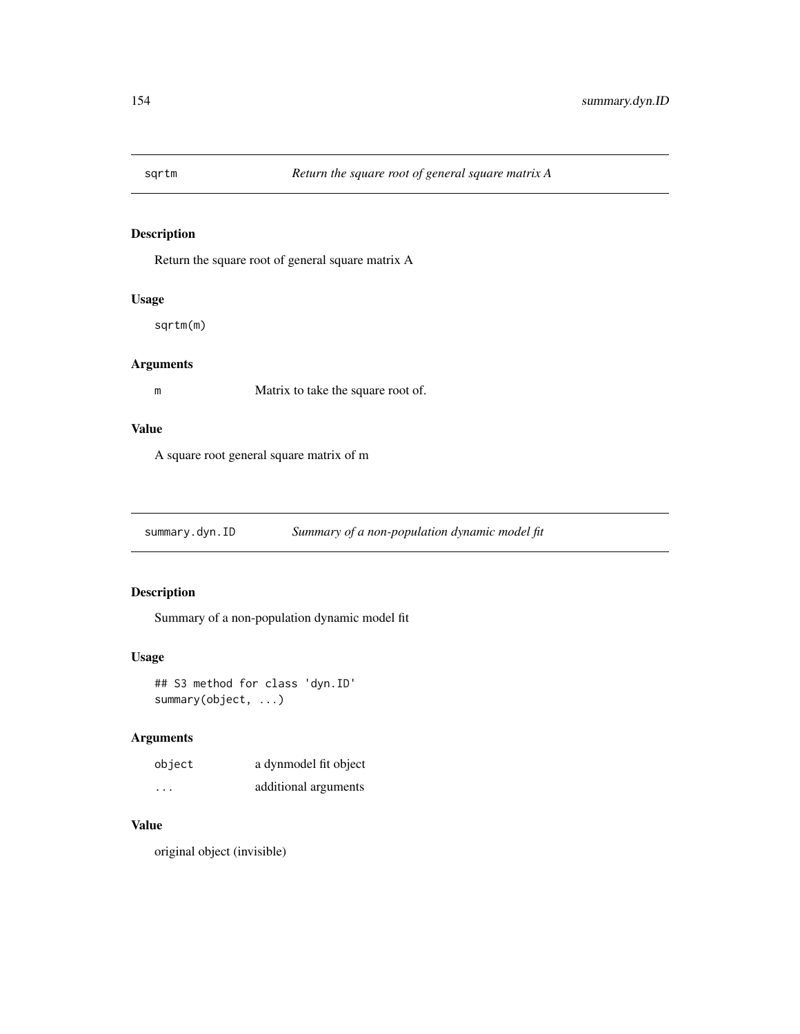## sqrtm *Return the square root of general square matrix A*

### Description

Return the square root of general square matrix A

### Usage

```
sqrtm(m)
```

### Arguments

| | |
|---|---|
| `m` | Matrix to take the square root of. |

### Value

A square root general square matrix of m

## summary.dyn.ID *Summary of a non-population dynamic model fit*

### Description

Summary of a non-population dynamic model fit

### Usage

```
## S3 method for class 'dyn.ID'
summary(object, ...)
```

### Arguments

| | |
|---|---|
| `object` | a dynmodel fit object |
| `...` | additional arguments |

### Value

original object (invisible)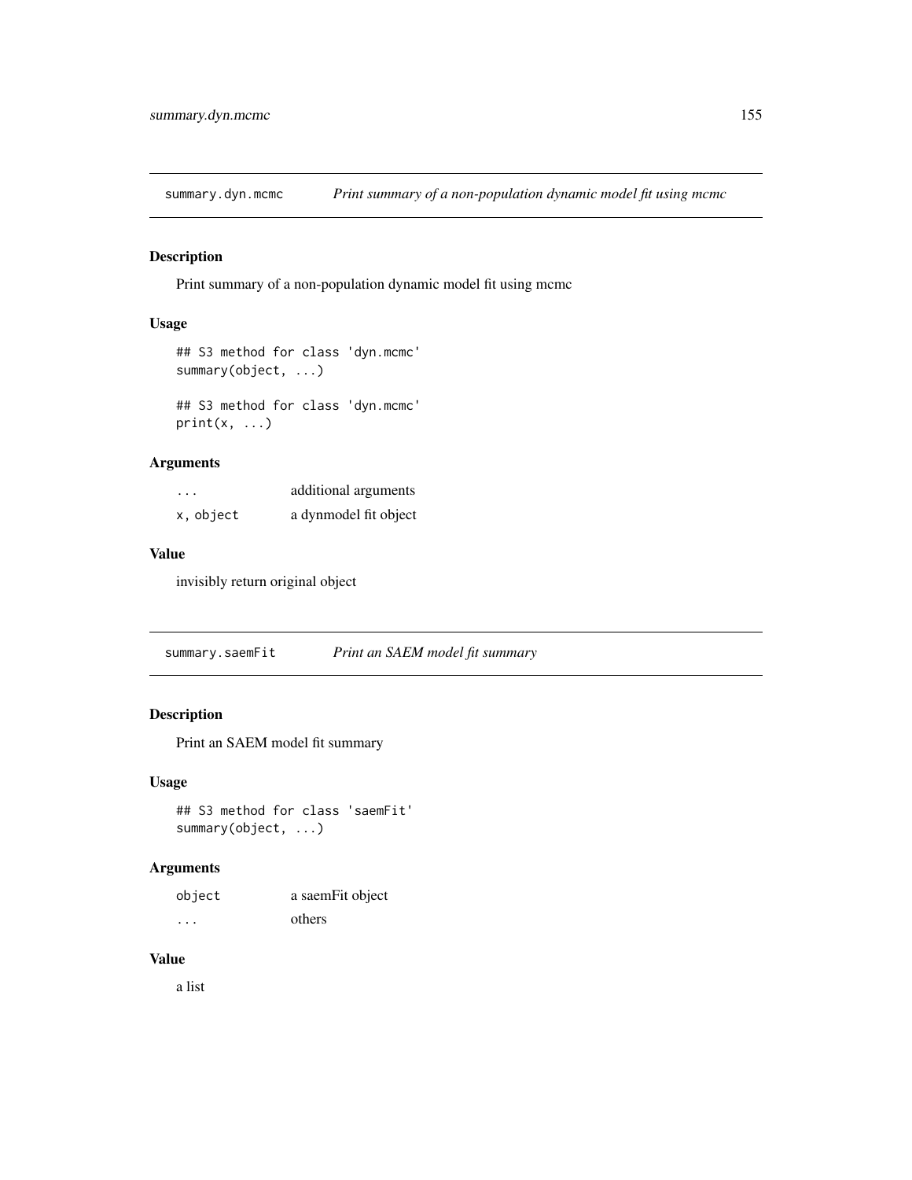## summary.dyn.mcmc *Print summary of a non-population dynamic model fit using mcmc*

### Description

Print summary of a non-population dynamic model fit using mcmc

### Usage

```
## S3 method for class 'dyn.mcmc'
summary(object, ...)

## S3 method for class 'dyn.mcmc'
print(x, ...)
```

### Arguments

| | |
|---|---|
| `...` | additional arguments |
| `x, object` | a dynmodel fit object |

### Value

invisibly return original object

## summary.saemFit *Print an SAEM model fit summary*

### Description

Print an SAEM model fit summary

### Usage

```
## S3 method for class 'saemFit'
summary(object, ...)
```

### Arguments

| | |
|---|---|
| `object` | a saemFit object |
| `...` | others |

### Value

a list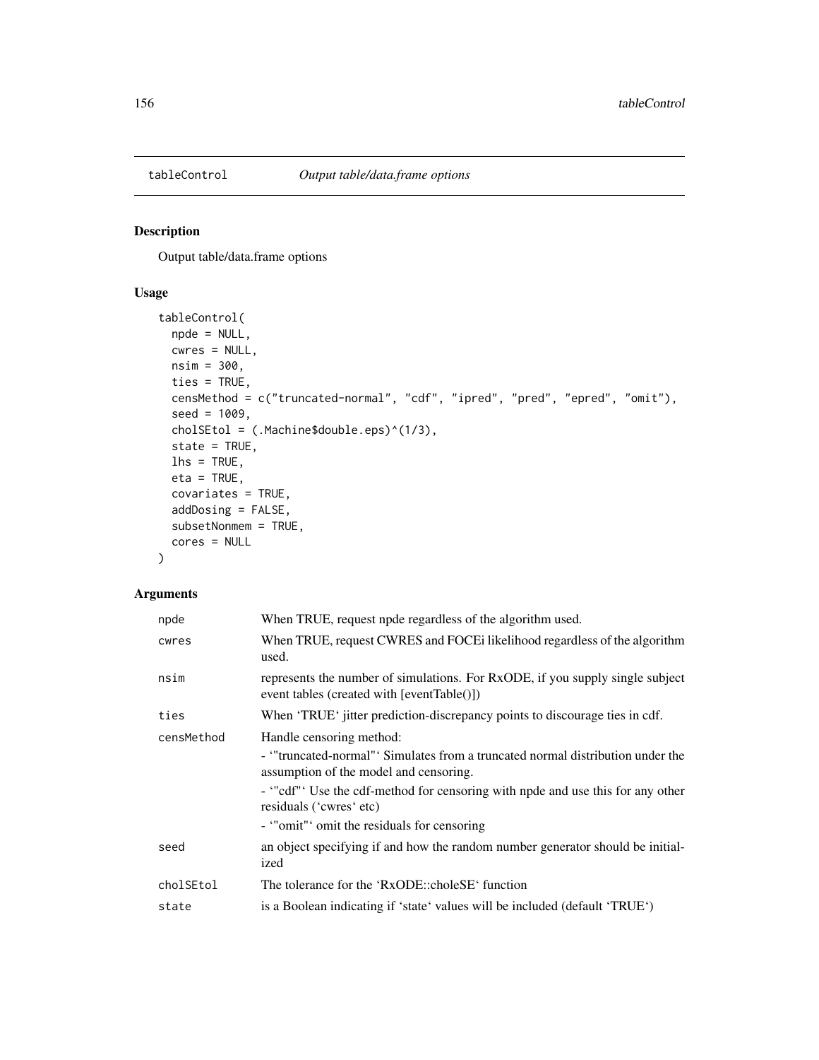# tableControl *Output table/data.frame options*

## Description

Output table/data.frame options

## Usage

```
tableControl(
  npde = NULL,
  cwres = NULL,
  nsim = 300,
  ties = TRUE,
  censMethod = c("truncated-normal", "cdf", "ipred", "pred", "epred", "omit"),
  seed = 1009,
  cholSEtol = (.Machine$double.eps)^(1/3),
  state = TRUE,
  lhs = TRUE,
  eta = TRUE,
  covariates = TRUE,
  addDosing = FALSE,
  subsetNonmem = TRUE,
  cores = NULL
)
```

## Arguments

| | |
|---|---|
| npde | When TRUE, request npde regardless of the algorithm used. |
| cwres | When TRUE, request CWRES and FOCEi likelihood regardless of the algorithm used. |
| nsim | represents the number of simulations. For RxODE, if you supply single subject event tables (created with [eventTable()]) |
| ties | When 'TRUE' jitter prediction-discrepancy points to discourage ties in cdf. |
| censMethod | Handle censoring method:<br>- '"truncated-normal"' Simulates from a truncated normal distribution under the assumption of the model and censoring.<br>- '"cdf"' Use the cdf-method for censoring with npde and use this for any other residuals ('cwres' etc)<br>- '"omit"' omit the residuals for censoring |
| seed | an object specifying if and how the random number generator should be initialized |
| cholSEtol | The tolerance for the 'RxODE::choleSE' function |
| state | is a Boolean indicating if 'state' values will be included (default 'TRUE') |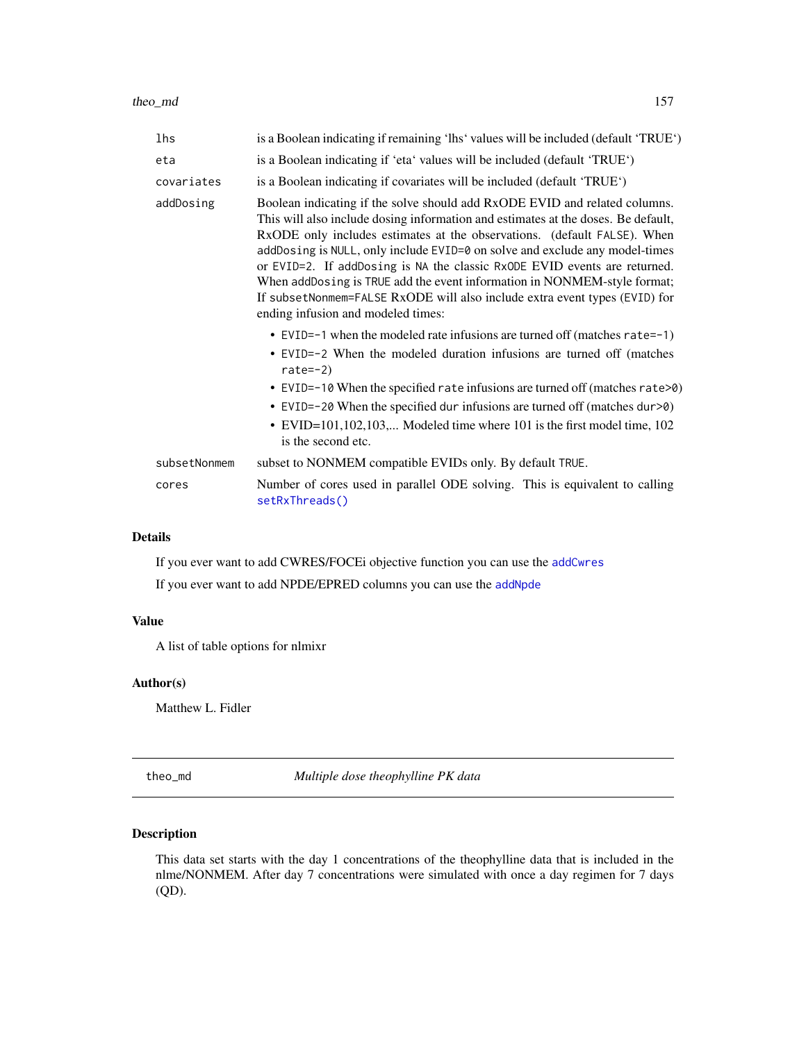| | |
|---|---|
| `lhs` | is a Boolean indicating if remaining 'lhs' values will be included (default 'TRUE') |
| `eta` | is a Boolean indicating if 'eta' values will be included (default 'TRUE') |
| `covariates` | is a Boolean indicating if covariates will be included (default 'TRUE') |
| `addDosing` | Boolean indicating if the solve should add RxODE EVID and related columns. This will also include dosing information and estimates at the doses. Be default, RxODE only includes estimates at the observations. (default `FALSE`). When `addDosing` is `NULL`, only include `EVID=0` on solve and exclude any model-times or `EVID=2`. If `addDosing` is `NA` the classic `RxODE` EVID events are returned. When `addDosing` is `TRUE` add the event information in NONMEM-style format; If `subsetNonmem=FALSE` RxODE will also include extra event types (`EVID`) for ending infusion and modeled times: <br>• `EVID=-1` when the modeled rate infusions are turned off (matches `rate=-1`) <br>• `EVID=-2` When the modeled duration infusions are turned off (matches `rate=-2`) <br>• `EVID=-10` When the specified `rate` infusions are turned off (matches `rate>0`) <br>• `EVID=-20` When the specified `dur` infusions are turned off (matches `dur>0`) <br>• EVID=101,102,103,... Modeled time where 101 is the first model time, 102 is the second etc. |
| `subsetNonmem` | subset to NONMEM compatible EVIDs only. By default `TRUE`. |
| `cores` | Number of cores used in parallel ODE solving. This is equivalent to calling `setRxThreads()` |

## Details

If you ever want to add CWRES/FOCEi objective function you can use the `addCwres`

If you ever want to add NPDE/EPRED columns you can use the `addNpde`

## Value

A list of table options for nlmixr

## Author(s)

Matthew L. Fidler

---

`theo_md` &nbsp;&nbsp;&nbsp;&nbsp; *Multiple dose theophylline PK data*

---

## Description

This data set starts with the day 1 concentrations of the theophylline data that is included in the nlme/NONMEM. After day 7 concentrations were simulated with once a day regimen for 7 days (QD).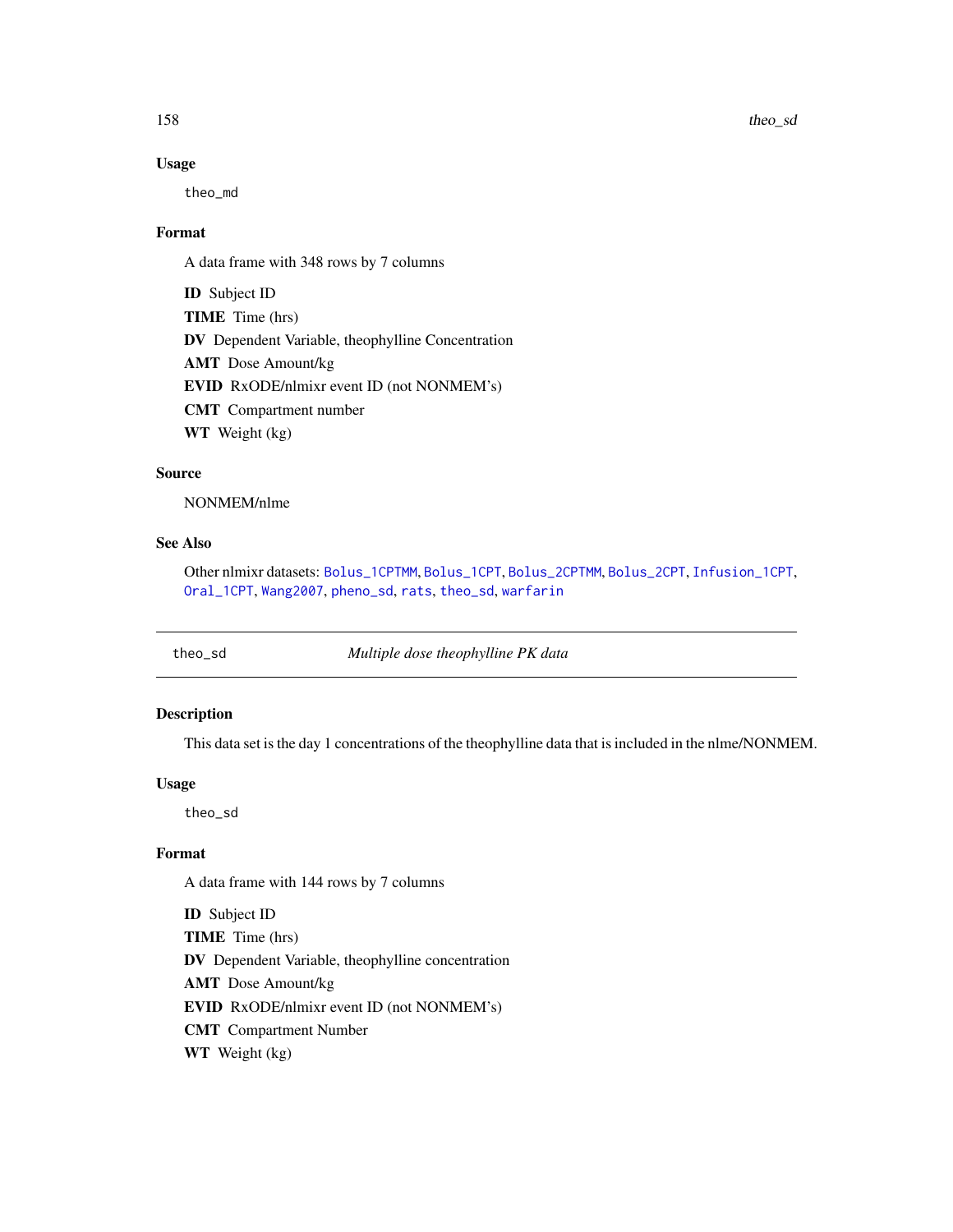### Usage

```
theo_md
```

### Format

A data frame with 348 rows by 7 columns

**ID** Subject ID

**TIME** Time (hrs)

**DV** Dependent Variable, theophylline Concentration

**AMT** Dose Amount/kg

**EVID** RxODE/nlmixr event ID (not NONMEM's)

**CMT** Compartment number

**WT** Weight (kg)

### Source

NONMEM/nlme

### See Also

Other nlmixr datasets: Bolus_1CPTMM, Bolus_1CPT, Bolus_2CPTMM, Bolus_2CPT, Infusion_1CPT, Oral_1CPT, Wang2007, pheno_sd, rats, theo_sd, warfarin

---

## theo_sd — *Multiple dose theophylline PK data*

### Description

This data set is the day 1 concentrations of the theophylline data that is included in the nlme/NONMEM.

### Usage

```
theo_sd
```

### Format

A data frame with 144 rows by 7 columns

**ID** Subject ID

**TIME** Time (hrs)

**DV** Dependent Variable, theophylline concentration

**AMT** Dose Amount/kg

**EVID** RxODE/nlmixr event ID (not NONMEM's)

**CMT** Compartment Number

**WT** Weight (kg)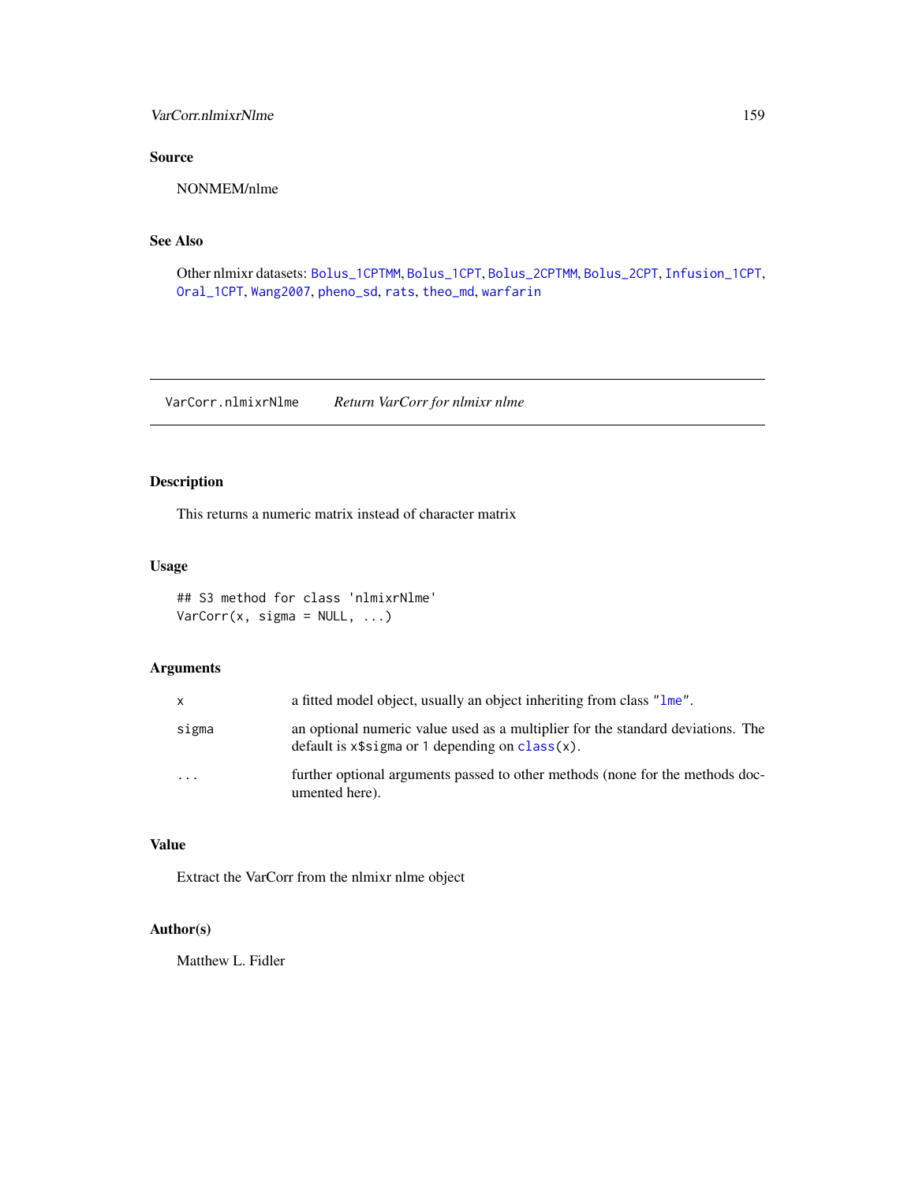## Source

NONMEM/nlme

## See Also

Other nlmixr datasets: Bolus_1CPTMM, Bolus_1CPT, Bolus_2CPTMM, Bolus_2CPT, Infusion_1CPT, Oral_1CPT, Wang2007, pheno_sd, rats, theo_md, warfarin

---

# VarCorr.nlmixrNlme — *Return VarCorr for nlmixr nlme*

## Description

This returns a numeric matrix instead of character matrix

## Usage

```
## S3 method for class 'nlmixrNlme'
VarCorr(x, sigma = NULL, ...)
```

## Arguments

| | |
|---|---|
| x | a fitted model object, usually an object inheriting from class "lme". |
| sigma | an optional numeric value used as a multiplier for the standard deviations. The default is x$sigma or 1 depending on class(x). |
| ... | further optional arguments passed to other methods (none for the methods documented here). |

## Value

Extract the VarCorr from the nlmixr nlme object

## Author(s)

Matthew L. Fidler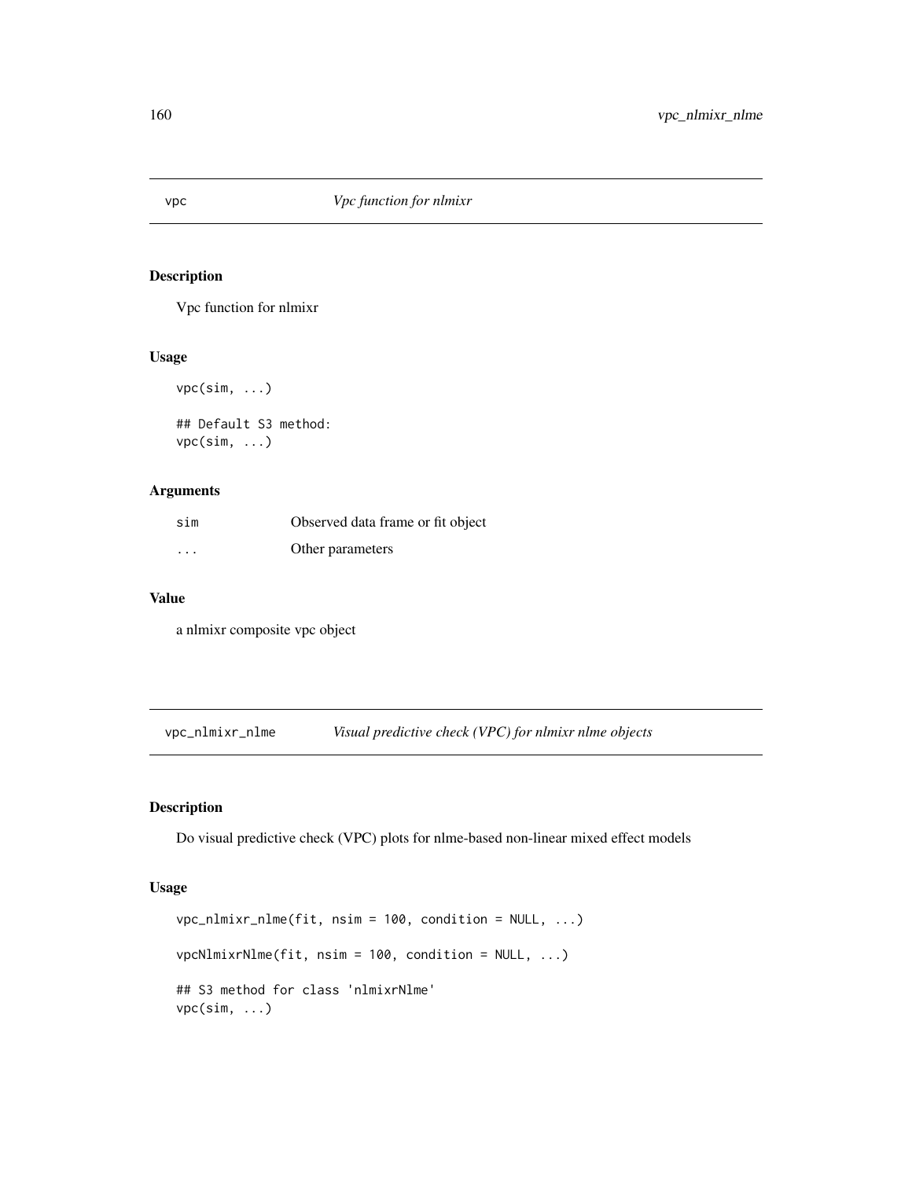## vpc — *Vpc function for nlmixr*

### Description

Vpc function for nlmixr

### Usage

```
vpc(sim, ...)

## Default S3 method:
vpc(sim, ...)
```

### Arguments

| | |
|---|---|
| sim | Observed data frame or fit object |
| ... | Other parameters |

### Value

a nlmixr composite vpc object

## vpc_nlmixr_nlme — *Visual predictive check (VPC) for nlmixr nlme objects*

### Description

Do visual predictive check (VPC) plots for nlme-based non-linear mixed effect models

### Usage

```
vpc_nlmixr_nlme(fit, nsim = 100, condition = NULL, ...)

vpcNlmixrNlme(fit, nsim = 100, condition = NULL, ...)

## S3 method for class 'nlmixrNlme'
vpc(sim, ...)
```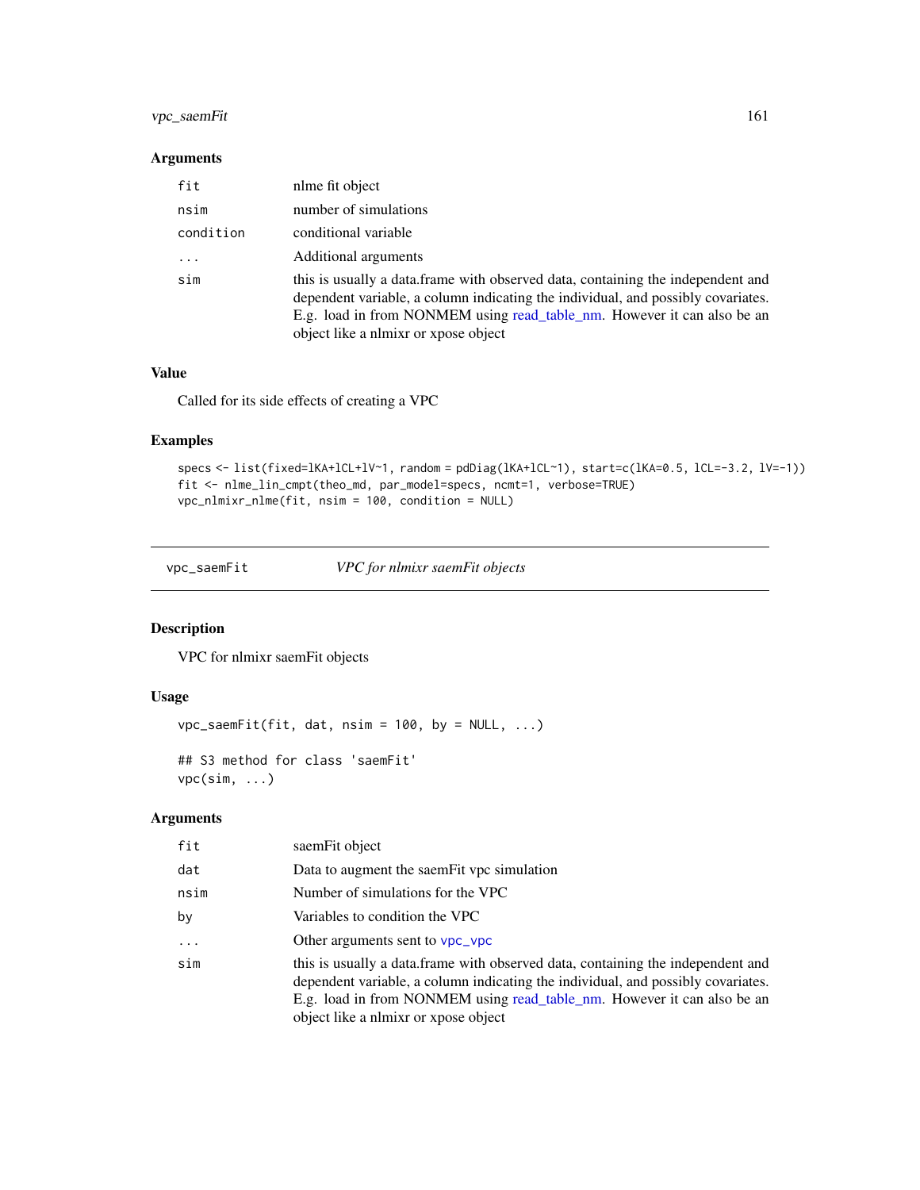### Arguments

| | |
|---|---|
| fit | nlme fit object |
| nsim | number of simulations |
| condition | conditional variable |
| ... | Additional arguments |
| sim | this is usually a data.frame with observed data, containing the independent and dependent variable, a column indicating the individual, and possibly covariates. E.g. load in from NONMEM using read_table_nm. However it can also be an object like a nlmixr or xpose object |

### Value

Called for its side effects of creating a VPC

### Examples

```
specs <- list(fixed=lKA+lCL+lV~1, random = pdDiag(lKA+lCL~1), start=c(lKA=0.5, lCL=-3.2, lV=-1))
fit <- nlme_lin_cmpt(theo_md, par_model=specs, ncmt=1, verbose=TRUE)
vpc_nlmixr_nlme(fit, nsim = 100, condition = NULL)
```

---

## vpc_saemFit *VPC for nlmixr saemFit objects*

### Description

VPC for nlmixr saemFit objects

### Usage

```
vpc_saemFit(fit, dat, nsim = 100, by = NULL, ...)

## S3 method for class 'saemFit'
vpc(sim, ...)
```

### Arguments

| | |
|---|---|
| fit | saemFit object |
| dat | Data to augment the saemFit vpc simulation |
| nsim | Number of simulations for the VPC |
| by | Variables to condition the VPC |
| ... | Other arguments sent to vpc_vpc |
| sim | this is usually a data.frame with observed data, containing the independent and dependent variable, a column indicating the individual, and possibly covariates. E.g. load in from NONMEM using read_table_nm. However it can also be an object like a nlmixr or xpose object |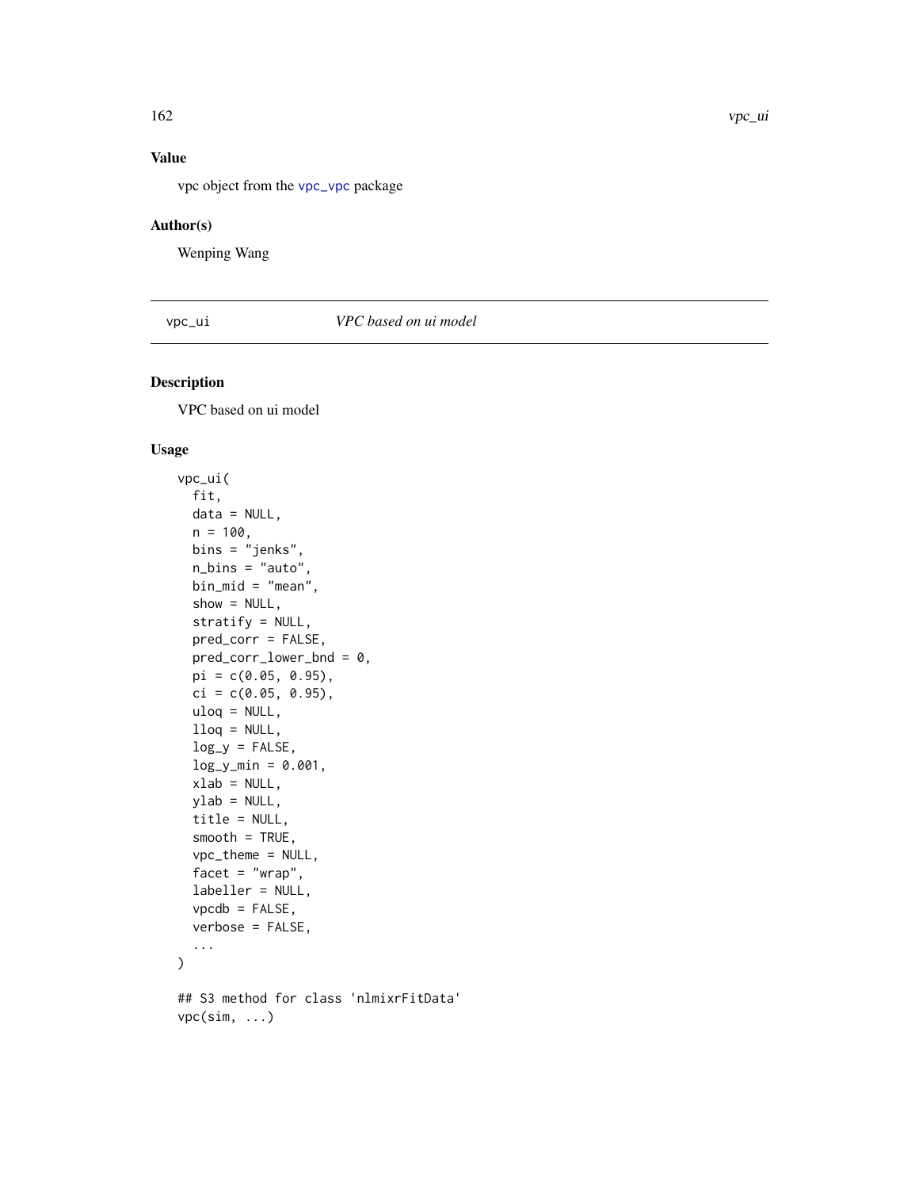### Value

vpc object from the vpc_vpc package

### Author(s)

Wenping Wang

---

## vpc_ui — *VPC based on ui model*

### Description

VPC based on ui model

### Usage

```
vpc_ui(
  fit,
  data = NULL,
  n = 100,
  bins = "jenks",
  n_bins = "auto",
  bin_mid = "mean",
  show = NULL,
  stratify = NULL,
  pred_corr = FALSE,
  pred_corr_lower_bnd = 0,
  pi = c(0.05, 0.95),
  ci = c(0.05, 0.95),
  uloq = NULL,
  lloq = NULL,
  log_y = FALSE,
  log_y_min = 0.001,
  xlab = NULL,
  ylab = NULL,
  title = NULL,
  smooth = TRUE,
  vpc_theme = NULL,
  facet = "wrap",
  labeller = NULL,
  vpcdb = FALSE,
  verbose = FALSE,
  ...
)

## S3 method for class 'nlmixrFitData'
vpc(sim, ...)
```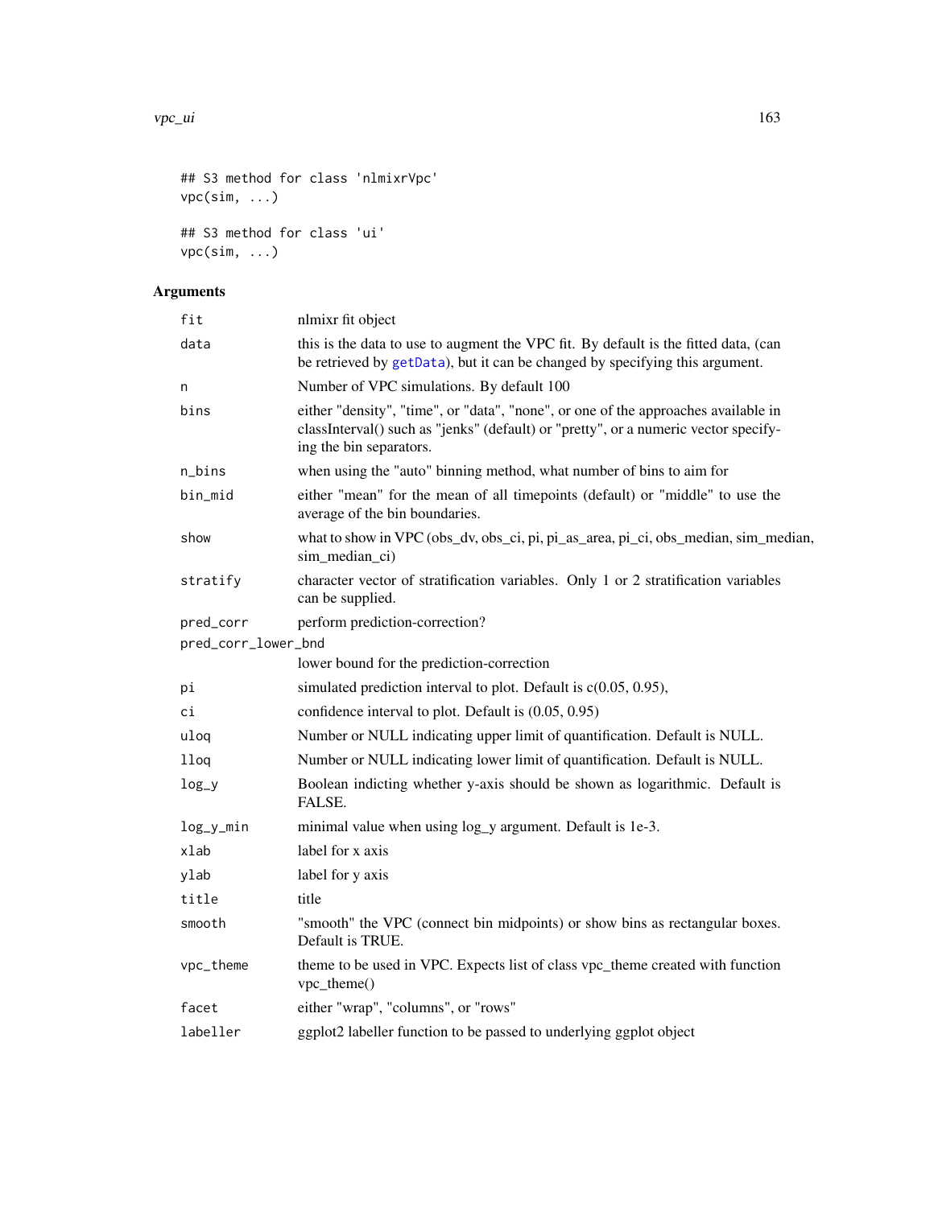```
## S3 method for class 'nlmixrVpc'
vpc(sim, ...)

## S3 method for class 'ui'
vpc(sim, ...)
```

## Arguments

| | |
|---|---|
| fit | nlmixr fit object |
| data | this is the data to use to augment the VPC fit. By default is the fitted data, (can be retrieved by getData), but it can be changed by specifying this argument. |
| n | Number of VPC simulations. By default 100 |
| bins | either "density", "time", or "data", "none", or one of the approaches available in classInterval() such as "jenks" (default) or "pretty", or a numeric vector specifying the bin separators. |
| n_bins | when using the "auto" binning method, what number of bins to aim for |
| bin_mid | either "mean" for the mean of all timepoints (default) or "middle" to use the average of the bin boundaries. |
| show | what to show in VPC (obs_dv, obs_ci, pi, pi_as_area, pi_ci, obs_median, sim_median, sim_median_ci) |
| stratify | character vector of stratification variables. Only 1 or 2 stratification variables can be supplied. |
| pred_corr | perform prediction-correction? |
| pred_corr_lower_bnd | lower bound for the prediction-correction |
| pi | simulated prediction interval to plot. Default is c(0.05, 0.95), |
| ci | confidence interval to plot. Default is (0.05, 0.95) |
| uloq | Number or NULL indicating upper limit of quantification. Default is NULL. |
| lloq | Number or NULL indicating lower limit of quantification. Default is NULL. |
| log_y | Boolean indicting whether y-axis should be shown as logarithmic. Default is FALSE. |
| log_y_min | minimal value when using log_y argument. Default is 1e-3. |
| xlab | label for x axis |
| ylab | label for y axis |
| title | title |
| smooth | "smooth" the VPC (connect bin midpoints) or show bins as rectangular boxes. Default is TRUE. |
| vpc_theme | theme to be used in VPC. Expects list of class vpc_theme created with function vpc_theme() |
| facet | either "wrap", "columns", or "rows" |
| labeller | ggplot2 labeller function to be passed to underlying ggplot object |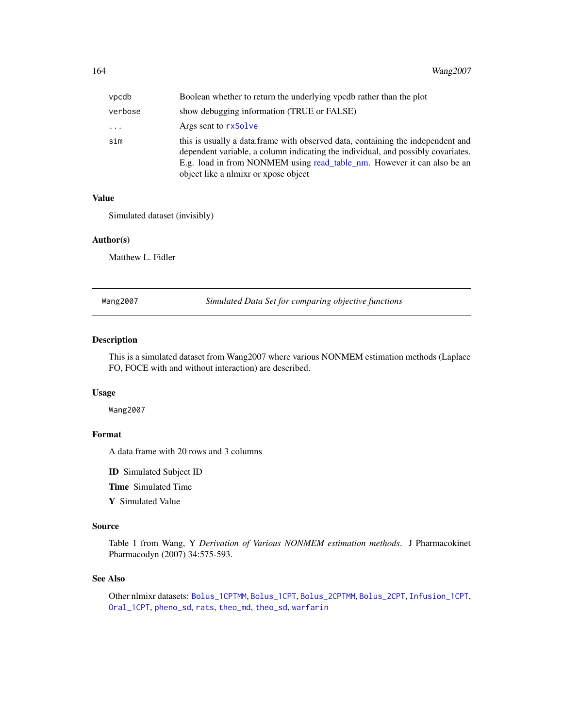| | |
|---|---|
| vpcdb | Boolean whether to return the underlying vpcdb rather than the plot |
| verbose | show debugging information (TRUE or FALSE) |
| ... | Args sent to rxSolve |
| sim | this is usually a data.frame with observed data, containing the independent and dependent variable, a column indicating the individual, and possibly covariates. E.g. load in from NONMEM using read_table_nm. However it can also be an object like a nlmixr or xpose object |

## Value

Simulated dataset (invisibly)

## Author(s)

Matthew L. Fidler

---

`Wang2007` *Simulated Data Set for comparing objective functions*

---

## Description

This is a simulated dataset from Wang2007 where various NONMEM estimation methods (Laplace FO, FOCE with and without interaction) are described.

## Usage

```
Wang2007
```

## Format

A data frame with 20 rows and 3 columns

**ID** Simulated Subject ID

**Time** Simulated Time

**Y** Simulated Value

## Source

Table 1 from Wang, Y *Derivation of Various NONMEM estimation methods*. J Pharmacokinet Pharmacodyn (2007) 34:575-593.

## See Also

Other nlmixr datasets: `Bolus_1CPTMM`, `Bolus_1CPT`, `Bolus_2CPTMM`, `Bolus_2CPT`, `Infusion_1CPT`, `Oral_1CPT`, `pheno_sd`, `rats`, `theo_md`, `theo_sd`, `warfarin`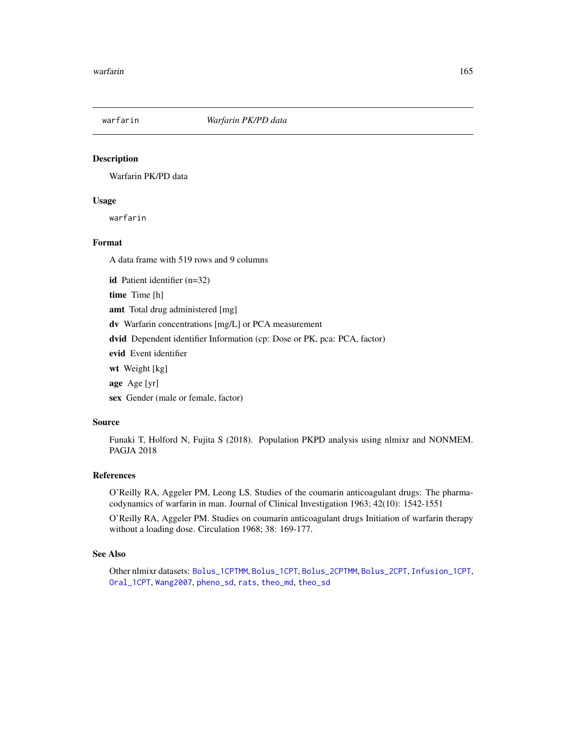# warfarin — *Warfarin PK/PD data*

## Description

Warfarin PK/PD data

## Usage

```
warfarin
```

## Format

A data frame with 519 rows and 9 columns

- **id** Patient identifier (n=32)
- **time** Time [h]
- **amt** Total drug administered [mg]
- **dv** Warfarin concentrations [mg/L] or PCA measurement
- **dvid** Dependent identifier Information (cp: Dose or PK, pca: PCA, factor)
- **evid** Event identifier
- **wt** Weight [kg]
- **age** Age [yr]
- **sex** Gender (male or female, factor)

## Source

Funaki T, Holford N, Fujita S (2018). Population PKPD analysis using nlmixr and NONMEM. PAGJA 2018

## References

O'Reilly RA, Aggeler PM, Leong LS. Studies of the coumarin anticoagulant drugs: The pharmacodynamics of warfarin in man. Journal of Clinical Investigation 1963; 42(10): 1542-1551

O'Reilly RA, Aggeler PM. Studies on coumarin anticoagulant drugs Initiation of warfarin therapy without a loading dose. Circulation 1968; 38: 169-177.

## See Also

Other nlmixr datasets: `Bolus_1CPTMM`, `Bolus_1CPT`, `Bolus_2CPTMM`, `Bolus_2CPT`, `Infusion_1CPT`, `Oral_1CPT`, `Wang2007`, `pheno_sd`, `rats`, `theo_md`, `theo_sd`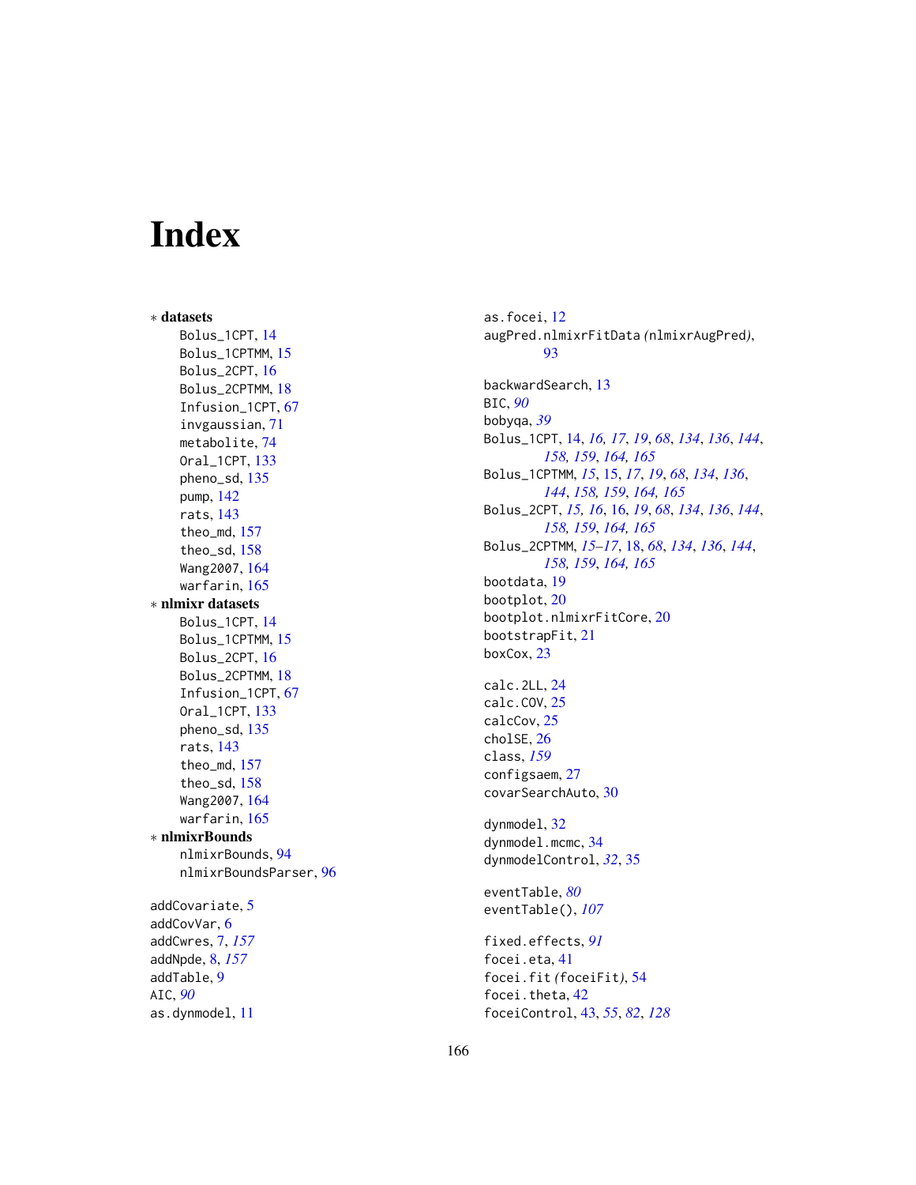# Index

∗ **datasets**
- Bolus_1CPT, 14
- Bolus_1CPTMM, 15
- Bolus_2CPT, 16
- Bolus_2CPTMM, 18
- Infusion_1CPT, 67
- invgaussian, 71
- metabolite, 74
- Oral_1CPT, 133
- pheno_sd, 135
- pump, 142
- rats, 143
- theo_md, 157
- theo_sd, 158
- Wang2007, 164
- warfarin, 165

∗ **nlmixr datasets**
- Bolus_1CPT, 14
- Bolus_1CPTMM, 15
- Bolus_2CPT, 16
- Bolus_2CPTMM, 18
- Infusion_1CPT, 67
- Oral_1CPT, 133
- pheno_sd, 135
- rats, 143
- theo_md, 157
- theo_sd, 158
- Wang2007, 164
- warfarin, 165

∗ **nlmixrBounds**
- nlmixrBounds, 94
- nlmixrBoundsParser, 96

addCovariate, 5
addCovVar, 6
addCwres, 7, *157*
addNpde, 8, *157*
addTable, 9
AIC, *90*
as.dynmodel, 11
as.focei, 12
augPred.nlmixrFitData *(*nlmixrAugPred*)*, 93

backwardSearch, 13
BIC, *90*
bobyqa, *39*
Bolus_1CPT, 14, *16, 17*, *19*, *68*, *134*, *136*, *144*, *158, 159*, *164, 165*
Bolus_1CPTMM, *15*, 15, *17*, *19*, *68*, *134*, *136*, *144*, *158, 159*, *164, 165*
Bolus_2CPT, *15, 16*, 16, *19*, *68*, *134*, *136*, *144*, *158, 159*, *164, 165*
Bolus_2CPTMM, *15–17*, 18, *68*, *134*, *136*, *144*, *158, 159*, *164, 165*
bootdata, 19
bootplot, 20
bootplot.nlmixrFitCore, 20
bootstrapFit, 21
boxCox, 23

calc.2LL, 24
calc.COV, 25
calcCov, 25
cholSE, 26
class, *159*
configsaem, 27
covarSearchAuto, 30

dynmodel, 32
dynmodel.mcmc, 34
dynmodelControl, *32*, 35

eventTable, *80*
eventTable(), *107*

fixed.effects, *91*
focei.eta, 41
focei.fit *(*foceiFit*)*, 54
focei.theta, 42
foceiControl, 43, *55*, *82*, *128*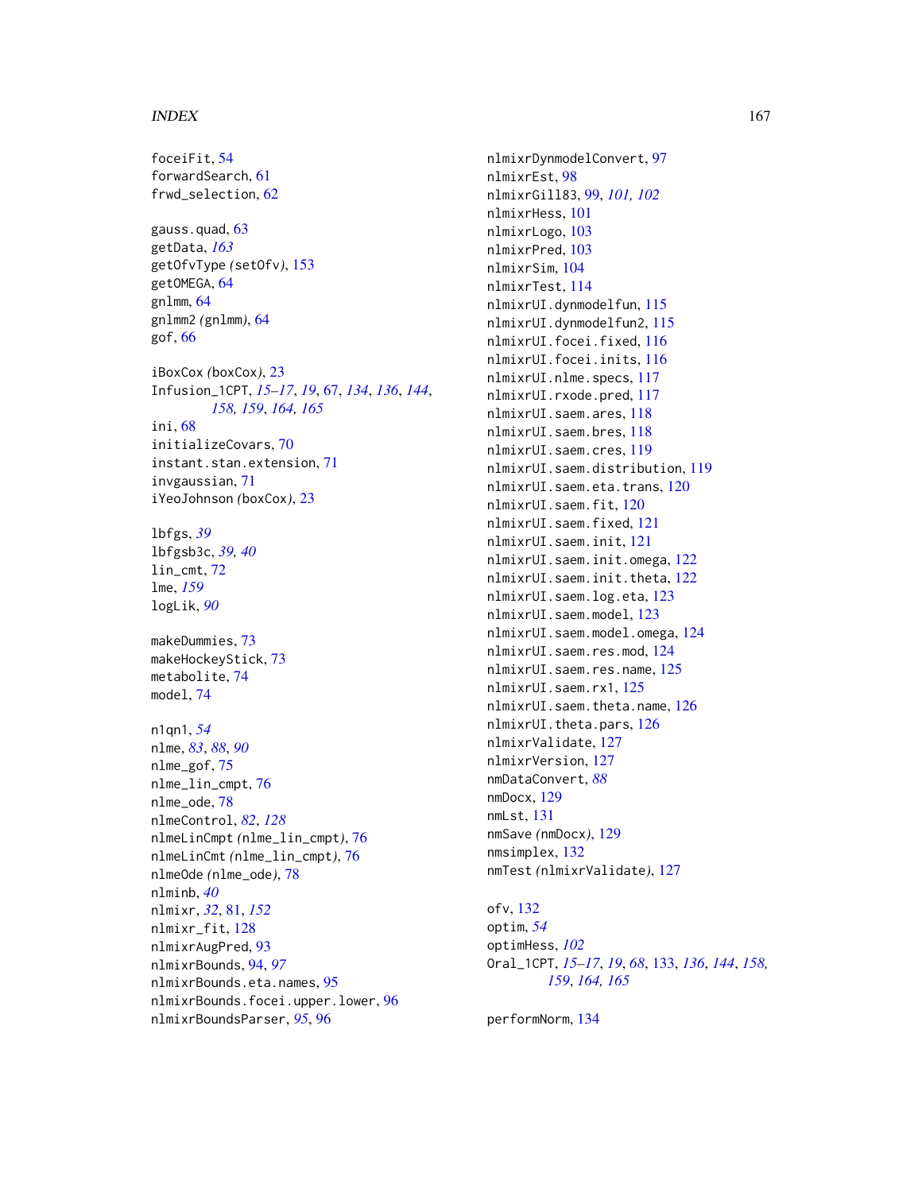foceiFit, 54
forwardSearch, 61
frwd_selection, 62

gauss.quad, 63
getData, *163*
getOfvType (setOfv), 153
getOMEGA, 64
gnlmm, 64
gnlmm2 (gnlmm), 64
gof, 66

iBoxCox (boxCox), 23
Infusion_1CPT, *15–17*, *19*, 67, *134*, *136*, *144*, *158, 159*, *164, 165*
ini, 68
initializeCovars, 70
instant.stan.extension, 71
invgaussian, 71
iYeoJohnson (boxCox), 23

lbfgs, *39*
lbfgsb3c, *39, 40*
lin_cmt, 72
lme, *159*
logLik, *90*

makeDummies, 73
makeHockeyStick, 73
metabolite, 74
model, 74

n1qn1, *54*
nlme, *83*, *88*, *90*
nlme_gof, 75
nlme_lin_cmpt, 76
nlme_ode, 78
nlmeControl, *82*, *128*
nlmeLinCmpt (nlme_lin_cmpt), 76
nlmeLinCmt (nlme_lin_cmpt), 76
nlmeOde (nlme_ode), 78
nlminb, *40*
nlmixr, *32*, 81, *152*
nlmixr_fit, 128
nlmixrAugPred, 93
nlmixrBounds, 94, *97*
nlmixrBounds.eta.names, 95
nlmixrBounds.focei.upper.lower, 96
nlmixrBoundsParser, *95*, 96
nlmixrDynmodelConvert, 97
nlmixrEst, 98
nlmixrGill83, 99, *101, 102*
nlmixrHess, 101
nlmixrLogo, 103
nlmixrPred, 103
nlmixrSim, 104
nlmixrTest, 114
nlmixrUI.dynmodelfun, 115
nlmixrUI.dynmodelfun2, 115
nlmixrUI.focei.fixed, 116
nlmixrUI.focei.inits, 116
nlmixrUI.nlme.specs, 117
nlmixrUI.rxode.pred, 117
nlmixrUI.saem.ares, 118
nlmixrUI.saem.bres, 118
nlmixrUI.saem.cres, 119
nlmixrUI.saem.distribution, 119
nlmixrUI.saem.eta.trans, 120
nlmixrUI.saem.fit, 120
nlmixrUI.saem.fixed, 121
nlmixrUI.saem.init, 121
nlmixrUI.saem.init.omega, 122
nlmixrUI.saem.init.theta, 122
nlmixrUI.saem.log.eta, 123
nlmixrUI.saem.model, 123
nlmixrUI.saem.model.omega, 124
nlmixrUI.saem.res.mod, 124
nlmixrUI.saem.res.name, 125
nlmixrUI.saem.rx1, 125
nlmixrUI.saem.theta.name, 126
nlmixrUI.theta.pars, 126
nlmixrValidate, 127
nlmixrVersion, 127
nmDataConvert, *88*
nmDocx, 129
nmLst, 131
nmSave (nmDocx), 129
nmsimplex, 132
nmTest (nlmixrValidate), 127

ofv, 132
optim, *54*
optimHess, *102*
Oral_1CPT, *15–17*, *19*, *68*, 133, *136*, *144*, *158, 159*, *164, 165*

performNorm, 134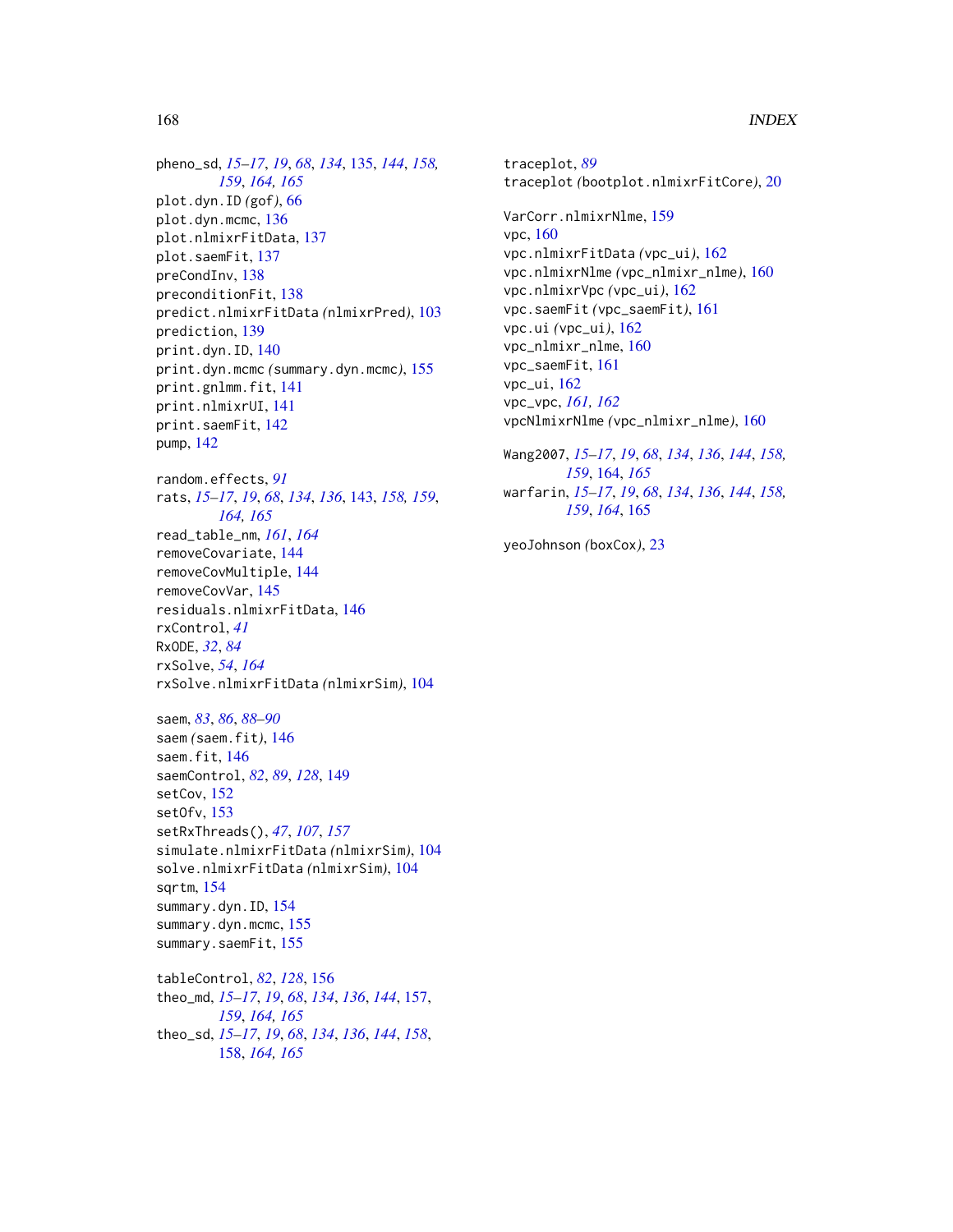pheno_sd, *15–17*, *19*, *68*, *134*, 135, *144*, *158*, *159*, *164*, *165*
plot.dyn.ID *(gof)*, 66
plot.dyn.mcmc, 136
plot.nlmixrFitData, 137
plot.saemFit, 137
preCondInv, 138
preconditionFit, 138
predict.nlmixrFitData *(nlmixrPred)*, 103
prediction, 139
print.dyn.ID, 140
print.dyn.mcmc *(summary.dyn.mcmc)*, 155
print.gnlmm.fit, 141
print.nlmixrUI, 141
print.saemFit, 142
pump, 142

random.effects, *91*
rats, *15–17*, *19*, *68*, *134*, *136*, 143, *158*, *159*, *164*, *165*
read_table_nm, *161*, *164*
removeCovariate, 144
removeCovMultiple, 144
removeCovVar, 145
residuals.nlmixrFitData, 146
rxControl, *41*
RxODE, *32*, *84*
rxSolve, *54*, *164*
rxSolve.nlmixrFitData *(nlmixrSim)*, 104

saem, *83*, *86*, *88–90*
saem *(saem.fit)*, 146
saem.fit, 146
saemControl, *82*, *89*, *128*, 149
setCov, 152
setOfv, 153
setRxThreads(), *47*, *107*, *157*
simulate.nlmixrFitData *(nlmixrSim)*, 104
solve.nlmixrFitData *(nlmixrSim)*, 104
sqrtm, 154
summary.dyn.ID, 154
summary.dyn.mcmc, 155
summary.saemFit, 155

tableControl, *82*, *128*, 156
theo_md, *15–17*, *19*, *68*, *134*, *136*, *144*, 157, *159*, *164*, *165*
theo_sd, *15–17*, *19*, *68*, *134*, *136*, *144*, *158*, 158, *164*, *165*
traceplot, *89*
traceplot *(bootplot.nlmixrFitCore)*, 20

VarCorr.nlmixrNlme, 159
vpc, 160
vpc.nlmixrFitData *(vpc_ui)*, 162
vpc.nlmixrNlme *(vpc_nlmixr_nlme)*, 160
vpc.nlmixrVpc *(vpc_ui)*, 162
vpc.saemFit *(vpc_saemFit)*, 161
vpc.ui *(vpc_ui)*, 162
vpc_nlmixr_nlme, 160
vpc_saemFit, 161
vpc_ui, 162
vpc_vpc, *161*, *162*
vpcNlmixrNlme *(vpc_nlmixr_nlme)*, 160

Wang2007, *15–17*, *19*, *68*, *134*, *136*, *144*, *158*, *159*, 164, *165*
warfarin, *15–17*, *19*, *68*, *134*, *136*, *144*, *158*, *159*, *164*, 165

yeoJohnson *(boxCox)*, 23